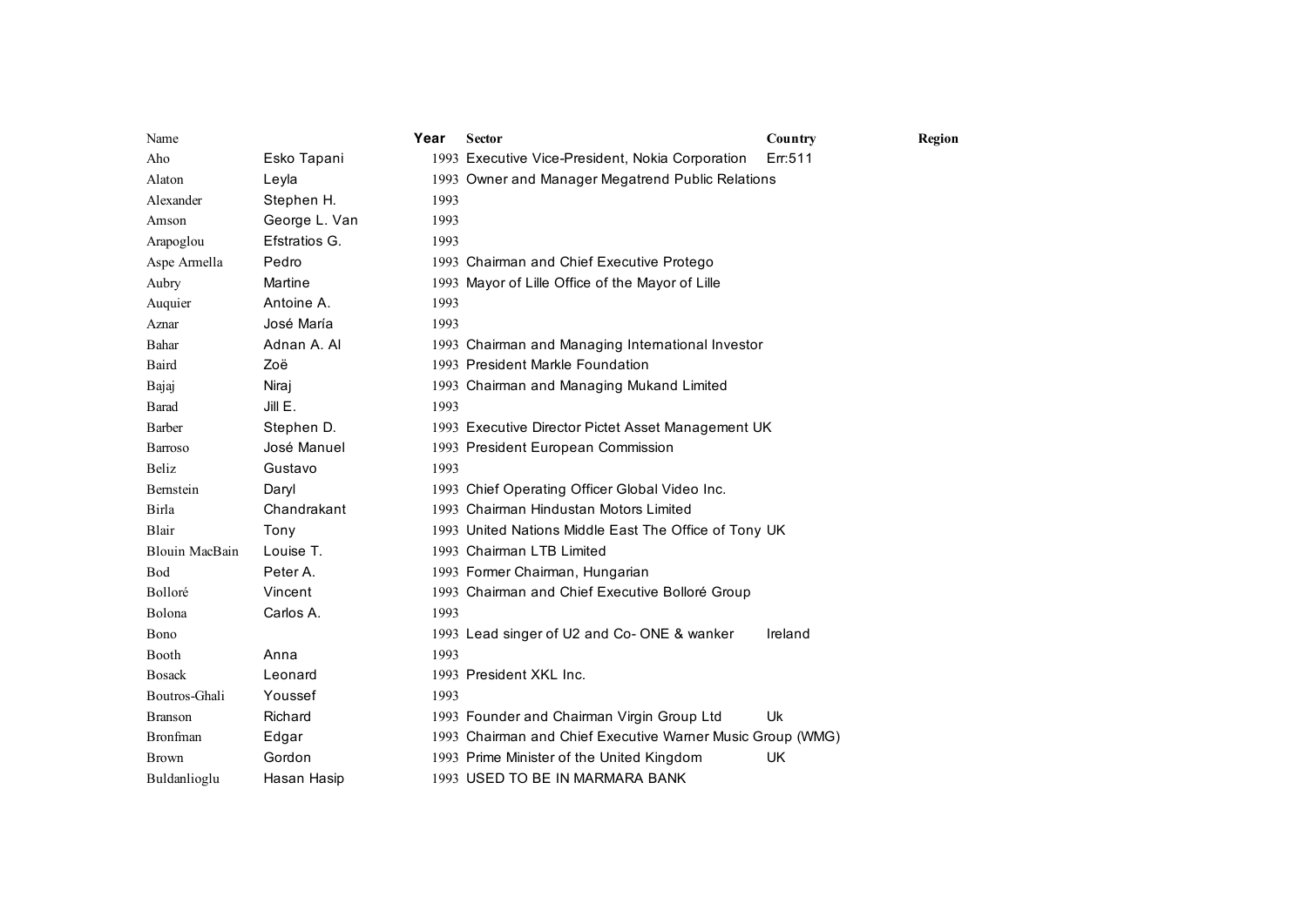| Name | | Year | Sector | Country | Region |
|---|---|---|---|---|---|
| Aho | Esko Tapani | 1993 | Executive Vice-President, Nokia Corporation | Err:511 | |
| Alaton | Leyla | 1993 | Owner and Manager Megatrend Public Relations | | |
| Alexander | Stephen H. | 1993 | | | |
| Amson | George L. Van | 1993 | | | |
| Arapoglou | Efstratios G. | 1993 | | | |
| Aspe Armella | Pedro | 1993 | Chairman and Chief Executive Protego | | |
| Aubry | Martine | 1993 | Mayor of Lille Office of the Mayor of Lille | | |
| Auquier | Antoine A. | 1993 | | | |
| Aznar | José María | 1993 | | | |
| Bahar | Adnan A. Al | 1993 | Chairman and Managing International Investor | | |
| Baird | Zoë | 1993 | President Markle Foundation | | |
| Bajaj | Niraj | 1993 | Chairman and Managing Mukand Limited | | |
| Barad | Jill E. | 1993 | | | |
| Barber | Stephen D. | 1993 | Executive Director Pictet Asset Management UK | | |
| Barroso | José Manuel | 1993 | President European Commission | | |
| Beliz | Gustavo | 1993 | | | |
| Bernstein | Daryl | 1993 | Chief Operating Officer Global Video Inc. | | |
| Birla | Chandrakant | 1993 | Chairman Hindustan Motors Limited | | |
| Blair | Tony | 1993 | United Nations Middle East The Office of Tony | UK | |
| Blouin MacBain | Louise T. | 1993 | Chairman LTB Limited | | |
| Bod | Peter A. | 1993 | Former Chairman, Hungarian | | |
| Bolloré | Vincent | 1993 | Chairman and Chief Executive Bolloré Group | | |
| Bolona | Carlos A. | 1993 | | | |
| Bono | | 1993 | Lead singer of U2 and Co- ONE & wanker | Ireland | |
| Booth | Anna | 1993 | | | |
| Bosack | Leonard | 1993 | President XKL Inc. | | |
| Boutros-Ghali | Youssef | 1993 | | | |
| Branson | Richard | 1993 | Founder and Chairman Virgin Group Ltd | Uk | |
| Bronfman | Edgar | 1993 | Chairman and Chief Executive Warner Music Group (WMG) | | |
| Brown | Gordon | 1993 | Prime Minister of the United Kingdom | UK | |
| Buldanlioglu | Hasan Hasip | 1993 | USED TO BE IN MARMARA BANK | | |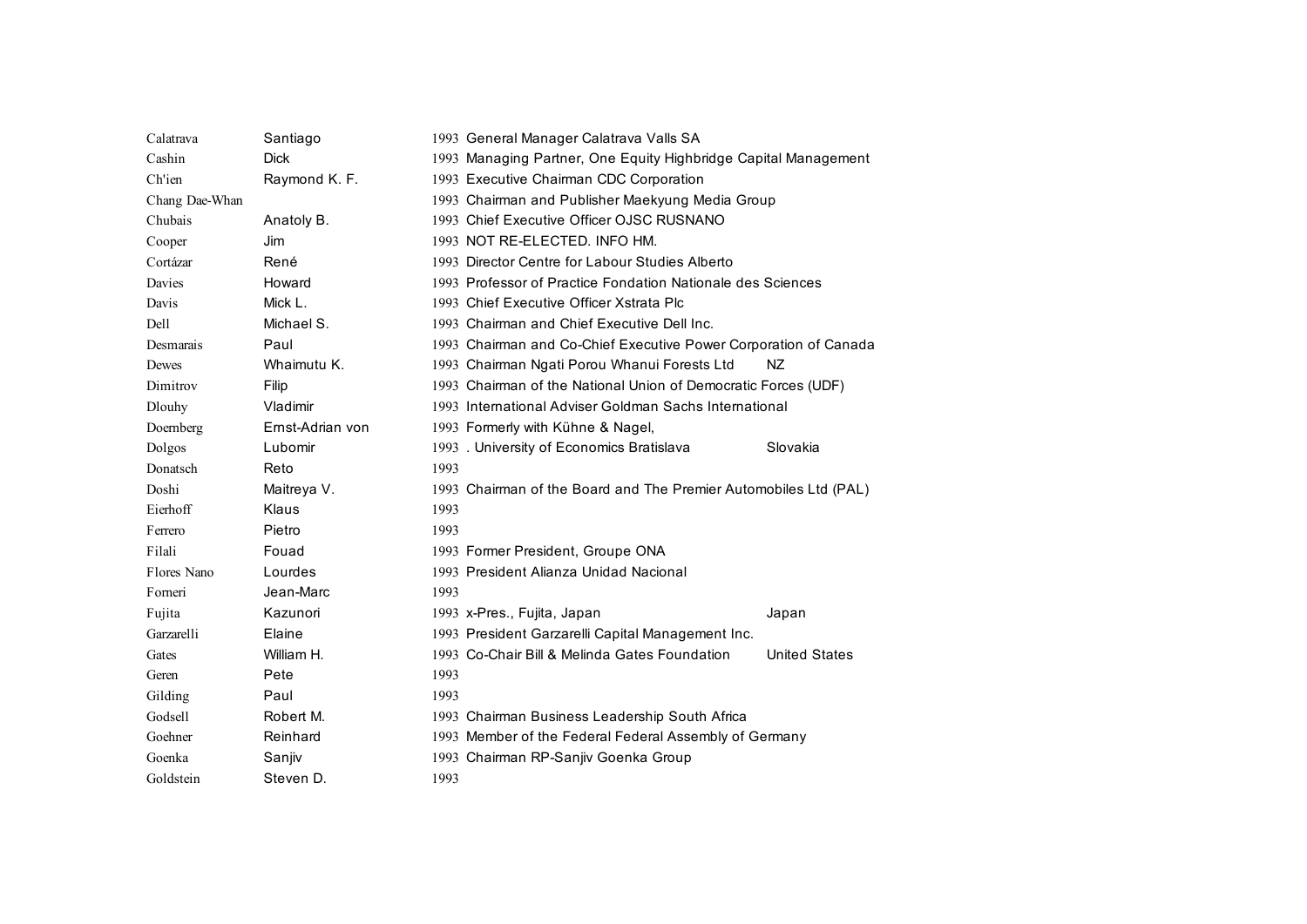| | | | | |
|---|---|---|---|---|
| Calatrava | Santiago | 1993 | General Manager Calatrava Valls SA | |
| Cashin | Dick | 1993 | Managing Partner, One Equity Highbridge Capital Management | |
| Ch'ien | Raymond K. F. | 1993 | Executive Chairman CDC Corporation | |
| Chang Dae-Whan | | 1993 | Chairman and Publisher Maekyung Media Group | |
| Chubais | Anatoly B. | 1993 | Chief Executive Officer OJSC RUSNANO | |
| Cooper | Jim | 1993 | NOT RE-ELECTED. INFO HM. | |
| Cortázar | René | 1993 | Director Centre for Labour Studies Alberto | |
| Davies | Howard | 1993 | Professor of Practice Fondation Nationale des Sciences | |
| Davis | Mick L. | 1993 | Chief Executive Officer Xstrata Plc | |
| Dell | Michael S. | 1993 | Chairman and Chief Executive Dell Inc. | |
| Desmarais | Paul | 1993 | Chairman and Co-Chief Executive Power Corporation of Canada | |
| Dewes | Whaimutu K. | 1993 | Chairman Ngati Porou Whanui Forests Ltd | NZ |
| Dimitrov | Filip | 1993 | Chairman of the National Union of Democratic Forces (UDF) | |
| Dlouhy | Vladimir | 1993 | International Adviser Goldman Sachs International | |
| Doernberg | Ernst-Adrian von | 1993 | Formerly with Kühne & Nagel, | |
| Dolgos | Lubomir | 1993 | . University of Economics Bratislava | Slovakia |
| Donatsch | Reto | 1993 | | |
| Doshi | Maitreya V. | 1993 | Chairman of the Board and The Premier Automobiles Ltd (PAL) | |
| Eierhoff | Klaus | 1993 | | |
| Ferrero | Pietro | 1993 | | |
| Filali | Fouad | 1993 | Former President, Groupe ONA | |
| Flores Nano | Lourdes | 1993 | President Alianza Unidad Nacional | |
| Forneri | Jean-Marc | 1993 | | |
| Fujita | Kazunori | 1993 | x-Pres., Fujita, Japan | Japan |
| Garzarelli | Elaine | 1993 | President Garzarelli Capital Management Inc. | |
| Gates | William H. | 1993 | Co-Chair Bill & Melinda Gates Foundation | United States |
| Geren | Pete | 1993 | | |
| Gilding | Paul | 1993 | | |
| Godsell | Robert M. | 1993 | Chairman Business Leadership South Africa | |
| Goehner | Reinhard | 1993 | Member of the Federal Federal Assembly of Germany | |
| Goenka | Sanjiv | 1993 | Chairman RP-Sanjiv Goenka Group | |
| Goldstein | Steven D. | 1993 | | |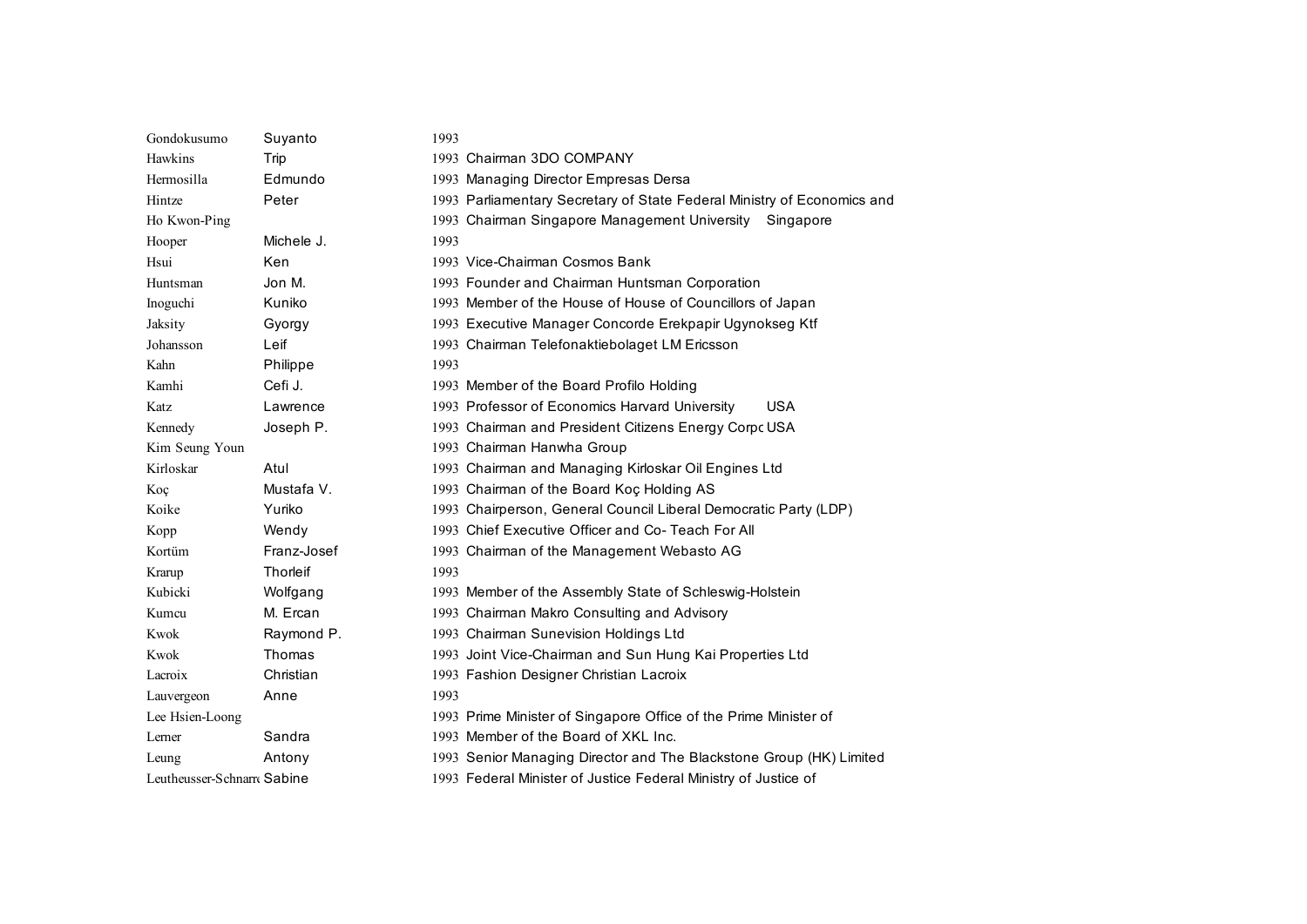| | | | |
|---|---|---|---|
| Gondokusumo | Suyanto | 1993 | |
| Hawkins | Trip | 1993 | Chairman 3DO COMPANY |
| Hermosilla | Edmundo | 1993 | Managing Director Empresas Dersa |
| Hintze | Peter | 1993 | Parliamentary Secretary of State Federal Ministry of Economics and |
| Ho Kwon-Ping | | 1993 | Chairman Singapore Management University Singapore |
| Hooper | Michele J. | 1993 | |
| Hsui | Ken | 1993 | Vice-Chairman Cosmos Bank |
| Huntsman | Jon M. | 1993 | Founder and Chairman Huntsman Corporation |
| Inoguchi | Kuniko | 1993 | Member of the House of House of Councillors of Japan |
| Jaksity | Gyorgy | 1993 | Executive Manager Concorde Erekpapir Ugynokseg Ktf |
| Johansson | Leif | 1993 | Chairman Telefonaktiebolaget LM Ericsson |
| Kahn | Philippe | 1993 | |
| Kamhi | Cefi J. | 1993 | Member of the Board Profilo Holding |
| Katz | Lawrence | 1993 | Professor of Economics Harvard University USA |
| Kennedy | Joseph P. | 1993 | Chairman and President Citizens Energy Corpc USA |
| Kim Seung Youn | | 1993 | Chairman Hanwha Group |
| Kirloskar | Atul | 1993 | Chairman and Managing Kirloskar Oil Engines Ltd |
| Koç | Mustafa V. | 1993 | Chairman of the Board Koç Holding AS |
| Koike | Yuriko | 1993 | Chairperson, General Council Liberal Democratic Party (LDP) |
| Kopp | Wendy | 1993 | Chief Executive Officer and Co- Teach For All |
| Kortüm | Franz-Josef | 1993 | Chairman of the Management Webasto AG |
| Krarup | Thorleif | 1993 | |
| Kubicki | Wolfgang | 1993 | Member of the Assembly State of Schleswig-Holstein |
| Kumcu | M. Ercan | 1993 | Chairman Makro Consulting and Advisory |
| Kwok | Raymond P. | 1993 | Chairman Sunevision Holdings Ltd |
| Kwok | Thomas | 1993 | Joint Vice-Chairman and Sun Hung Kai Properties Ltd |
| Lacroix | Christian | 1993 | Fashion Designer Christian Lacroix |
| Lauvergeon | Anne | 1993 | |
| Lee Hsien-Loong | | 1993 | Prime Minister of Singapore Office of the Prime Minister of |
| Lerner | Sandra | 1993 | Member of the Board of XKL Inc. |
| Leung | Antony | 1993 | Senior Managing Director and The Blackstone Group (HK) Limited |
| Leutheusser-Schnarre | Sabine | 1993 | Federal Minister of Justice Federal Ministry of Justice of |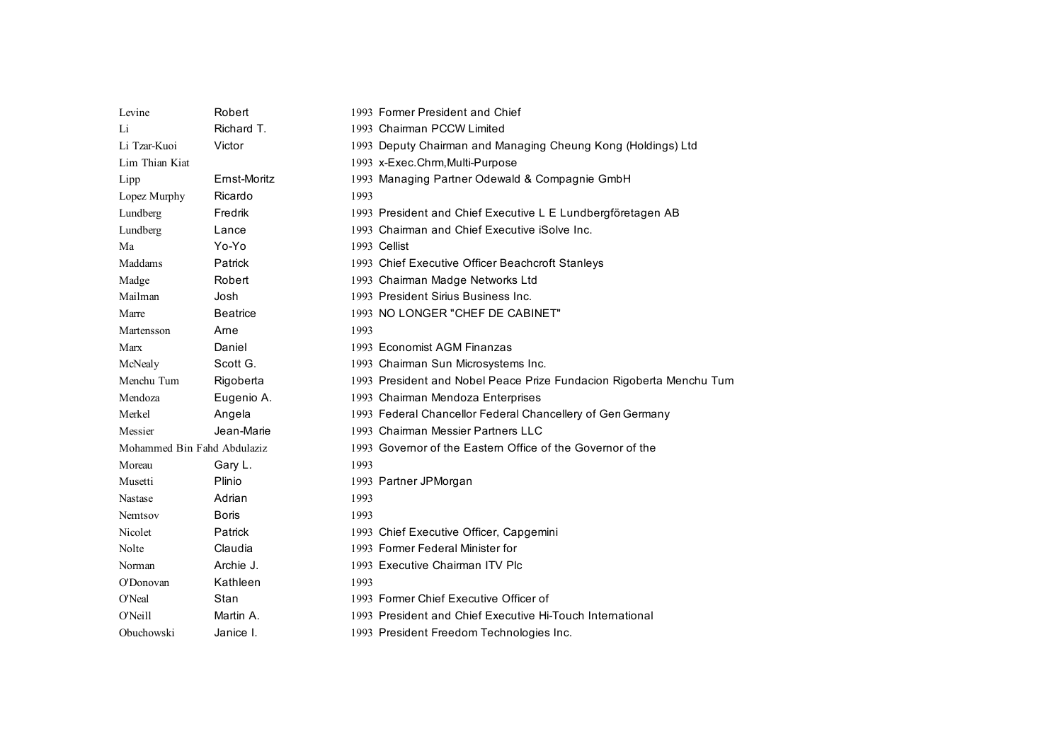| | | | |
|---|---|---|---|
| Levine | Robert | 1993 | Former President and Chief |
| Li | Richard T. | 1993 | Chairman PCCW Limited |
| Li Tzar-Kuoi | Victor | 1993 | Deputy Chairman and Managing Cheung Kong (Holdings) Ltd |
| Lim Thian Kiat | | 1993 | x-Exec.Chrm,Multi-Purpose |
| Lipp | Ernst-Moritz | 1993 | Managing Partner Odewald & Compagnie GmbH |
| Lopez Murphy | Ricardo | 1993 | |
| Lundberg | Fredrik | 1993 | President and Chief Executive L E Lundbergföretagen AB |
| Lundberg | Lance | 1993 | Chairman and Chief Executive iSolve Inc. |
| Ma | Yo-Yo | 1993 | Cellist |
| Maddams | Patrick | 1993 | Chief Executive Officer Beachcroft Stanleys |
| Madge | Robert | 1993 | Chairman Madge Networks Ltd |
| Mailman | Josh | 1993 | President Sirius Business Inc. |
| Marre | Beatrice | 1993 | NO LONGER "CHEF DE CABINET" |
| Martensson | Arne | 1993 | |
| Marx | Daniel | 1993 | Economist AGM Finanzas |
| McNealy | Scott G. | 1993 | Chairman Sun Microsystems Inc. |
| Menchu Tum | Rigoberta | 1993 | President and Nobel Peace Prize Fundacion Rigoberta Menchu Tum |
| Mendoza | Eugenio A. | 1993 | Chairman Mendoza Enterprises |
| Merkel | Angela | 1993 | Federal Chancellor Federal Chancellery of Gen Germany |
| Messier | Jean-Marie | 1993 | Chairman Messier Partners LLC |
| Mohammed Bin Fahd Abdulaziz | | 1993 | Governor of the Eastern Office of the Governor of the |
| Moreau | Gary L. | 1993 | |
| Musetti | Plinio | 1993 | Partner JPMorgan |
| Nastase | Adrian | 1993 | |
| Nemtsov | Boris | 1993 | |
| Nicolet | Patrick | 1993 | Chief Executive Officer, Capgemini |
| Nolte | Claudia | 1993 | Former Federal Minister for |
| Norman | Archie J. | 1993 | Executive Chairman ITV Plc |
| O'Donovan | Kathleen | 1993 | |
| O'Neal | Stan | 1993 | Former Chief Executive Officer of |
| O'Neill | Martin A. | 1993 | President and Chief Executive Hi-Touch International |
| Obuchowski | Janice I. | 1993 | President Freedom Technologies Inc. |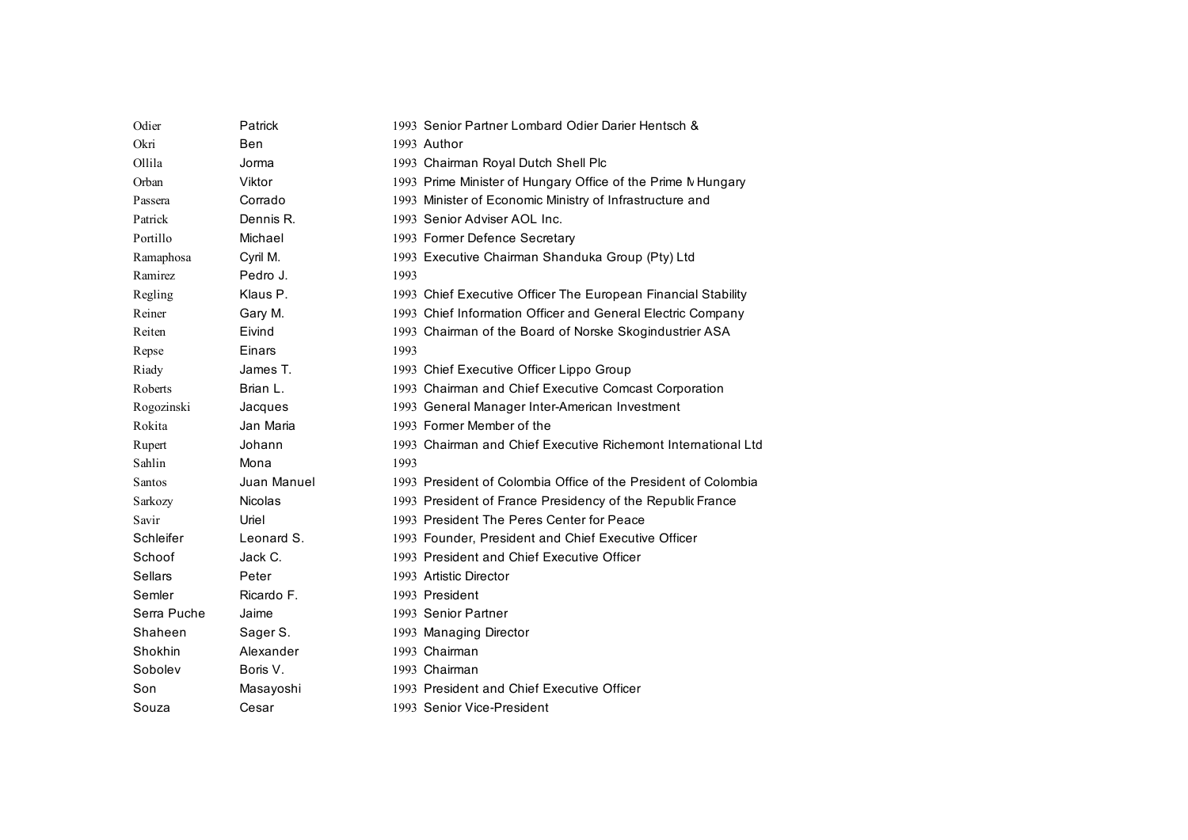| | | | |
|---|---|---|---|
| Odier | Patrick | 1993 | Senior Partner Lombard Odier Darier Hentsch & |
| Okri | Ben | 1993 | Author |
| Ollila | Jorma | 1993 | Chairman Royal Dutch Shell Plc |
| Orban | Viktor | 1993 | Prime Minister of Hungary Office of the Prime M Hungary |
| Passera | Corrado | 1993 | Minister of Economic Ministry of Infrastructure and |
| Patrick | Dennis R. | 1993 | Senior Adviser AOL Inc. |
| Portillo | Michael | 1993 | Former Defence Secretary |
| Ramaphosa | Cyril M. | 1993 | Executive Chairman Shanduka Group (Pty) Ltd |
| Ramirez | Pedro J. | 1993 | |
| Regling | Klaus P. | 1993 | Chief Executive Officer The European Financial Stability |
| Reiner | Gary M. | 1993 | Chief Information Officer and General Electric Company |
| Reiten | Eivind | 1993 | Chairman of the Board of Norske Skogindustrier ASA |
| Repse | Einars | 1993 | |
| Riady | James T. | 1993 | Chief Executive Officer Lippo Group |
| Roberts | Brian L. | 1993 | Chairman and Chief Executive Comcast Corporation |
| Rogozinski | Jacques | 1993 | General Manager Inter-American Investment |
| Rokita | Jan Maria | 1993 | Former Member of the |
| Rupert | Johann | 1993 | Chairman and Chief Executive Richemont International Ltd |
| Sahlin | Mona | 1993 | |
| Santos | Juan Manuel | 1993 | President of Colombia Office of the President of Colombia |
| Sarkozy | Nicolas | 1993 | President of France Presidency of the Republic France |
| Savir | Uriel | 1993 | President The Peres Center for Peace |
| Schleifer | Leonard S. | 1993 | Founder, President and Chief Executive Officer |
| Schoof | Jack C. | 1993 | President and Chief Executive Officer |
| Sellars | Peter | 1993 | Artistic Director |
| Semler | Ricardo F. | 1993 | President |
| Serra Puche | Jaime | 1993 | Senior Partner |
| Shaheen | Sager S. | 1993 | Managing Director |
| Shokhin | Alexander | 1993 | Chairman |
| Sobolev | Boris V. | 1993 | Chairman |
| Son | Masayoshi | 1993 | President and Chief Executive Officer |
| Souza | Cesar | 1993 | Senior Vice-President |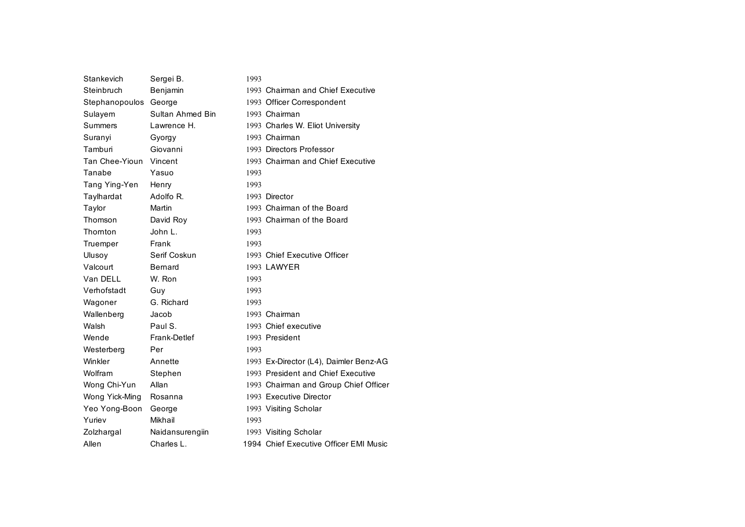| | | | |
|---|---|---|---|
| Stankevich | Sergei B. | 1993 | |
| Steinbruch | Benjamin | 1993 | Chairman and Chief Executive |
| Stephanopoulos | George | 1993 | Officer Correspondent |
| Sulayem | Sultan Ahmed Bin | 1993 | Chairman |
| Summers | Lawrence H. | 1993 | Charles W. Eliot University |
| Suranyi | Gyorgy | 1993 | Chairman |
| Tamburi | Giovanni | 1993 | Directors Professor |
| Tan Chee-Yioun | Vincent | 1993 | Chairman and Chief Executive |
| Tanabe | Yasuo | 1993 | |
| Tang Ying-Yen | Henry | 1993 | |
| Taylhardat | Adolfo R. | 1993 | Director |
| Taylor | Martin | 1993 | Chairman of the Board |
| Thomson | David Roy | 1993 | Chairman of the Board |
| Thornton | John L. | 1993 | |
| Truemper | Frank | 1993 | |
| Ulusoy | Serif Coskun | 1993 | Chief Executive Officer |
| Valcourt | Bernard | 1993 | LAWYER |
| Van DELL | W. Ron | 1993 | |
| Verhofstadt | Guy | 1993 | |
| Wagoner | G. Richard | 1993 | |
| Wallenberg | Jacob | 1993 | Chairman |
| Walsh | Paul S. | 1993 | Chief executive |
| Wende | Frank-Detlef | 1993 | President |
| Westerberg | Per | 1993 | |
| Winkler | Annette | 1993 | Ex-Director (L4), Daimler Benz-AG |
| Wolfram | Stephen | 1993 | President and Chief Executive |
| Wong Chi-Yun | Allan | 1993 | Chairman and Group Chief Officer |
| Wong Yick-Ming | Rosanna | 1993 | Executive Director |
| Yeo Yong-Boon | George | 1993 | Visiting Scholar |
| Yuriev | Mikhail | 1993 | |
| Zolzhargal | Naidansurengiin | 1993 | Visiting Scholar |
| Allen | Charles L. | 1994 | Chief Executive Officer EMI Music |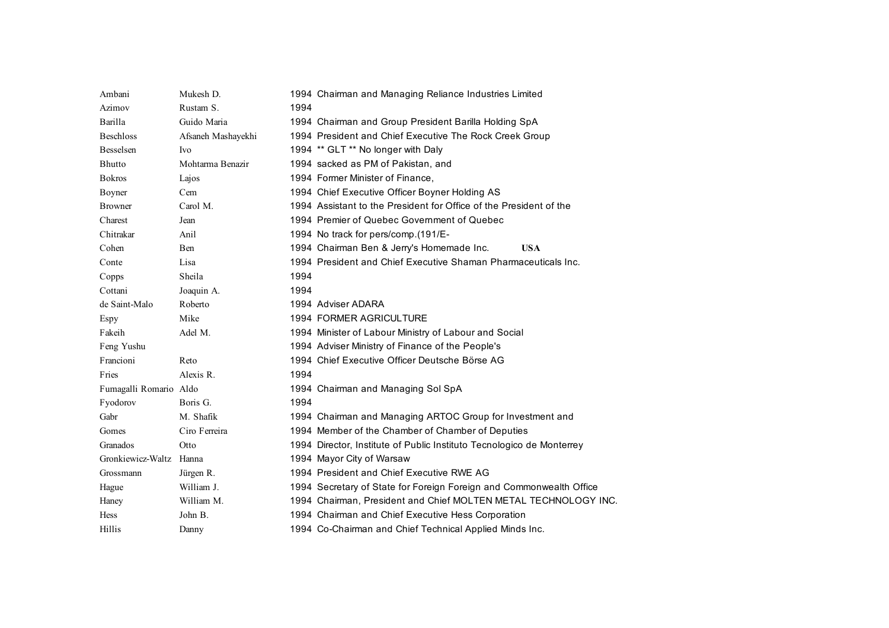| | | | |
|---|---|---|---|
| Ambani | Mukesh D. | 1994 | Chairman and Managing Reliance Industries Limited |
| Azimov | Rustam S. | 1994 | |
| Barilla | Guido Maria | 1994 | Chairman and Group President Barilla Holding SpA |
| Beschloss | Afsaneh Mashayekhi | 1994 | President and Chief Executive The Rock Creek Group |
| Besselsen | Ivo | 1994 | ** GLT ** No longer with Daly |
| Bhutto | Mohtarma Benazir | 1994 | sacked as PM of Pakistan, and |
| Bokros | Lajos | 1994 | Former Minister of Finance, |
| Boyner | Cem | 1994 | Chief Executive Officer Boyner Holding AS |
| Browner | Carol M. | 1994 | Assistant to the President for Office of the President of the |
| Charest | Jean | 1994 | Premier of Quebec Government of Quebec |
| Chitrakar | Anil | 1994 | No track for pers/comp.(191/E- |
| Cohen | Ben | 1994 | Chairman Ben & Jerry's Homemade Inc. **USA** |
| Conte | Lisa | 1994 | President and Chief Executive Shaman Pharmaceuticals Inc. |
| Copps | Sheila | 1994 | |
| Cottani | Joaquin A. | 1994 | |
| de Saint-Malo | Roberto | 1994 | Adviser ADARA |
| Espy | Mike | 1994 | FORMER AGRICULTURE |
| Fakeih | Adel M. | 1994 | Minister of Labour Ministry of Labour and Social |
| Feng Yushu | | 1994 | Adviser Ministry of Finance of the People's |
| Francioni | Reto | 1994 | Chief Executive Officer Deutsche Börse AG |
| Fries | Alexis R. | 1994 | |
| Fumagalli Romario | Aldo | 1994 | Chairman and Managing Sol SpA |
| Fyodorov | Boris G. | 1994 | |
| Gabr | M. Shafik | 1994 | Chairman and Managing ARTOC Group for Investment and |
| Gomes | Ciro Ferreira | 1994 | Member of the Chamber of Chamber of Deputies |
| Granados | Otto | 1994 | Director, Institute of Public Instituto Tecnologico de Monterrey |
| Gronkiewicz-Waltz | Hanna | 1994 | Mayor City of Warsaw |
| Grossmann | Jürgen R. | 1994 | President and Chief Executive RWE AG |
| Hague | William J. | 1994 | Secretary of State for Foreign Foreign and Commonwealth Office |
| Haney | William M. | 1994 | Chairman, President and Chief MOLTEN METAL TECHNOLOGY INC. |
| Hess | John B. | 1994 | Chairman and Chief Executive Hess Corporation |
| Hillis | Danny | 1994 | Co-Chairman and Chief Technical Applied Minds Inc. |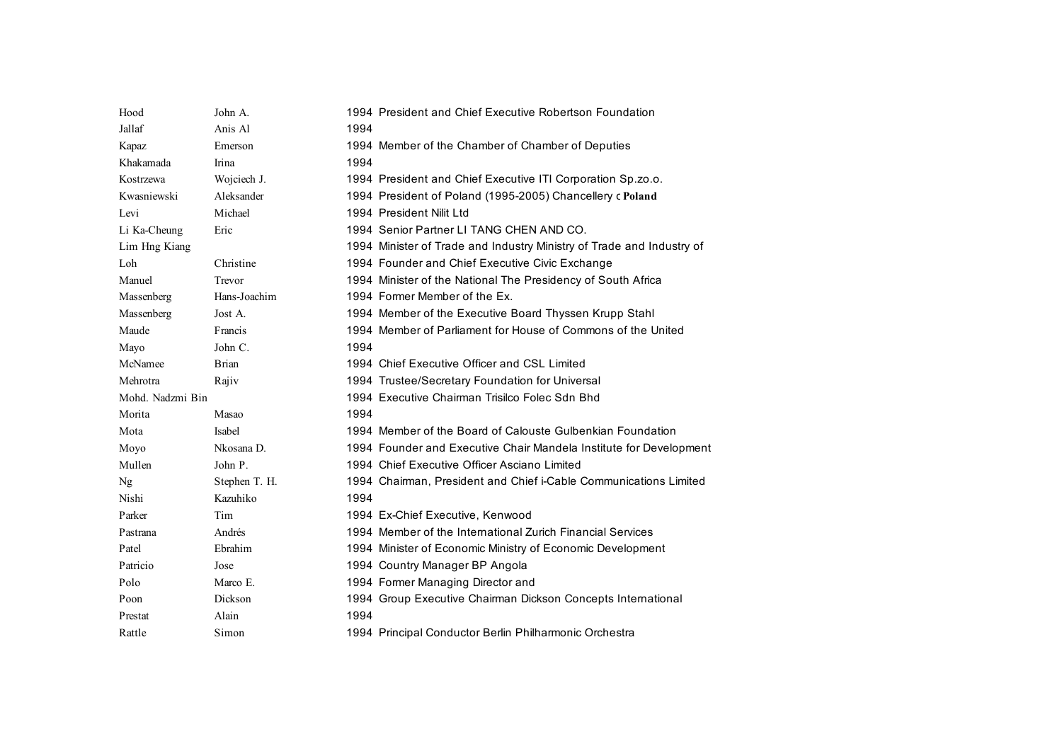| | | | |
|---|---|---|---|
| Hood | John A. | 1994 | President and Chief Executive Robertson Foundation |
| Jallaf | Anis Al | 1994 | |
| Kapaz | Emerson | 1994 | Member of the Chamber of Chamber of Deputies |
| Khakamada | Irina | 1994 | |
| Kostrzewa | Wojciech J. | 1994 | President and Chief Executive ITI Corporation Sp.zo.o. |
| Kwasniewski | Aleksander | 1994 | President of Poland (1995-2005) Chancellery c **Poland** |
| Levi | Michael | 1994 | President Nilit Ltd |
| Li Ka-Cheung | Eric | 1994 | Senior Partner LI TANG CHEN AND CO. |
| Lim Hng Kiang | | 1994 | Minister of Trade and Industry Ministry of Trade and Industry of |
| Loh | Christine | 1994 | Founder and Chief Executive Civic Exchange |
| Manuel | Trevor | 1994 | Minister of the National The Presidency of South Africa |
| Massenberg | Hans-Joachim | 1994 | Former Member of the Ex. |
| Massenberg | Jost A. | 1994 | Member of the Executive Board Thyssen Krupp Stahl |
| Maude | Francis | 1994 | Member of Parliament for House of Commons of the United |
| Mayo | John C. | 1994 | |
| McNamee | Brian | 1994 | Chief Executive Officer and CSL Limited |
| Mehrotra | Rajiv | 1994 | Trustee/Secretary Foundation for Universal |
| Mohd. Nadzmi Bin | | 1994 | Executive Chairman Trisilco Folec Sdn Bhd |
| Morita | Masao | 1994 | |
| Mota | Isabel | 1994 | Member of the Board of Calouste Gulbenkian Foundation |
| Moyo | Nkosana D. | 1994 | Founder and Executive Chair Mandela Institute for Development |
| Mullen | John P. | 1994 | Chief Executive Officer Asciano Limited |
| Ng | Stephen T. H. | 1994 | Chairman, President and Chief i-Cable Communications Limited |
| Nishi | Kazuhiko | 1994 | |
| Parker | Tim | 1994 | Ex-Chief Executive, Kenwood |
| Pastrana | Andrés | 1994 | Member of the International Zurich Financial Services |
| Patel | Ebrahim | 1994 | Minister of Economic Ministry of Economic Development |
| Patricio | Jose | 1994 | Country Manager BP Angola |
| Polo | Marco E. | 1994 | Former Managing Director and |
| Poon | Dickson | 1994 | Group Executive Chairman Dickson Concepts International |
| Prestat | Alain | 1994 | |
| Rattle | Simon | 1994 | Principal Conductor Berlin Philharmonic Orchestra |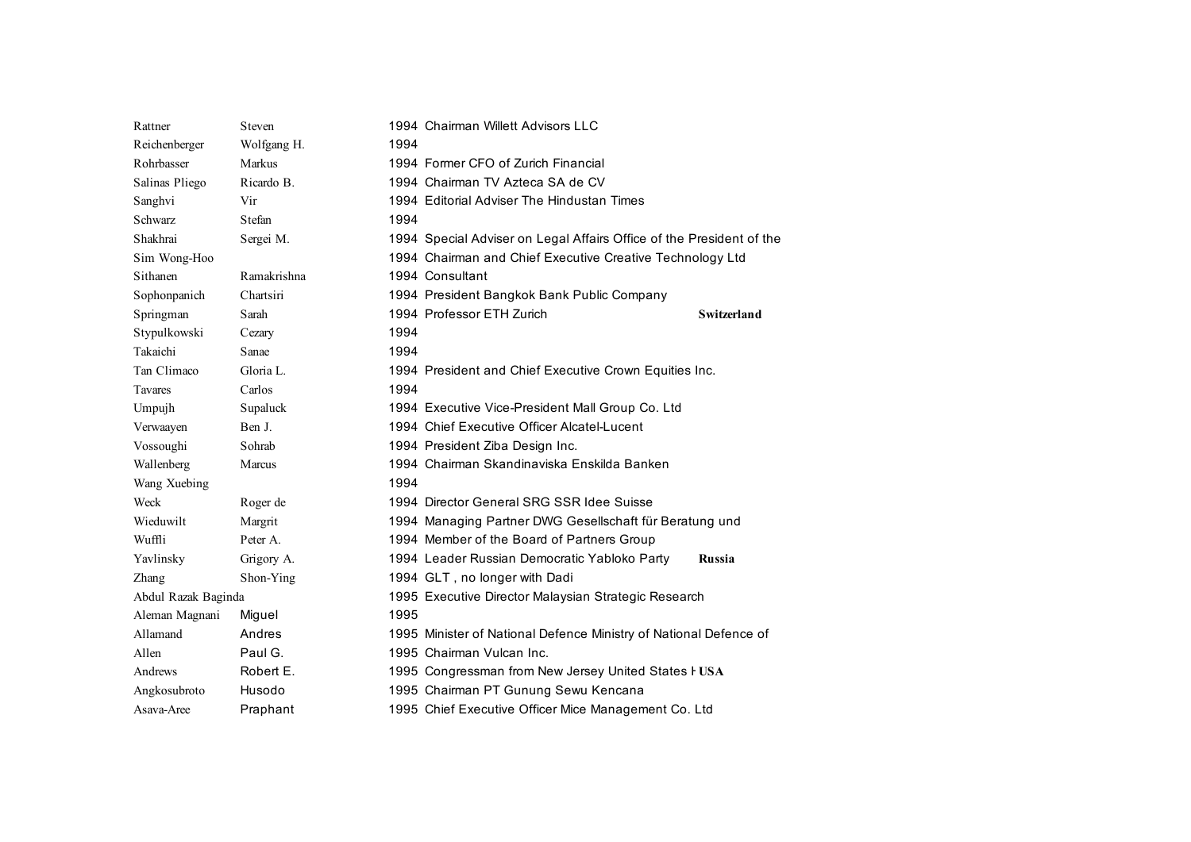| | | | | |
|---|---|---|---|---|
| Rattner | Steven | 1994 | Chairman Willett Advisors LLC | |
| Reichenberger | Wolfgang H. | 1994 | | |
| Rohrbasser | Markus | 1994 | Former CFO of Zurich Financial | |
| Salinas Pliego | Ricardo B. | 1994 | Chairman TV Azteca SA de CV | |
| Sanghvi | Vir | 1994 | Editorial Adviser The Hindustan Times | |
| Schwarz | Stefan | 1994 | | |
| Shakhrai | Sergei M. | 1994 | Special Adviser on Legal Affairs Office of the President of the | |
| Sim Wong-Hoo | | 1994 | Chairman and Chief Executive Creative Technology Ltd | |
| Sithanen | Ramakrishna | 1994 | Consultant | |
| Sophonpanich | Chartsiri | 1994 | President Bangkok Bank Public Company | |
| Springman | Sarah | 1994 | Professor ETH Zurich | **Switzerland** |
| Stypulkowski | Cezary | 1994 | | |
| Takaichi | Sanae | 1994 | | |
| Tan Climaco | Gloria L. | 1994 | President and Chief Executive Crown Equities Inc. | |
| Tavares | Carlos | 1994 | | |
| Umpujh | Supaluck | 1994 | Executive Vice-President Mall Group Co. Ltd | |
| Verwaayen | Ben J. | 1994 | Chief Executive Officer Alcatel-Lucent | |
| Vossoughi | Sohrab | 1994 | President Ziba Design Inc. | |
| Wallenberg | Marcus | 1994 | Chairman Skandinaviska Enskilda Banken | |
| Wang Xuebing | | 1994 | | |
| Weck | Roger de | 1994 | Director General SRG SSR Idee Suisse | |
| Wieduwilt | Margrit | 1994 | Managing Partner DWG Gesellschaft für Beratung und | |
| Wuffli | Peter A. | 1994 | Member of the Board of Partners Group | |
| Yavlinsky | Grigory A. | 1994 | Leader Russian Democratic Yabloko Party | **Russia** |
| Zhang | Shon-Ying | 1994 | GLT , no longer with Dadi | |
| Abdul Razak Baginda | | 1995 | Executive Director Malaysian Strategic Research | |
| Aleman Magnani | Miguel | 1995 | | |
| Allamand | Andres | 1995 | Minister of National Defence Ministry of National Defence of | |
| Allen | Paul G. | 1995 | Chairman Vulcan Inc. | |
| Andrews | Robert E. | 1995 | Congressman from New Jersey United States H | **USA** |
| Angkosubroto | Husodo | 1995 | Chairman PT Gunung Sewu Kencana | |
| Asava-Aree | Praphant | 1995 | Chief Executive Officer Mice Management Co. Ltd | |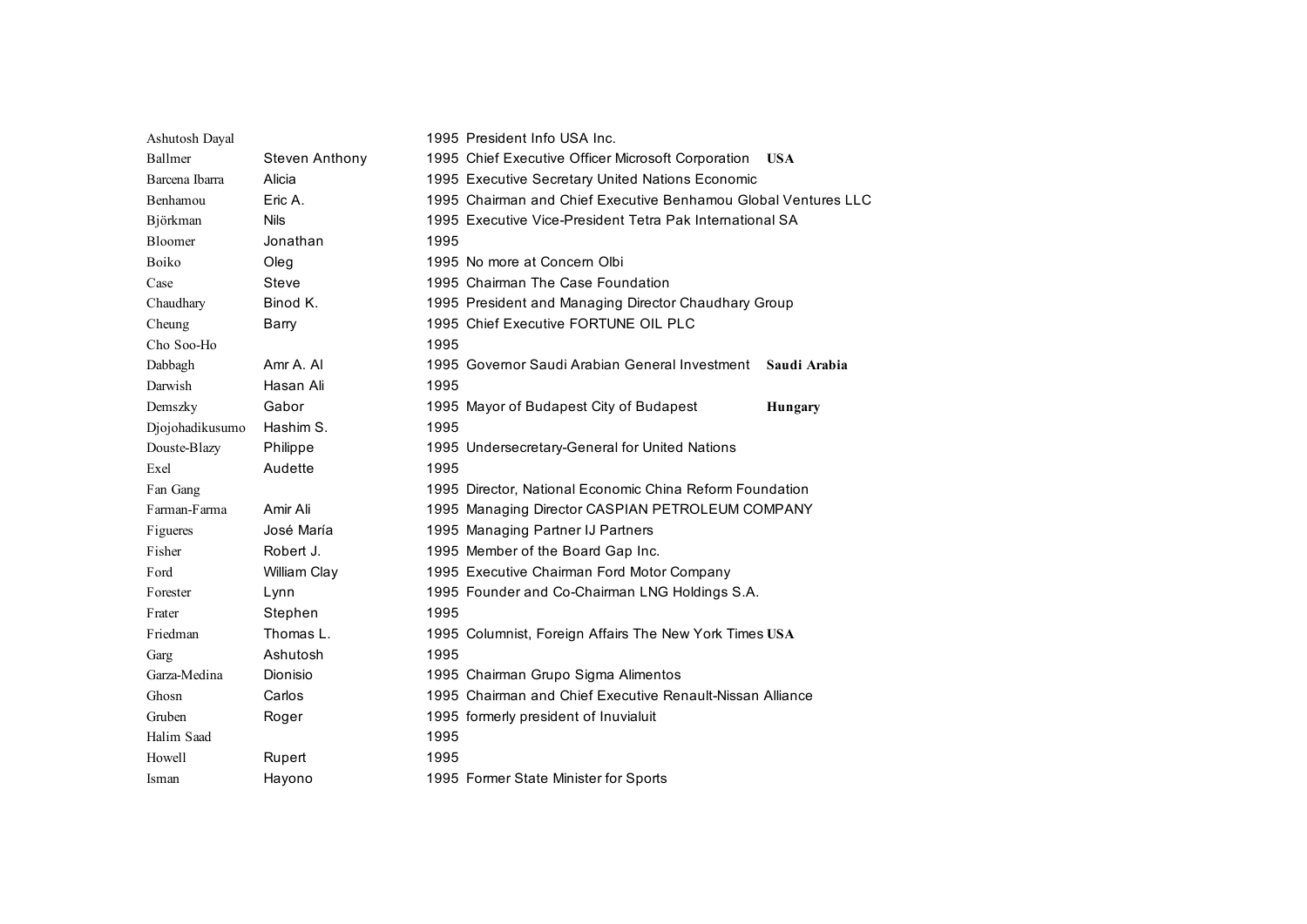| | | | | |
|---|---|---|---|---|
| Ashutosh Dayal | | 1995 | President Info USA Inc. | |
| Ballmer | Steven Anthony | 1995 | Chief Executive Officer Microsoft Corporation | **USA** |
| Barcena Ibarra | Alicia | 1995 | Executive Secretary United Nations Economic | |
| Benhamou | Eric A. | 1995 | Chairman and Chief Executive Benhamou Global Ventures LLC | |
| Björkman | Nils | 1995 | Executive Vice-President Tetra Pak International SA | |
| Bloomer | Jonathan | 1995 | | |
| Boiko | Oleg | 1995 | No more at Concern Olbi | |
| Case | Steve | 1995 | Chairman The Case Foundation | |
| Chaudhary | Binod K. | 1995 | President and Managing Director Chaudhary Group | |
| Cheung | Barry | 1995 | Chief Executive FORTUNE OIL PLC | |
| Cho Soo-Ho | | 1995 | | |
| Dabbagh | Amr A. Al | 1995 | Governor Saudi Arabian General Investment | **Saudi Arabia** |
| Darwish | Hasan Ali | 1995 | | |
| Demszky | Gabor | 1995 | Mayor of Budapest City of Budapest | **Hungary** |
| Djojohadikusumo | Hashim S. | 1995 | | |
| Douste-Blazy | Philippe | 1995 | Undersecretary-General for United Nations | |
| Exel | Audette | 1995 | | |
| Fan Gang | | 1995 | Director, National Economic China Reform Foundation | |
| Farman-Farma | Amir Ali | 1995 | Managing Director CASPIAN PETROLEUM COMPANY | |
| Figueres | José María | 1995 | Managing Partner IJ Partners | |
| Fisher | Robert J. | 1995 | Member of the Board Gap Inc. | |
| Ford | William Clay | 1995 | Executive Chairman Ford Motor Company | |
| Forester | Lynn | 1995 | Founder and Co-Chairman LNG Holdings S.A. | |
| Frater | Stephen | 1995 | | |
| Friedman | Thomas L. | 1995 | Columnist, Foreign Affairs The New York Times | **USA** |
| Garg | Ashutosh | 1995 | | |
| Garza-Medina | Dionisio | 1995 | Chairman Grupo Sigma Alimentos | |
| Ghosn | Carlos | 1995 | Chairman and Chief Executive Renault-Nissan Alliance | |
| Gruben | Roger | 1995 | formerly president of Inuvialuit | |
| Halim Saad | | 1995 | | |
| Howell | Rupert | 1995 | | |
| Isman | Hayono | 1995 | Former State Minister for Sports | |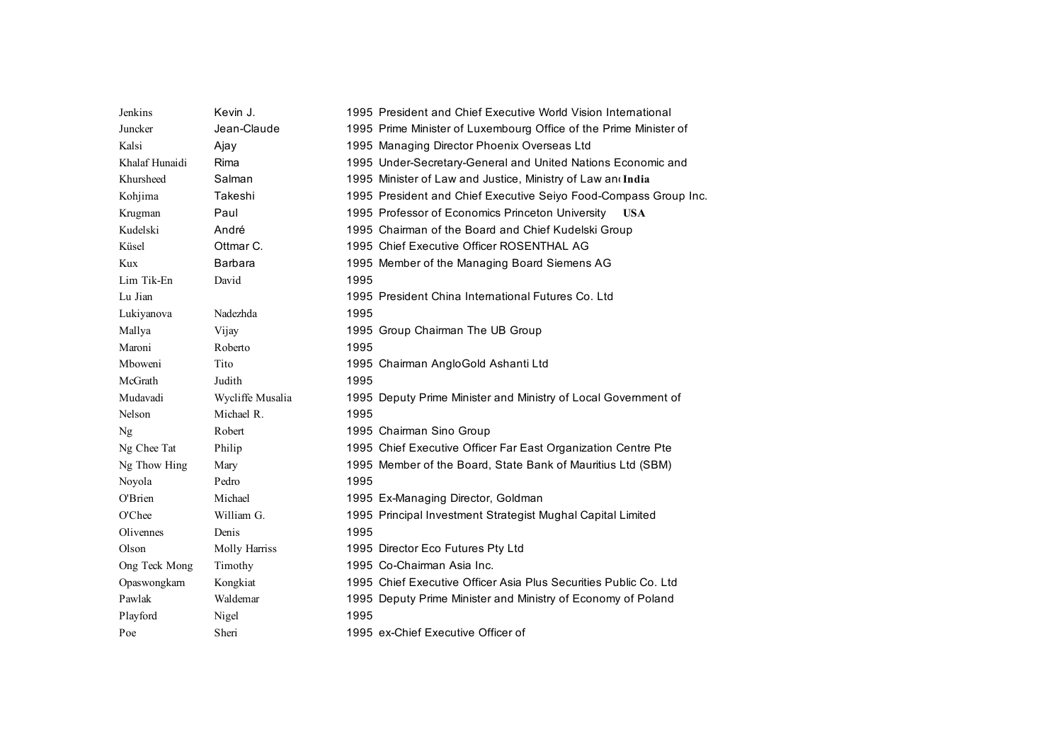| | | | | |
|---|---|---|---|---|
| Jenkins | Kevin J. | 1995 | President and Chief Executive World Vision International | |
| Juncker | Jean-Claude | 1995 | Prime Minister of Luxembourg Office of the Prime Minister of | |
| Kalsi | Ajay | 1995 | Managing Director Phoenix Overseas Ltd | |
| Khalaf Hunaidi | Rima | 1995 | Under-Secretary-General and United Nations Economic and | |
| Khursheed | Salman | 1995 | Minister of Law and Justice, Ministry of Law and | **India** |
| Kohjima | Takeshi | 1995 | President and Chief Executive Seiyo Food-Compass Group Inc. | |
| Krugman | Paul | 1995 | Professor of Economics Princeton University | **USA** |
| Kudelski | André | 1995 | Chairman of the Board and Chief Kudelski Group | |
| Küsel | Ottmar C. | 1995 | Chief Executive Officer ROSENTHAL AG | |
| Kux | Barbara | 1995 | Member of the Managing Board Siemens AG | |
| Lim Tik-En | David | 1995 | | |
| Lu Jian | | 1995 | President China International Futures Co. Ltd | |
| Lukiyanova | Nadezhda | 1995 | | |
| Mallya | Vijay | 1995 | Group Chairman The UB Group | |
| Maroni | Roberto | 1995 | | |
| Mboweni | Tito | 1995 | Chairman AngloGold Ashanti Ltd | |
| McGrath | Judith | 1995 | | |
| Mudavadi | Wycliffe Musalia | 1995 | Deputy Prime Minister and Ministry of Local Government of | |
| Nelson | Michael R. | 1995 | | |
| Ng | Robert | 1995 | Chairman Sino Group | |
| Ng Chee Tat | Philip | 1995 | Chief Executive Officer Far East Organization Centre Pte | |
| Ng Thow Hing | Mary | 1995 | Member of the Board, State Bank of Mauritius Ltd (SBM) | |
| Noyola | Pedro | 1995 | | |
| O'Brien | Michael | 1995 | Ex-Managing Director, Goldman | |
| O'Chee | William G. | 1995 | Principal Investment Strategist Mughal Capital Limited | |
| Olivennes | Denis | 1995 | | |
| Olson | Molly Harriss | 1995 | Director Eco Futures Pty Ltd | |
| Ong Teck Mong | Timothy | 1995 | Co-Chairman Asia Inc. | |
| Opaswongkarn | Kongkiat | 1995 | Chief Executive Officer Asia Plus Securities Public Co. Ltd | |
| Pawlak | Waldemar | 1995 | Deputy Prime Minister and Ministry of Economy of Poland | |
| Playford | Nigel | 1995 | | |
| Poe | Sheri | 1995 | ex-Chief Executive Officer of | |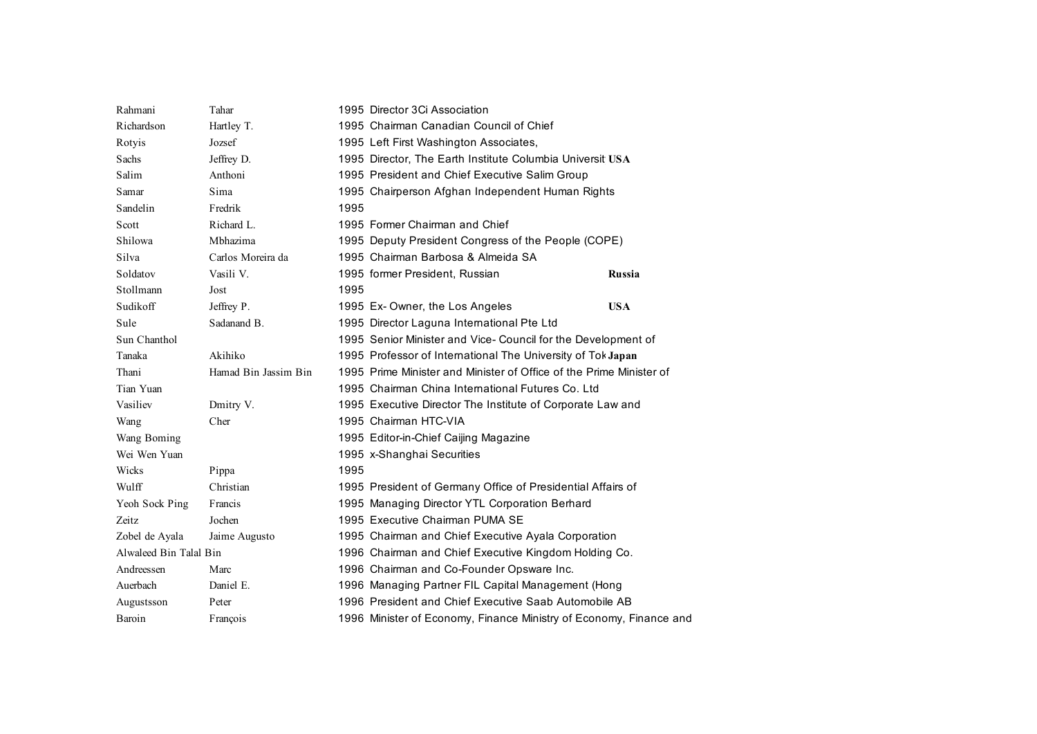| | | | | |
|---|---|---|---|---|
| Rahmani | Tahar | 1995 | Director 3Ci Association | |
| Richardson | Hartley T. | 1995 | Chairman Canadian Council of Chief | |
| Rotyis | Jozsef | 1995 | Left First Washington Associates, | |
| Sachs | Jeffrey D. | 1995 | Director, The Earth Institute Columbia Universit | USA |
| Salim | Anthoni | 1995 | President and Chief Executive Salim Group | |
| Samar | Sima | 1995 | Chairperson Afghan Independent Human Rights | |
| Sandelin | Fredrik | 1995 | | |
| Scott | Richard L. | 1995 | Former Chairman and Chief | |
| Shilowa | Mbhazima | 1995 | Deputy President Congress of the People (COPE) | |
| Silva | Carlos Moreira da | 1995 | Chairman Barbosa & Almeida SA | |
| Soldatov | Vasili V. | 1995 | former President, Russian | Russia |
| Stollmann | Jost | 1995 | | |
| Sudikoff | Jeffrey P. | 1995 | Ex- Owner, the Los Angeles | USA |
| Sule | Sadanand B. | 1995 | Director Laguna International Pte Ltd | |
| Sun Chanthol | | 1995 | Senior Minister and Vice- Council for the Development of | |
| Tanaka | Akihiko | 1995 | Professor of International The University of Tok | Japan |
| Thani | Hamad Bin Jassim Bin | 1995 | Prime Minister and Minister of Office of the Prime Minister of | |
| Tian Yuan | | 1995 | Chairman China International Futures Co. Ltd | |
| Vasiliev | Dmitry V. | 1995 | Executive Director The Institute of Corporate Law and | |
| Wang | Cher | 1995 | Chairman HTC-VIA | |
| Wang Boming | | 1995 | Editor-in-Chief Caijing Magazine | |
| Wei Wen Yuan | | 1995 | x-Shanghai Securities | |
| Wicks | Pippa | 1995 | | |
| Wulff | Christian | 1995 | President of Germany Office of Presidential Affairs of | |
| Yeoh Sock Ping | Francis | 1995 | Managing Director YTL Corporation Berhard | |
| Zeitz | Jochen | 1995 | Executive Chairman PUMA SE | |
| Zobel de Ayala | Jaime Augusto | 1995 | Chairman and Chief Executive Ayala Corporation | |
| Alwaleed Bin Talal Bin | | 1996 | Chairman and Chief Executive Kingdom Holding Co. | |
| Andreessen | Marc | 1996 | Chairman and Co-Founder Opsware Inc. | |
| Auerbach | Daniel E. | 1996 | Managing Partner FIL Capital Management (Hong | |
| Augustsson | Peter | 1996 | President and Chief Executive Saab Automobile AB | |
| Baroin | François | 1996 | Minister of Economy, Finance Ministry of Economy, Finance and | |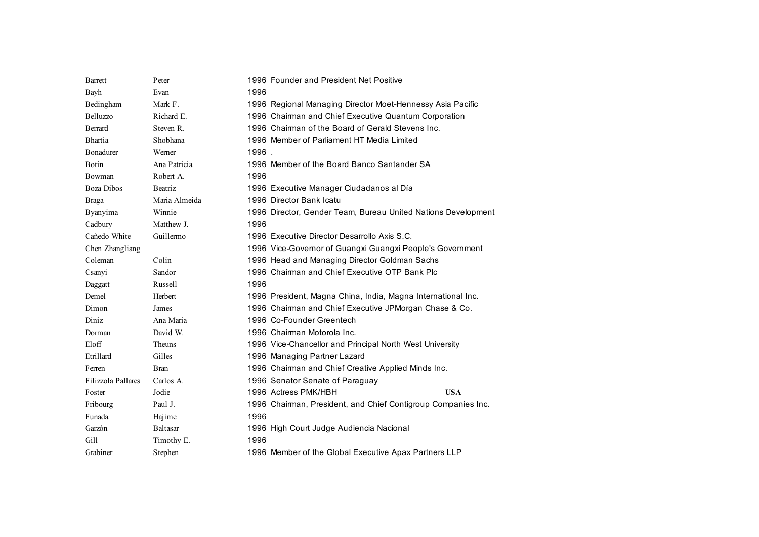| | | | | |
|---|---|---|---|---|
| Barrett | Peter | 1996 | Founder and President Net Positive | |
| Bayh | Evan | 1996 | | |
| Bedingham | Mark F. | 1996 | Regional Managing Director Moet-Hennessy Asia Pacific | |
| Belluzzo | Richard E. | 1996 | Chairman and Chief Executive Quantum Corporation | |
| Berrard | Steven R. | 1996 | Chairman of the Board of Gerald Stevens Inc. | |
| Bhartia | Shobhana | 1996 | Member of Parliament HT Media Limited | |
| Bonadurer | Werner | 1996 | . | |
| Botín | Ana Patricia | 1996 | Member of the Board Banco Santander SA | |
| Bowman | Robert A. | 1996 | | |
| Boza Dibos | Beatriz | 1996 | Executive Manager Ciudadanos al Día | |
| Braga | Maria Almeida | 1996 | Director Bank Icatu | |
| Byanyima | Winnie | 1996 | Director, Gender Team, Bureau United Nations Development | |
| Cadbury | Matthew J. | 1996 | | |
| Cañedo White | Guillermo | 1996 | Executive Director Desarrollo Axis S.C. | |
| Chen Zhangliang | | 1996 | Vice-Governor of Guangxi Guangxi People's Government | |
| Coleman | Colin | 1996 | Head and Managing Director Goldman Sachs | |
| Csanyi | Sandor | 1996 | Chairman and Chief Executive OTP Bank Plc | |
| Daggatt | Russell | 1996 | | |
| Demel | Herbert | 1996 | President, Magna China, India, Magna International Inc. | |
| Dimon | James | 1996 | Chairman and Chief Executive JPMorgan Chase & Co. | |
| Diniz | Ana Maria | 1996 | Co-Founder Greentech | |
| Dorman | David W. | 1996 | Chairman Motorola Inc. | |
| Eloff | Theuns | 1996 | Vice-Chancellor and Principal North West University | |
| Etrillard | Gilles | 1996 | Managing Partner Lazard | |
| Ferren | Bran | 1996 | Chairman and Chief Creative Applied Minds Inc. | |
| Filizzola Pallares | Carlos A. | 1996 | Senator Senate of Paraguay | |
| Foster | Jodie | 1996 | Actress PMK/HBH | USA |
| Fribourg | Paul J. | 1996 | Chairman, President, and Chief Contigroup Companies Inc. | |
| Funada | Hajime | 1996 | | |
| Garzón | Baltasar | 1996 | High Court Judge Audiencia Nacional | |
| Gill | Timothy E. | 1996 | | |
| Grabiner | Stephen | 1996 | Member of the Global Executive Apax Partners LLP | |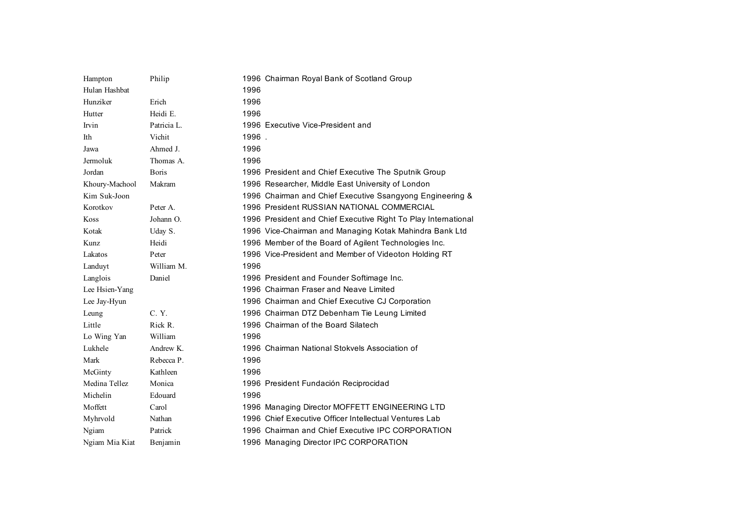| | | | |
|---|---|---|---|
| Hampton | Philip | 1996 | Chairman Royal Bank of Scotland Group |
| Hulan Hashbat | | 1996 | |
| Hunziker | Erich | 1996 | |
| Hutter | Heidi E. | 1996 | |
| Irvin | Patricia L. | 1996 | Executive Vice-President and |
| Ith | Vichit | 1996 | . |
| Jawa | Ahmed J. | 1996 | |
| Jermoluk | Thomas A. | 1996 | |
| Jordan | Boris | 1996 | President and Chief Executive The Sputnik Group |
| Khoury-Machool | Makram | 1996 | Researcher, Middle East University of London |
| Kim Suk-Joon | | 1996 | Chairman and Chief Executive Ssangyong Engineering & |
| Korotkov | Peter A. | 1996 | President RUSSIAN NATIONAL COMMERCIAL |
| Koss | Johann O. | 1996 | President and Chief Executive Right To Play International |
| Kotak | Uday S. | 1996 | Vice-Chairman and Managing Kotak Mahindra Bank Ltd |
| Kunz | Heidi | 1996 | Member of the Board of Agilent Technologies Inc. |
| Lakatos | Peter | 1996 | Vice-President and Member of Videoton Holding RT |
| Landuyt | William M. | 1996 | |
| Langlois | Daniel | 1996 | President and Founder Softimage Inc. |
| Lee Hsien-Yang | | 1996 | Chairman Fraser and Neave Limited |
| Lee Jay-Hyun | | 1996 | Chairman and Chief Executive CJ Corporation |
| Leung | C. Y. | 1996 | Chairman DTZ Debenham Tie Leung Limited |
| Little | Rick R. | 1996 | Chairman of the Board Silatech |
| Lo Wing Yan | William | 1996 | |
| Lukhele | Andrew K. | 1996 | Chairman National Stokvels Association of |
| Mark | Rebecca P. | 1996 | |
| McGinty | Kathleen | 1996 | |
| Medina Tellez | Monica | 1996 | President Fundación Reciprocidad |
| Michelin | Edouard | 1996 | |
| Moffett | Carol | 1996 | Managing Director MOFFETT ENGINEERING LTD |
| Myhrvold | Nathan | 1996 | Chief Executive Officer Intellectual Ventures Lab |
| Ngiam | Patrick | 1996 | Chairman and Chief Executive IPC CORPORATION |
| Ngiam Mia Kiat | Benjamin | 1996 | Managing Director IPC CORPORATION |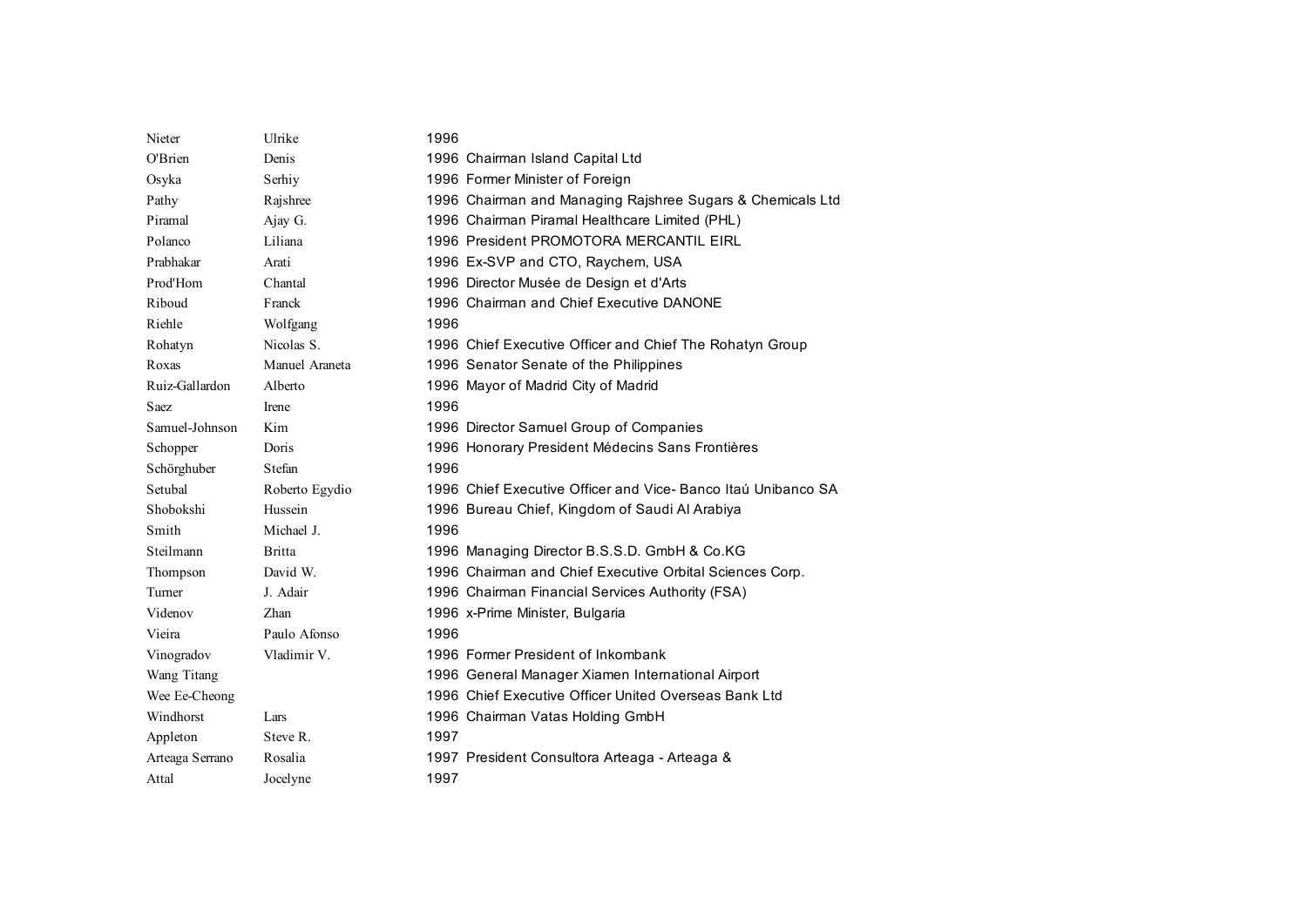| | | | |
|---|---|---|---|
| Nieter | Ulrike | 1996 | |
| O'Brien | Denis | 1996 | Chairman Island Capital Ltd |
| Osyka | Serhiy | 1996 | Former Minister of Foreign |
| Pathy | Rajshree | 1996 | Chairman and Managing Rajshree Sugars & Chemicals Ltd |
| Piramal | Ajay G. | 1996 | Chairman Piramal Healthcare Limited (PHL) |
| Polanco | Liliana | 1996 | President PROMOTORA MERCANTIL EIRL |
| Prabhakar | Arati | 1996 | Ex-SVP and CTO, Raychem, USA |
| Prod'Hom | Chantal | 1996 | Director Musée de Design et d'Arts |
| Riboud | Franck | 1996 | Chairman and Chief Executive DANONE |
| Riehle | Wolfgang | 1996 | |
| Rohatyn | Nicolas S. | 1996 | Chief Executive Officer and Chief The Rohatyn Group |
| Roxas | Manuel Araneta | 1996 | Senator Senate of the Philippines |
| Ruiz-Gallardon | Alberto | 1996 | Mayor of Madrid City of Madrid |
| Saez | Irene | 1996 | |
| Samuel-Johnson | Kim | 1996 | Director Samuel Group of Companies |
| Schopper | Doris | 1996 | Honorary President Médecins Sans Frontières |
| Schörghuber | Stefan | 1996 | |
| Setubal | Roberto Egydio | 1996 | Chief Executive Officer and Vice- Banco Itaú Unibanco SA |
| Shobokshi | Hussein | 1996 | Bureau Chief, Kingdom of Saudi Al Arabiya |
| Smith | Michael J. | 1996 | |
| Steilmann | Britta | 1996 | Managing Director B.S.S.D. GmbH & Co.KG |
| Thompson | David W. | 1996 | Chairman and Chief Executive Orbital Sciences Corp. |
| Turner | J. Adair | 1996 | Chairman Financial Services Authority (FSA) |
| Videnov | Zhan | 1996 | x-Prime Minister, Bulgaria |
| Vieira | Paulo Afonso | 1996 | |
| Vinogradov | Vladimir V. | 1996 | Former President of Inkombank |
| Wang Titang | | 1996 | General Manager Xiamen International Airport |
| Wee Ee-Cheong | | 1996 | Chief Executive Officer United Overseas Bank Ltd |
| Windhorst | Lars | 1996 | Chairman Vatas Holding GmbH |
| Appleton | Steve R. | 1997 | |
| Arteaga Serrano | Rosalia | 1997 | President Consultora Arteaga - Arteaga & |
| Attal | Jocelyne | 1997 | |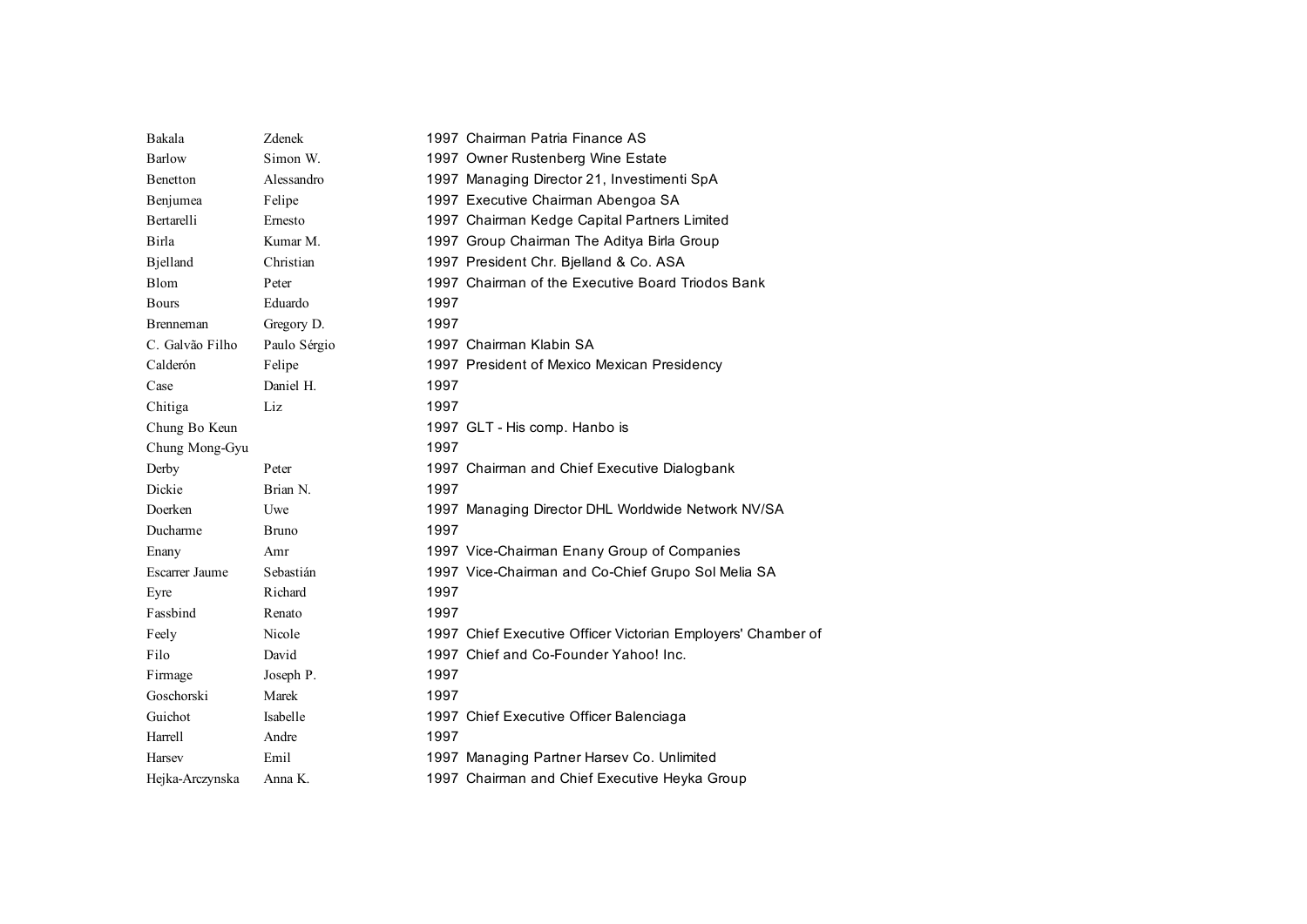| | | | |
|---|---|---|---|
| Bakala | Zdenek | 1997 | Chairman Patria Finance AS |
| Barlow | Simon W. | 1997 | Owner Rustenberg Wine Estate |
| Benetton | Alessandro | 1997 | Managing Director 21, Investimenti SpA |
| Benjumea | Felipe | 1997 | Executive Chairman Abengoa SA |
| Bertarelli | Ernesto | 1997 | Chairman Kedge Capital Partners Limited |
| Birla | Kumar M. | 1997 | Group Chairman The Aditya Birla Group |
| Bjelland | Christian | 1997 | President Chr. Bjelland & Co. ASA |
| Blom | Peter | 1997 | Chairman of the Executive Board Triodos Bank |
| Bours | Eduardo | 1997 | |
| Brenneman | Gregory D. | 1997 | |
| C. Galvão Filho | Paulo Sérgio | 1997 | Chairman Klabin SA |
| Calderón | Felipe | 1997 | President of Mexico Mexican Presidency |
| Case | Daniel H. | 1997 | |
| Chitiga | Liz | 1997 | |
| Chung Bo Keun | | 1997 | GLT - His comp. Hanbo is |
| Chung Mong-Gyu | | 1997 | |
| Derby | Peter | 1997 | Chairman and Chief Executive Dialogbank |
| Dickie | Brian N. | 1997 | |
| Doerken | Uwe | 1997 | Managing Director DHL Worldwide Network NV/SA |
| Ducharme | Bruno | 1997 | |
| Enany | Amr | 1997 | Vice-Chairman Enany Group of Companies |
| Escarrer Jaume | Sebastián | 1997 | Vice-Chairman and Co-Chief Grupo Sol Melia SA |
| Eyre | Richard | 1997 | |
| Fassbind | Renato | 1997 | |
| Feely | Nicole | 1997 | Chief Executive Officer Victorian Employers' Chamber of |
| Filo | David | 1997 | Chief and Co-Founder Yahoo! Inc. |
| Firmage | Joseph P. | 1997 | |
| Goschorski | Marek | 1997 | |
| Guichot | Isabelle | 1997 | Chief Executive Officer Balenciaga |
| Harrell | Andre | 1997 | |
| Harsev | Emil | 1997 | Managing Partner Harsev Co. Unlimited |
| Hejka-Arczynska | Anna K. | 1997 | Chairman and Chief Executive Heyka Group |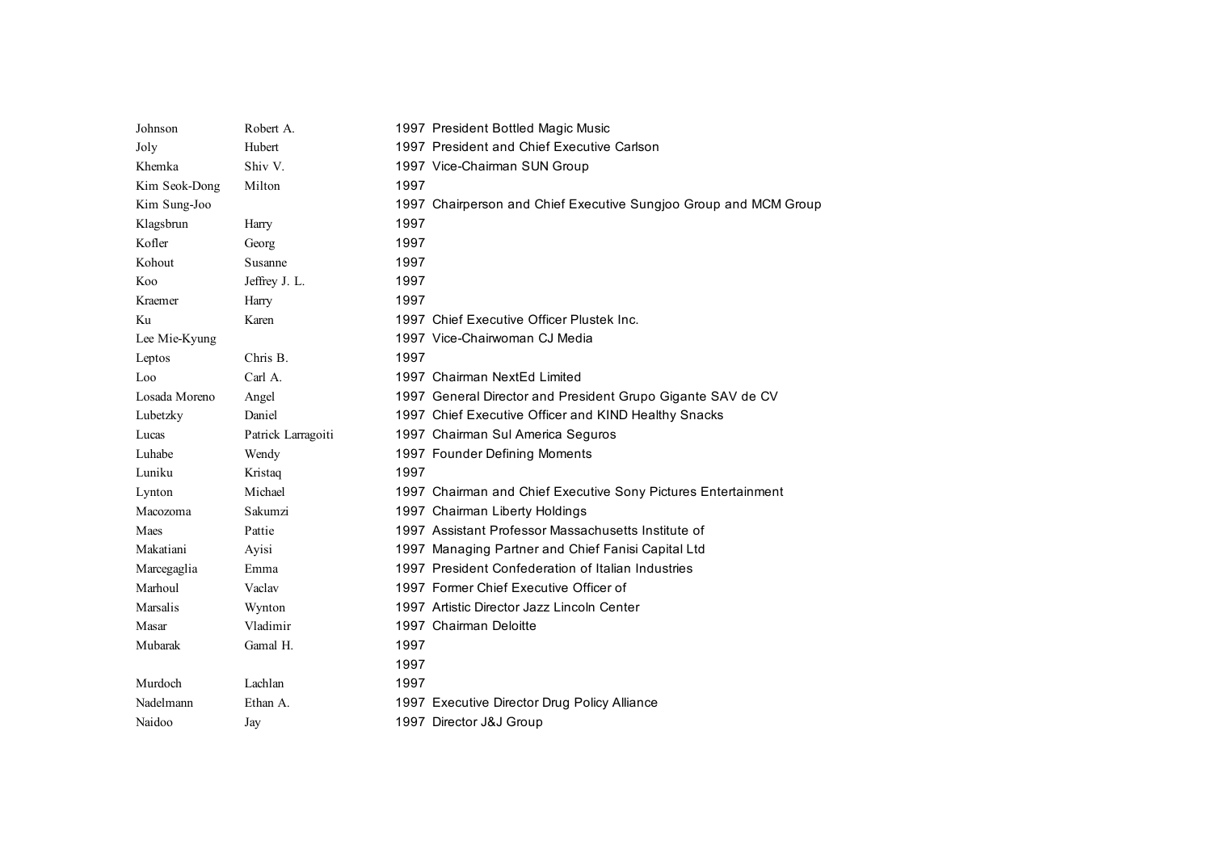| | | | |
|---|---|---|---|
| Johnson | Robert A. | 1997 | President Bottled Magic Music |
| Joly | Hubert | 1997 | President and Chief Executive Carlson |
| Khemka | Shiv V. | 1997 | Vice-Chairman SUN Group |
| Kim Seok-Dong | Milton | 1997 | |
| Kim Sung-Joo | | 1997 | Chairperson and Chief Executive Sungjoo Group and MCM Group |
| Klagsbrun | Harry | 1997 | |
| Kofler | Georg | 1997 | |
| Kohout | Susanne | 1997 | |
| Koo | Jeffrey J. L. | 1997 | |
| Kraemer | Harry | 1997 | |
| Ku | Karen | 1997 | Chief Executive Officer Plustek Inc. |
| Lee Mie-Kyung | | 1997 | Vice-Chairwoman CJ Media |
| Leptos | Chris B. | 1997 | |
| Loo | Carl A. | 1997 | Chairman NextEd Limited |
| Losada Moreno | Angel | 1997 | General Director and President Grupo Gigante SAV de CV |
| Lubetzky | Daniel | 1997 | Chief Executive Officer and KIND Healthy Snacks |
| Lucas | Patrick Larragoiti | 1997 | Chairman Sul America Seguros |
| Luhabe | Wendy | 1997 | Founder Defining Moments |
| Luniku | Kristaq | 1997 | |
| Lynton | Michael | 1997 | Chairman and Chief Executive Sony Pictures Entertainment |
| Macozoma | Sakumzi | 1997 | Chairman Liberty Holdings |
| Maes | Pattie | 1997 | Assistant Professor Massachusetts Institute of |
| Makatiani | Ayisi | 1997 | Managing Partner and Chief Fanisi Capital Ltd |
| Marcegaglia | Emma | 1997 | President Confederation of Italian Industries |
| Marhoul | Vaclav | 1997 | Former Chief Executive Officer of |
| Marsalis | Wynton | 1997 | Artistic Director Jazz Lincoln Center |
| Masar | Vladimir | 1997 | Chairman Deloitte |
| Mubarak | Gamal H. | 1997 | |
| | | 1997 | |
| Murdoch | Lachlan | 1997 | |
| Nadelmann | Ethan A. | 1997 | Executive Director Drug Policy Alliance |
| Naidoo | Jay | 1997 | Director J&J Group |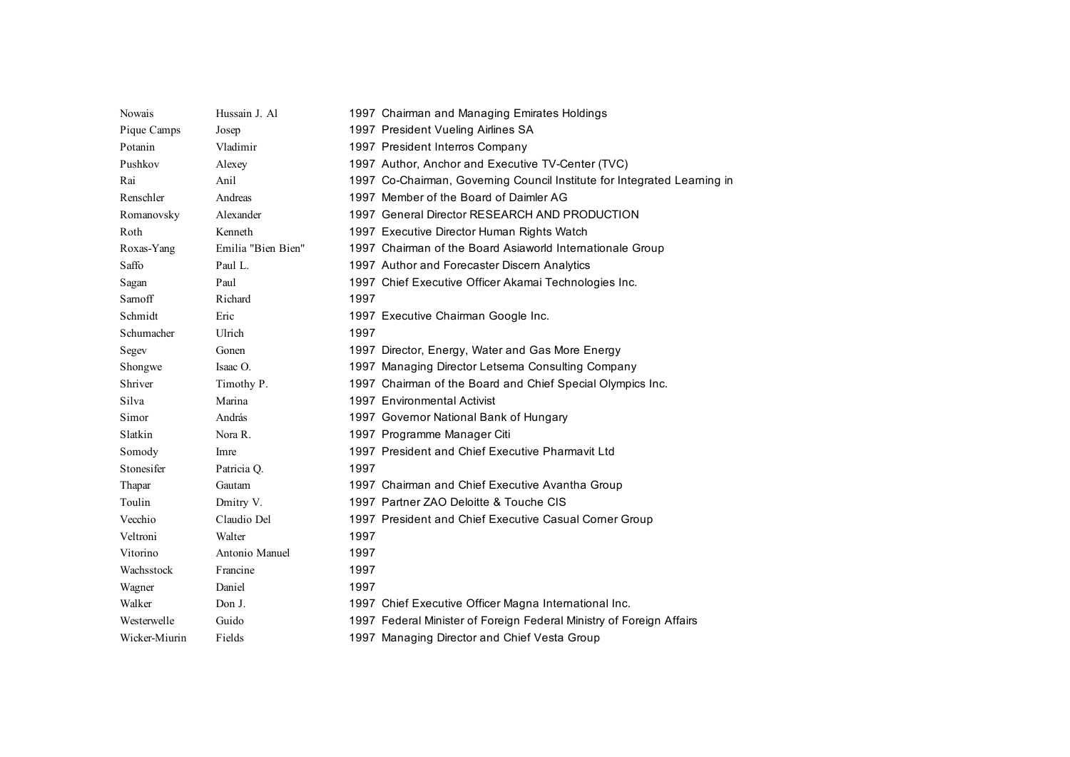| | | | |
|---|---|---|---|
| Nowais | Hussain J. Al | 1997 | Chairman and Managing Emirates Holdings |
| Pique Camps | Josep | 1997 | President Vueling Airlines SA |
| Potanin | Vladimir | 1997 | President Interros Company |
| Pushkov | Alexey | 1997 | Author, Anchor and Executive TV-Center (TVC) |
| Rai | Anil | 1997 | Co-Chairman, Governing Council Institute for Integrated Learning in |
| Renschler | Andreas | 1997 | Member of the Board of Daimler AG |
| Romanovsky | Alexander | 1997 | General Director RESEARCH AND PRODUCTION |
| Roth | Kenneth | 1997 | Executive Director Human Rights Watch |
| Roxas-Yang | Emilia "Bien Bien" | 1997 | Chairman of the Board Asiaworld Internationale Group |
| Saffo | Paul L. | 1997 | Author and Forecaster Discern Analytics |
| Sagan | Paul | 1997 | Chief Executive Officer Akamai Technologies Inc. |
| Sarnoff | Richard | 1997 | |
| Schmidt | Eric | 1997 | Executive Chairman Google Inc. |
| Schumacher | Ulrich | 1997 | |
| Segev | Gonen | 1997 | Director, Energy, Water and Gas More Energy |
| Shongwe | Isaac O. | 1997 | Managing Director Letsema Consulting Company |
| Shriver | Timothy P. | 1997 | Chairman of the Board and Chief Special Olympics Inc. |
| Silva | Marina | 1997 | Environmental Activist |
| Simor | András | 1997 | Governor National Bank of Hungary |
| Slatkin | Nora R. | 1997 | Programme Manager Citi |
| Somody | Imre | 1997 | President and Chief Executive Pharmavit Ltd |
| Stonesifer | Patricia Q. | 1997 | |
| Thapar | Gautam | 1997 | Chairman and Chief Executive Avantha Group |
| Toulin | Dmitry V. | 1997 | Partner ZAO Deloitte & Touche CIS |
| Vecchio | Claudio Del | 1997 | President and Chief Executive Casual Corner Group |
| Veltroni | Walter | 1997 | |
| Vitorino | Antonio Manuel | 1997 | |
| Wachsstock | Francine | 1997 | |
| Wagner | Daniel | 1997 | |
| Walker | Don J. | 1997 | Chief Executive Officer Magna International Inc. |
| Westerwelle | Guido | 1997 | Federal Minister of Foreign Federal Ministry of Foreign Affairs |
| Wicker-Miurin | Fields | 1997 | Managing Director and Chief Vesta Group |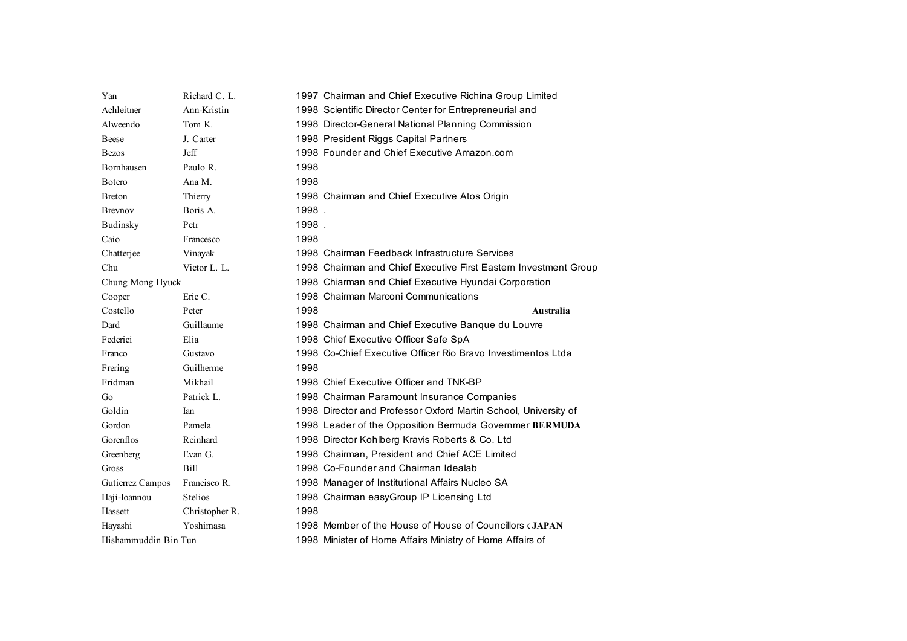| | | | | |
|---|---|---|---|---|
| Yan | Richard C. L. | 1997 | Chairman and Chief Executive Richina Group Limited | |
| Achleitner | Ann-Kristin | 1998 | Scientific Director Center for Entrepreneurial and | |
| Alweendo | Tom K. | 1998 | Director-General National Planning Commission | |
| Beese | J. Carter | 1998 | President Riggs Capital Partners | |
| Bezos | Jeff | 1998 | Founder and Chief Executive Amazon.com | |
| Bornhausen | Paulo R. | 1998 | | |
| Botero | Ana M. | 1998 | | |
| Breton | Thierry | 1998 | Chairman and Chief Executive Atos Origin | |
| Brevnov | Boris A. | 1998 | . | |
| Budinsky | Petr | 1998 | . | |
| Caio | Francesco | 1998 | | |
| Chatterjee | Vinayak | 1998 | Chairman Feedback Infrastructure Services | |
| Chu | Victor L. L. | 1998 | Chairman and Chief Executive First Eastern Investment Group | |
| Chung Mong Hyuck | | 1998 | Chiarman and Chief Executive Hyundai Corporation | |
| Cooper | Eric C. | 1998 | Chairman Marconi Communications | |
| Costello | Peter | 1998 | | **Australia** |
| Dard | Guillaume | 1998 | Chairman and Chief Executive Banque du Louvre | |
| Federici | Elia | 1998 | Chief Executive Officer Safe SpA | |
| Franco | Gustavo | 1998 | Co-Chief Executive Officer Rio Bravo Investimentos Ltda | |
| Frering | Guilherme | 1998 | | |
| Fridman | Mikhail | 1998 | Chief Executive Officer and TNK-BP | |
| Go | Patrick L. | 1998 | Chairman Paramount Insurance Companies | |
| Goldin | Ian | 1998 | Director and Professor Oxford Martin School, University of | |
| Gordon | Pamela | 1998 | Leader of the Opposition Bermuda Governmer | **BERMUDA** |
| Gorenflos | Reinhard | 1998 | Director Kohlberg Kravis Roberts & Co. Ltd | |
| Greenberg | Evan G. | 1998 | Chairman, President and Chief ACE Limited | |
| Gross | Bill | 1998 | Co-Founder and Chairman Idealab | |
| Gutierrez Campos | Francisco R. | 1998 | Manager of Institutional Affairs Nucleo SA | |
| Haji-Ioannou | Stelios | 1998 | Chairman easyGroup IP Licensing Ltd | |
| Hassett | Christopher R. | 1998 | | |
| Hayashi | Yoshimasa | 1998 | Member of the House of House of Councillors ( | **JAPAN** |
| Hishammuddin Bin Tun | | 1998 | Minister of Home Affairs Ministry of Home Affairs of | |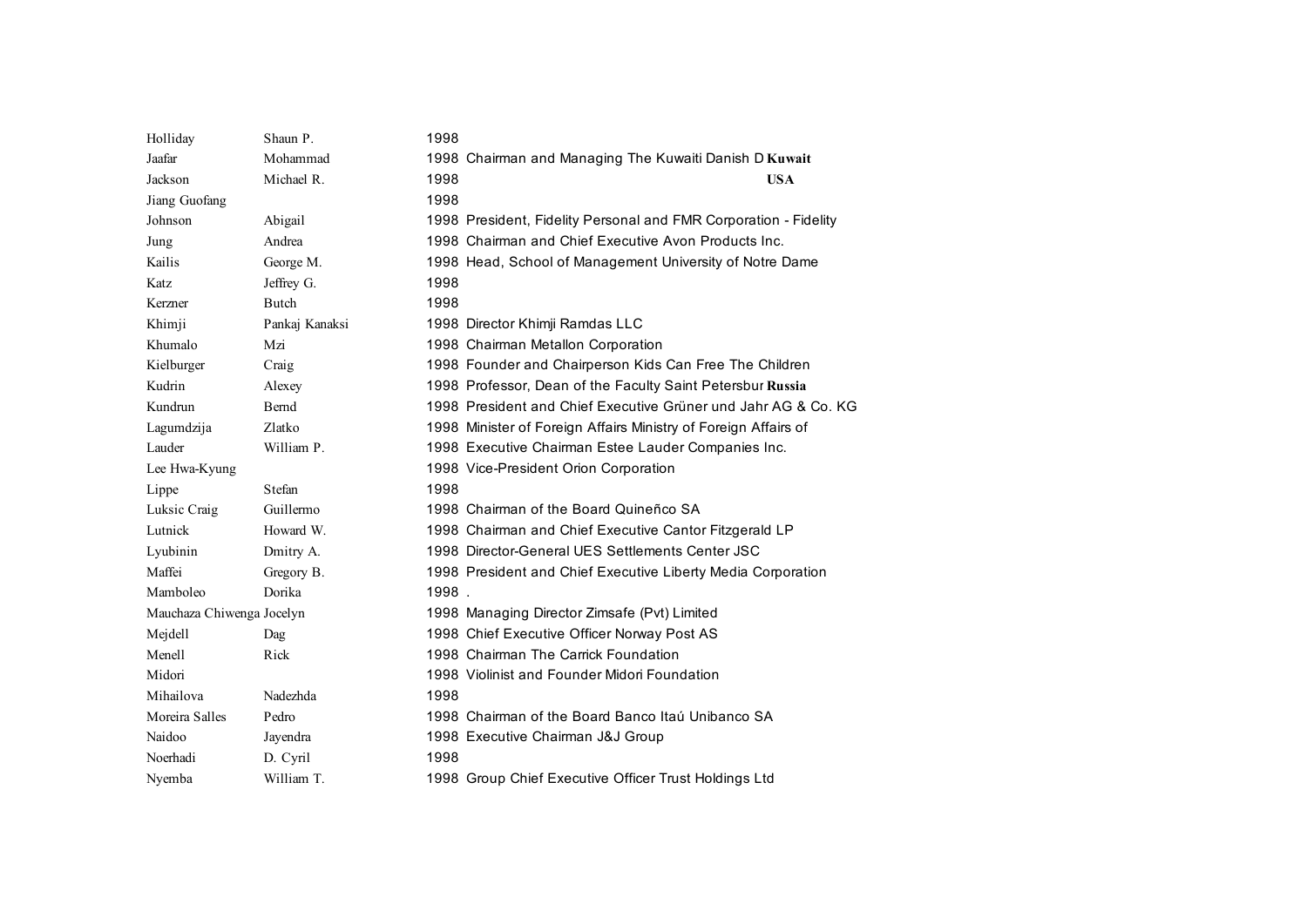| | | | | |
|---|---|---|---|---|
| Holliday | Shaun P. | 1998 | | |
| Jaafar | Mohammad | 1998 | Chairman and Managing The Kuwaiti Danish D | **Kuwait** |
| Jackson | Michael R. | 1998 | | **USA** |
| Jiang Guofang | | 1998 | | |
| Johnson | Abigail | 1998 | President, Fidelity Personal and FMR Corporation - Fidelity | |
| Jung | Andrea | 1998 | Chairman and Chief Executive Avon Products Inc. | |
| Kailis | George M. | 1998 | Head, School of Management University of Notre Dame | |
| Katz | Jeffrey G. | 1998 | | |
| Kerzner | Butch | 1998 | | |
| Khimji | Pankaj Kanaksi | 1998 | Director Khimji Ramdas LLC | |
| Khumalo | Mzi | 1998 | Chairman Metallon Corporation | |
| Kielburger | Craig | 1998 | Founder and Chairperson Kids Can Free The Children | |
| Kudrin | Alexey | 1998 | Professor, Dean of the Faculty Saint Petersbur | **Russia** |
| Kundrun | Bernd | 1998 | President and Chief Executive Grüner und Jahr AG & Co. KG | |
| Lagumdzija | Zlatko | 1998 | Minister of Foreign Affairs Ministry of Foreign Affairs of | |
| Lauder | William P. | 1998 | Executive Chairman Estee Lauder Companies Inc. | |
| Lee Hwa-Kyung | | 1998 | Vice-President Orion Corporation | |
| Lippe | Stefan | 1998 | | |
| Luksic Craig | Guillermo | 1998 | Chairman of the Board Quineñco SA | |
| Lutnick | Howard W. | 1998 | Chairman and Chief Executive Cantor Fitzgerald LP | |
| Lyubinin | Dmitry A. | 1998 | Director-General UES Settlements Center JSC | |
| Maffei | Gregory B. | 1998 | President and Chief Executive Liberty Media Corporation | |
| Mamboleo | Dorika | 1998 | . | |
| Mauchaza Chiwenga | Jocelyn | 1998 | Managing Director Zimsafe (Pvt) Limited | |
| Mejdell | Dag | 1998 | Chief Executive Officer Norway Post AS | |
| Menell | Rick | 1998 | Chairman The Carrick Foundation | |
| Midori | | 1998 | Violinist and Founder Midori Foundation | |
| Mihailova | Nadezhda | 1998 | | |
| Moreira Salles | Pedro | 1998 | Chairman of the Board Banco Itaú Unibanco SA | |
| Naidoo | Jayendra | 1998 | Executive Chairman J&J Group | |
| Noerhadi | D. Cyril | 1998 | | |
| Nyemba | William T. | 1998 | Group Chief Executive Officer Trust Holdings Ltd | |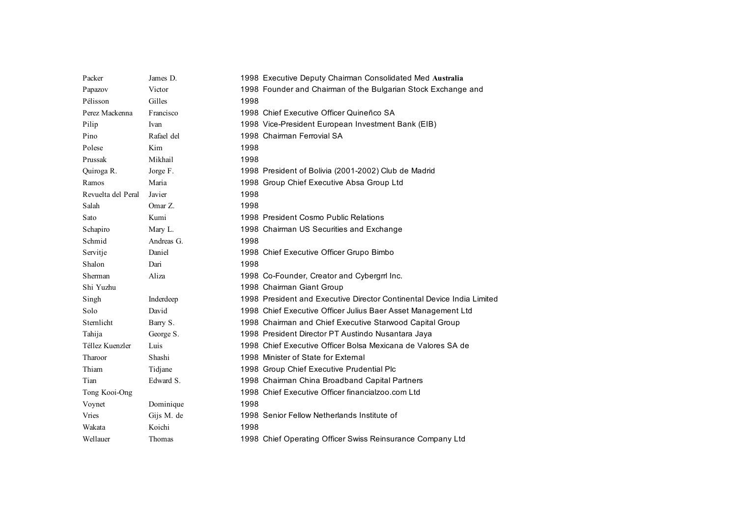| | | | |
|---|---|---|---|
| Packer | James D. | 1998 | Executive Deputy Chairman Consolidated Med **Australia** |
| Papazov | Victor | 1998 | Founder and Chairman of the Bulgarian Stock Exchange and |
| Pélisson | Gilles | 1998 | |
| Perez Mackenna | Francisco | 1998 | Chief Executive Officer Quineñco SA |
| Pilip | Ivan | 1998 | Vice-President European Investment Bank (EIB) |
| Pino | Rafael del | 1998 | Chairman Ferrovial SA |
| Polese | Kim | 1998 | |
| Prussak | Mikhail | 1998 | |
| Quiroga R. | Jorge F. | 1998 | President of Bolivia (2001-2002) Club de Madrid |
| Ramos | Maria | 1998 | Group Chief Executive Absa Group Ltd |
| Revuelta del Peral | Javier | 1998 | |
| Salah | Omar Z. | 1998 | |
| Sato | Kumi | 1998 | President Cosmo Public Relations |
| Schapiro | Mary L. | 1998 | Chairman US Securities and Exchange |
| Schmid | Andreas G. | 1998 | |
| Servitje | Daniel | 1998 | Chief Executive Officer Grupo Bimbo |
| Shalon | Dari | 1998 | |
| Sherman | Aliza | 1998 | Co-Founder, Creator and Cybergrrl Inc. |
| Shi Yuzhu | | 1998 | Chairman Giant Group |
| Singh | Inderdeep | 1998 | President and Executive Director Continental Device India Limited |
| Solo | David | 1998 | Chief Executive Officer Julius Baer Asset Management Ltd |
| Sternlicht | Barry S. | 1998 | Chairman and Chief Executive Starwood Capital Group |
| Tahija | George S. | 1998 | President Director PT Austindo Nusantara Jaya |
| Téllez Kuenzler | Luis | 1998 | Chief Executive Officer Bolsa Mexicana de Valores SA de |
| Tharoor | Shashi | 1998 | Minister of State for External |
| Thiam | Tidjane | 1998 | Group Chief Executive Prudential Plc |
| Tian | Edward S. | 1998 | Chairman China Broadband Capital Partners |
| Tong Kooi-Ong | | 1998 | Chief Executive Officer financialzoo.com Ltd |
| Voynet | Dominique | 1998 | |
| Vries | Gijs M. de | 1998 | Senior Fellow Netherlands Institute of |
| Wakata | Koichi | 1998 | |
| Wellauer | Thomas | 1998 | Chief Operating Officer Swiss Reinsurance Company Ltd |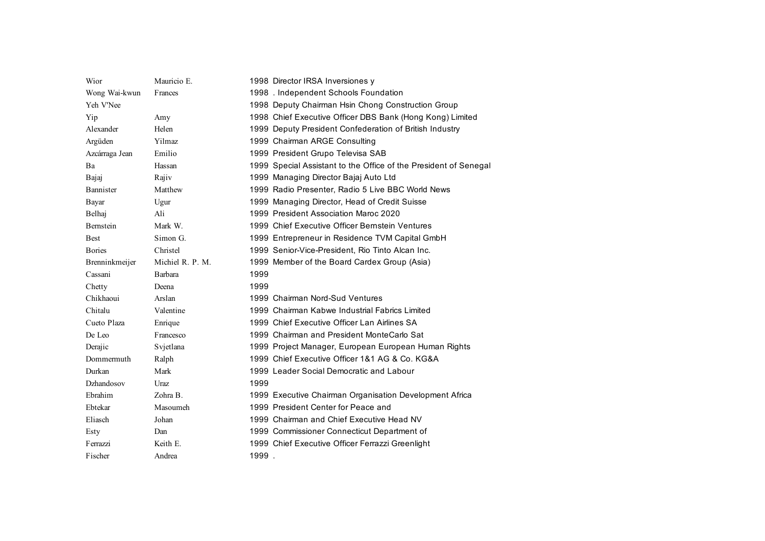| | | | |
|---|---|---|---|
| Wior | Mauricio E. | 1998 | Director IRSA Inversiones y |
| Wong Wai-kwun | Frances | 1998 | . Independent Schools Foundation |
| Yeh V'Nee | | 1998 | Deputy Chairman Hsin Chong Construction Group |
| Yip | Amy | 1998 | Chief Executive Officer DBS Bank (Hong Kong) Limited |
| Alexander | Helen | 1999 | Deputy President Confederation of British Industry |
| Argüden | Yilmaz | 1999 | Chairman ARGE Consulting |
| Azcárraga Jean | Emilio | 1999 | President Grupo Televisa SAB |
| Ba | Hassan | 1999 | Special Assistant to the Office of the President of Senegal |
| Bajaj | Rajiv | 1999 | Managing Director Bajaj Auto Ltd |
| Bannister | Matthew | 1999 | Radio Presenter, Radio 5 Live BBC World News |
| Bayar | Ugur | 1999 | Managing Director, Head of Credit Suisse |
| Belhaj | Ali | 1999 | President Association Maroc 2020 |
| Bernstein | Mark W. | 1999 | Chief Executive Officer Bernstein Ventures |
| Best | Simon G. | 1999 | Entrepreneur in Residence TVM Capital GmbH |
| Bories | Christel | 1999 | Senior-Vice-President, Rio Tinto Alcan Inc. |
| Brenninkmeijer | Michiel R. P. M. | 1999 | Member of the Board Cardex Group (Asia) |
| Cassani | Barbara | 1999 | |
| Chetty | Deena | 1999 | |
| Chikhaoui | Arslan | 1999 | Chairman Nord-Sud Ventures |
| Chitalu | Valentine | 1999 | Chairman Kabwe Industrial Fabrics Limited |
| Cueto Plaza | Enrique | 1999 | Chief Executive Officer Lan Airlines SA |
| De Leo | Francesco | 1999 | Chairman and President MonteCarlo Sat |
| Derajic | Svjetlana | 1999 | Project Manager, European European Human Rights |
| Dommermuth | Ralph | 1999 | Chief Executive Officer 1&1 AG & Co. KG&A |
| Durkan | Mark | 1999 | Leader Social Democratic and Labour |
| Dzhandosov | Uraz | 1999 | |
| Ebrahim | Zohra B. | 1999 | Executive Chairman Organisation Development Africa |
| Ebtekar | Masoumeh | 1999 | President Center for Peace and |
| Eliasch | Johan | 1999 | Chairman and Chief Executive Head NV |
| Esty | Dan | 1999 | Commissioner Connecticut Department of |
| Ferrazzi | Keith E. | 1999 | Chief Executive Officer Ferrazzi Greenlight |
| Fischer | Andrea | 1999 | . |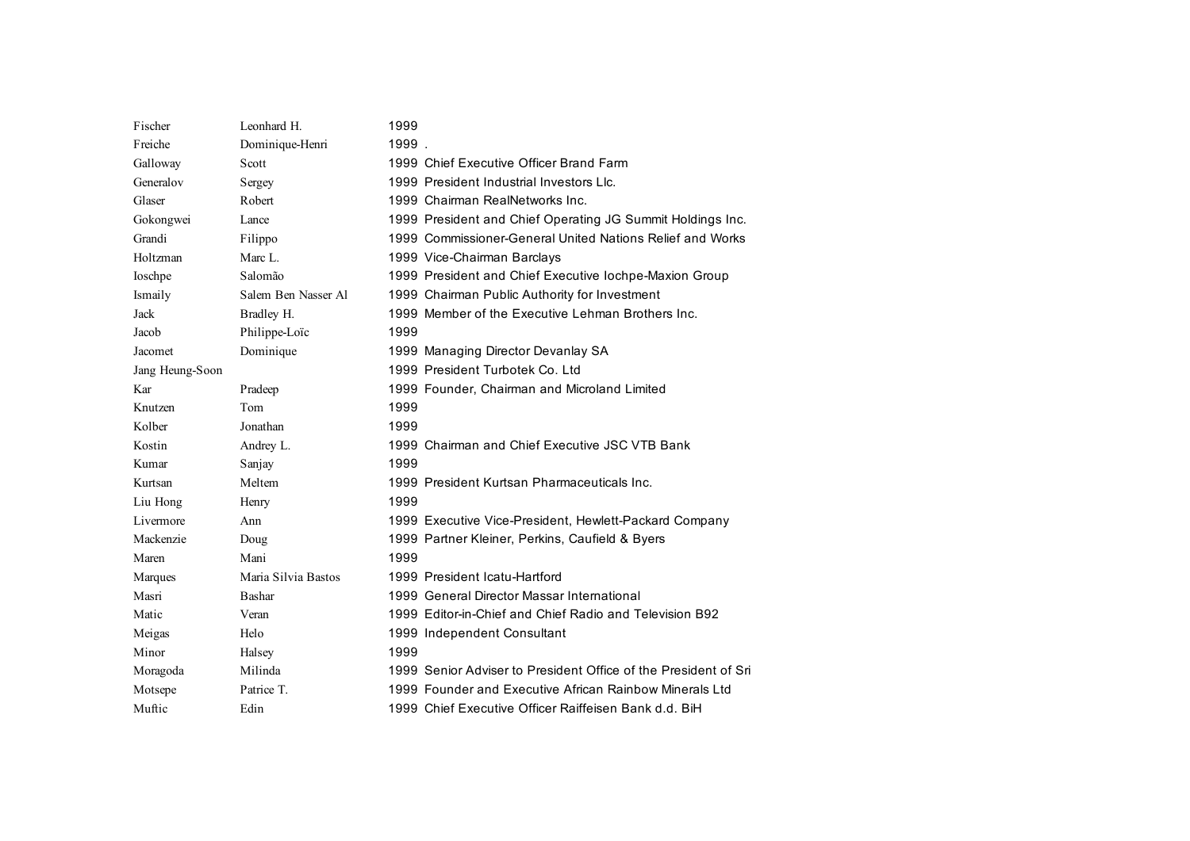| | | | |
|---|---|---|---|
| Fischer | Leonhard H. | 1999 | |
| Freiche | Dominique-Henri | 1999 | . |
| Galloway | Scott | 1999 | Chief Executive Officer Brand Farm |
| Generalov | Sergey | 1999 | President Industrial Investors Llc. |
| Glaser | Robert | 1999 | Chairman RealNetworks Inc. |
| Gokongwei | Lance | 1999 | President and Chief Operating JG Summit Holdings Inc. |
| Grandi | Filippo | 1999 | Commissioner-General United Nations Relief and Works |
| Holtzman | Marc L. | 1999 | Vice-Chairman Barclays |
| Ioschpe | Salomão | 1999 | President and Chief Executive Iochpe-Maxion Group |
| Ismaily | Salem Ben Nasser Al | 1999 | Chairman Public Authority for Investment |
| Jack | Bradley H. | 1999 | Member of the Executive Lehman Brothers Inc. |
| Jacob | Philippe-Loïc | 1999 | |
| Jacomet | Dominique | 1999 | Managing Director Devanlay SA |
| Jang Heung-Soon | | 1999 | President Turbotek Co. Ltd |
| Kar | Pradeep | 1999 | Founder, Chairman and Microland Limited |
| Knutzen | Tom | 1999 | |
| Kolber | Jonathan | 1999 | |
| Kostin | Andrey L. | 1999 | Chairman and Chief Executive JSC VTB Bank |
| Kumar | Sanjay | 1999 | |
| Kurtsan | Meltem | 1999 | President Kurtsan Pharmaceuticals Inc. |
| Liu Hong | Henry | 1999 | |
| Livermore | Ann | 1999 | Executive Vice-President, Hewlett-Packard Company |
| Mackenzie | Doug | 1999 | Partner Kleiner, Perkins, Caufield & Byers |
| Maren | Mani | 1999 | |
| Marques | Maria Silvia Bastos | 1999 | President Icatu-Hartford |
| Masri | Bashar | 1999 | General Director Massar International |
| Matic | Veran | 1999 | Editor-in-Chief and Chief Radio and Television B92 |
| Meigas | Helo | 1999 | Independent Consultant |
| Minor | Halsey | 1999 | |
| Moragoda | Milinda | 1999 | Senior Adviser to President Office of the President of Sri |
| Motsepe | Patrice T. | 1999 | Founder and Executive African Rainbow Minerals Ltd |
| Muftic | Edin | 1999 | Chief Executive Officer Raiffeisen Bank d.d. BiH |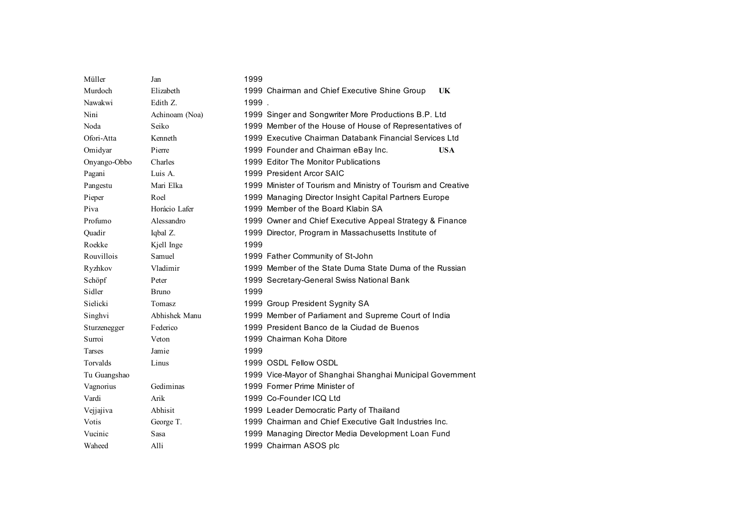| | | | | |
|---|---|---|---|---|
| Müller | Jan | 1999 | | |
| Murdoch | Elizabeth | 1999 | Chairman and Chief Executive Shine Group | **UK** |
| Nawakwi | Edith Z. | 1999 | . | |
| Nini | Achinoam (Noa) | 1999 | Singer and Songwriter More Productions B.P. Ltd | |
| Noda | Seiko | 1999 | Member of the House of House of Representatives of | |
| Ofori-Atta | Kenneth | 1999 | Executive Chairman Databank Financial Services Ltd | |
| Omidyar | Pierre | 1999 | Founder and Chairman eBay Inc. | **USA** |
| Onyango-Obbo | Charles | 1999 | Editor The Monitor Publications | |
| Pagani | Luis A. | 1999 | President Arcor SAIC | |
| Pangestu | Mari Elka | 1999 | Minister of Tourism and Ministry of Tourism and Creative | |
| Pieper | Roel | 1999 | Managing Director Insight Capital Partners Europe | |
| Piva | Horácio Lafer | 1999 | Member of the Board Klabin SA | |
| Profumo | Alessandro | 1999 | Owner and Chief Executive Appeal Strategy & Finance | |
| Quadir | Iqbal Z. | 1999 | Director, Program in Massachusetts Institute of | |
| Roekke | Kjell Inge | 1999 | | |
| Rouvillois | Samuel | 1999 | Father Community of St-John | |
| Ryzhkov | Vladimir | 1999 | Member of the State Duma State Duma of the Russian | |
| Schöpf | Peter | 1999 | Secretary-General Swiss National Bank | |
| Sidler | Bruno | 1999 | | |
| Sielicki | Tomasz | 1999 | Group President Sygnity SA | |
| Singhvi | Abhishek Manu | 1999 | Member of Parliament and Supreme Court of India | |
| Sturzenegger | Federico | 1999 | President Banco de la Ciudad de Buenos | |
| Surroi | Veton | 1999 | Chairman Koha Ditore | |
| Tarses | Jamie | 1999 | | |
| Torvalds | Linus | 1999 | OSDL Fellow OSDL | |
| Tu Guangshao | | 1999 | Vice-Mayor of Shanghai Shanghai Municipal Government | |
| Vagnorius | Gediminas | 1999 | Former Prime Minister of | |
| Vardi | Arik | 1999 | Co-Founder ICQ Ltd | |
| Vejjajiva | Abhisit | 1999 | Leader Democratic Party of Thailand | |
| Votis | George T. | 1999 | Chairman and Chief Executive Galt Industries Inc. | |
| Vucinic | Sasa | 1999 | Managing Director Media Development Loan Fund | |
| Waheed | Alli | 1999 | Chairman ASOS plc | |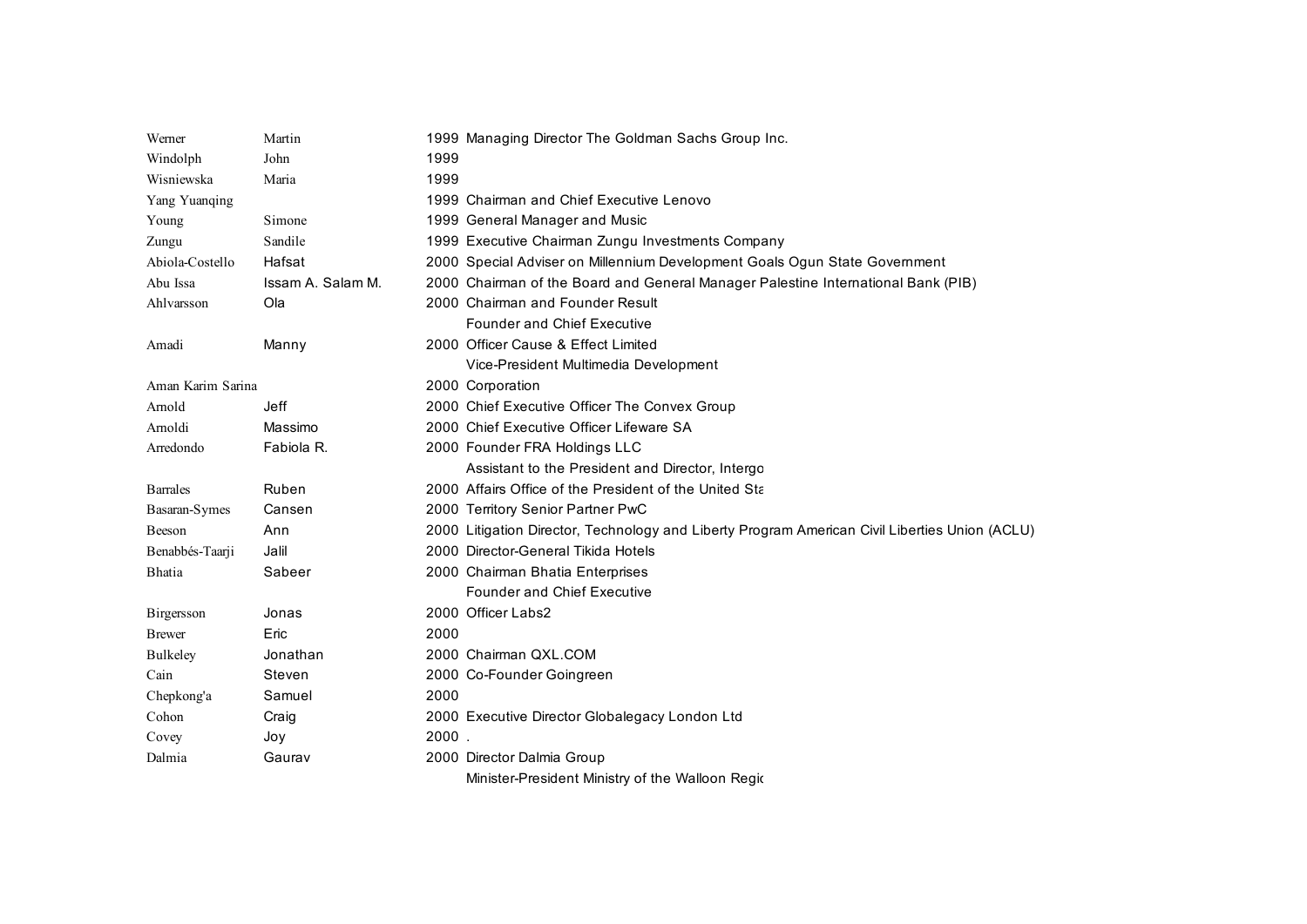| | | | |
|---|---|---|---|
| Werner | Martin | 1999 | Managing Director The Goldman Sachs Group Inc. |
| Windolph | John | 1999 | |
| Wisniewska | Maria | 1999 | |
| Yang Yuanqing | | 1999 | Chairman and Chief Executive Lenovo |
| Young | Simone | 1999 | General Manager and Music |
| Zungu | Sandile | 1999 | Executive Chairman Zungu Investments Company |
| Abiola-Costello | Hafsat | 2000 | Special Adviser on Millennium Development Goals Ogun State Government |
| Abu Issa | Issam A. Salam M. | 2000 | Chairman of the Board and General Manager Palestine International Bank (PIB) |
| Ahlvarsson | Ola | 2000 | Chairman and Founder Result |
| | | | Founder and Chief Executive |
| Amadi | Manny | 2000 | Officer Cause & Effect Limited |
| | | | Vice-President Multimedia Development |
| Aman Karim Sarina | | 2000 | Corporation |
| Arnold | Jeff | 2000 | Chief Executive Officer The Convex Group |
| Arnoldi | Massimo | 2000 | Chief Executive Officer Lifeware SA |
| Arredondo | Fabiola R. | 2000 | Founder FRA Holdings LLC |
| | | | Assistant to the President and Director, Intergo |
| Barrales | Ruben | 2000 | Affairs Office of the President of the United Sta |
| Basaran-Symes | Cansen | 2000 | Territory Senior Partner PwC |
| Beeson | Ann | 2000 | Litigation Director, Technology and Liberty Program American Civil Liberties Union (ACLU) |
| Benabbés-Taarji | Jalil | 2000 | Director-General Tikida Hotels |
| Bhatia | Sabeer | 2000 | Chairman Bhatia Enterprises |
| | | | Founder and Chief Executive |
| Birgersson | Jonas | 2000 | Officer Labs2 |
| Brewer | Eric | 2000 | |
| Bulkeley | Jonathan | 2000 | Chairman QXL.COM |
| Cain | Steven | 2000 | Co-Founder Goingreen |
| Chepkong'a | Samuel | 2000 | |
| Cohon | Craig | 2000 | Executive Director Globalegacy London Ltd |
| Covey | Joy | 2000 | . |
| Dalmia | Gaurav | 2000 | Director Dalmia Group |
| | | | Minister-President Ministry of the Walloon Regi |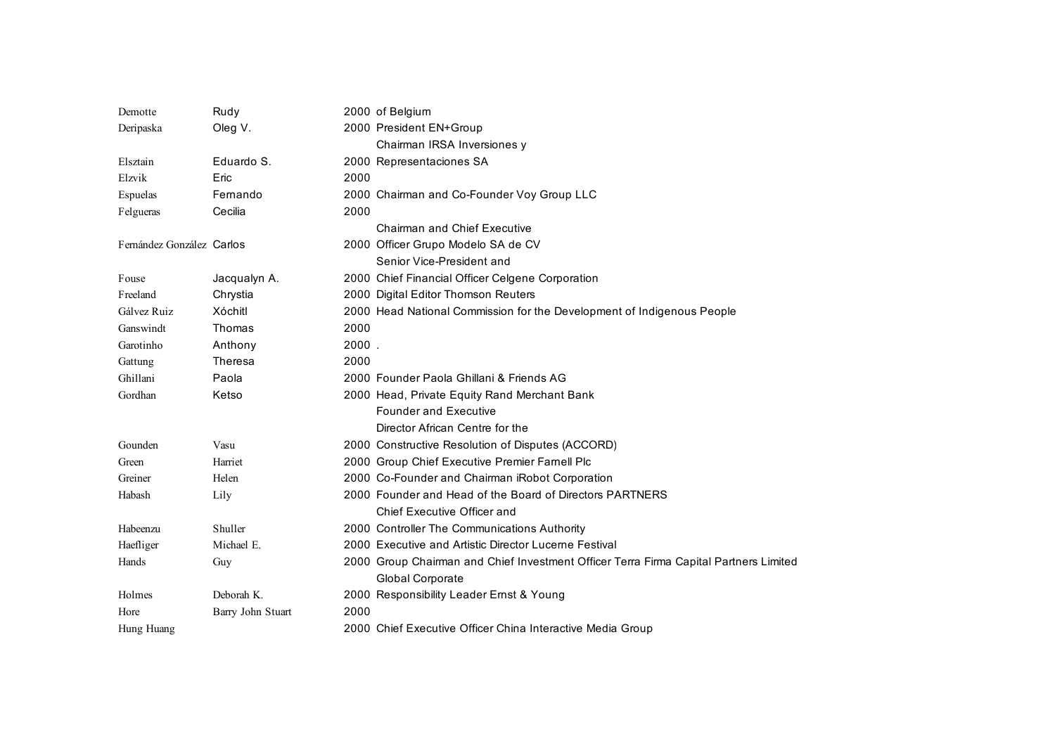| | | | |
|---|---|---|---|
| Demotte | Rudy | 2000 | of Belgium |
| Deripaska | Oleg V. | 2000 | President EN+Group |
| Elsztain | Eduardo S. | 2000 | Chairman IRSA Inversiones y Representaciones SA |
| Elzvik | Eric | 2000 | |
| Espuelas | Fernando | 2000 | Chairman and Co-Founder Voy Group LLC |
| Felgueras | Cecilia | 2000 | |
| Fernández González | Carlos | 2000 | Chairman and Chief Executive Officer Grupo Modelo SA de CV |
| Fouse | Jacqualyn A. | 2000 | Senior Vice-President and Chief Financial Officer Celgene Corporation |
| Freeland | Chrystia | 2000 | Digital Editor Thomson Reuters |
| Gálvez Ruiz | Xóchitl | 2000 | Head National Commission for the Development of Indigenous People |
| Ganswindt | Thomas | 2000 | |
| Garotinho | Anthony | 2000 | . |
| Gattung | Theresa | 2000 | |
| Ghillani | Paola | 2000 | Founder Paola Ghillani & Friends AG |
| Gordhan | Ketso | 2000 | Head, Private Equity Rand Merchant Bank |
| Gounden | Vasu | 2000 | Founder and Executive Director African Centre for the Constructive Resolution of Disputes (ACCORD) |
| Green | Harriet | 2000 | Group Chief Executive Premier Farnell Plc |
| Greiner | Helen | 2000 | Co-Founder and Chairman iRobot Corporation |
| Habash | Lily | 2000 | Founder and Head of the Board of Directors PARTNERS |
| Habeenzu | Shuller | 2000 | Chief Executive Officer and Controller The Communications Authority |
| Haefliger | Michael E. | 2000 | Executive and Artistic Director Lucerne Festival |
| Hands | Guy | 2000 | Group Chairman and Chief Investment Officer Terra Firma Capital Partners Limited |
| Holmes | Deborah K. | 2000 | Global Corporate Responsibility Leader Ernst & Young |
| Hore | Barry John Stuart | 2000 | |
| Hung Huang | | 2000 | Chief Executive Officer China Interactive Media Group |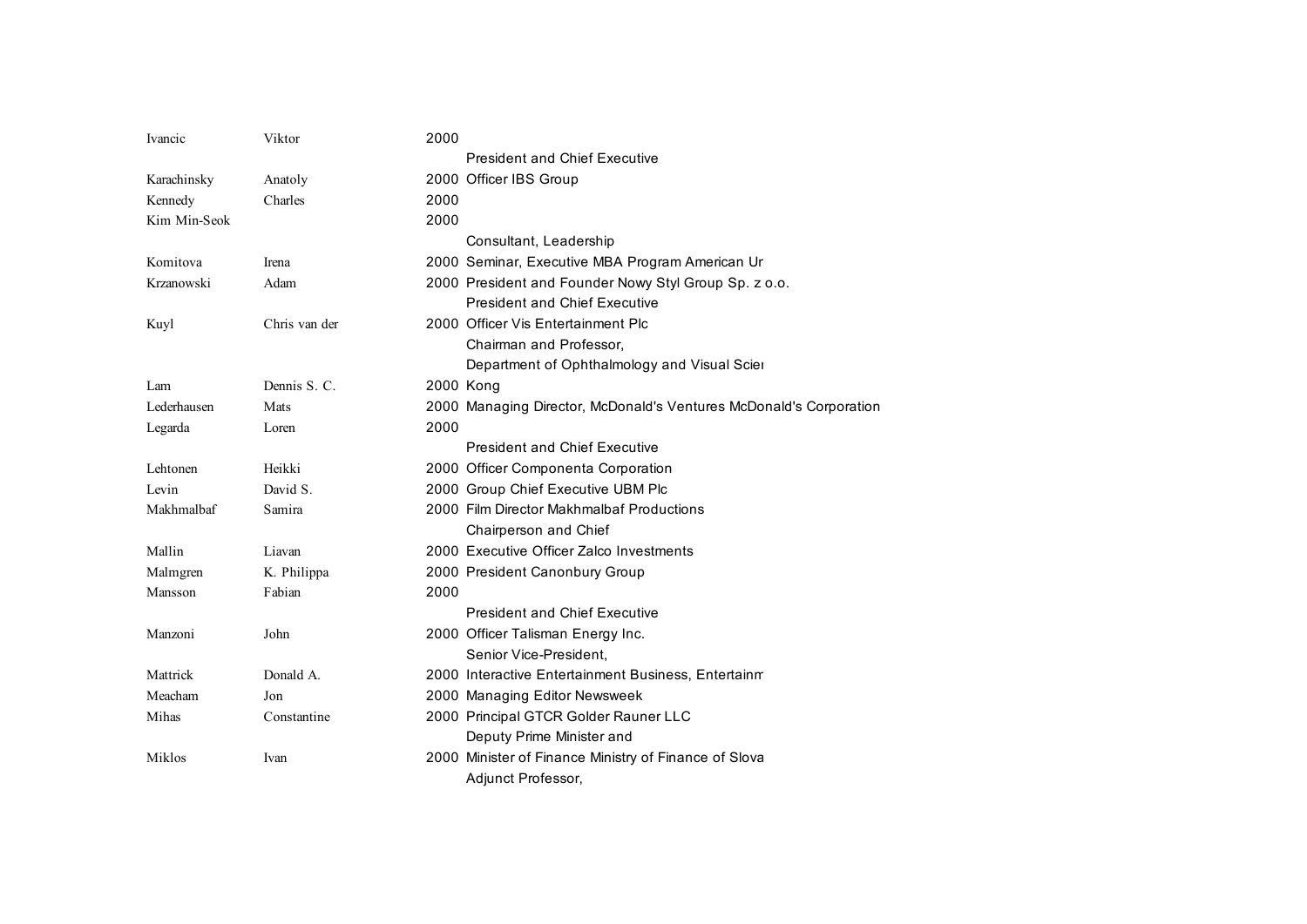| | | | |
|---|---|---|---|
| Ivancic | Viktor | 2000 | |
| Karachinsky | Anatoly | 2000 | President and Chief Executive Officer IBS Group |
| Kennedy | Charles | 2000 | |
| Kim Min-Seok | | 2000 | |
| Komitova | Irena | 2000 | Consultant, Leadership Seminar, Executive MBA Program American Ur |
| Krzanowski | Adam | 2000 | President and Founder Nowy Styl Group Sp. z o.o. |
| Kuyl | Chris van der | 2000 | President and Chief Executive Officer Vis Entertainment Plc |
| Lam | Dennis S. C. | 2000 | Chairman and Professor, Department of Ophthalmology and Visual Scier Kong |
| Lederhausen | Mats | 2000 | Managing Director, McDonald's Ventures McDonald's Corporation |
| Legarda | Loren | 2000 | |
| Lehtonen | Heikki | 2000 | President and Chief Executive Officer Componenta Corporation |
| Levin | David S. | 2000 | Group Chief Executive UBM Plc |
| Makhmalbaf | Samira | 2000 | Film Director Makhmalbaf Productions |
| Mallin | Liavan | 2000 | Chairperson and Chief Executive Officer Zalco Investments |
| Malmgren | K. Philippa | 2000 | President Canonbury Group |
| Mansson | Fabian | 2000 | |
| Manzoni | John | 2000 | President and Chief Executive Officer Talisman Energy Inc. |
| Mattrick | Donald A. | 2000 | Senior Vice-President, Interactive Entertainment Business, Entertainm |
| Meacham | Jon | 2000 | Managing Editor Newsweek |
| Mihas | Constantine | 2000 | Principal GTCR Golder Rauner LLC |
| Miklos | Ivan | 2000 | Deputy Prime Minister and Minister of Finance Ministry of Finance of Slova |
| | | | Adjunct Professor, |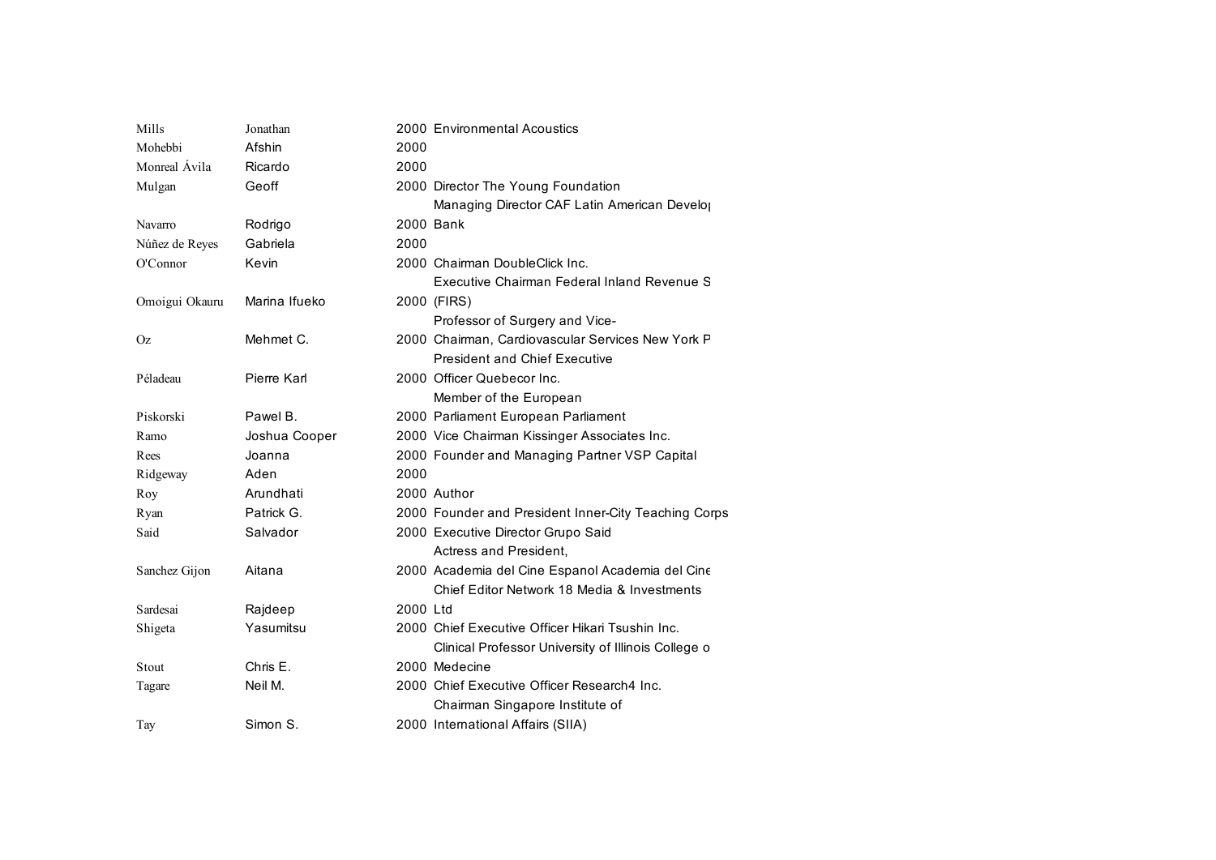| | | | |
|---|---|---|---|
| Mills | Jonathan | 2000 | Environmental Acoustics |
| Mohebbi | Afshin | 2000 | |
| Monreal Ávila | Ricardo | 2000 | |
| Mulgan | Geoff | 2000 | Director The Young Foundation |
| Navarro | Rodrigo | 2000 | Managing Director CAF Latin American Develo Bank |
| Núñez de Reyes | Gabriela | 2000 | |
| O'Connor | Kevin | 2000 | Chairman DoubleClick Inc. |
| Omoigui Okauru | Marina Ifueko | 2000 | Executive Chairman Federal Inland Revenue S (FIRS) |
| Oz | Mehmet C. | 2000 | Professor of Surgery and Vice-Chairman, Cardiovascular Services New York P |
| Péladeau | Pierre Karl | 2000 | President and Chief Executive Officer Quebecor Inc. |
| Piskorski | Pawel B. | 2000 | Member of the European Parliament European Parliament |
| Ramo | Joshua Cooper | 2000 | Vice Chairman Kissinger Associates Inc. |
| Rees | Joanna | 2000 | Founder and Managing Partner VSP Capital |
| Ridgeway | Aden | 2000 | |
| Roy | Arundhati | 2000 | Author |
| Ryan | Patrick G. | 2000 | Founder and President Inner-City Teaching Corps |
| Said | Salvador | 2000 | Executive Director Grupo Said |
| Sanchez Gijon | Aitana | 2000 | Actress and President, Academia del Cine Espanol Academia del Cine |
| Sardesai | Rajdeep | 2000 | Chief Editor Network 18 Media & Investments Ltd |
| Shigeta | Yasumitsu | 2000 | Chief Executive Officer Hikari Tsushin Inc. |
| Stout | Chris E. | 2000 | Clinical Professor University of Illinois College o Medecine |
| Tagare | Neil M. | 2000 | Chief Executive Officer Research4 Inc. |
| Tay | Simon S. | 2000 | Chairman Singapore Institute of International Affairs (SIIA) |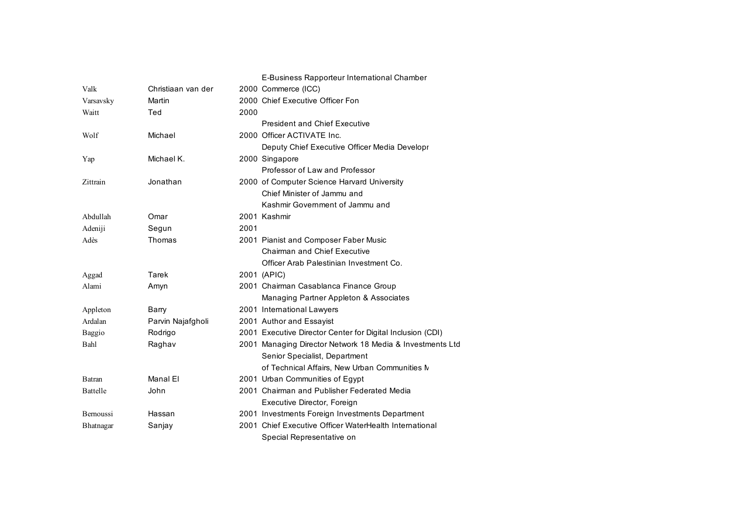| | | | |
|---|---|---|---|
| Valk | Christiaan van der | 2000 | E-Business Rapporteur International Chamber Commerce (ICC) |
| Varsavsky | Martin | 2000 | Chief Executive Officer Fon |
| Waitt | Ted | 2000 | |
| Wolf | Michael | 2000 | President and Chief Executive Officer ACTIVATE Inc. |
| Yap | Michael K. | 2000 | Deputy Chief Executive Officer Media Developr Singapore |
| Zittrain | Jonathan | 2000 | Professor of Law and Professor of Computer Science Harvard University |
| Abdullah | Omar | 2001 | Chief Minister of Jammu and Kashmir Government of Jammu and Kashmir |
| Adeniji | Segun | 2001 | |
| Adès | Thomas | 2001 | Pianist and Composer Faber Music |
| Aggad | Tarek | 2001 | Chairman and Chief Executive Officer Arab Palestinian Investment Co. (APIC) |
| Alami | Amyn | 2001 | Chairman Casablanca Finance Group |
| Appleton | Barry | 2001 | Managing Partner Appleton & Associates International Lawyers |
| Ardalan | Parvin Najafgholi | 2001 | Author and Essayist |
| Baggio | Rodrigo | 2001 | Executive Director Center for Digital Inclusion (CDI) |
| Bahl | Raghav | 2001 | Managing Director Network 18 Media & Investments Ltd |
| Batran | Manal El | 2001 | Senior Specialist, Department of Technical Affairs, New Urban Communities M Urban Communities of Egypt |
| Battelle | John | 2001 | Chairman and Publisher Federated Media |
| Bernoussi | Hassan | 2001 | Executive Director, Foreign Investments Foreign Investments Department |
| Bhatnagar | Sanjay | 2001 | Chief Executive Officer WaterHealth International |
| | | | Special Representative on |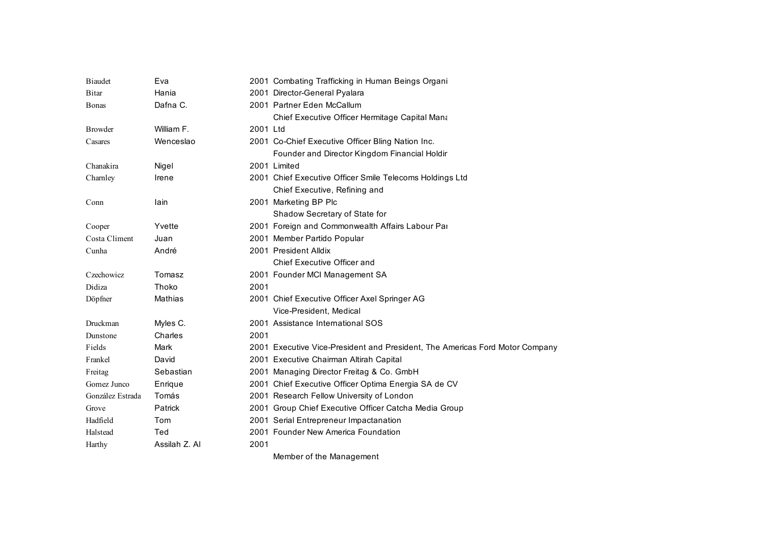| | | | |
|---|---|---|---|
| Biaudet | Eva | 2001 | Combating Trafficking in Human Beings Organi |
| Bitar | Hania | 2001 | Director-General Pyalara |
| Bonas | Dafna C. | 2001 | Partner Eden McCallum |
| Browder | William F. | 2001 | Chief Executive Officer Hermitage Capital Mana Ltd |
| Casares | Wenceslao | 2001 | Co-Chief Executive Officer Bling Nation Inc. |
| Chanakira | Nigel | 2001 | Founder and Director Kingdom Financial Holdir Limited |
| Charnley | Irene | 2001 | Chief Executive Officer Smile Telecoms Holdings Ltd |
| Conn | Iain | 2001 | Chief Executive, Refining and Marketing BP Plc |
| Cooper | Yvette | 2001 | Shadow Secretary of State for Foreign and Commonwealth Affairs Labour Pa |
| Costa Climent | Juan | 2001 | Member Partido Popular |
| Cunha | André | 2001 | President Alldix |
| Czechowicz | Tomasz | 2001 | Chief Executive Officer and Founder MCI Management SA |
| Didiza | Thoko | 2001 | |
| Döpfner | Mathias | 2001 | Chief Executive Officer Axel Springer AG |
| Druckman | Myles C. | 2001 | Vice-President, Medical Assistance International SOS |
| Dunstone | Charles | 2001 | |
| Fields | Mark | 2001 | Executive Vice-President and President, The Americas Ford Motor Company |
| Frankel | David | 2001 | Executive Chairman Altirah Capital |
| Freitag | Sebastian | 2001 | Managing Director Freitag & Co. GmbH |
| Gomez Junco | Enrique | 2001 | Chief Executive Officer Optima Energia SA de CV |
| González Estrada | Tomás | 2001 | Research Fellow University of London |
| Grove | Patrick | 2001 | Group Chief Executive Officer Catcha Media Group |
| Hadfield | Tom | 2001 | Serial Entrepreneur Impactanation |
| Halstead | Ted | 2001 | Founder New America Foundation |
| Harthy | Assilah Z. Al | 2001 | |
| | | | Member of the Management |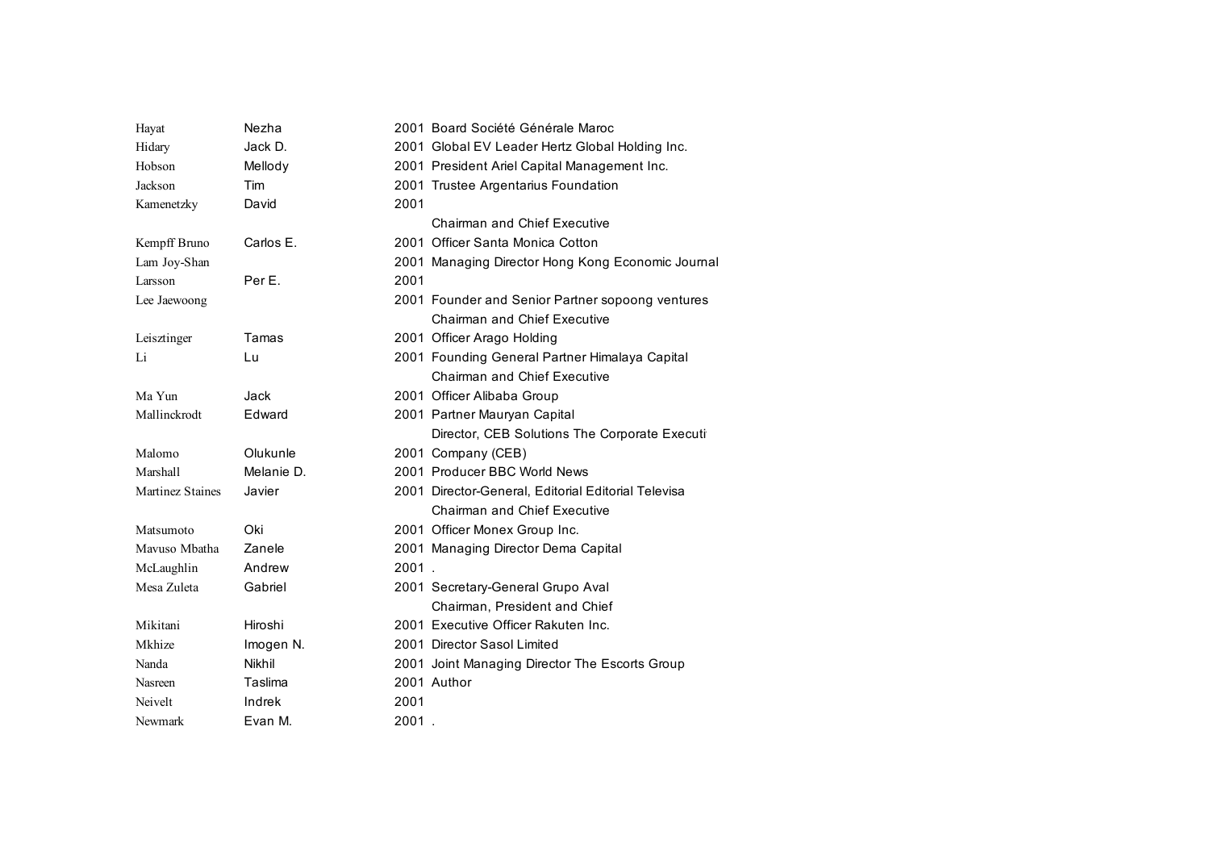| | | | |
|---|---|---|---|
| Hayat | Nezha | 2001 | Board Société Générale Maroc |
| Hidary | Jack D. | 2001 | Global EV Leader Hertz Global Holding Inc. |
| Hobson | Mellody | 2001 | President Ariel Capital Management Inc. |
| Jackson | Tim | 2001 | Trustee Argentarius Foundation |
| Kamenetzky | David | 2001 | |
| Kempff Bruno | Carlos E. | 2001 | Chairman and Chief Executive Officer Santa Monica Cotton |
| Lam Joy-Shan | | 2001 | Managing Director Hong Kong Economic Journal |
| Larsson | Per E. | 2001 | |
| Lee Jaewoong | | 2001 | Founder and Senior Partner sopoong ventures |
| Leisztinger | Tamas | 2001 | Chairman and Chief Executive Officer Arago Holding |
| Li | Lu | 2001 | Founding General Partner Himalaya Capital |
| Ma Yun | Jack | 2001 | Chairman and Chief Executive Officer Alibaba Group |
| Mallinckrodt | Edward | 2001 | Partner Mauryan Capital |
| Malomo | Olukunle | 2001 | Director, CEB Solutions The Corporate Executi Company (CEB) |
| Marshall | Melanie D. | 2001 | Producer BBC World News |
| Martinez Staines | Javier | 2001 | Director-General, Editorial Editorial Televisa |
| Matsumoto | Oki | 2001 | Chairman and Chief Executive Officer Monex Group Inc. |
| Mavuso Mbatha | Zanele | 2001 | Managing Director Dema Capital |
| McLaughlin | Andrew | 2001 | . |
| Mesa Zuleta | Gabriel | 2001 | Secretary-General Grupo Aval |
| Mikitani | Hiroshi | 2001 | Chairman, President and Chief Executive Officer Rakuten Inc. |
| Mkhize | Imogen N. | 2001 | Director Sasol Limited |
| Nanda | Nikhil | 2001 | Joint Managing Director The Escorts Group |
| Nasreen | Taslima | 2001 | Author |
| Neivelt | Indrek | 2001 | |
| Newmark | Evan M. | 2001 | . |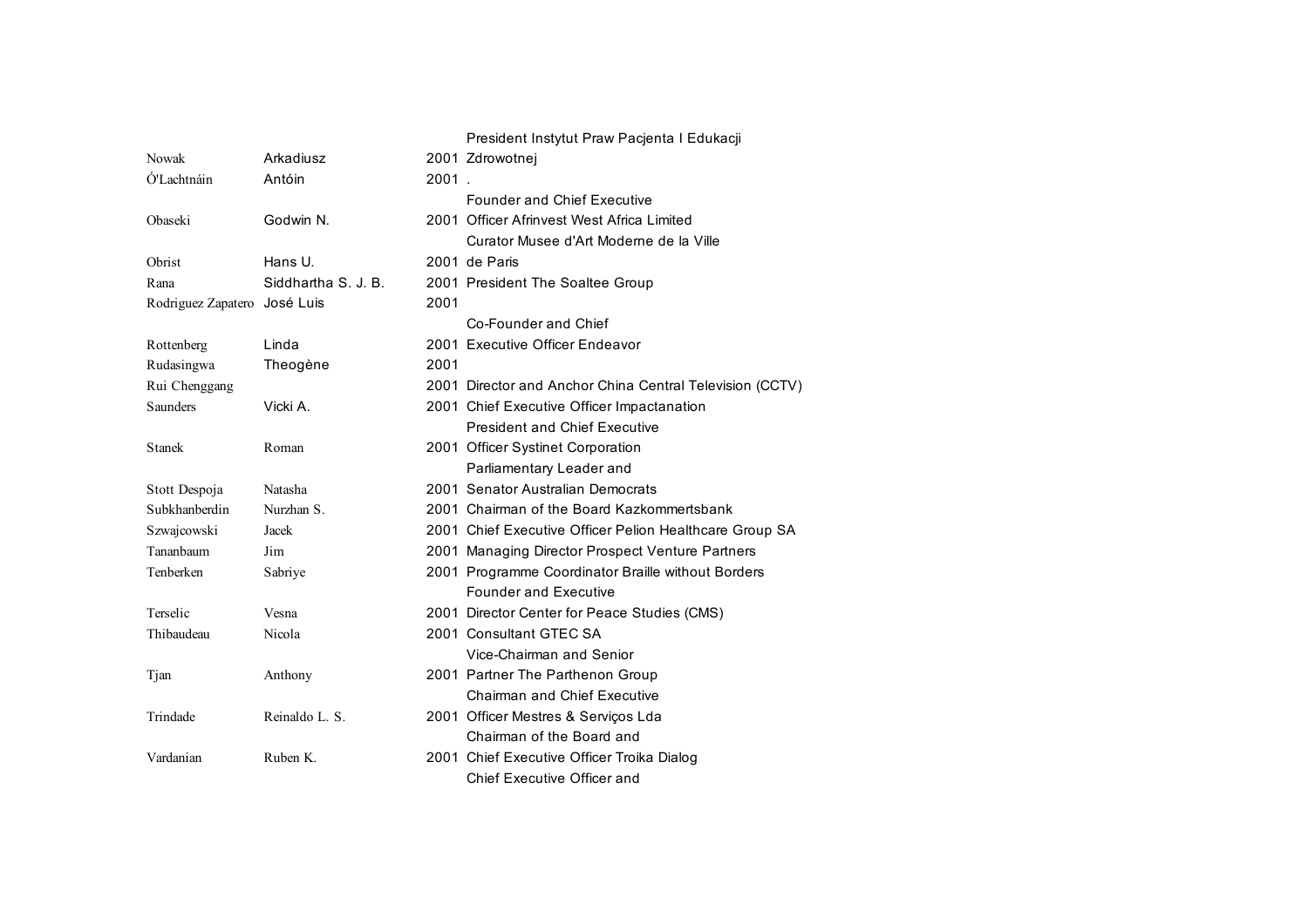| | | | |
|---|---|---|---|
| Nowak | Arkadiusz | 2001 | President Instytut Praw Pacjenta I Edukacji Zdrowotnej |
| Ó'Lachtnáin | Antóin | 2001 | . |
| Obaseki | Godwin N. | 2001 | Founder and Chief Executive Officer Afrinvest West Africa Limited |
| Obrist | Hans U. | 2001 | Curator Musee d'Art Moderne de la Ville de Paris |
| Rana | Siddhartha S. J. B. | 2001 | President The Soaltee Group |
| Rodriguez Zapatero | José Luis | 2001 | |
| Rottenberg | Linda | 2001 | Co-Founder and Chief Executive Officer Endeavor |
| Rudasingwa | Theogène | 2001 | |
| Rui Chenggang | | 2001 | Director and Anchor China Central Television (CCTV) |
| Saunders | Vicki A. | 2001 | Chief Executive Officer Impactanation |
| Stanek | Roman | 2001 | President and Chief Executive Officer Systinet Corporation |
| Stott Despoja | Natasha | 2001 | Parliamentary Leader and Senator Australian Democrats |
| Subkhanberdin | Nurzhan S. | 2001 | Chairman of the Board Kazkommertsbank |
| Szwajcowski | Jacek | 2001 | Chief Executive Officer Pelion Healthcare Group SA |
| Tananbaum | Jim | 2001 | Managing Director Prospect Venture Partners |
| Tenberken | Sabriye | 2001 | Programme Coordinator Braille without Borders |
| Terselic | Vesna | 2001 | Founder and Executive Director Center for Peace Studies (CMS) |
| Thibaudeau | Nicola | 2001 | Consultant GTEC SA |
| Tjan | Anthony | 2001 | Vice-Chairman and Senior Partner The Parthenon Group |
| Trindade | Reinaldo L. S. | 2001 | Chairman and Chief Executive Officer Mestres & Serviços Lda |
| Vardanian | Ruben K. | 2001 | Chairman of the Board and Chief Executive Officer Troika Dialog |
| | | | Chief Executive Officer and |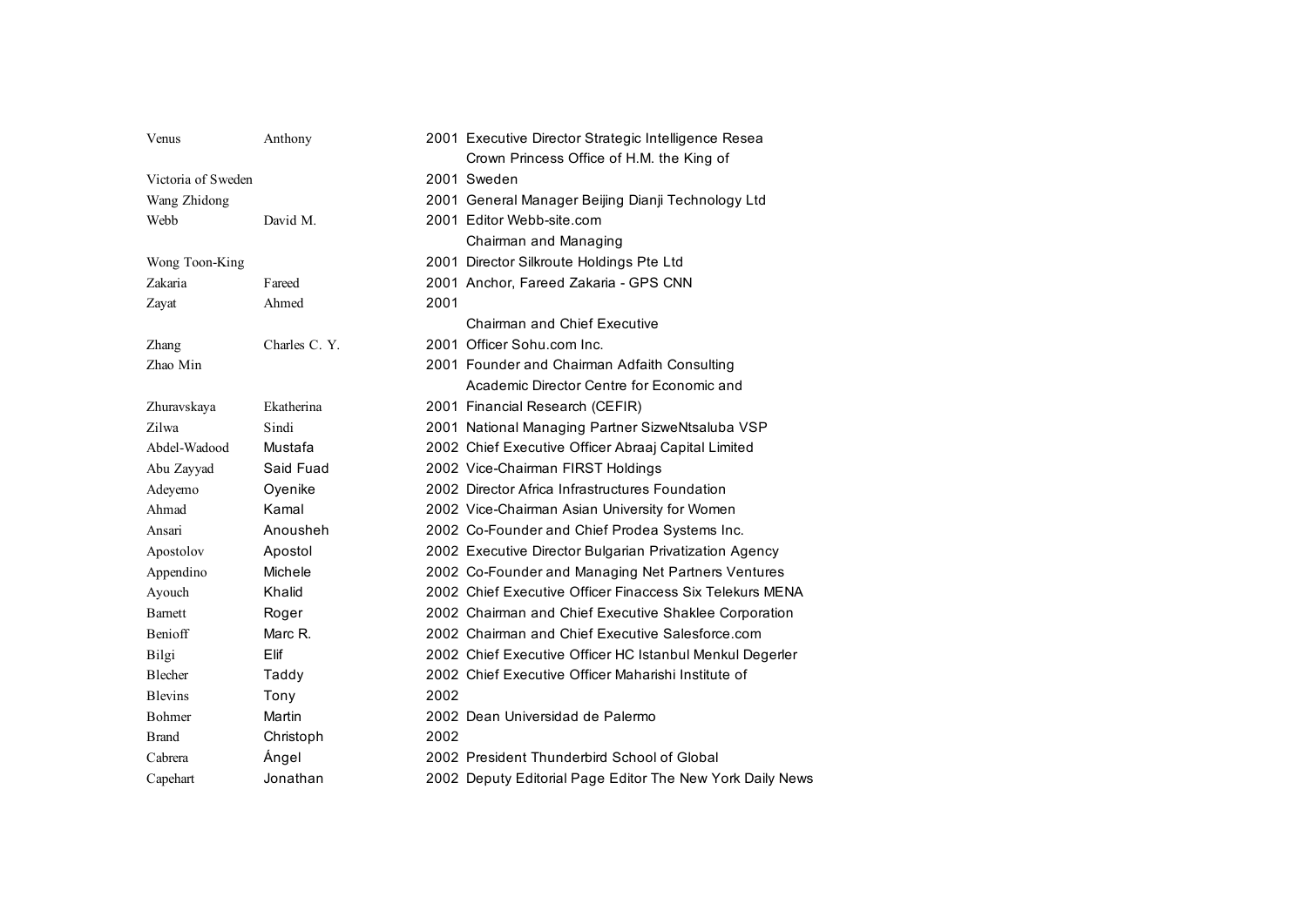| | | | |
|---|---|---|---|
| Venus | Anthony | 2001 | Executive Director Strategic Intelligence Resea |
| Victoria of Sweden | | 2001 | Crown Princess Office of H.M. the King of Sweden |
| Wang Zhidong | | 2001 | General Manager Beijing Dianji Technology Ltd |
| Webb | David M. | 2001 | Editor Webb-site.com |
| Wong Toon-King | | 2001 | Chairman and Managing Director Silkroute Holdings Pte Ltd |
| Zakaria | Fareed | 2001 | Anchor, Fareed Zakaria - GPS CNN |
| Zayat | Ahmed | 2001 | |
| Zhang | Charles C. Y. | 2001 | Chairman and Chief Executive Officer Sohu.com Inc. |
| Zhao Min | | 2001 | Founder and Chairman Adfaith Consulting |
| Zhuravskaya | Ekatherina | 2001 | Academic Director Centre for Economic and Financial Research (CEFIR) |
| Zilwa | Sindi | 2001 | National Managing Partner SizweNtsaluba VSP |
| Abdel-Wadood | Mustafa | 2002 | Chief Executive Officer Abraaj Capital Limited |
| Abu Zayyad | Said Fuad | 2002 | Vice-Chairman FIRST Holdings |
| Adeyemo | Oyenike | 2002 | Director Africa Infrastructures Foundation |
| Ahmad | Kamal | 2002 | Vice-Chairman Asian University for Women |
| Ansari | Anousheh | 2002 | Co-Founder and Chief Prodea Systems Inc. |
| Apostolov | Apostol | 2002 | Executive Director Bulgarian Privatization Agency |
| Appendino | Michele | 2002 | Co-Founder and Managing Net Partners Ventures |
| Ayouch | Khalid | 2002 | Chief Executive Officer Finaccess Six Telekurs MENA |
| Barnett | Roger | 2002 | Chairman and Chief Executive Shaklee Corporation |
| Benioff | Marc R. | 2002 | Chairman and Chief Executive Salesforce.com |
| Bilgi | Elif | 2002 | Chief Executive Officer HC Istanbul Menkul Degerler |
| Blecher | Taddy | 2002 | Chief Executive Officer Maharishi Institute of |
| Blevins | Tony | 2002 | |
| Bohmer | Martin | 2002 | Dean Universidad de Palermo |
| Brand | Christoph | 2002 | |
| Cabrera | Ángel | 2002 | President Thunderbird School of Global |
| Capehart | Jonathan | 2002 | Deputy Editorial Page Editor The New York Daily News |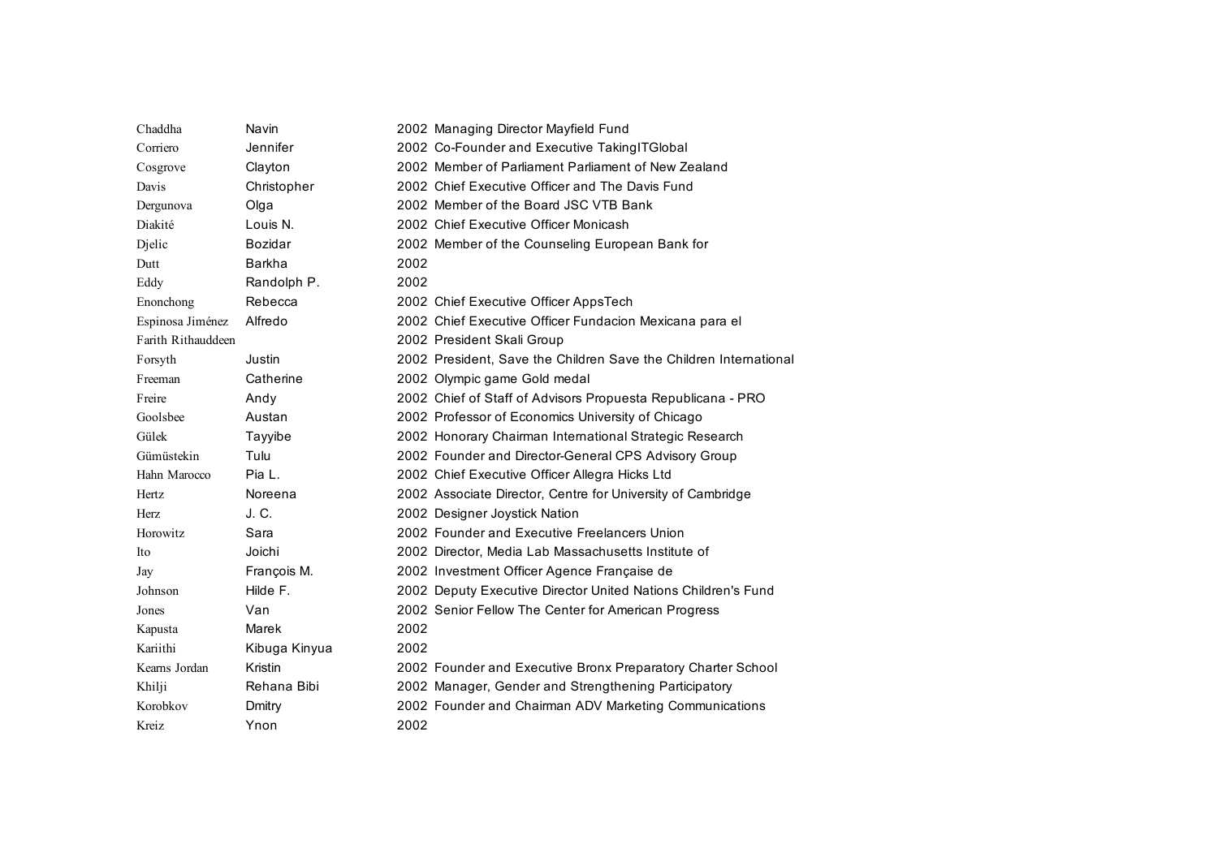| | | | |
|---|---|---|---|
| Chaddha | Navin | 2002 | Managing Director Mayfield Fund |
| Corriero | Jennifer | 2002 | Co-Founder and Executive TakingITGlobal |
| Cosgrove | Clayton | 2002 | Member of Parliament Parliament of New Zealand |
| Davis | Christopher | 2002 | Chief Executive Officer and The Davis Fund |
| Dergunova | Olga | 2002 | Member of the Board JSC VTB Bank |
| Diakité | Louis N. | 2002 | Chief Executive Officer Monicash |
| Djelic | Bozidar | 2002 | Member of the Counseling European Bank for |
| Dutt | Barkha | 2002 | |
| Eddy | Randolph P. | 2002 | |
| Enonchong | Rebecca | 2002 | Chief Executive Officer AppsTech |
| Espinosa Jiménez | Alfredo | 2002 | Chief Executive Officer Fundacion Mexicana para el |
| Farith Rithauddeen | | 2002 | President Skali Group |
| Forsyth | Justin | 2002 | President, Save the Children Save the Children International |
| Freeman | Catherine | 2002 | Olympic game Gold medal |
| Freire | Andy | 2002 | Chief of Staff of Advisors Propuesta Republicana - PRO |
| Goolsbee | Austan | 2002 | Professor of Economics University of Chicago |
| Gülek | Tayyibe | 2002 | Honorary Chairman International Strategic Research |
| Gümüstekin | Tulu | 2002 | Founder and Director-General CPS Advisory Group |
| Hahn Marocco | Pia L. | 2002 | Chief Executive Officer Allegra Hicks Ltd |
| Hertz | Noreena | 2002 | Associate Director, Centre for University of Cambridge |
| Herz | J. C. | 2002 | Designer Joystick Nation |
| Horowitz | Sara | 2002 | Founder and Executive Freelancers Union |
| Ito | Joichi | 2002 | Director, Media Lab Massachusetts Institute of |
| Jay | François M. | 2002 | Investment Officer Agence Française de |
| Johnson | Hilde F. | 2002 | Deputy Executive Director United Nations Children's Fund |
| Jones | Van | 2002 | Senior Fellow The Center for American Progress |
| Kapusta | Marek | 2002 | |
| Kariithi | Kibuga Kinyua | 2002 | |
| Kearns Jordan | Kristin | 2002 | Founder and Executive Bronx Preparatory Charter School |
| Khilji | Rehana Bibi | 2002 | Manager, Gender and Strengthening Participatory |
| Korobkov | Dmitry | 2002 | Founder and Chairman ADV Marketing Communications |
| Kreiz | Ynon | 2002 | |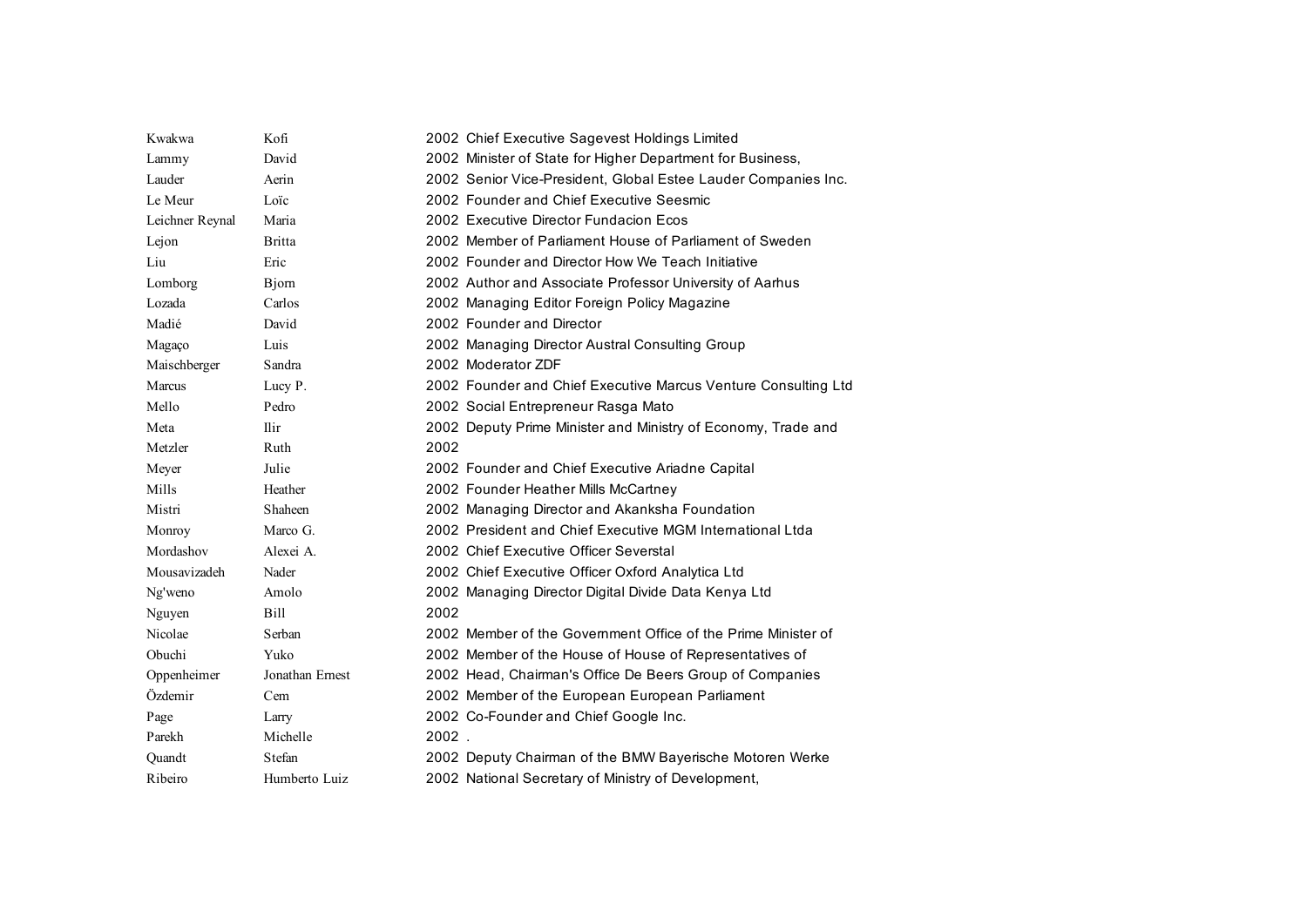| | | | |
|---|---|---|---|
| Kwakwa | Kofi | 2002 | Chief Executive Sagevest Holdings Limited |
| Lammy | David | 2002 | Minister of State for Higher Department for Business, |
| Lauder | Aerin | 2002 | Senior Vice-President, Global Estee Lauder Companies Inc. |
| Le Meur | Loïc | 2002 | Founder and Chief Executive Seesmic |
| Leichner Reynal | Maria | 2002 | Executive Director Fundacion Ecos |
| Lejon | Britta | 2002 | Member of Parliament House of Parliament of Sweden |
| Liu | Eric | 2002 | Founder and Director How We Teach Initiative |
| Lomborg | Bjorn | 2002 | Author and Associate Professor University of Aarhus |
| Lozada | Carlos | 2002 | Managing Editor Foreign Policy Magazine |
| Madié | David | 2002 | Founder and Director |
| Magaço | Luis | 2002 | Managing Director Austral Consulting Group |
| Maischberger | Sandra | 2002 | Moderator ZDF |
| Marcus | Lucy P. | 2002 | Founder and Chief Executive Marcus Venture Consulting Ltd |
| Mello | Pedro | 2002 | Social Entrepreneur Rasga Mato |
| Meta | Ilir | 2002 | Deputy Prime Minister and Ministry of Economy, Trade and |
| Metzler | Ruth | 2002 | |
| Meyer | Julie | 2002 | Founder and Chief Executive Ariadne Capital |
| Mills | Heather | 2002 | Founder Heather Mills McCartney |
| Mistri | Shaheen | 2002 | Managing Director and Akanksha Foundation |
| Monroy | Marco G. | 2002 | President and Chief Executive MGM International Ltda |
| Mordashov | Alexei A. | 2002 | Chief Executive Officer Severstal |
| Mousavizadeh | Nader | 2002 | Chief Executive Officer Oxford Analytica Ltd |
| Ng'weno | Amolo | 2002 | Managing Director Digital Divide Data Kenya Ltd |
| Nguyen | Bill | 2002 | |
| Nicolae | Serban | 2002 | Member of the Government Office of the Prime Minister of |
| Obuchi | Yuko | 2002 | Member of the House of House of Representatives of |
| Oppenheimer | Jonathan Ernest | 2002 | Head, Chairman's Office De Beers Group of Companies |
| Özdemir | Cem | 2002 | Member of the European European Parliament |
| Page | Larry | 2002 | Co-Founder and Chief Google Inc. |
| Parekh | Michelle | 2002 | . |
| Quandt | Stefan | 2002 | Deputy Chairman of the BMW Bayerische Motoren Werke |
| Ribeiro | Humberto Luiz | 2002 | National Secretary of Ministry of Development, |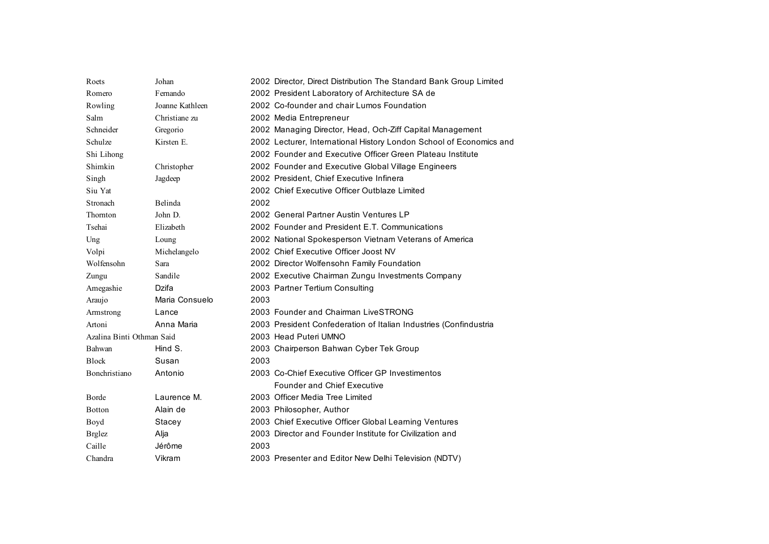| | | | |
|---|---|---|---|
| Roets | Johan | 2002 | Director, Direct Distribution The Standard Bank Group Limited |
| Romero | Fernando | 2002 | President Laboratory of Architecture SA de |
| Rowling | Joanne Kathleen | 2002 | Co-founder and chair Lumos Foundation |
| Salm | Christiane zu | 2002 | Media Entrepreneur |
| Schneider | Gregorio | 2002 | Managing Director, Head, Och-Ziff Capital Management |
| Schulze | Kirsten E. | 2002 | Lecturer, International History London School of Economics and |
| Shi Lihong | | 2002 | Founder and Executive Officer Green Plateau Institute |
| Shimkin | Christopher | 2002 | Founder and Executive Global Village Engineers |
| Singh | Jagdeep | 2002 | President, Chief Executive Infinera |
| Siu Yat | | 2002 | Chief Executive Officer Outblaze Limited |
| Stronach | Belinda | 2002 | |
| Thornton | John D. | 2002 | General Partner Austin Ventures LP |
| Tsehai | Elizabeth | 2002 | Founder and President E.T. Communications |
| Ung | Loung | 2002 | National Spokesperson Vietnam Veterans of America |
| Volpi | Michelangelo | 2002 | Chief Executive Officer Joost NV |
| Wolfensohn | Sara | 2002 | Director Wolfensohn Family Foundation |
| Zungu | Sandile | 2002 | Executive Chairman Zungu Investments Company |
| Amegashie | Dzifa | 2003 | Partner Tertium Consulting |
| Araujo | Maria Consuelo | 2003 | |
| Armstrong | Lance | 2003 | Founder and Chairman LiveSTRONG |
| Artoni | Anna Maria | 2003 | President Confederation of Italian Industries (Confindustria |
| Azalina Binti Othman Said | | 2003 | Head Puteri UMNO |
| Bahwan | Hind S. | 2003 | Chairperson Bahwan Cyber Tek Group |
| Block | Susan | 2003 | |
| Bonchristiano | Antonio | 2003 | Co-Chief Executive Officer GP Investimentos |
| Borde | Laurence M. | 2003 | Founder and Chief Executive Officer Media Tree Limited |
| Botton | Alain de | 2003 | Philosopher, Author |
| Boyd | Stacey | 2003 | Chief Executive Officer Global Learning Ventures |
| Brglez | Alja | 2003 | Director and Founder Institute for Civilization and |
| Caille | Jérôme | 2003 | |
| Chandra | Vikram | 2003 | Presenter and Editor New Delhi Television (NDTV) |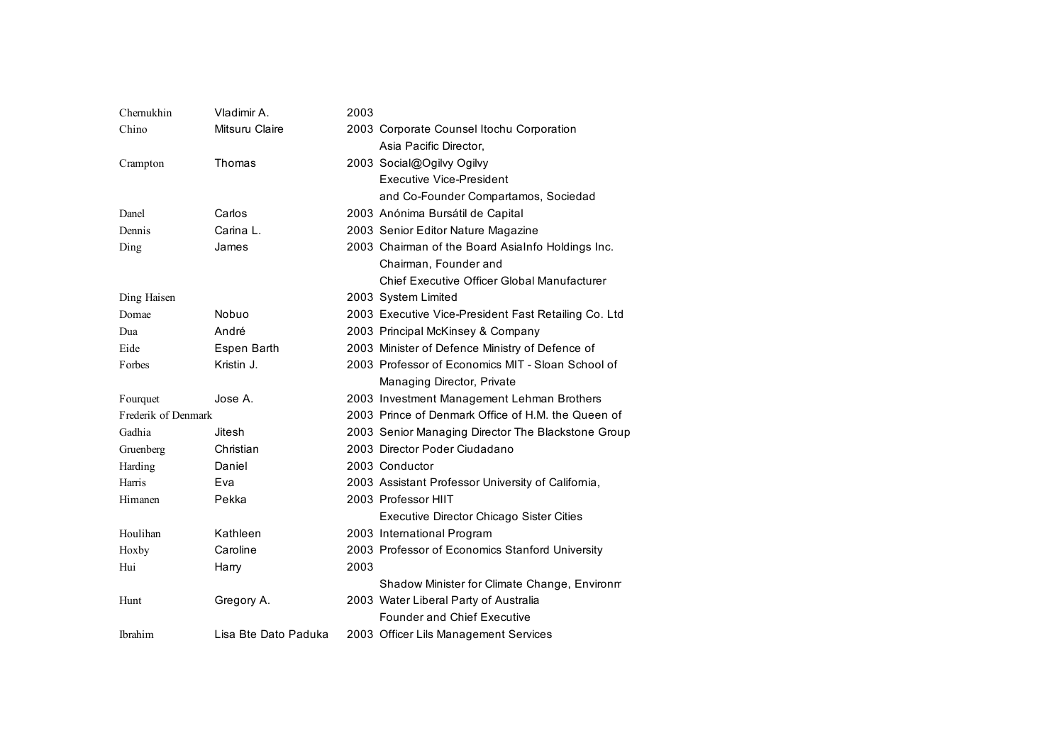| | | | |
|---|---|---|---|
| Chernukhin | Vladimir A. | 2003 | |
| Chino | Mitsuru Claire | 2003 | Corporate Counsel Itochu Corporation |
| Crampton | Thomas | 2003 | Asia Pacific Director, Social@Ogilvy Ogilvy |
| Danel | Carlos | 2003 | Executive Vice-President and Co-Founder Compartamos, Sociedad Anónima Bursátil de Capital |
| Dennis | Carina L. | 2003 | Senior Editor Nature Magazine |
| Ding | James | 2003 | Chairman of the Board AsiaInfo Holdings Inc. |
| Ding Haisen | | 2003 | Chairman, Founder and Chief Executive Officer Global Manufacturer System Limited |
| Domae | Nobuo | 2003 | Executive Vice-President Fast Retailing Co. Ltd |
| Dua | André | 2003 | Principal McKinsey & Company |
| Eide | Espen Barth | 2003 | Minister of Defence Ministry of Defence of |
| Forbes | Kristin J. | 2003 | Professor of Economics MIT - Sloan School of |
| Fourquet | Jose A. | 2003 | Managing Director, Private Investment Management Lehman Brothers |
| Frederik of Denmark | | 2003 | Prince of Denmark Office of H.M. the Queen of |
| Gadhia | Jitesh | 2003 | Senior Managing Director The Blackstone Group |
| Gruenberg | Christian | 2003 | Director Poder Ciudadano |
| Harding | Daniel | 2003 | Conductor |
| Harris | Eva | 2003 | Assistant Professor University of California, |
| Himanen | Pekka | 2003 | Professor HIIT |
| Houlihan | Kathleen | 2003 | Executive Director Chicago Sister Cities International Program |
| Hoxby | Caroline | 2003 | Professor of Economics Stanford University |
| Hui | Harry | 2003 | |
| Hunt | Gregory A. | 2003 | Shadow Minister for Climate Change, Environm Water Liberal Party of Australia |
| Ibrahim | Lisa Bte Dato Paduka | 2003 | Founder and Chief Executive Officer Lils Management Services |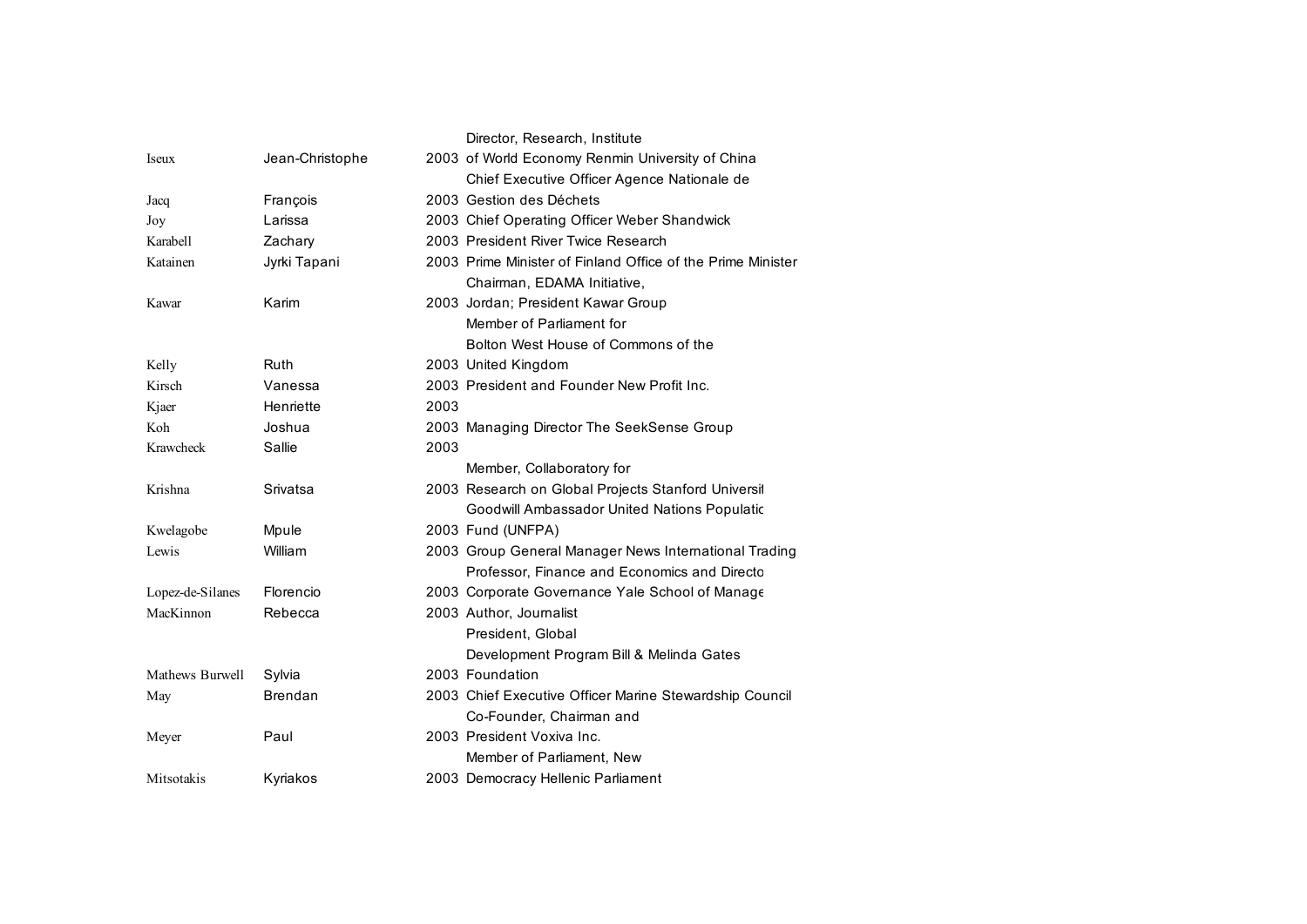| | | | |
|---|---|---|---|
| Iseux | Jean-Christophe | 2003 | Director, Research, Institute of World Economy Renmin University of China |
| Jacq | François | 2003 | Chief Executive Officer Agence Nationale de Gestion des Déchets |
| Joy | Larissa | 2003 | Chief Operating Officer Weber Shandwick |
| Karabell | Zachary | 2003 | President River Twice Research |
| Katainen | Jyrki Tapani | 2003 | Prime Minister of Finland Office of the Prime Minister |
| Kawar | Karim | 2003 | Chairman, EDAMA Initiative, Jordan; President Kawar Group |
| Kelly | Ruth | 2003 | Member of Parliament for Bolton West House of Commons of the United Kingdom |
| Kirsch | Vanessa | 2003 | President and Founder New Profit Inc. |
| Kjaer | Henriette | 2003 | |
| Koh | Joshua | 2003 | Managing Director The SeekSense Group |
| Krawcheck | Sallie | 2003 | |
| Krishna | Srivatsa | 2003 | Member, Collaboratory for Research on Global Projects Stanford Universit |
| Kwelagobe | Mpule | 2003 | Goodwill Ambassador United Nations Populatic Fund (UNFPA) |
| Lewis | William | 2003 | Group General Manager News International Trading |
| Lopez-de-Silanes | Florencio | 2003 | Professor, Finance and Economics and Directo Corporate Governance Yale School of Manage |
| MacKinnon | Rebecca | 2003 | Author, Journalist |
| Mathews Burwell | Sylvia | 2003 | President, Global Development Program Bill & Melinda Gates Foundation |
| May | Brendan | 2003 | Chief Executive Officer Marine Stewardship Council |
| Meyer | Paul | 2003 | Co-Founder, Chairman and President Voxiva Inc. |
| Mitsotakis | Kyriakos | 2003 | Member of Parliament, New Democracy Hellenic Parliament |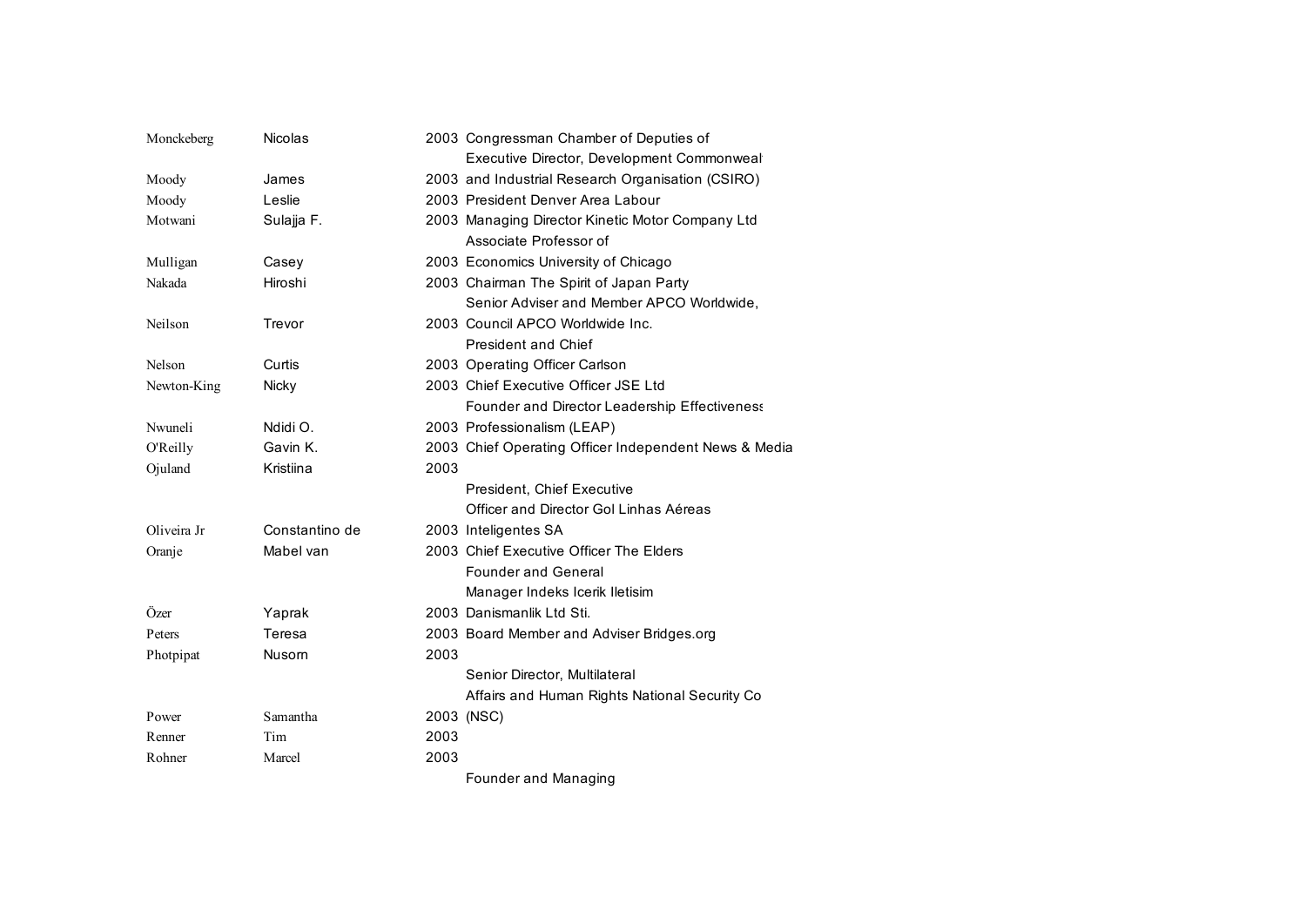| | | | |
|---|---|---|---|
| Monckeberg | Nicolas | 2003 | Congressman Chamber of Deputies of |
| | | | Executive Director, Development Commonweal |
| Moody | James | 2003 | and Industrial Research Organisation (CSIRO) |
| Moody | Leslie | 2003 | President Denver Area Labour |
| Motwani | Sulajja F. | 2003 | Managing Director Kinetic Motor Company Ltd |
| | | | Associate Professor of |
| Mulligan | Casey | 2003 | Economics University of Chicago |
| Nakada | Hiroshi | 2003 | Chairman The Spirit of Japan Party |
| | | | Senior Adviser and Member APCO Worldwide, |
| Neilson | Trevor | 2003 | Council APCO Worldwide Inc. |
| | | | President and Chief |
| Nelson | Curtis | 2003 | Operating Officer Carlson |
| Newton-King | Nicky | 2003 | Chief Executive Officer JSE Ltd |
| | | | Founder and Director Leadership Effectiveness |
| Nwuneli | Ndidi O. | 2003 | Professionalism (LEAP) |
| O'Reilly | Gavin K. | 2003 | Chief Operating Officer Independent News & Media |
| Ojuland | Kristiina | 2003 | |
| | | | President, Chief Executive |
| | | | Officer and Director Gol Linhas Aéreas |
| Oliveira Jr | Constantino de | 2003 | Inteligentes SA |
| Oranje | Mabel van | 2003 | Chief Executive Officer The Elders |
| | | | Founder and General |
| | | | Manager Indeks Icerik Iletisim |
| Özer | Yaprak | 2003 | Danismanlik Ltd Sti. |
| Peters | Teresa | 2003 | Board Member and Adviser Bridges.org |
| Photpipat | Nusorn | 2003 | |
| | | | Senior Director, Multilateral |
| | | | Affairs and Human Rights National Security Co |
| Power | Samantha | 2003 | (NSC) |
| Renner | Tim | 2003 | |
| Rohner | Marcel | 2003 | |
| | | | Founder and Managing |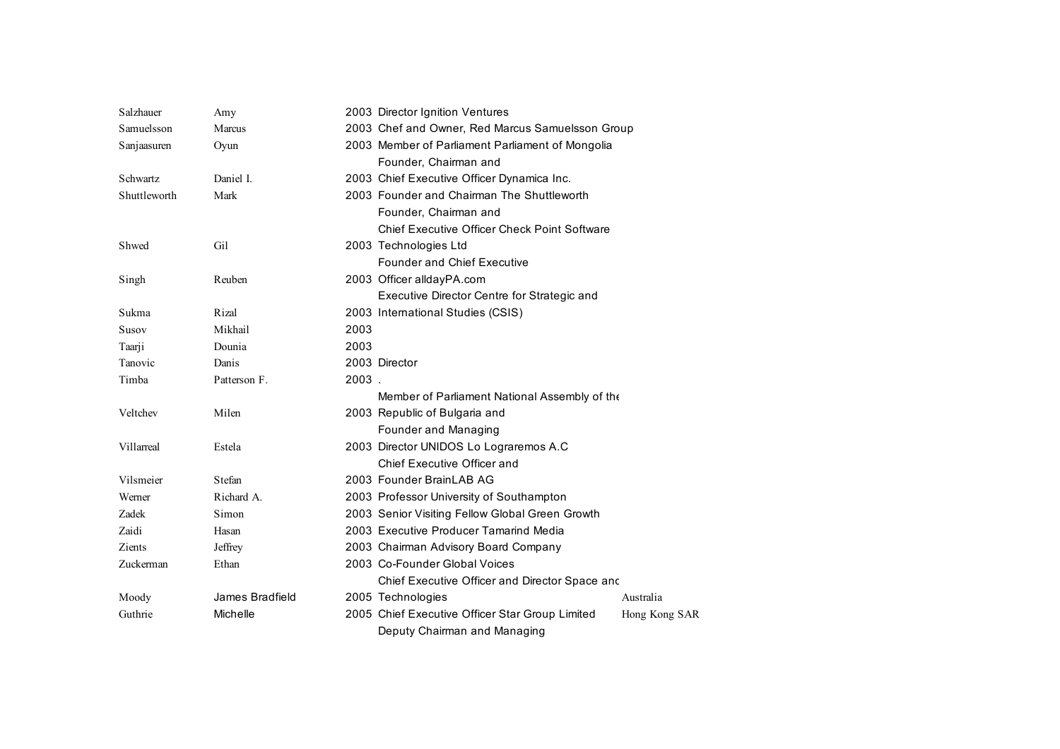| | | | | |
|---|---|---|---|---|
| Salzhauer | Amy | 2003 | Director Ignition Ventures | |
| Samuelsson | Marcus | 2003 | Chef and Owner, Red Marcus Samuelsson Group | |
| Sanjaasuren | Oyun | 2003 | Member of Parliament Parliament of Mongolia | |
| Schwartz | Daniel I. | 2003 | Founder, Chairman and Chief Executive Officer Dynamica Inc. | |
| Shuttleworth | Mark | 2003 | Founder and Chairman The Shuttleworth | |
| Shwed | Gil | 2003 | Founder, Chairman and Chief Executive Officer Check Point Software Technologies Ltd | |
| Singh | Reuben | 2003 | Founder and Chief Executive Officer alldayPA.com | |
| Sukma | Rizal | 2003 | Executive Director Centre for Strategic and International Studies (CSIS) | |
| Susov | Mikhail | 2003 | | |
| Taarji | Dounia | 2003 | | |
| Tanovic | Danis | 2003 | Director | |
| Timba | Patterson F. | 2003 | . | |
| Veltchev | Milen | 2003 | Member of Parliament National Assembly of the Republic of Bulgaria and | |
| Villarreal | Estela | 2003 | Founder and Managing Director UNIDOS Lo Lograremos A.C | |
| Vilsmeier | Stefan | 2003 | Chief Executive Officer and Founder BrainLAB AG | |
| Werner | Richard A. | 2003 | Professor University of Southampton | |
| Zadek | Simon | 2003 | Senior Visiting Fellow Global Green Growth | |
| Zaidi | Hasan | 2003 | Executive Producer Tamarind Media | |
| Zients | Jeffrey | 2003 | Chairman Advisory Board Company | |
| Zuckerman | Ethan | 2003 | Co-Founder Global Voices | |
| Moody | James Bradfield | 2005 | Chief Executive Officer and Director Space and Technologies | Australia |
| Guthrie | Michelle | 2005 | Chief Executive Officer Star Group Limited | Hong Kong SAR |
| | | | Deputy Chairman and Managing | |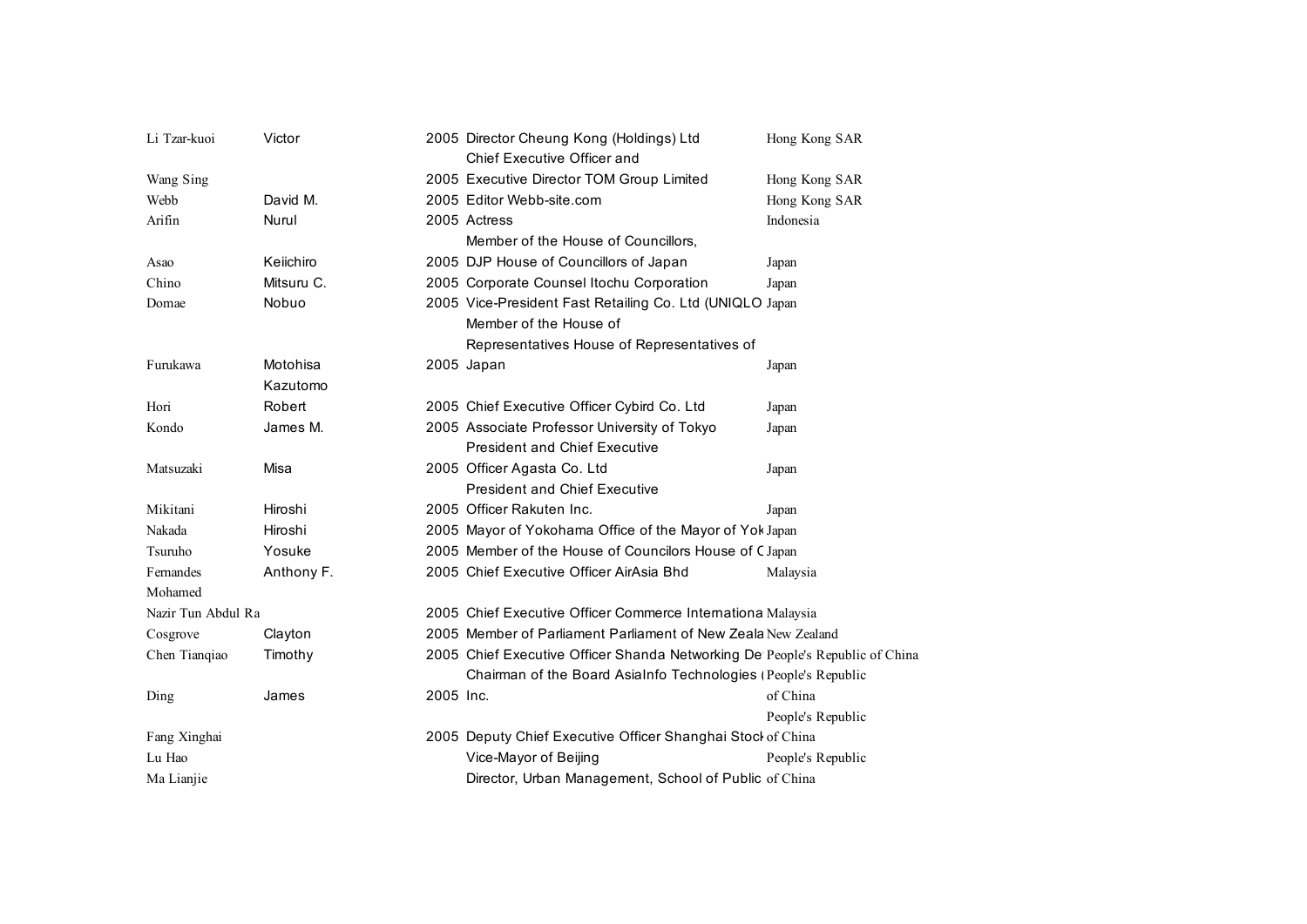| | | | | |
|---|---|---|---|---|
| Li Tzar-kuoi | Victor | 2005 | Director Cheung Kong (Holdings) Ltd | Hong Kong SAR |
| Wang Sing | | 2005 | Chief Executive Officer and Executive Director TOM Group Limited | Hong Kong SAR |
| Webb | David M. | 2005 | Editor Webb-site.com | Hong Kong SAR |
| Arifin | Nurul | 2005 | Actress | Indonesia |
| Asao | Keiichiro | 2005 | Member of the House of Councillors, DJP House of Councillors of Japan | Japan |
| Chino | Mitsuru C. | 2005 | Corporate Counsel Itochu Corporation | Japan |
| Domae | Nobuo | 2005 | Vice-President Fast Retailing Co. Ltd (UNIQLO | Japan |
| Furukawa | Motohisa | 2005 | Member of the House of Representatives House of Representatives of Japan | Japan |
| | Kazutomo | | | |
| Hori | Robert | 2005 | Chief Executive Officer Cybird Co. Ltd | Japan |
| Kondo | James M. | 2005 | Associate Professor University of Tokyo | Japan |
| Matsuzaki | Misa | 2005 | President and Chief Executive Officer Agasta Co. Ltd | Japan |
| Mikitani | Hiroshi | 2005 | President and Chief Executive Officer Rakuten Inc. | Japan |
| Nakada | Hiroshi | 2005 | Mayor of Yokohama Office of the Mayor of Yok | Japan |
| Tsuruho | Yosuke | 2005 | Member of the House of Councilors House of C | Japan |
| Fernandes | Anthony F. | 2005 | Chief Executive Officer AirAsia Bhd | Malaysia |
| Mohamed Nazir Tun Abdul Ra | | 2005 | Chief Executive Officer Commerce Internationa | Malaysia |
| Cosgrove | Clayton | 2005 | Member of Parliament Parliament of New Zeala | New Zealand |
| Chen Tianqiao | Timothy | 2005 | Chief Executive Officer Shanda Networking De | People's Republic of China |
| Ding | James | 2005 | Chairman of the Board AsiaInfo Technologies ( Inc. | People's Republic of China |
| Fang Xinghai | | 2005 | Deputy Chief Executive Officer Shanghai Stock | People's Republic of China |
| Lu Hao | | | Vice-Mayor of Beijing | People's Republic of China |
| Ma Lianjie | | | Director, Urban Management, School of Public | |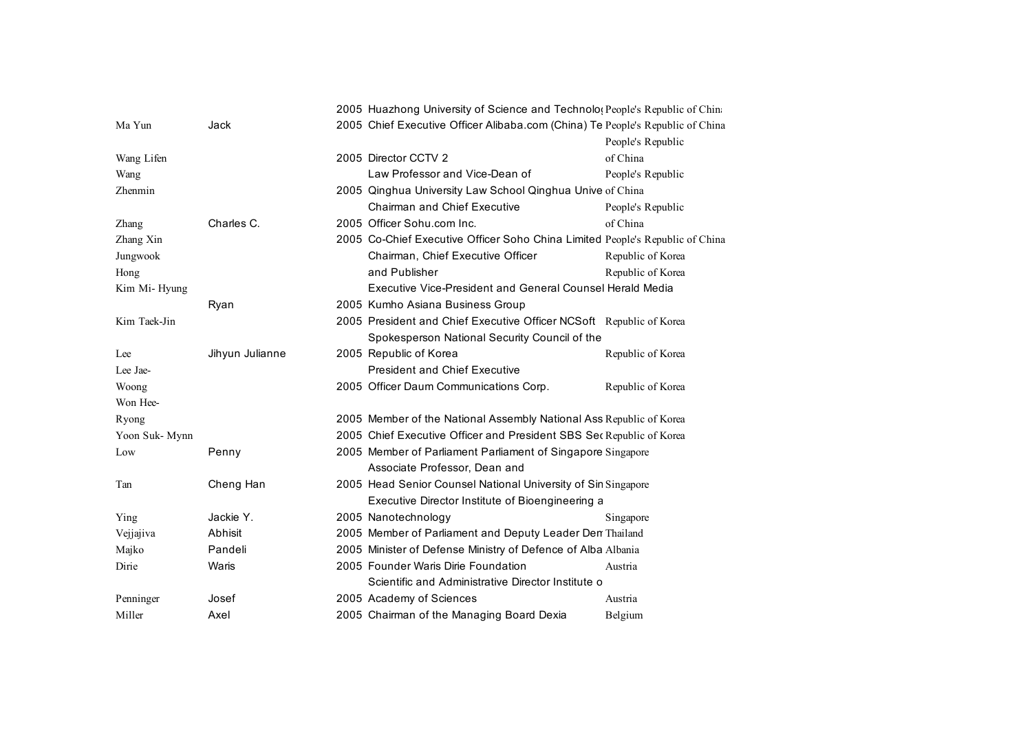| | | | | |
|---|---|---|---|---|
| | | 2005 | Huazhong University of Science and Technolo | People's Republic of China |
| Ma Yun | Jack | 2005 | Chief Executive Officer Alibaba.com (China) Te | People's Republic of China |
| Wang Lifen | | 2005 | Director CCTV 2 | People's Republic of China |
| Wang Zhenmin | | 2005 | Law Professor and Vice-Dean of Qinghua University Law School Qinghua Unive | People's Republic of China |
| Zhang | Charles C. | 2005 | Chairman and Chief Executive Officer Sohu.com Inc. | People's Republic of China |
| Zhang Xin | | 2005 | Co-Chief Executive Officer Soho China Limited | People's Republic of China |
| Jungwook Hong | | | Chairman, Chief Executive Officer and Publisher | Republic of Korea Republic of Korea |
| Kim Mi- Hyung | Ryan | 2005 | Executive Vice-President and General Counsel Herald Media Kumho Asiana Business Group | |
| Kim Taek-Jin | | 2005 | President and Chief Executive Officer NCSoft | Republic of Korea |
| Lee | Jihyun Julianne | 2005 | Spokesperson National Security Council of the Republic of Korea | Republic of Korea |
| Lee Jae-Woong | | 2005 | President and Chief Executive Officer Daum Communications Corp. | Republic of Korea |
| Won Hee-Ryong | | 2005 | Member of the National Assembly National Ass | Republic of Korea |
| Yoon Suk- Mynn | | 2005 | Chief Executive Officer and President SBS Se | Republic of Korea |
| Low | Penny | 2005 | Member of Parliament Parliament of Singapore | Singapore |
| Tan | Cheng Han | 2005 | Associate Professor, Dean and Head Senior Counsel National University of Sin | Singapore |
| Ying | Jackie Y. | 2005 | Executive Director Institute of Bioengineering a Nanotechnology | Singapore |
| Vejjajiva | Abhisit | 2005 | Member of Parliament and Deputy Leader Den | Thailand |
| Majko | Pandeli | 2005 | Minister of Defense Ministry of Defence of Alba | Albania |
| Dirie | Waris | 2005 | Founder Waris Dirie Foundation | Austria |
| Penninger | Josef | 2005 | Scientific and Administrative Director Institute o Academy of Sciences | Austria |
| Miller | Axel | 2005 | Chairman of the Managing Board Dexia | Belgium |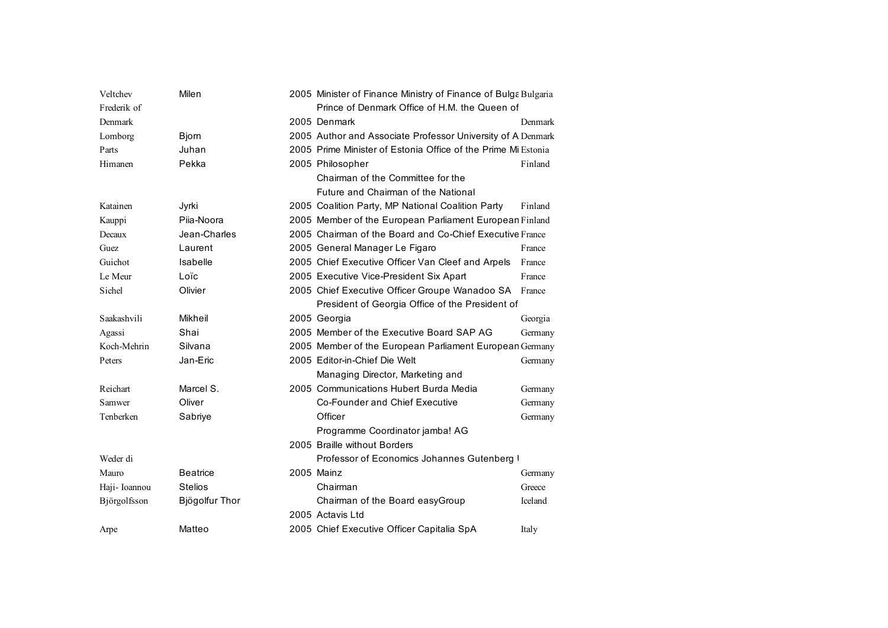| | | | | |
|---|---|---|---|---|
| Veltchev | Milen | 2005 | Minister of Finance Ministry of Finance of Bulga | Bulgaria |
| Frederik of Denmark | | 2005 | Prince of Denmark Office of H.M. the Queen of Denmark | Denmark |
| Lomborg | Bjorn | 2005 | Author and Associate Professor University of A | Denmark |
| Parts | Juhan | 2005 | Prime Minister of Estonia Office of the Prime Mi | Estonia |
| Himanen | Pekka | 2005 | Philosopher | Finland |
| Katainen | Jyrki | 2005 | Chairman of the Committee for the Future and Chairman of the National Coalition Party, MP National Coalition Party | Finland |
| Kauppi | Piia-Noora | 2005 | Member of the European Parliament European | Finland |
| Decaux | Jean-Charles | 2005 | Chairman of the Board and Co-Chief Executive | France |
| Guez | Laurent | 2005 | General Manager Le Figaro | France |
| Guichot | Isabelle | 2005 | Chief Executive Officer Van Cleef and Arpels | France |
| Le Meur | Loïc | 2005 | Executive Vice-President Six Apart | France |
| Sichel | Olivier | 2005 | Chief Executive Officer Groupe Wanadoo SA | France |
| Saakashvili | Mikheil | 2005 | President of Georgia Office of the President of Georgia | Georgia |
| Agassi | Shai | 2005 | Member of the Executive Board SAP AG | Germany |
| Koch-Mehrin | Silvana | 2005 | Member of the European Parliament European | Germany |
| Peters | Jan-Eric | 2005 | Editor-in-Chief Die Welt | Germany |
| Reichart | Marcel S. | 2005 | Managing Director, Marketing and Communications Hubert Burda Media | Germany |
| Samwer | Oliver | | Co-Founder and Chief Executive | Germany |
| Tenberken | Sabriye | | Officer | Germany |
| | | | Programme Coordinator jamba! AG | |
| | | 2005 | Braille without Borders | |
| Weder di Mauro | Beatrice | 2005 | Professor of Economics Johannes Gutenberg U Mainz | Germany |
| Haji- Ioannou | Stelios | | Chairman | Greece |
| Björgolfsson | Bjögolfur Thor | | Chairman of the Board easyGroup | Iceland |
| | | 2005 | Actavis Ltd | |
| Arpe | Matteo | 2005 | Chief Executive Officer Capitalia SpA | Italy |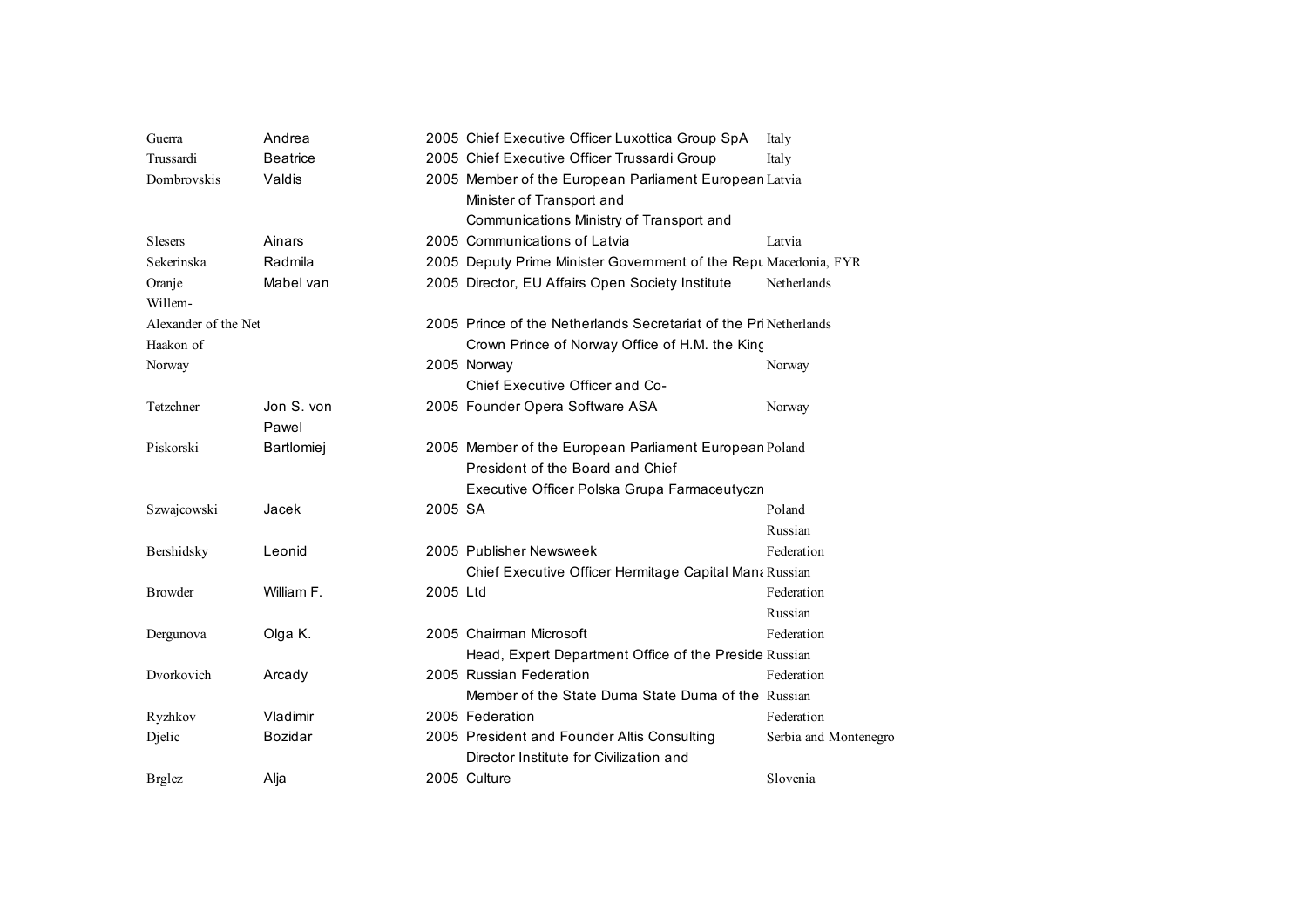| | | | | |
|---|---|---|---|---|
| Guerra | Andrea | 2005 | Chief Executive Officer Luxottica Group SpA | Italy |
| Trussardi | Beatrice | 2005 | Chief Executive Officer Trussardi Group | Italy |
| Dombrovskis | Valdis | 2005 | Member of the European Parliament European | Latvia |
| Slesers | Ainars | 2005 | Minister of Transport and Communications Ministry of Transport and Communications of Latvia | Latvia |
| Sekerinska | Radmila | 2005 | Deputy Prime Minister Government of the Repu | Macedonia, FYR |
| Oranje | Mabel van | 2005 | Director, EU Affairs Open Society Institute | Netherlands |
| Willem-Alexander of the Net | | 2005 | Prince of the Netherlands Secretariat of the Pri | Netherlands |
| Haakon of Norway | | 2005 | Crown Prince of Norway Office of H.M. the King Norway | Norway |
| Tetzchner | Jon S. von | 2005 | Chief Executive Officer and Co-Founder Opera Software ASA | Norway |
| Piskorski | Pawel Bartlomiej | 2005 | Member of the European Parliament European | Poland |
| Szwajcowski | Jacek | 2005 | President of the Board and Chief Executive Officer Polska Grupa Farmaceutyczn SA | Poland |
| Bershidsky | Leonid | 2005 | Publisher Newsweek | Russian Federation |
| Browder | William F. | 2005 | Chief Executive Officer Hermitage Capital Mana Ltd | Russian Federation |
| Dergunova | Olga K. | 2005 | Chairman Microsoft | Russian Federation |
| Dvorkovich | Arcady | 2005 | Head, Expert Department Office of the Preside Russian Federation | Russian Federation |
| Ryzhkov | Vladimir | 2005 | Member of the State Duma State Duma of the Federation | Russian Federation |
| Djelic | Bozidar | 2005 | President and Founder Altis Consulting | Serbia and Montenegro |
| Brglez | Alja | 2005 | Director Institute for Civilization and Culture | Slovenia |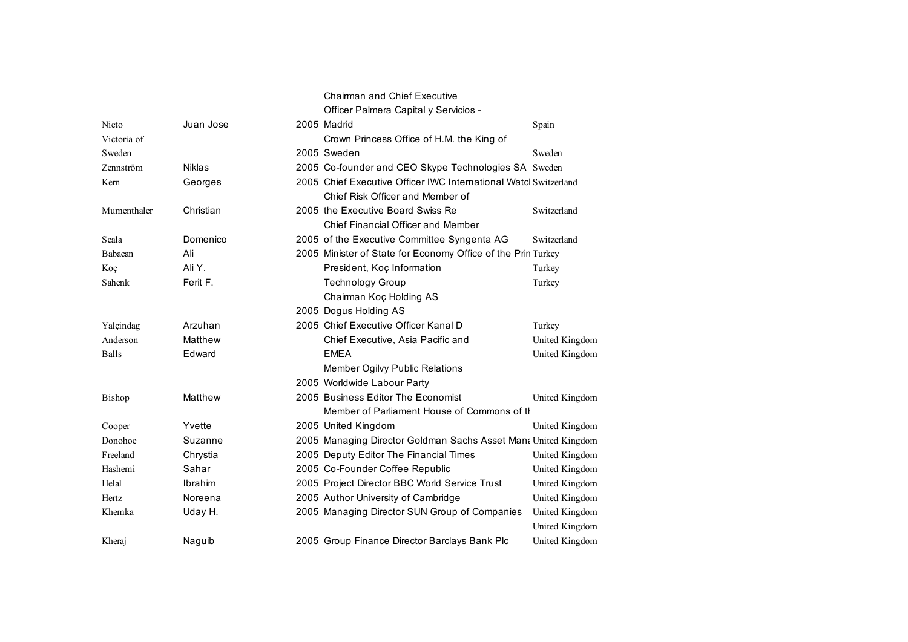| | | | | |
|---|---|---|---|---|
| Nieto | Juan Jose | 2005 | Chairman and Chief Executive Officer Palmera Capital y Servicios - Madrid | Spain |
| Victoria of Sweden | | 2005 | Crown Princess Office of H.M. the King of Sweden | Sweden |
| Zennström | Niklas | 2005 | Co-founder and CEO Skype Technologies SA | Sweden |
| Kern | Georges | 2005 | Chief Executive Officer IWC International Watcl | Switzerland |
| Mumenthaler | Christian | 2005 | Chief Risk Officer and Member of the Executive Board Swiss Re | Switzerland |
| Scala | Domenico | 2005 | Chief Financial Officer and Member of the Executive Committee Syngenta AG | Switzerland |
| Babacan | Ali | 2005 | Minister of State for Economy Office of the Prin | Turkey |
| Koç | Ali Y. | | President, Koç Information | Turkey |
| Sahenk | Ferit F. | | Technology Group | Turkey |
| | | | Chairman Koç Holding AS | |
| | | 2005 | Dogus Holding AS | |
| Yalçindag | Arzuhan | 2005 | Chief Executive Officer Kanal D | Turkey |
| Anderson | Matthew | | Chief Executive, Asia Pacific and | United Kingdom |
| Balls | Edward | | EMEA | United Kingdom |
| | | | Member Ogilvy Public Relations | |
| | | 2005 | Worldwide Labour Party | |
| Bishop | Matthew | 2005 | Business Editor The Economist | United Kingdom |
| Cooper | Yvette | 2005 | Member of Parliament House of Commons of th United Kingdom | United Kingdom |
| Donohoe | Suzanne | 2005 | Managing Director Goldman Sachs Asset Mana | United Kingdom |
| Freeland | Chrystia | 2005 | Deputy Editor The Financial Times | United Kingdom |
| Hashemi | Sahar | 2005 | Co-Founder Coffee Republic | United Kingdom |
| Helal | Ibrahim | 2005 | Project Director BBC World Service Trust | United Kingdom |
| Hertz | Noreena | 2005 | Author University of Cambridge | United Kingdom |
| Khemka | Uday H. | 2005 | Managing Director SUN Group of Companies | United Kingdom |
| | | | | United Kingdom |
| Kheraj | Naguib | 2005 | Group Finance Director Barclays Bank Plc | United Kingdom |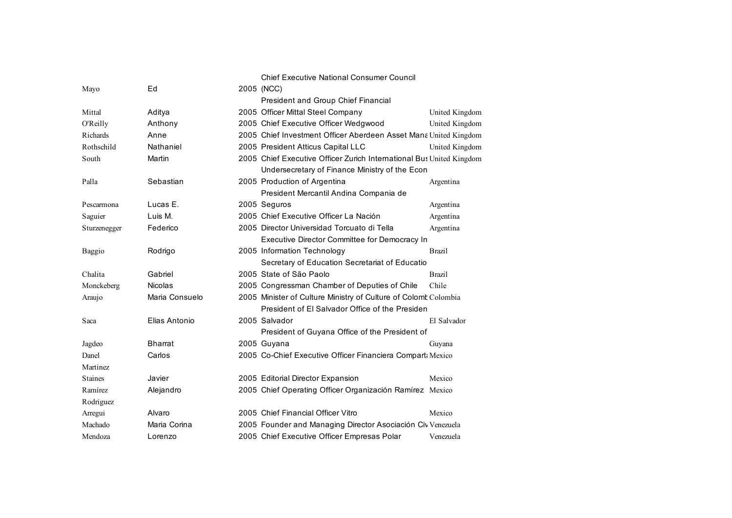| | | | | |
|---|---|---|---|---|
| Mayo | Ed | 2005 | Chief Executive National Consumer Council (NCC) | |
| Mittal | Aditya | 2005 | President and Group Chief Financial Officer Mittal Steel Company | United Kingdom |
| O'Reilly | Anthony | 2005 | Chief Executive Officer Wedgwood | United Kingdom |
| Richards | Anne | 2005 | Chief Investment Officer Aberdeen Asset Mana | United Kingdom |
| Rothschild | Nathaniel | 2005 | President Atticus Capital LLC | United Kingdom |
| South | Martin | 2005 | Chief Executive Officer Zurich International Bus | United Kingdom |
| Palla | Sebastian | 2005 | Undersecretary of Finance Ministry of the Econ Production of Argentina | Argentina |
| Pescarmona | Lucas E. | 2005 | President Mercantil Andina Compania de Seguros | Argentina |
| Saguier | Luis M. | 2005 | Chief Executive Officer La Nación | Argentina |
| Sturzenegger | Federico | 2005 | Director Universidad Torcuato di Tella | Argentina |
| Baggio | Rodrigo | 2005 | Executive Director Committee for Democracy In Information Technology | Brazil |
| Chalita | Gabriel | 2005 | Secretary of Education Secretariat of Educatio State of São Paolo | Brazil |
| Monckeberg | Nicolas | 2005 | Congressman Chamber of Deputies of Chile | Chile |
| Araujo | Maria Consuelo | 2005 | Minister of Culture Ministry of Culture of Colomb | Colombia |
| Saca | Elias Antonio | 2005 | President of El Salvador Office of the Presiden Salvador | El Salvador |
| Jagdeo | Bharrat | 2005 | President of Guyana Office of the President of Guyana | Guyana |
| Danel | Carlos | 2005 | Co-Chief Executive Officer Financiera Comparta | Mexico |
| Martinez Staines | Javier | 2005 | Editorial Director Expansion | Mexico |
| Ramírez Rodriguez | Alejandro | 2005 | Chief Operating Officer Organización Ramírez | Mexico |
| Arregui | Alvaro | 2005 | Chief Financial Officer Vitro | Mexico |
| Machado | Maria Corina | 2005 | Founder and Managing Director Asociación Civ | Venezuela |
| Mendoza | Lorenzo | 2005 | Chief Executive Officer Empresas Polar | Venezuela |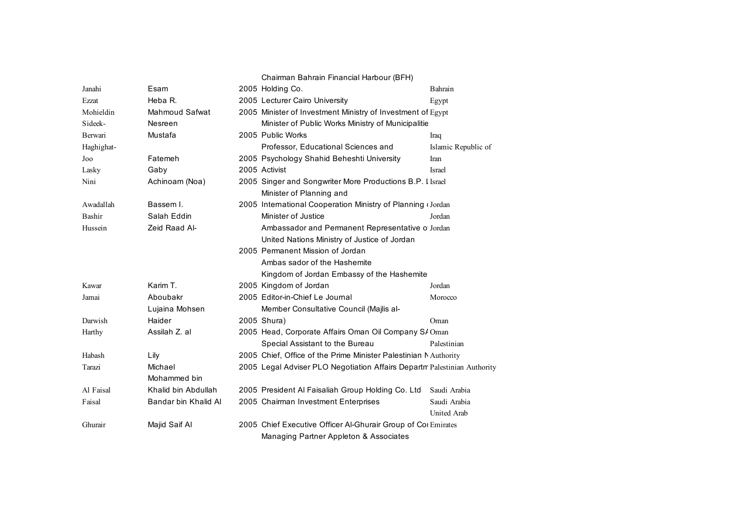| | | | | |
|---|---|---|---|---|
| Janahi | Esam | 2005 | Chairman Bahrain Financial Harbour (BFH) Holding Co. | Bahrain |
| Ezzat | Heba R. | 2005 | Lecturer Cairo University | Egypt |
| Mohieldin | Mahmoud Safwat | 2005 | Minister of Investment Ministry of Investment of | Egypt |
| Sideek-Berwari | Nesreen Mustafa | 2005 | Minister of Public Works Ministry of Municipalitie Public Works | Iraq |
| Haghighat-Joo | Fatemeh | 2005 | Professor, Educational Sciences and Psychology Shahid Beheshti University | Islamic Republic of Iran |
| Lasky | Gaby | 2005 | Activist | Israel |
| Nini | Achinoam (Noa) | 2005 | Singer and Songwriter More Productions B.P. L | Israel |
| Awadallah | Bassem I. | 2005 | Minister of Planning and International Cooperation Ministry of Planning ( | Jordan |
| Bashir | Salah Eddin | | Minister of Justice | Jordan |
| Hussein | Zeid Raad Al- | | Ambassador and Permanent Representative o | Jordan |
| | | 2005 | United Nations Ministry of Justice of Jordan Permanent Mission of Jordan Ambas sador of the Hashemite Kingdom of Jordan Embassy of the Hashemite | |
| Kawar | Karim T. | 2005 | Kingdom of Jordan | Jordan |
| Jamai | Aboubakr | 2005 | Editor-in-Chief Le Journal | Morocco |
| Darwish | Lujaina Mohsen Haider | 2005 | Member Consultative Council (Majlis al-Shura) | Oman |
| Harthy | Assilah Z. al | 2005 | Head, Corporate Affairs Oman Oil Company SA | Oman |
| Habash | Lily | 2005 | Special Assistant to the Bureau Chief, Office of the Prime Minister Palestinian N | Palestinian Authority |
| Tarazi | Michael | 2005 | Legal Adviser PLO Negotiation Affairs Departm | Palestinian Authority |
| Al Faisal | Mohammed bin Khalid bin Abdullah | 2005 | President Al Faisaliah Group Holding Co. Ltd | Saudi Arabia |
| Faisal | Bandar bin Khalid Al | 2005 | Chairman Investment Enterprises | Saudi Arabia |
| Ghurair | Majid Saif Al | 2005 | Chief Executive Officer Al-Ghurair Group of Co | United Arab Emirates |
| | | | Managing Partner Appleton & Associates | |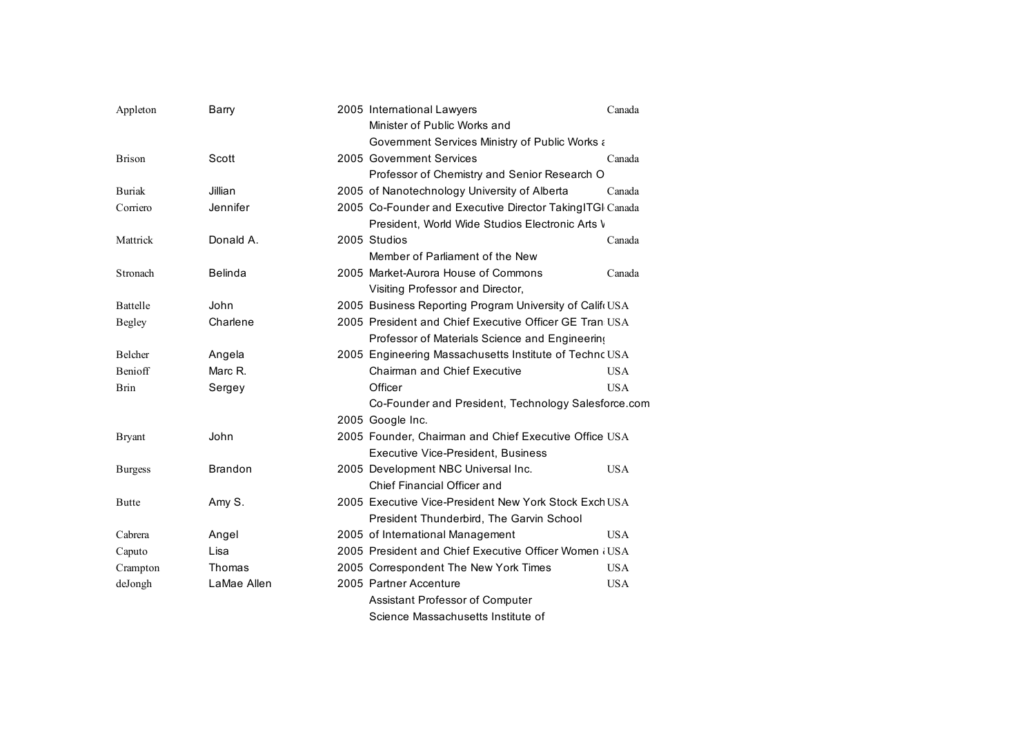| | | | | |
|---|---|---|---|---|
| Appleton | Barry | 2005 | International Lawyers | Canada |
| | | | Minister of Public Works and Government Services Ministry of Public Works a | |
| Brison | Scott | 2005 | Government Services | Canada |
| | | | Professor of Chemistry and Senior Research O | |
| Buriak | Jillian | 2005 | of Nanotechnology University of Alberta | Canada |
| Corriero | Jennifer | 2005 | Co-Founder and Executive Director TakingITGl | Canada |
| | | | President, World Wide Studios Electronic Arts V | |
| Mattrick | Donald A. | 2005 | Studios | Canada |
| | | | Member of Parliament of the New | |
| Stronach | Belinda | 2005 | Market-Aurora House of Commons | Canada |
| | | | Visiting Professor and Director, | |
| Battelle | John | 2005 | Business Reporting Program University of Calif | USA |
| Begley | Charlene | 2005 | President and Chief Executive Officer GE Tran | USA |
| | | | Professor of Materials Science and Engineering | |
| Belcher | Angela | 2005 | Engineering Massachusetts Institute of Techno | USA |
| Benioff | Marc R. | | Chairman and Chief Executive | USA |
| Brin | Sergey | | Officer | USA |
| | | | Co-Founder and President, Technology Salesforce.com | |
| | | 2005 | Google Inc. | |
| Bryant | John | 2005 | Founder, Chairman and Chief Executive Office | USA |
| | | | Executive Vice-President, Business | |
| Burgess | Brandon | 2005 | Development NBC Universal Inc. | USA |
| | | | Chief Financial Officer and | |
| Butte | Amy S. | 2005 | Executive Vice-President New York Stock Exch | USA |
| | | | President Thunderbird, The Garvin School | |
| Cabrera | Angel | 2005 | of International Management | USA |
| Caputo | Lisa | 2005 | President and Chief Executive Officer Women a | USA |
| Crampton | Thomas | 2005 | Correspondent The New York Times | USA |
| deJongh | LaMae Allen | 2005 | Partner Accenture | USA |
| | | | Assistant Professor of Computer | |
| | | | Science Massachusetts Institute of | |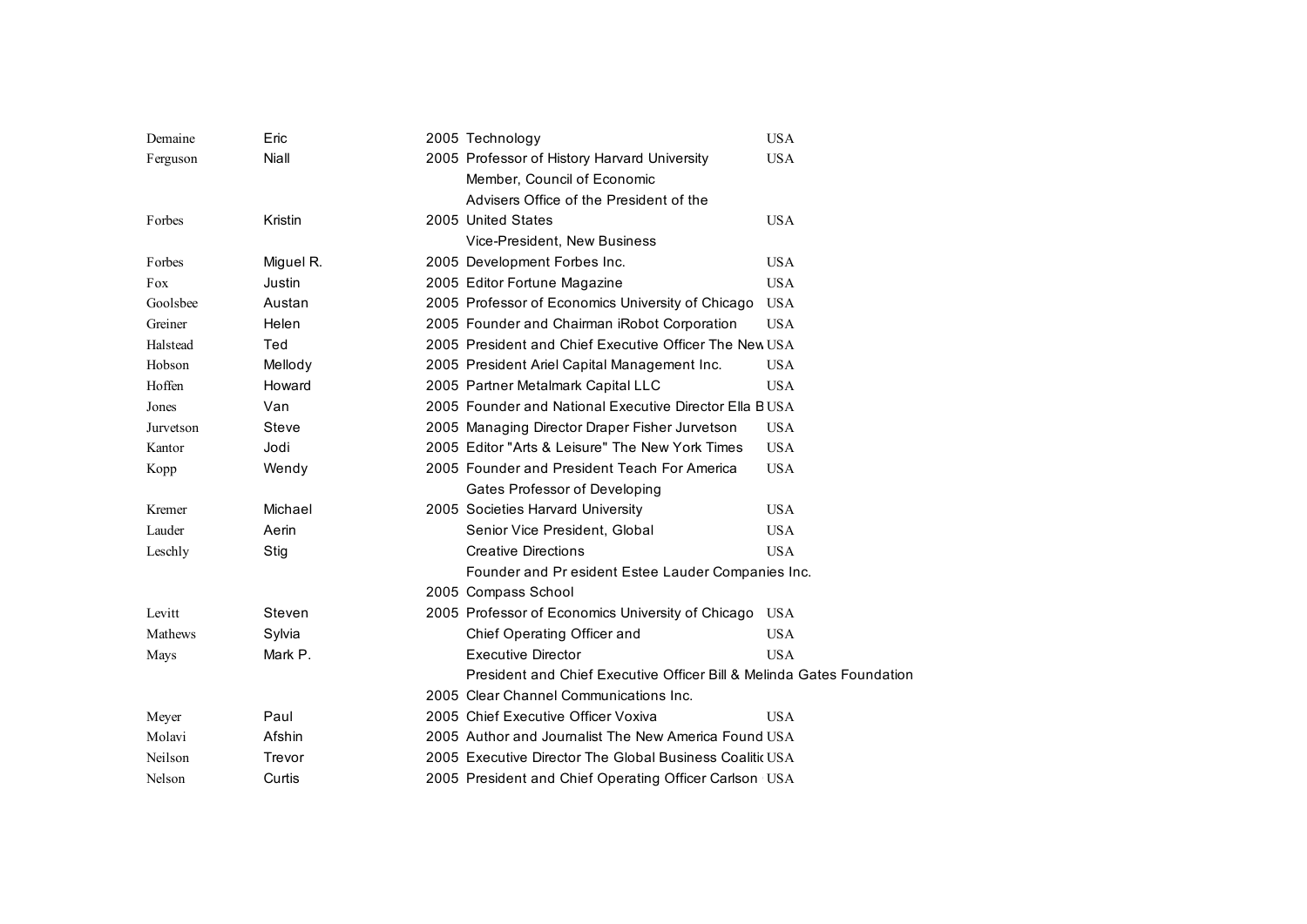| | | | | |
|---|---|---|---|---|
| Demaine | Eric | 2005 | Technology | USA |
| Ferguson | Niall | 2005 | Professor of History Harvard University | USA |
| | | | Member, Council of Economic Advisers Office of the President of the | |
| Forbes | Kristin | 2005 | United States | USA |
| | | | Vice-President, New Business | |
| Forbes | Miguel R. | 2005 | Development Forbes Inc. | USA |
| Fox | Justin | 2005 | Editor Fortune Magazine | USA |
| Goolsbee | Austan | 2005 | Professor of Economics University of Chicago | USA |
| Greiner | Helen | 2005 | Founder and Chairman iRobot Corporation | USA |
| Halstead | Ted | 2005 | President and Chief Executive Officer The New | USA |
| Hobson | Mellody | 2005 | President Ariel Capital Management Inc. | USA |
| Hoffen | Howard | 2005 | Partner Metalmark Capital LLC | USA |
| Jones | Van | 2005 | Founder and National Executive Director Ella B | USA |
| Jurvetson | Steve | 2005 | Managing Director Draper Fisher Jurvetson | USA |
| Kantor | Jodi | 2005 | Editor "Arts & Leisure" The New York Times | USA |
| Kopp | Wendy | 2005 | Founder and President Teach For America | USA |
| | | | Gates Professor of Developing | |
| Kremer | Michael | 2005 | Societies Harvard University | USA |
| Lauder | Aerin | | Senior Vice President, Global | USA |
| Leschly | Stig | | Creative Directions | USA |
| | | | Founder and Pr esident Estee Lauder Companies Inc. | |
| | | 2005 | Compass School | |
| Levitt | Steven | 2005 | Professor of Economics University of Chicago | USA |
| Mathews | Sylvia | | Chief Operating Officer and | USA |
| Mays | Mark P. | | Executive Director | USA |
| | | | President and Chief Executive Officer Bill & Melinda Gates Foundation | |
| | | 2005 | Clear Channel Communications Inc. | |
| Meyer | Paul | 2005 | Chief Executive Officer Voxiva | USA |
| Molavi | Afshin | 2005 | Author and Journalist The New America Found | USA |
| Neilson | Trevor | 2005 | Executive Director The Global Business Coalitio | USA |
| Nelson | Curtis | 2005 | President and Chief Operating Officer Carlson | USA |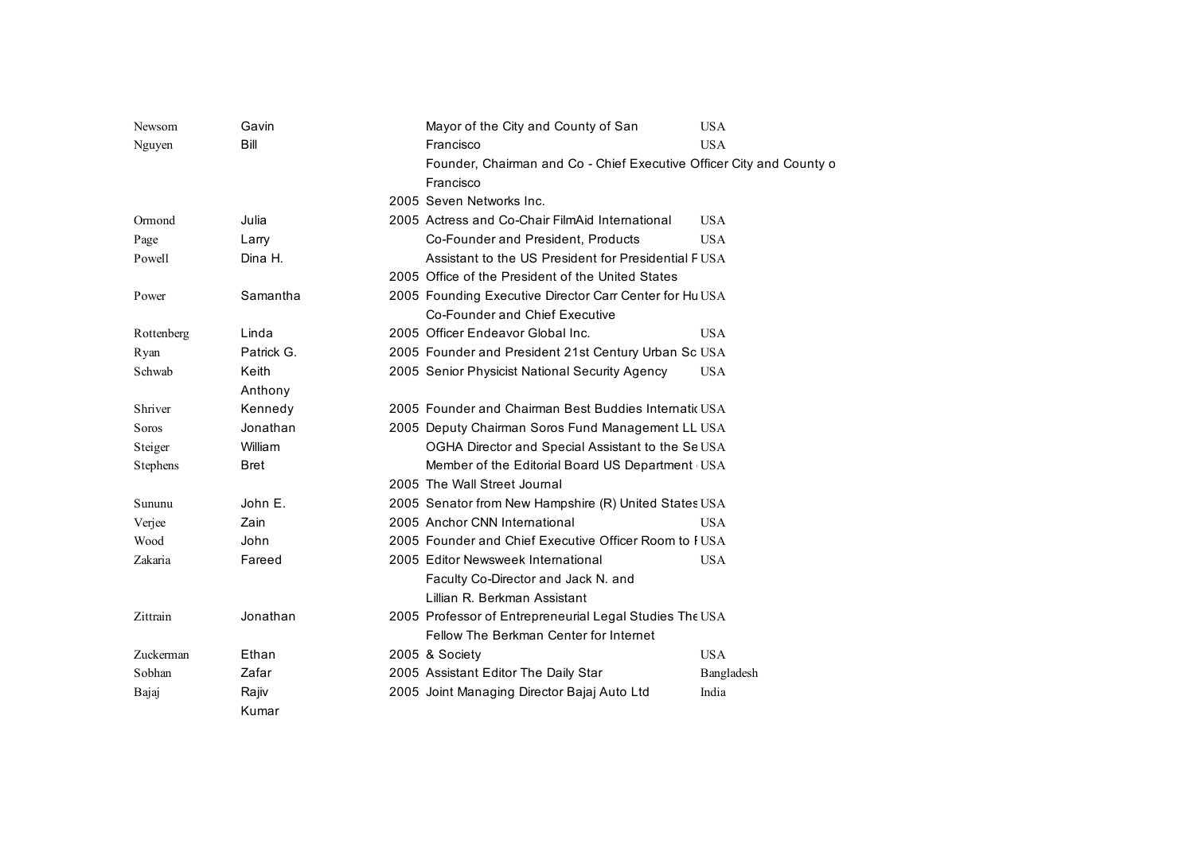| | | | | |
|---|---|---|---|---|
| Newsom | Gavin | | Mayor of the City and County of San | USA |
| Nguyen | Bill | | Francisco | USA |
| | | | Founder, Chairman and Co - Chief Executive Officer City and County o | |
| | | | Francisco | |
| | | 2005 | Seven Networks Inc. | |
| Ormond | Julia | 2005 | Actress and Co-Chair FilmAid International | USA |
| Page | Larry | | Co-Founder and President, Products | USA |
| Powell | Dina H. | | Assistant to the US President for Presidential F | USA |
| | | 2005 | Office of the President of the United States | |
| Power | Samantha | 2005 | Founding Executive Director Carr Center for Hu | USA |
| | | | Co-Founder and Chief Executive | |
| Rottenberg | Linda | 2005 | Officer Endeavor Global Inc. | USA |
| Ryan | Patrick G. | 2005 | Founder and President 21st Century Urban Sc | USA |
| Schwab | Keith | 2005 | Senior Physicist National Security Agency | USA |
| | Anthony | | | |
| Shriver | Kennedy | 2005 | Founder and Chairman Best Buddies Internatio | USA |
| Soros | Jonathan | 2005 | Deputy Chairman Soros Fund Management LL | USA |
| Steiger | William | | OGHA Director and Special Assistant to the Se | USA |
| Stephens | Bret | | Member of the Editorial Board US Department | USA |
| | | 2005 | The Wall Street Journal | |
| Sununu | John E. | 2005 | Senator from New Hampshire (R) United States | USA |
| Verjee | Zain | 2005 | Anchor CNN International | USA |
| Wood | John | 2005 | Founder and Chief Executive Officer Room to I | USA |
| Zakaria | Fareed | 2005 | Editor Newsweek International | USA |
| | | | Faculty Co-Director and Jack N. and | |
| | | | Lillian R. Berkman Assistant | |
| Zittrain | Jonathan | 2005 | Professor of Entrepreneurial Legal Studies The | USA |
| | | | Fellow The Berkman Center for Internet | |
| Zuckerman | Ethan | 2005 | & Society | USA |
| Sobhan | Zafar | 2005 | Assistant Editor The Daily Star | Bangladesh |
| Bajaj | Rajiv | 2005 | Joint Managing Director Bajaj Auto Ltd | India |
| | Kumar | | | |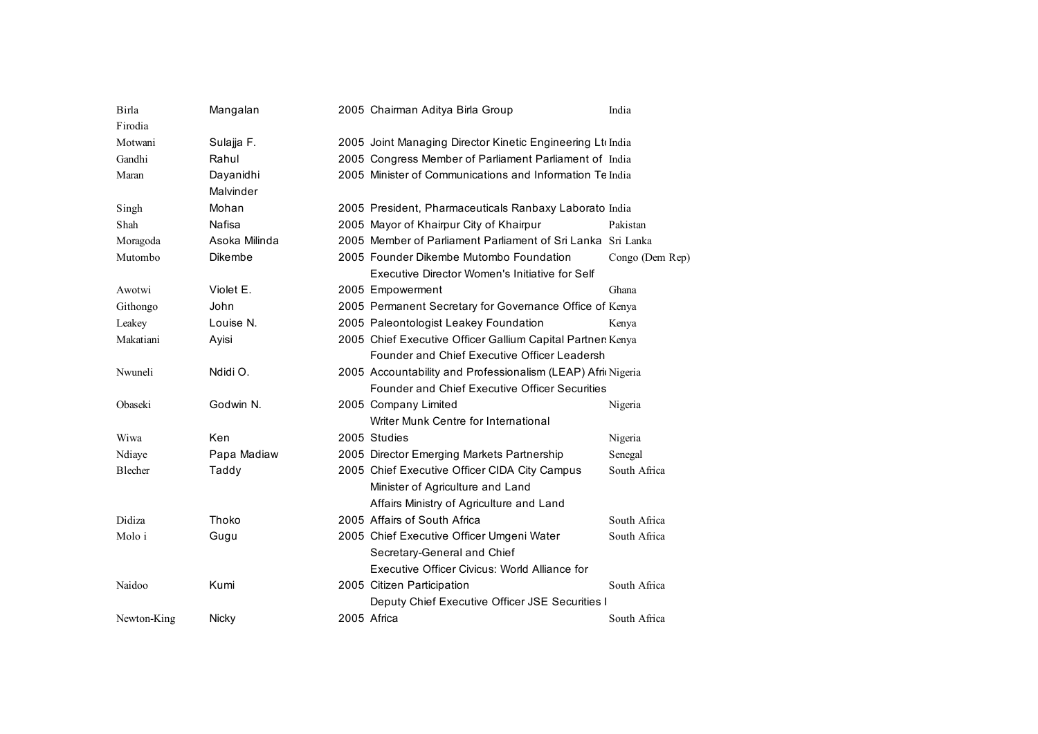| | | | | |
|---|---|---|---|---|
| Birla | Mangalan | 2005 | Chairman Aditya Birla Group | India |
| Firodia Motwani | Sulajja F. | 2005 | Joint Managing Director Kinetic Engineering Lt | India |
| Gandhi | Rahul | 2005 | Congress Member of Parliament Parliament of | India |
| Maran | Dayanidhi | 2005 | Minister of Communications and Information Te | India |
| Singh | Malvinder Mohan | 2005 | President, Pharmaceuticals Ranbaxy Laborato | India |
| Shah | Nafisa | 2005 | Mayor of Khairpur City of Khairpur | Pakistan |
| Moragoda | Asoka Milinda | 2005 | Member of Parliament Parliament of Sri Lanka | Sri Lanka |
| Mutombo | Dikembe | 2005 | Founder Dikembe Mutombo Foundation | Congo (Dem Rep) |
| Awotwi | Violet E. | 2005 | Executive Director Women's Initiative for Self Empowerment | Ghana |
| Githongo | John | 2005 | Permanent Secretary for Governance Office of | Kenya |
| Leakey | Louise N. | 2005 | Paleontologist Leakey Foundation | Kenya |
| Makatiani | Ayisi | 2005 | Chief Executive Officer Gallium Capital Partner | Kenya |
| Nwuneli | Ndidi O. | 2005 | Founder and Chief Executive Officer Leadersh Accountability and Professionalism (LEAP) Afri | Nigeria |
| Obaseki | Godwin N. | 2005 | Founder and Chief Executive Officer Securities Company Limited | Nigeria |
| Wiwa | Ken | 2005 | Writer Munk Centre for International Studies | Nigeria |
| Ndiaye | Papa Madiaw | 2005 | Director Emerging Markets Partnership | Senegal |
| Blecher | Taddy | 2005 | Chief Executive Officer CIDA City Campus | South Africa |
| Didiza | Thoko | 2005 | Minister of Agriculture and Land Affairs Ministry of Agriculture and Land Affairs of South Africa | South Africa |
| Molo i | Gugu | 2005 | Chief Executive Officer Umgeni Water | South Africa |
| Naidoo | Kumi | 2005 | Secretary-General and Chief Executive Officer Civicus: World Alliance for Citizen Participation | South Africa |
| Newton-King | Nicky | 2005 | Deputy Chief Executive Officer JSE Securities I Africa | South Africa |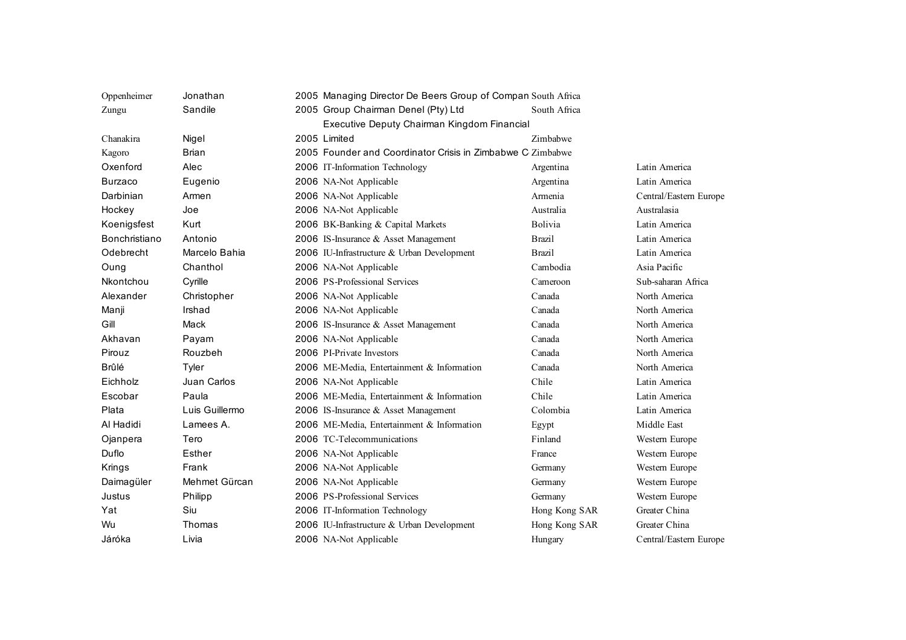| | | | | | |
|---|---|---|---|---|---|
| Oppenheimer | Jonathan | 2005 | Managing Director De Beers Group of Compan | South Africa | |
| Zungu | Sandile | 2005 | Group Chairman Denel (Pty) Ltd | South Africa | |
| Chanakira | Nigel | 2005 | Executive Deputy Chairman Kingdom Financial Limited | Zimbabwe | |
| Kagoro | Brian | 2005 | Founder and Coordinator Crisis in Zimbabwe C | Zimbabwe | |
| Oxenford | Alec | 2006 | IT-Information Technology | Argentina | Latin America |
| Burzaco | Eugenio | 2006 | NA-Not Applicable | Argentina | Latin America |
| Darbinian | Armen | 2006 | NA-Not Applicable | Armenia | Central/Eastern Europe |
| Hockey | Joe | 2006 | NA-Not Applicable | Australia | Australasia |
| Koenigsfest | Kurt | 2006 | BK-Banking & Capital Markets | Bolivia | Latin America |
| Bonchristiano | Antonio | 2006 | IS-Insurance & Asset Management | Brazil | Latin America |
| Odebrecht | Marcelo Bahia | 2006 | IU-Infrastructure & Urban Development | Brazil | Latin America |
| Oung | Chanthol | 2006 | NA-Not Applicable | Cambodia | Asia Pacific |
| Nkontchou | Cyrille | 2006 | PS-Professional Services | Cameroon | Sub-saharan Africa |
| Alexander | Christopher | 2006 | NA-Not Applicable | Canada | North America |
| Manji | Irshad | 2006 | NA-Not Applicable | Canada | North America |
| Gill | Mack | 2006 | IS-Insurance & Asset Management | Canada | North America |
| Akhavan | Payam | 2006 | NA-Not Applicable | Canada | North America |
| Pirouz | Rouzbeh | 2006 | PI-Private Investors | Canada | North America |
| Brûlé | Tyler | 2006 | ME-Media, Entertainment & Information | Canada | North America |
| Eichholz | Juan Carlos | 2006 | NA-Not Applicable | Chile | Latin America |
| Escobar | Paula | 2006 | ME-Media, Entertainment & Information | Chile | Latin America |
| Plata | Luis Guillermo | 2006 | IS-Insurance & Asset Management | Colombia | Latin America |
| Al Hadidi | Lamees A. | 2006 | ME-Media, Entertainment & Information | Egypt | Middle East |
| Ojanpera | Tero | 2006 | TC-Telecommunications | Finland | Western Europe |
| Duflo | Esther | 2006 | NA-Not Applicable | France | Western Europe |
| Krings | Frank | 2006 | NA-Not Applicable | Germany | Western Europe |
| Daimagüler | Mehmet Gürcan | 2006 | NA-Not Applicable | Germany | Western Europe |
| Justus | Philipp | 2006 | PS-Professional Services | Germany | Western Europe |
| Yat | Siu | 2006 | IT-Information Technology | Hong Kong SAR | Greater China |
| Wu | Thomas | 2006 | IU-Infrastructure & Urban Development | Hong Kong SAR | Greater China |
| Járóka | Livia | 2006 | NA-Not Applicable | Hungary | Central/Eastern Europe |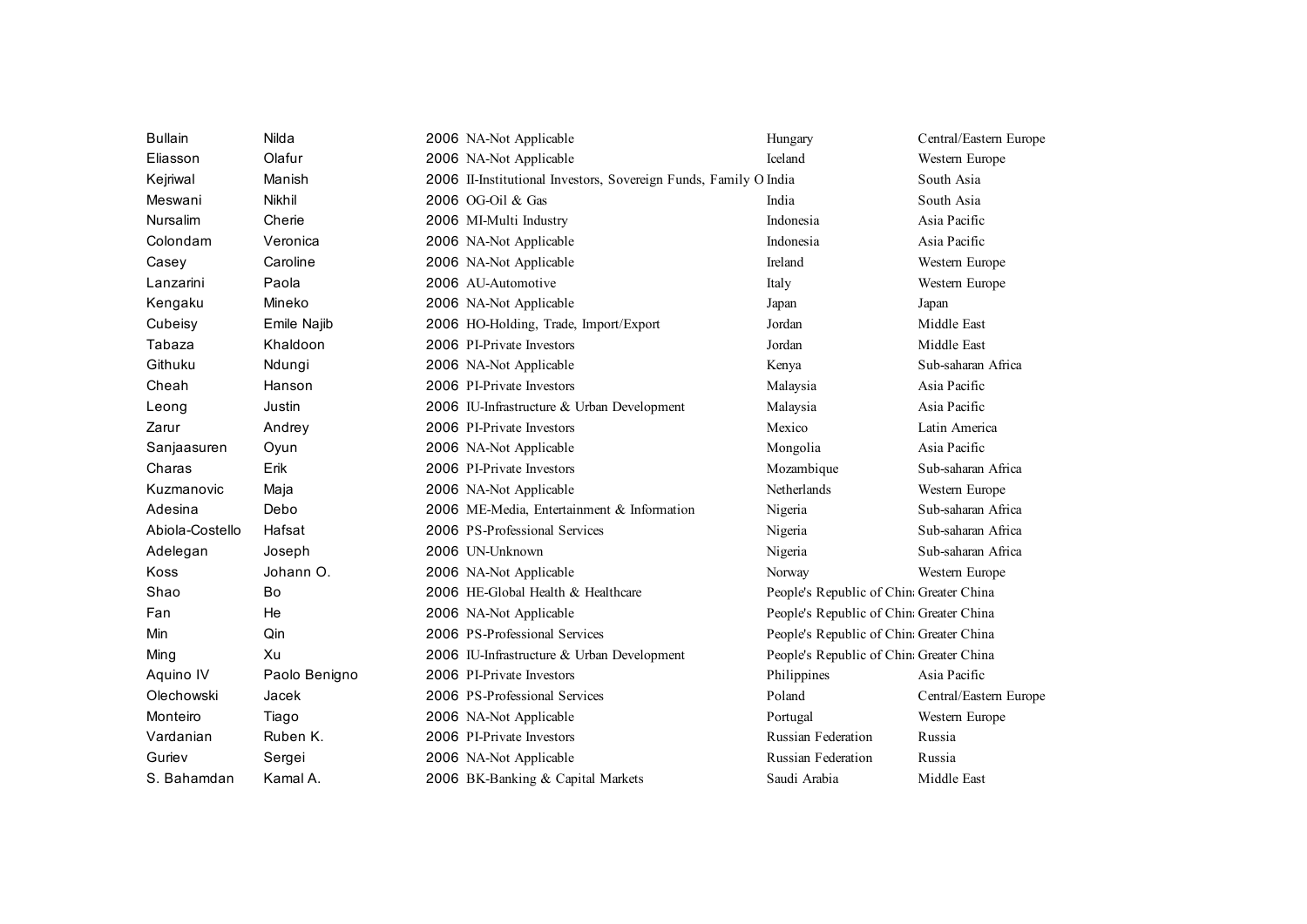| | | | | | |
|---|---|---|---|---|---|
| Bullain | Nilda | 2006 | NA-Not Applicable | Hungary | Central/Eastern Europe |
| Eliasson | Olafur | 2006 | NA-Not Applicable | Iceland | Western Europe |
| Kejriwal | Manish | 2006 | II-Institutional Investors, Sovereign Funds, Family O | India | South Asia |
| Meswani | Nikhil | 2006 | OG-Oil & Gas | India | South Asia |
| Nursalim | Cherie | 2006 | MI-Multi Industry | Indonesia | Asia Pacific |
| Colondam | Veronica | 2006 | NA-Not Applicable | Indonesia | Asia Pacific |
| Casey | Caroline | 2006 | NA-Not Applicable | Ireland | Western Europe |
| Lanzarini | Paola | 2006 | AU-Automotive | Italy | Western Europe |
| Kengaku | Mineko | 2006 | NA-Not Applicable | Japan | Japan |
| Cubeisy | Emile Najib | 2006 | HO-Holding, Trade, Import/Export | Jordan | Middle East |
| Tabaza | Khaldoon | 2006 | PI-Private Investors | Jordan | Middle East |
| Githuku | Ndungi | 2006 | NA-Not Applicable | Kenya | Sub-saharan Africa |
| Cheah | Hanson | 2006 | PI-Private Investors | Malaysia | Asia Pacific |
| Leong | Justin | 2006 | IU-Infrastructure & Urban Development | Malaysia | Asia Pacific |
| Zarur | Andrey | 2006 | PI-Private Investors | Mexico | Latin America |
| Sanjaasuren | Oyun | 2006 | NA-Not Applicable | Mongolia | Asia Pacific |
| Charas | Erik | 2006 | PI-Private Investors | Mozambique | Sub-saharan Africa |
| Kuzmanovic | Maja | 2006 | NA-Not Applicable | Netherlands | Western Europe |
| Adesina | Debo | 2006 | ME-Media, Entertainment & Information | Nigeria | Sub-saharan Africa |
| Abiola-Costello | Hafsat | 2006 | PS-Professional Services | Nigeria | Sub-saharan Africa |
| Adelegan | Joseph | 2006 | UN-Unknown | Nigeria | Sub-saharan Africa |
| Koss | Johann O. | 2006 | NA-Not Applicable | Norway | Western Europe |
| Shao | Bo | 2006 | HE-Global Health & Healthcare | People's Republic of China | Greater China |
| Fan | He | 2006 | NA-Not Applicable | People's Republic of China | Greater China |
| Min | Qin | 2006 | PS-Professional Services | People's Republic of China | Greater China |
| Ming | Xu | 2006 | IU-Infrastructure & Urban Development | People's Republic of China | Greater China |
| Aquino IV | Paolo Benigno | 2006 | PI-Private Investors | Philippines | Asia Pacific |
| Olechowski | Jacek | 2006 | PS-Professional Services | Poland | Central/Eastern Europe |
| Monteiro | Tiago | 2006 | NA-Not Applicable | Portugal | Western Europe |
| Vardanian | Ruben K. | 2006 | PI-Private Investors | Russian Federation | Russia |
| Guriev | Sergei | 2006 | NA-Not Applicable | Russian Federation | Russia |
| S. Bahamdan | Kamal A. | 2006 | BK-Banking & Capital Markets | Saudi Arabia | Middle East |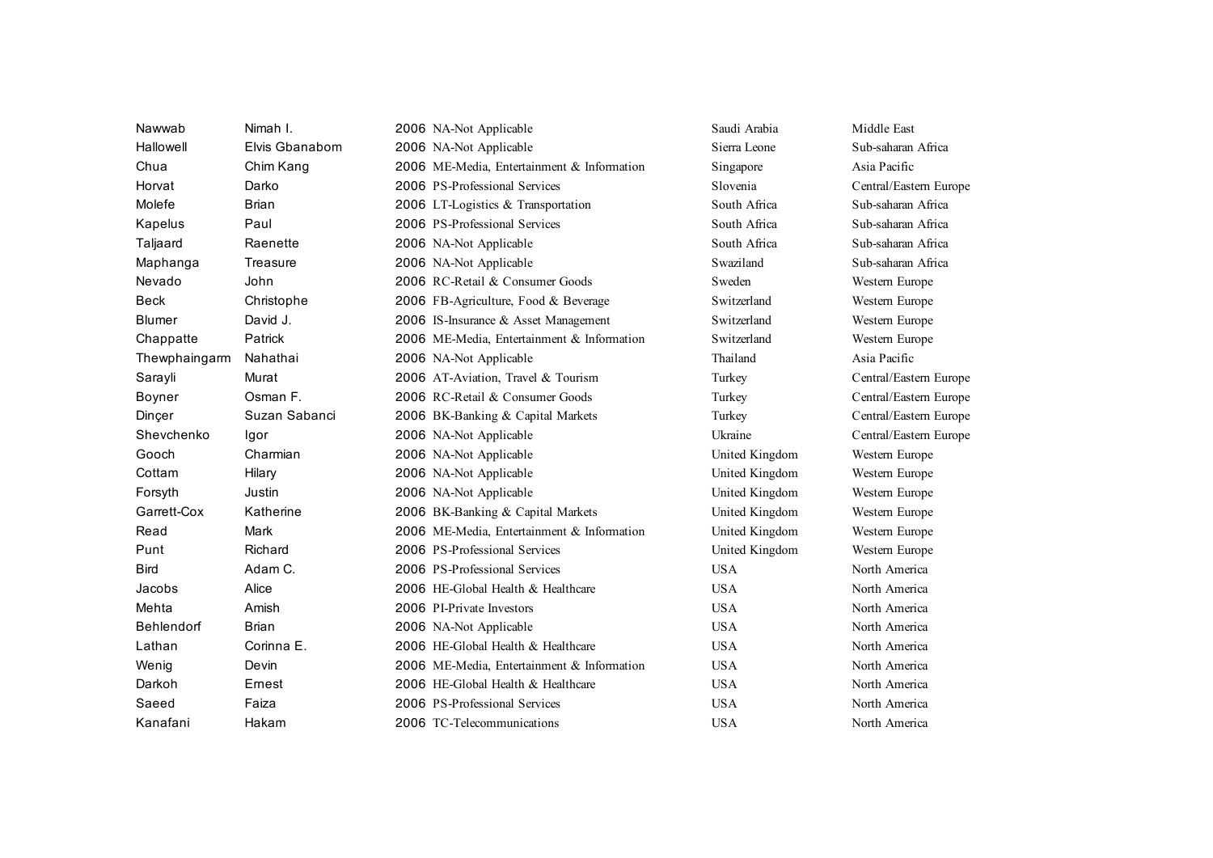| | | | | | |
|---|---|---|---|---|---|
| Nawwab | Nimah I. | 2006 | NA-Not Applicable | Saudi Arabia | Middle East |
| Hallowell | Elvis Gbanabom | 2006 | NA-Not Applicable | Sierra Leone | Sub-saharan Africa |
| Chua | Chim Kang | 2006 | ME-Media, Entertainment & Information | Singapore | Asia Pacific |
| Horvat | Darko | 2006 | PS-Professional Services | Slovenia | Central/Eastern Europe |
| Molefe | Brian | 2006 | LT-Logistics & Transportation | South Africa | Sub-saharan Africa |
| Kapelus | Paul | 2006 | PS-Professional Services | South Africa | Sub-saharan Africa |
| Taljaard | Raenette | 2006 | NA-Not Applicable | South Africa | Sub-saharan Africa |
| Maphanga | Treasure | 2006 | NA-Not Applicable | Swaziland | Sub-saharan Africa |
| Nevado | John | 2006 | RC-Retail & Consumer Goods | Sweden | Western Europe |
| Beck | Christophe | 2006 | FB-Agriculture, Food & Beverage | Switzerland | Western Europe |
| Blumer | David J. | 2006 | IS-Insurance & Asset Management | Switzerland | Western Europe |
| Chappatte | Patrick | 2006 | ME-Media, Entertainment & Information | Switzerland | Western Europe |
| Thewphaingarm | Nahathai | 2006 | NA-Not Applicable | Thailand | Asia Pacific |
| Sarayli | Murat | 2006 | AT-Aviation, Travel & Tourism | Turkey | Central/Eastern Europe |
| Boyner | Osman F. | 2006 | RC-Retail & Consumer Goods | Turkey | Central/Eastern Europe |
| Dinçer | Suzan Sabanci | 2006 | BK-Banking & Capital Markets | Turkey | Central/Eastern Europe |
| Shevchenko | Igor | 2006 | NA-Not Applicable | Ukraine | Central/Eastern Europe |
| Gooch | Charmian | 2006 | NA-Not Applicable | United Kingdom | Western Europe |
| Cottam | Hilary | 2006 | NA-Not Applicable | United Kingdom | Western Europe |
| Forsyth | Justin | 2006 | NA-Not Applicable | United Kingdom | Western Europe |
| Garrett-Cox | Katherine | 2006 | BK-Banking & Capital Markets | United Kingdom | Western Europe |
| Read | Mark | 2006 | ME-Media, Entertainment & Information | United Kingdom | Western Europe |
| Punt | Richard | 2006 | PS-Professional Services | United Kingdom | Western Europe |
| Bird | Adam C. | 2006 | PS-Professional Services | USA | North America |
| Jacobs | Alice | 2006 | HE-Global Health & Healthcare | USA | North America |
| Mehta | Amish | 2006 | PI-Private Investors | USA | North America |
| Behlendorf | Brian | 2006 | NA-Not Applicable | USA | North America |
| Lathan | Corinna E. | 2006 | HE-Global Health & Healthcare | USA | North America |
| Wenig | Devin | 2006 | ME-Media, Entertainment & Information | USA | North America |
| Darkoh | Ernest | 2006 | HE-Global Health & Healthcare | USA | North America |
| Saeed | Faiza | 2006 | PS-Professional Services | USA | North America |
| Kanafani | Hakam | 2006 | TC-Telecommunications | USA | North America |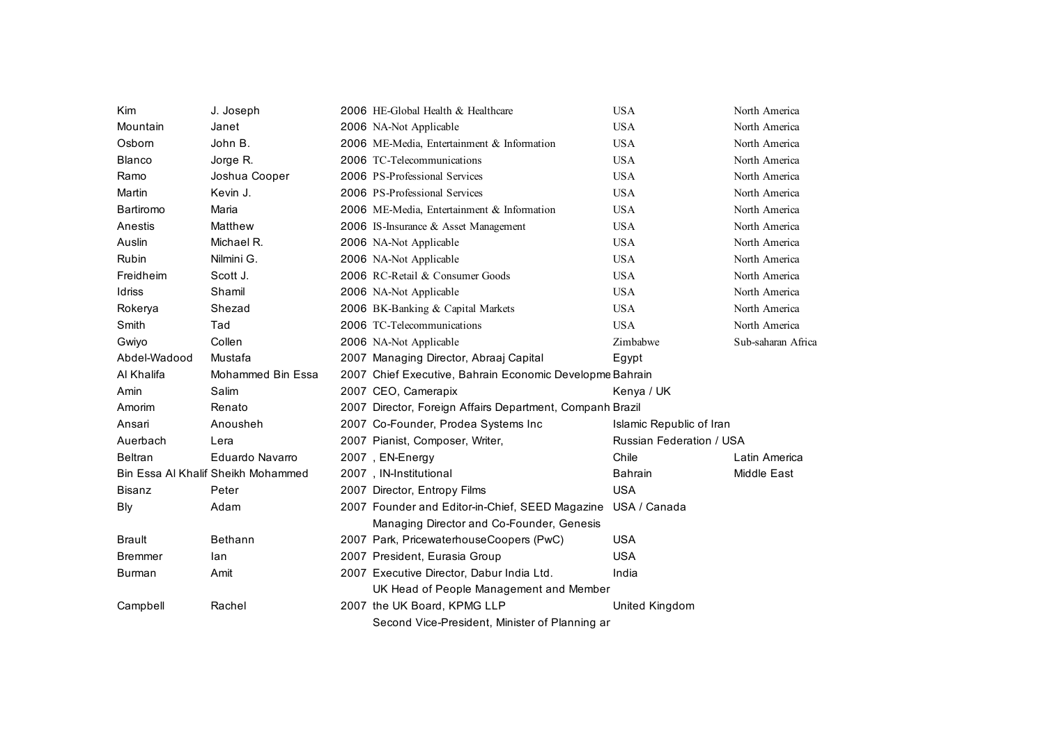| | | | | | |
|---|---|---|---|---|---|
| Kim | J. Joseph | 2006 | HE-Global Health & Healthcare | USA | North America |
| Mountain | Janet | 2006 | NA-Not Applicable | USA | North America |
| Osborn | John B. | 2006 | ME-Media, Entertainment & Information | USA | North America |
| Blanco | Jorge R. | 2006 | TC-Telecommunications | USA | North America |
| Ramo | Joshua Cooper | 2006 | PS-Professional Services | USA | North America |
| Martin | Kevin J. | 2006 | PS-Professional Services | USA | North America |
| Bartiromo | Maria | 2006 | ME-Media, Entertainment & Information | USA | North America |
| Anestis | Matthew | 2006 | IS-Insurance & Asset Management | USA | North America |
| Auslin | Michael R. | 2006 | NA-Not Applicable | USA | North America |
| Rubin | Nilmini G. | 2006 | NA-Not Applicable | USA | North America |
| Freidheim | Scott J. | 2006 | RC-Retail & Consumer Goods | USA | North America |
| Idriss | Shamil | 2006 | NA-Not Applicable | USA | North America |
| Rokerya | Shezad | 2006 | BK-Banking & Capital Markets | USA | North America |
| Smith | Tad | 2006 | TC-Telecommunications | USA | North America |
| Gwiyo | Collen | 2006 | NA-Not Applicable | Zimbabwe | Sub-saharan Africa |
| Abdel-Wadood | Mustafa | 2007 | Managing Director, Abraaj Capital | Egypt | |
| Al Khalifa | Mohammed Bin Essa | 2007 | Chief Executive, Bahrain Economic Developme | Bahrain | |
| Amin | Salim | 2007 | CEO, Camerapix | Kenya / UK | |
| Amorim | Renato | 2007 | Director, Foreign Affairs Department, Companh | Brazil | |
| Ansari | Anousheh | 2007 | Co-Founder, Prodea Systems Inc | Islamic Republic of Iran | |
| Auerbach | Lera | 2007 | Pianist, Composer, Writer, | Russian Federation / USA | |
| Beltran | Eduardo Navarro | 2007 | , EN-Energy | Chile | Latin America |
| Bin Essa Al Khalif | Sheikh Mohammed | 2007 | , IN-Institutional | Bahrain | Middle East |
| Bisanz | Peter | 2007 | Director, Entropy Films | USA | |
| Bly | Adam | 2007 | Founder and Editor-in-Chief, SEED Magazine | USA / Canada | |
| Brault | Bethann | 2007 | Managing Director and Co-Founder, Genesis Park, PricewaterhouseCoopers (PwC) | USA | |
| Bremmer | Ian | 2007 | President, Eurasia Group | USA | |
| Burman | Amit | 2007 | Executive Director, Dabur India Ltd. | India | |
| Campbell | Rachel | 2007 | UK Head of People Management and Member the UK Board, KPMG LLP | United Kingdom | |
| | | | Second Vice-President, Minister of Planning ar | | |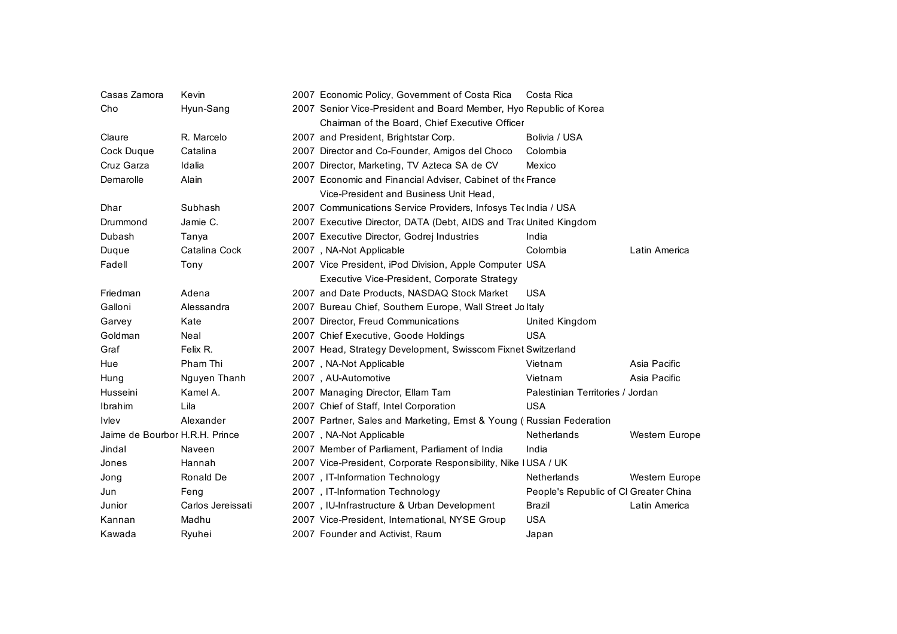| | | | | | |
|---|---|---|---|---|---|
| Casas Zamora | Kevin | 2007 | Economic Policy, Government of Costa Rica | Costa Rica | |
| Cho | Hyun-Sang | 2007 | Senior Vice-President and Board Member, Hyo | Republic of Korea | |
| Claure | R. Marcelo | 2007 | Chairman of the Board, Chief Executive Officer and President, Brightstar Corp. | Bolivia / USA | |
| Cock Duque | Catalina | 2007 | Director and Co-Founder, Amigos del Choco | Colombia | |
| Cruz Garza | Idalia | 2007 | Director, Marketing, TV Azteca SA de CV | Mexico | |
| Demarolle | Alain | 2007 | Economic and Financial Adviser, Cabinet of the | France | |
| Dhar | Subhash | 2007 | Vice-President and Business Unit Head, Communications Service Providers, Infosys Tec | India / USA | |
| Drummond | Jamie C. | 2007 | Executive Director, DATA (Debt, AIDS and Trad | United Kingdom | |
| Dubash | Tanya | 2007 | Executive Director, Godrej Industries | India | |
| Duque | Catalina Cock | 2007 | , NA-Not Applicable | Colombia | Latin America |
| Fadell | Tony | 2007 | Vice President, iPod Division, Apple Computer | USA | |
| Friedman | Adena | 2007 | Executive Vice-President, Corporate Strategy and Date Products, NASDAQ Stock Market | USA | |
| Galloni | Alessandra | 2007 | Bureau Chief, Southern Europe, Wall Street Jo | Italy | |
| Garvey | Kate | 2007 | Director, Freud Communications | United Kingdom | |
| Goldman | Neal | 2007 | Chief Executive, Goode Holdings | USA | |
| Graf | Felix R. | 2007 | Head, Strategy Development, Swisscom Fixnet | Switzerland | |
| Hue | Pham Thi | 2007 | , NA-Not Applicable | Vietnam | Asia Pacific |
| Hung | Nguyen Thanh | 2007 | , AU-Automotive | Vietnam | Asia Pacific |
| Husseini | Kamel A. | 2007 | Managing Director, Ellam Tam | Palestinian Territories / Jordan | |
| Ibrahim | Lila | 2007 | Chief of Staff, Intel Corporation | USA | |
| Ivlev | Alexander | 2007 | Partner, Sales and Marketing, Ernst & Young ( | Russian Federation | |
| Jaime de Bourbor | H.R.H. Prince | 2007 | , NA-Not Applicable | Netherlands | Western Europe |
| Jindal | Naveen | 2007 | Member of Parliament, Parliament of India | India | |
| Jones | Hannah | 2007 | Vice-President, Corporate Responsibility, Nike I | USA / UK | |
| Jong | Ronald De | 2007 | , IT-Information Technology | Netherlands | Western Europe |
| Jun | Feng | 2007 | , IT-Information Technology | People's Republic of Cl | Greater China |
| Junior | Carlos Jereissati | 2007 | , IU-Infrastructure & Urban Development | Brazil | Latin America |
| Kannan | Madhu | 2007 | Vice-President, International, NYSE Group | USA | |
| Kawada | Ryuhei | 2007 | Founder and Activist, Raum | Japan | |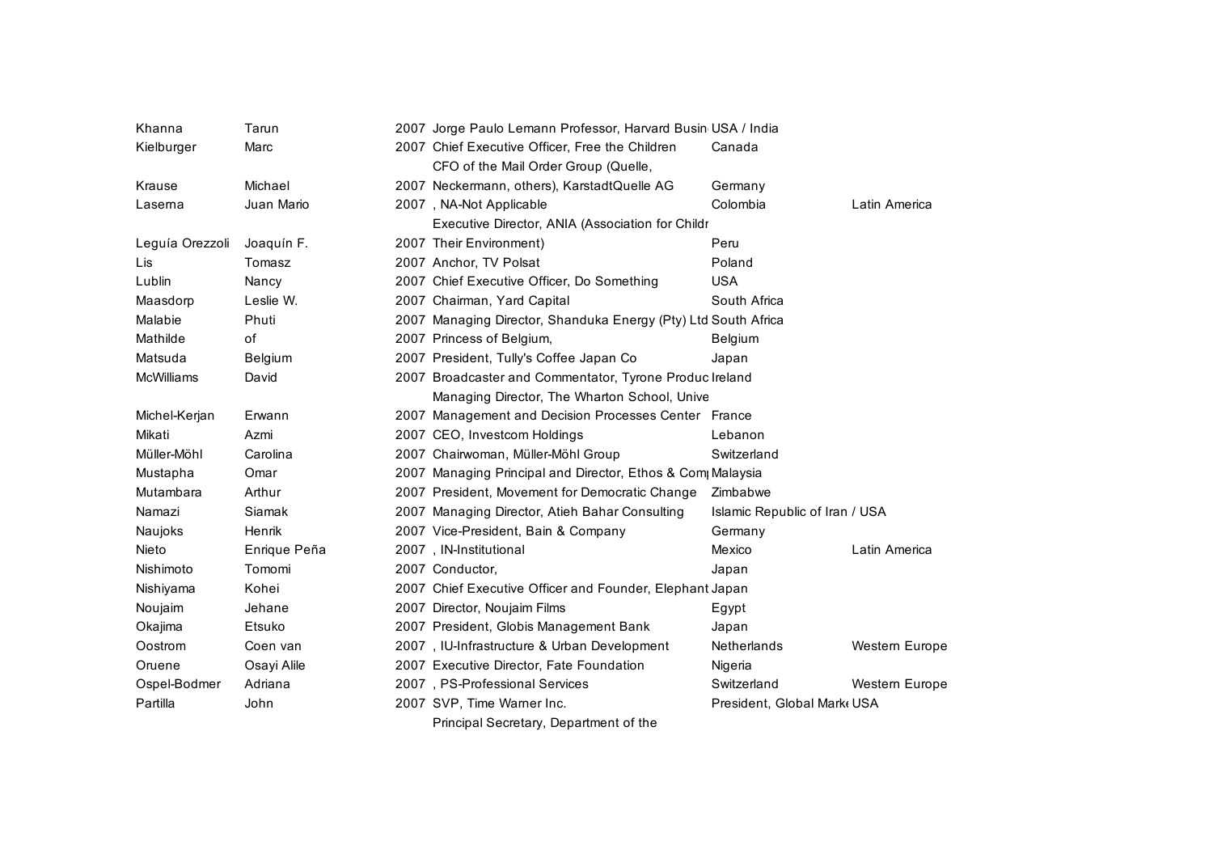| | | | | | |
|---|---|---|---|---|---|
| Khanna | Tarun | 2007 | Jorge Paulo Lemann Professor, Harvard Busin | USA / India | |
| Kielburger | Marc | 2007 | Chief Executive Officer, Free the Children | Canada | |
| Krause | Michael | 2007 | CFO of the Mail Order Group (Quelle, Neckermann, others), KarstadtQuelle AG | Germany | |
| Laserna | Juan Mario | 2007 | , NA-Not Applicable | Colombia | Latin America |
| Leguía Orezzoli | Joaquín F. | 2007 | Executive Director, ANIA (Association for Childr Their Environment) | Peru | |
| Lis | Tomasz | 2007 | Anchor, TV Polsat | Poland | |
| Lublin | Nancy | 2007 | Chief Executive Officer, Do Something | USA | |
| Maasdorp | Leslie W. | 2007 | Chairman, Yard Capital | South Africa | |
| Malabie | Phuti | 2007 | Managing Director, Shanduka Energy (Pty) Ltd | South Africa | |
| Mathilde | of | 2007 | Princess of Belgium, | Belgium | |
| Matsuda | Belgium | 2007 | President, Tully's Coffee Japan Co | Japan | |
| McWilliams | David | 2007 | Broadcaster and Commentator, Tyrone Produc | Ireland | |
| Michel-Kerjan | Erwann | 2007 | Managing Director, The Wharton School, Unive Management and Decision Processes Center | France | |
| Mikati | Azmi | 2007 | CEO, Investcom Holdings | Lebanon | |
| Müller-Möhl | Carolina | 2007 | Chairwoman, Müller-Möhl Group | Switzerland | |
| Mustapha | Omar | 2007 | Managing Principal and Director, Ethos & Com | Malaysia | |
| Mutambara | Arthur | 2007 | President, Movement for Democratic Change | Zimbabwe | |
| Namazi | Siamak | 2007 | Managing Director, Atieh Bahar Consulting | Islamic Republic of Iran / USA | |
| Naujoks | Henrik | 2007 | Vice-President, Bain & Company | Germany | |
| Nieto | Enrique Peña | 2007 | , IN-Institutional | Mexico | Latin America |
| Nishimoto | Tomomi | 2007 | Conductor, | Japan | |
| Nishiyama | Kohei | 2007 | Chief Executive Officer and Founder, Elephant | Japan | |
| Noujaim | Jehane | 2007 | Director, Noujaim Films | Egypt | |
| Okajima | Etsuko | 2007 | President, Globis Management Bank | Japan | |
| Oostrom | Coen van | 2007 | , IU-Infrastructure & Urban Development | Netherlands | Western Europe |
| Oruene | Osayi Alile | 2007 | Executive Director, Fate Foundation | Nigeria | |
| Ospel-Bodmer | Adriana | 2007 | , PS-Professional Services | Switzerland | Western Europe |
| Partilla | John | 2007 | SVP, Time Warner Inc. | President, Global Mark | USA |
| | | | Principal Secretary, Department of the | | |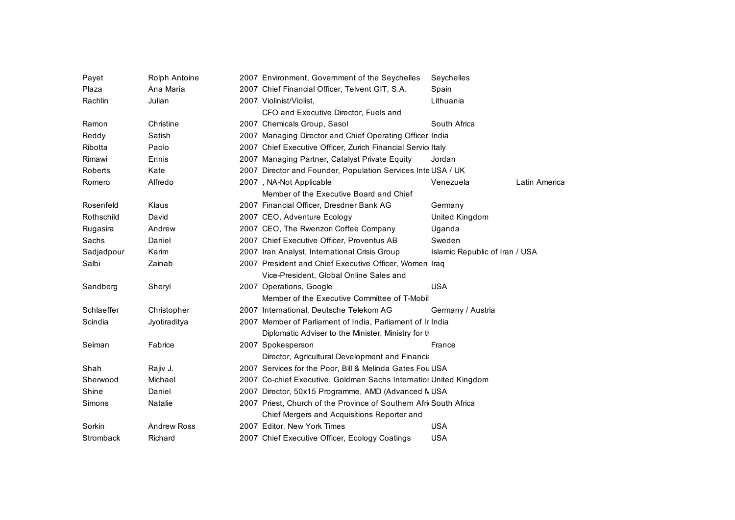| | | | | | |
|---|---|---|---|---|---|
| Payet | Rolph Antoine | 2007 | Environment, Government of the Seychelles | Seychelles | |
| Plaza | Ana María | 2007 | Chief Financial Officer, Telvent GIT, S.A. | Spain | |
| Rachlin | Julian | 2007 | Violinist/Violist, | Lithuania | |
| Ramon | Christine | 2007 | CFO and Executive Director, Fuels and Chemicals Group, Sasol | South Africa | |
| Reddy | Satish | 2007 | Managing Director and Chief Operating Officer, | India | |
| Ribotta | Paolo | 2007 | Chief Executive Officer, Zurich Financial Servic | Italy | |
| Rimawi | Ennis | 2007 | Managing Partner, Catalyst Private Equity | Jordan | |
| Roberts | Kate | 2007 | Director and Founder, Population Services Inte | USA / UK | |
| Romero | Alfredo | 2007 | , NA-Not Applicable | Venezuela | Latin America |
| Rosenfeld | Klaus | 2007 | Member of the Executive Board and Chief Financial Officer, Dresdner Bank AG | Germany | |
| Rothschild | David | 2007 | CEO, Adventure Ecology | United Kingdom | |
| Rugasira | Andrew | 2007 | CEO, The Rwenzori Coffee Company | Uganda | |
| Sachs | Daniel | 2007 | Chief Executive Officer, Proventus AB | Sweden | |
| Sadjadpour | Karim | 2007 | Iran Analyst, International Crisis Group | Islamic Republic of Iran / USA | |
| Salbi | Zainab | 2007 | President and Chief Executive Officer, Women | Iraq | |
| Sandberg | Sheryl | 2007 | Vice-President, Global Online Sales and Operations, Google | USA | |
| Schlaeffer | Christopher | 2007 | Member of the Executive Committee of T-Mobil International, Deutsche Telekom AG | Germany / Austria | |
| Scindia | Jyotiraditya | 2007 | Member of Parliament of India, Parliament of Ir | India | |
| Seiman | Fabrice | 2007 | Diplomatic Adviser to the Minister, Ministry for th Spokesperson | France | |
| Shah | Rajiv J. | 2007 | Director, Agricultural Development and Financia Services for the Poor, Bill & Melinda Gates Fou | USA | |
| Sherwood | Michael | 2007 | Co-chief Executive, Goldman Sachs Internatior | United Kingdom | |
| Shine | Daniel | 2007 | Director, 50x15 Programme, AMD (Advanced M | USA | |
| Simons | Natalie | 2007 | Priest, Church of the Province of Southern Afri | South Africa | |
| Sorkin | Andrew Ross | 2007 | Chief Mergers and Acquisitions Reporter and Editor, New York Times | USA | |
| Stromback | Richard | 2007 | Chief Executive Officer, Ecology Coatings | USA | |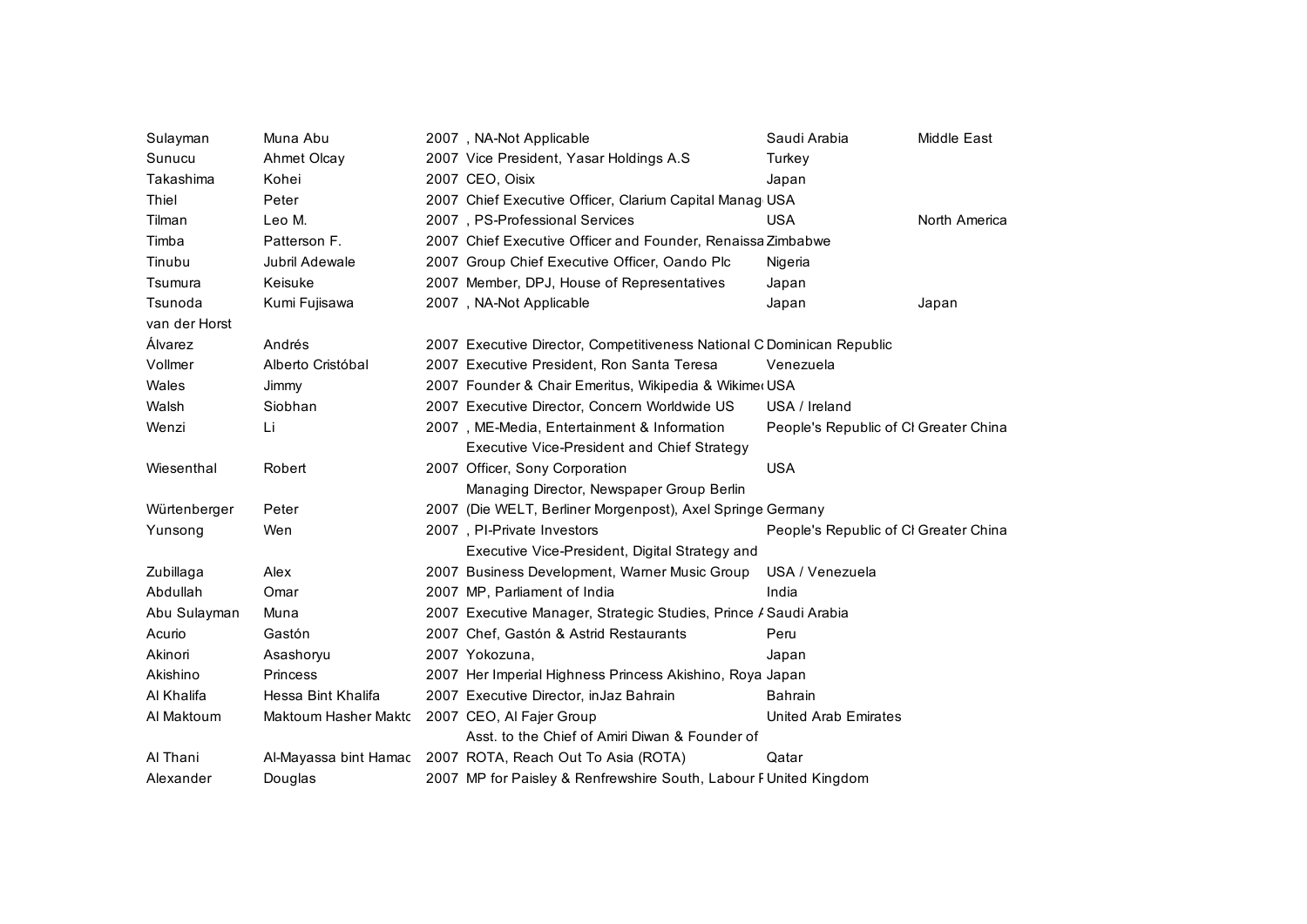| | | | | | |
|---|---|---|---|---|---|
| Sulayman | Muna Abu | 2007 | , NA-Not Applicable | Saudi Arabia | Middle East |
| Sunucu | Ahmet Olcay | 2007 | Vice President, Yasar Holdings A.S | Turkey | |
| Takashima | Kohei | 2007 | CEO, Oisix | Japan | |
| Thiel | Peter | 2007 | Chief Executive Officer, Clarium Capital Manag | USA | |
| Tilman | Leo M. | 2007 | , PS-Professional Services | USA | North America |
| Timba | Patterson F. | 2007 | Chief Executive Officer and Founder, Renaissa | Zimbabwe | |
| Tinubu | Jubril Adewale | 2007 | Group Chief Executive Officer, Oando Plc | Nigeria | |
| Tsumura | Keisuke | 2007 | Member, DPJ, House of Representatives | Japan | |
| Tsunoda | Kumi Fujisawa | 2007 | , NA-Not Applicable | Japan | Japan |
| van der Horst | | | | | |
| Álvarez | Andrés | 2007 | Executive Director, Competitiveness National C | Dominican Republic | |
| Vollmer | Alberto Cristóbal | 2007 | Executive President, Ron Santa Teresa | Venezuela | |
| Wales | Jimmy | 2007 | Founder & Chair Emeritus, Wikipedia & Wikime | USA | |
| Walsh | Siobhan | 2007 | Executive Director, Concern Worldwide US | USA / Ireland | |
| Wenzi | Li | 2007 | , ME-Media, Entertainment & Information | People's Republic of Cl | Greater China |
| Wiesenthal | Robert | 2007 | Executive Vice-President and Chief Strategy Officer, Sony Corporation | USA | |
| Würtenberger | Peter | 2007 | Managing Director, Newspaper Group Berlin (Die WELT, Berliner Morgenpost), Axel Springe | Germany | |
| Yunsong | Wen | 2007 | , PI-Private Investors | People's Republic of Cl | Greater China |
| Zubillaga | Alex | 2007 | Executive Vice-President, Digital Strategy and Business Development, Warner Music Group | USA / Venezuela | |
| Abdullah | Omar | 2007 | MP, Parliament of India | India | |
| Abu Sulayman | Muna | 2007 | Executive Manager, Strategic Studies, Prince A | Saudi Arabia | |
| Acurio | Gastón | 2007 | Chef, Gastón & Astrid Restaurants | Peru | |
| Akinori | Asashoryu | 2007 | Yokozuna, | Japan | |
| Akishino | Princess | 2007 | Her Imperial Highness Princess Akishino, Roya | Japan | |
| Al Khalifa | Hessa Bint Khalifa | 2007 | Executive Director, inJaz Bahrain | Bahrain | |
| Al Maktoum | Maktoum Hasher Maktc | 2007 | CEO, Al Fajer Group | United Arab Emirates | |
| Al Thani | Al-Mayassa bint Hamac | 2007 | Asst. to the Chief of Amiri Diwan & Founder of ROTA, Reach Out To Asia (ROTA) | Qatar | |
| Alexander | Douglas | 2007 | MP for Paisley & Renfrewshire South, Labour F | United Kingdom | |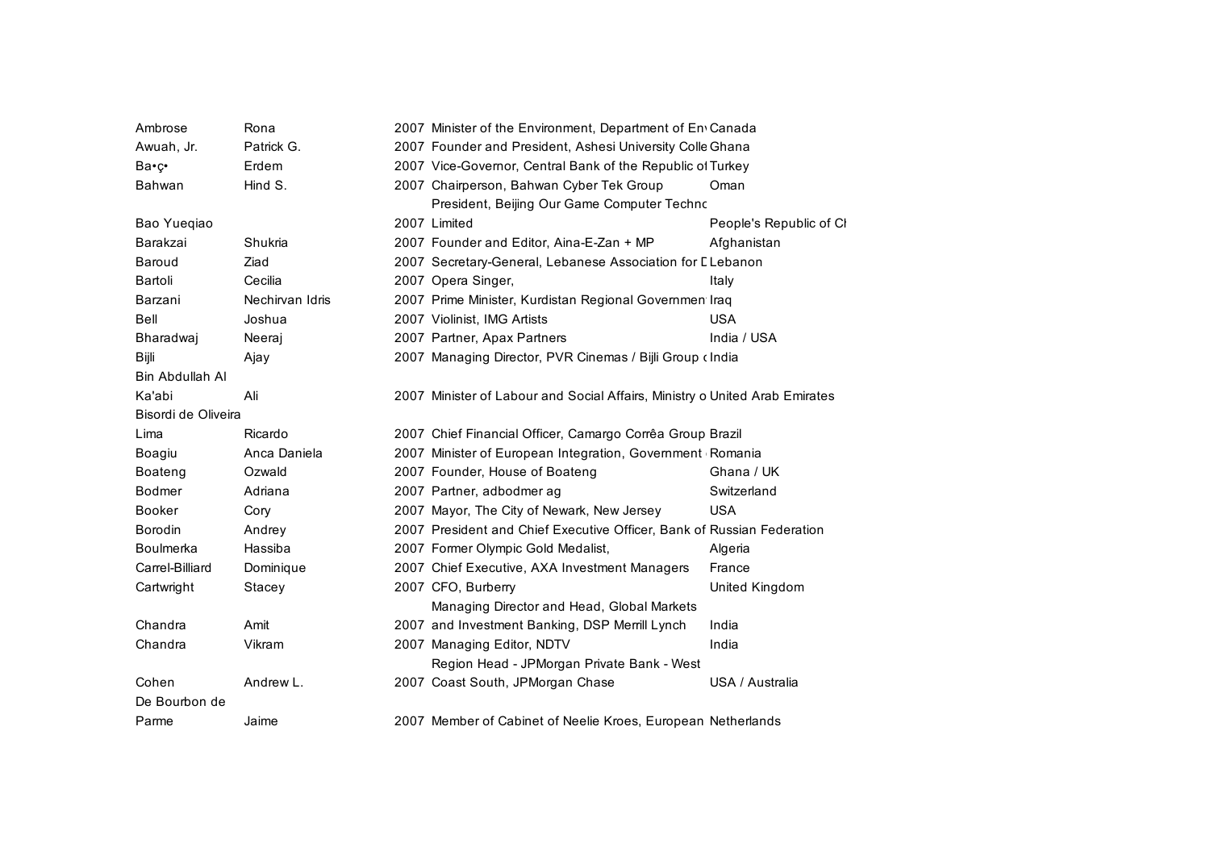| | | | | |
|---|---|---|---|---|
| Ambrose | Rona | 2007 | Minister of the Environment, Department of Env | Canada |
| Awuah, Jr. | Patrick G. | 2007 | Founder and President, Ashesi University Colle | Ghana |
| Ba•ç• | Erdem | 2007 | Vice-Governor, Central Bank of the Republic of | Turkey |
| Bahwan | Hind S. | 2007 | Chairperson, Bahwan Cyber Tek Group | Oman |
| Bao Yueqiao | | 2007 | President, Beijing Our Game Computer Technc Limited | People's Republic of Cł |
| Barakzai | Shukria | 2007 | Founder and Editor, Aina-E-Zan + MP | Afghanistan |
| Baroud | Ziad | 2007 | Secretary-General, Lebanese Association for D | Lebanon |
| Bartoli | Cecilia | 2007 | Opera Singer, | Italy |
| Barzani | Nechirvan Idris | 2007 | Prime Minister, Kurdistan Regional Governmen | Iraq |
| Bell | Joshua | 2007 | Violinist, IMG Artists | USA |
| Bharadwaj | Neeraj | 2007 | Partner, Apax Partners | India / USA |
| Bijli | Ajay | 2007 | Managing Director, PVR Cinemas / Bijli Group c | India |
| Bin Abdullah Al Ka'abi | Ali | 2007 | Minister of Labour and Social Affairs, Ministry o | United Arab Emirates |
| Bisordi de Oliveira Lima | Ricardo | 2007 | Chief Financial Officer, Camargo Corrêa Group | Brazil |
| Boagiu | Anca Daniela | 2007 | Minister of European Integration, Government | Romania |
| Boateng | Ozwald | 2007 | Founder, House of Boateng | Ghana / UK |
| Bodmer | Adriana | 2007 | Partner, adbodmer ag | Switzerland |
| Booker | Cory | 2007 | Mayor, The City of Newark, New Jersey | USA |
| Borodin | Andrey | 2007 | President and Chief Executive Officer, Bank of | Russian Federation |
| Boulmerka | Hassiba | 2007 | Former Olympic Gold Medalist, | Algeria |
| Carrel-Billiard | Dominique | 2007 | Chief Executive, AXA Investment Managers | France |
| Cartwright | Stacey | 2007 | CFO, Burberry | United Kingdom |
| Chandra | Amit | 2007 | Managing Director and Head, Global Markets and Investment Banking, DSP Merrill Lynch | India |
| Chandra | Vikram | 2007 | Managing Editor, NDTV | India |
| Cohen | Andrew L. | 2007 | Region Head - JPMorgan Private Bank - West Coast South, JPMorgan Chase | USA / Australia |
| De Bourbon de Parme | Jaime | 2007 | Member of Cabinet of Neelie Kroes, European | Netherlands |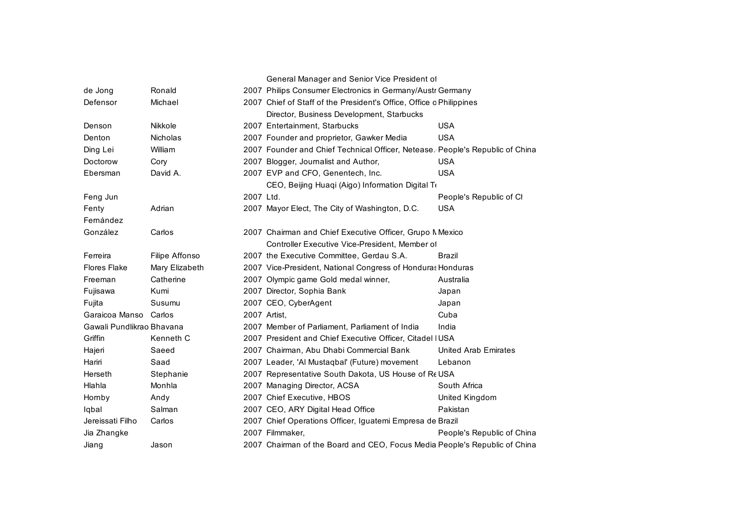| | | | | |
|---|---|---|---|---|
| de Jong | Ronald | 2007 | General Manager and Senior Vice President of Philips Consumer Electronics in Germany/Austr | Germany |
| Defensor | Michael | 2007 | Chief of Staff of the President's Office, Office o | Philippines |
| Denson | Nikkole | 2007 | Director, Business Development, Starbucks Entertainment, Starbucks | USA |
| Denton | Nicholas | 2007 | Founder and proprietor, Gawker Media | USA |
| Ding Lei | William | 2007 | Founder and Chief Technical Officer, Netease. | People's Republic of China |
| Doctorow | Cory | 2007 | Blogger, Journalist and Author, | USA |
| Ebersman | David A. | 2007 | EVP and CFO, Genentech, Inc. | USA |
| Feng Jun | | 2007 | CEO, Beijing Huaqi (Aigo) Information Digital Te Ltd. | People's Republic of Cl |
| Fenty | Adrian | 2007 | Mayor Elect, The City of Washington, D.C. | USA |
| Fernández González | Carlos | 2007 | Chairman and Chief Executive Officer, Grupo M | Mexico |
| Ferreira | Filipe Affonso | 2007 | Controller Executive Vice-President, Member of the Executive Committee, Gerdau S.A. | Brazil |
| Flores Flake | Mary Elizabeth | 2007 | Vice-President, National Congress of Honduras | Honduras |
| Freeman | Catherine | 2007 | Olympic game Gold medal winner, | Australia |
| Fujisawa | Kumi | 2007 | Director, Sophia Bank | Japan |
| Fujita | Susumu | 2007 | CEO, CyberAgent | Japan |
| Garaicoa Manso | Carlos | 2007 | Artist, | Cuba |
| Gawali Pundlikrao | Bhavana | 2007 | Member of Parliament, Parliament of India | India |
| Griffin | Kenneth C | 2007 | President and Chief Executive Officer, Citadel I | USA |
| Hajeri | Saeed | 2007 | Chairman, Abu Dhabi Commercial Bank | United Arab Emirates |
| Hariri | Saad | 2007 | Leader, 'Al Mustaqbal' (Future) movement | Lebanon |
| Herseth | Stephanie | 2007 | Representative South Dakota, US House of Re | USA |
| Hlahla | Monhla | 2007 | Managing Director, ACSA | South Africa |
| Hornby | Andy | 2007 | Chief Executive, HBOS | United Kingdom |
| Iqbal | Salman | 2007 | CEO, ARY Digital Head Office | Pakistan |
| Jereissati Filho | Carlos | 2007 | Chief Operations Officer, Iguatemi Empresa de | Brazil |
| Jia Zhangke | | 2007 | Filmmaker, | People's Republic of China |
| Jiang | Jason | 2007 | Chairman of the Board and CEO, Focus Media | People's Republic of China |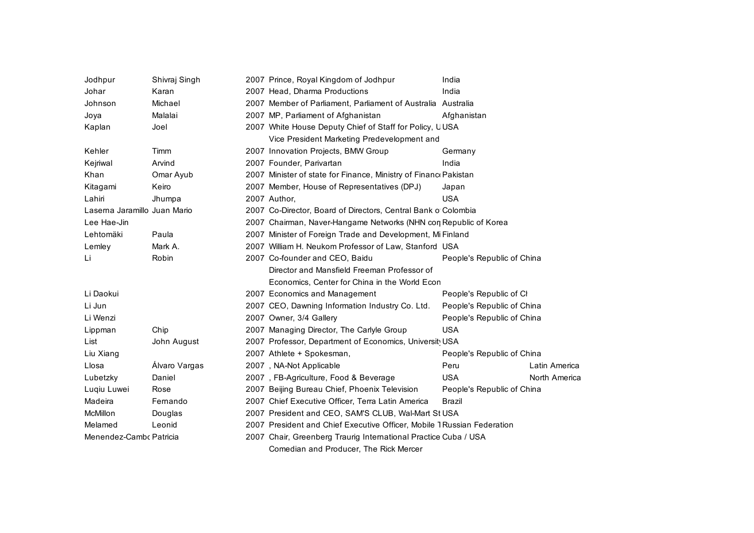| | | | | | |
|---|---|---|---|---|---|
| Jodhpur | Shivraj Singh | 2007 | Prince, Royal Kingdom of Jodhpur | India | |
| Johar | Karan | 2007 | Head, Dharma Productions | India | |
| Johnson | Michael | 2007 | Member of Parliament, Parliament of Australia | Australia | |
| Joya | Malalai | 2007 | MP, Parliament of Afghanistan | Afghanistan | |
| Kaplan | Joel | 2007 | White House Deputy Chief of Staff for Policy, U | USA | |
| Kehler | Timm | 2007 | Vice President Marketing Predevelopment and Innovation Projects, BMW Group | Germany | |
| Kejriwal | Arvind | 2007 | Founder, Parivartan | India | |
| Khan | Omar Ayub | 2007 | Minister of state for Finance, Ministry of Financ | Pakistan | |
| Kitagami | Keiro | 2007 | Member, House of Representatives (DPJ) | Japan | |
| Lahiri | Jhumpa | 2007 | Author, | USA | |
| Laserna Jaramillo | Juan Mario | 2007 | Co-Director, Board of Directors, Central Bank o | Colombia | |
| Lee Hae-Jin | | 2007 | Chairman, Naver-Hangame Networks (NHN con | Republic of Korea | |
| Lehtomäki | Paula | 2007 | Minister of Foreign Trade and Development, Mi | Finland | |
| Lemley | Mark A. | 2007 | William H. Neukom Professor of Law, Stanford | USA | |
| Li | Robin | 2007 | Co-founder and CEO, Baidu | People's Republic of China | |
| Li Daokui | | 2007 | Director and Mansfield Freeman Professor of Economics, Center for China in the World Econ Economics and Management | People's Republic of Cl | |
| Li Jun | | 2007 | CEO, Dawning Information Industry Co. Ltd. | People's Republic of China | |
| Li Wenzi | | 2007 | Owner, 3/4 Gallery | People's Republic of China | |
| Lippman | Chip | 2007 | Managing Director, The Carlyle Group | USA | |
| List | John August | 2007 | Professor, Department of Economics, University | USA | |
| Liu Xiang | | 2007 | Athlete + Spokesman, | People's Republic of China | |
| Llosa | Álvaro Vargas | 2007 | , NA-Not Applicable | Peru | Latin America |
| Lubetzky | Daniel | 2007 | , FB-Agriculture, Food & Beverage | USA | North America |
| Luqiu Luwei | Rose | 2007 | Beijing Bureau Chief, Phoenix Television | People's Republic of China | |
| Madeira | Fernando | 2007 | Chief Executive Officer, Terra Latin America | Brazil | |
| McMillon | Douglas | 2007 | President and CEO, SAM'S CLUB, Wal-Mart St | USA | |
| Melamed | Leonid | 2007 | President and Chief Executive Officer, Mobile T | Russian Federation | |
| Menendez-Cambo | Patricia | 2007 | Chair, Greenberg Traurig International Practice | Cuba / USA | |
| | | | Comedian and Producer, The Rick Mercer | | |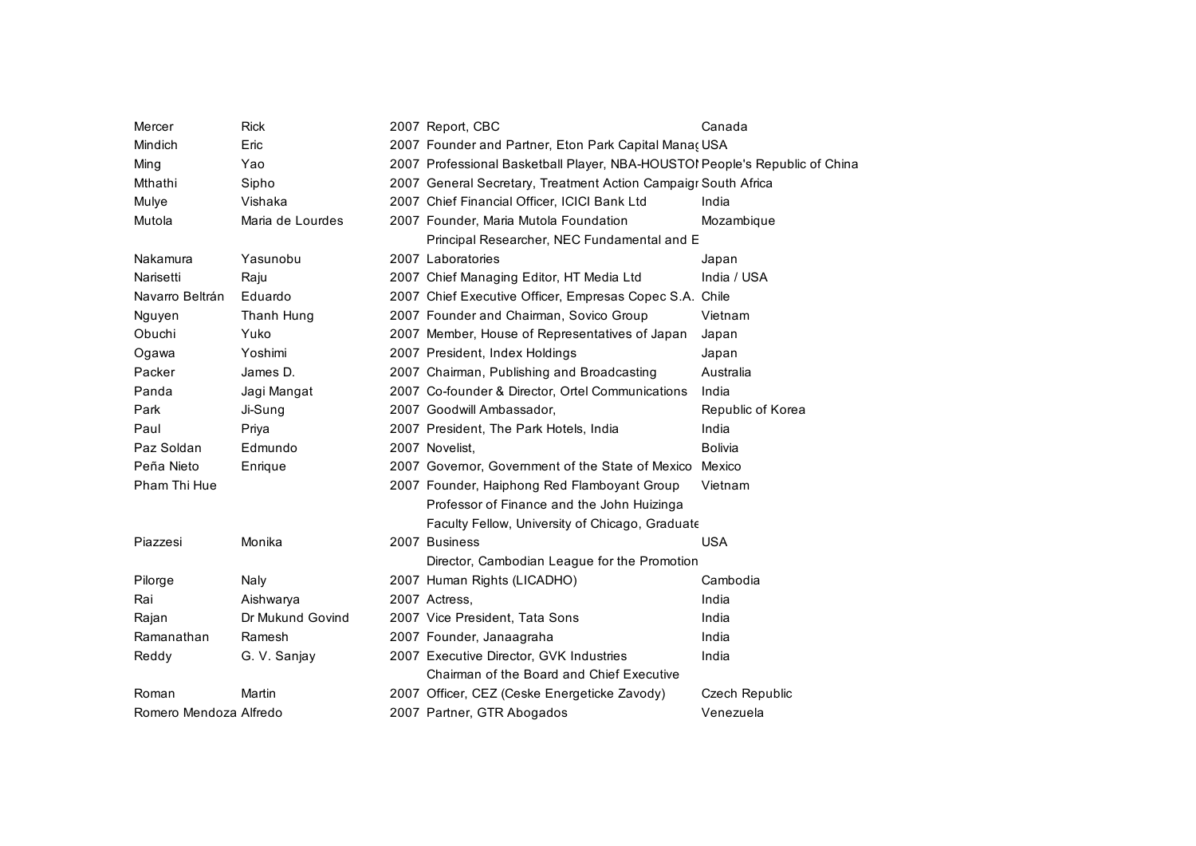| | | | | |
|---|---|---|---|---|
| Mercer | Rick | 2007 | Report, CBC | Canada |
| Mindich | Eric | 2007 | Founder and Partner, Eton Park Capital Manag | USA |
| Ming | Yao | 2007 | Professional Basketball Player, NBA-HOUSTON | People's Republic of China |
| Mthathi | Sipho | 2007 | General Secretary, Treatment Action Campaign | South Africa |
| Mulye | Vishaka | 2007 | Chief Financial Officer, ICICI Bank Ltd | India |
| Mutola | Maria de Lourdes | 2007 | Founder, Maria Mutola Foundation | Mozambique |
| Nakamura | Yasunobu | 2007 | Principal Researcher, NEC Fundamental and E Laboratories | Japan |
| Narisetti | Raju | 2007 | Chief Managing Editor, HT Media Ltd | India / USA |
| Navarro Beltrán | Eduardo | 2007 | Chief Executive Officer, Empresas Copec S.A. | Chile |
| Nguyen | Thanh Hung | 2007 | Founder and Chairman, Sovico Group | Vietnam |
| Obuchi | Yuko | 2007 | Member, House of Representatives of Japan | Japan |
| Ogawa | Yoshimi | 2007 | President, Index Holdings | Japan |
| Packer | James D. | 2007 | Chairman, Publishing and Broadcasting | Australia |
| Panda | Jagi Mangat | 2007 | Co-founder & Director, Ortel Communications | India |
| Park | Ji-Sung | 2007 | Goodwill Ambassador, | Republic of Korea |
| Paul | Priya | 2007 | President, The Park Hotels, India | India |
| Paz Soldan | Edmundo | 2007 | Novelist, | Bolivia |
| Peña Nieto | Enrique | 2007 | Governor, Government of the State of Mexico | Mexico |
| Pham Thi Hue | | 2007 | Founder, Haiphong Red Flamboyant Group | Vietnam |
| Piazzesi | Monika | 2007 | Professor of Finance and the John Huizinga Faculty Fellow, University of Chicago, Graduate Business | USA |
| Pilorge | Naly | 2007 | Director, Cambodian League for the Promotion Human Rights (LICADHO) | Cambodia |
| Rai | Aishwarya | 2007 | Actress, | India |
| Rajan | Dr Mukund Govind | 2007 | Vice President, Tata Sons | India |
| Ramanathan | Ramesh | 2007 | Founder, Janaagraha | India |
| Reddy | G. V. Sanjay | 2007 | Executive Director, GVK Industries | India |
| Roman | Martin | 2007 | Chairman of the Board and Chief Executive Officer, CEZ (Ceske Energeticke Zavody) | Czech Republic |
| Romero Mendoza | Alfredo | 2007 | Partner, GTR Abogados | Venezuela |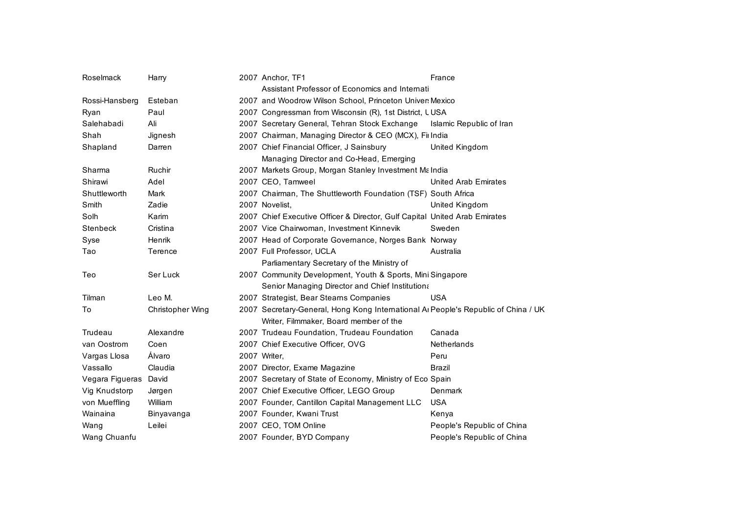| | | | | |
|---|---|---|---|---|
| Roselmack | Harry | 2007 | Anchor, TF1 | France |
| Rossi-Hansberg | Esteban | 2007 | Assistant Professor of Economics and Internati and Woodrow Wilson School, Princeton Univers | Mexico |
| Ryan | Paul | 2007 | Congressman from Wisconsin (R), 1st District, U | USA |
| Salehabadi | Ali | 2007 | Secretary General, Tehran Stock Exchange | Islamic Republic of Iran |
| Shah | Jignesh | 2007 | Chairman, Managing Director & CEO (MCX), Fi | India |
| Shapland | Darren | 2007 | Chief Financial Officer, J Sainsbury | United Kingdom |
| Sharma | Ruchir | 2007 | Managing Director and Co-Head, Emerging Markets Group, Morgan Stanley Investment Ma | India |
| Shirawi | Adel | 2007 | CEO, Tamweel | United Arab Emirates |
| Shuttleworth | Mark | 2007 | Chairman, The Shuttleworth Foundation (TSF) | South Africa |
| Smith | Zadie | 2007 | Novelist, | United Kingdom |
| Solh | Karim | 2007 | Chief Executive Officer & Director, Gulf Capital | United Arab Emirates |
| Stenbeck | Cristina | 2007 | Vice Chairwoman, Investment Kinnevik | Sweden |
| Syse | Henrik | 2007 | Head of Corporate Governance, Norges Bank | Norway |
| Tao | Terence | 2007 | Full Professor, UCLA | Australia |
| Teo | Ser Luck | 2007 | Parliamentary Secretary of the Ministry of Community Development, Youth & Sports, Mini | Singapore |
| Tilman | Leo M. | 2007 | Senior Managing Director and Chief Institutiona Strategist, Bear Stearns Companies | USA |
| To | Christopher Wing | 2007 | Secretary-General, Hong Kong International Ai | People's Republic of China / UK |
| Trudeau | Alexandre | 2007 | Writer, Filmmaker, Board member of the Trudeau Foundation, Trudeau Foundation | Canada |
| van Oostrom | Coen | 2007 | Chief Executive Officer, OVG | Netherlands |
| Vargas Llosa | Álvaro | 2007 | Writer, | Peru |
| Vassallo | Claudia | 2007 | Director, Exame Magazine | Brazil |
| Vegara Figueras | David | 2007 | Secretary of State of Economy, Ministry of Eco | Spain |
| Vig Knudstorp | Jørgen | 2007 | Chief Executive Officer, LEGO Group | Denmark |
| von Mueffling | William | 2007 | Founder, Cantillon Capital Management LLC | USA |
| Wainaina | Binyavanga | 2007 | Founder, Kwani Trust | Kenya |
| Wang | Leilei | 2007 | CEO, TOM Online | People's Republic of China |
| Wang Chuanfu | | 2007 | Founder, BYD Company | People's Republic of China |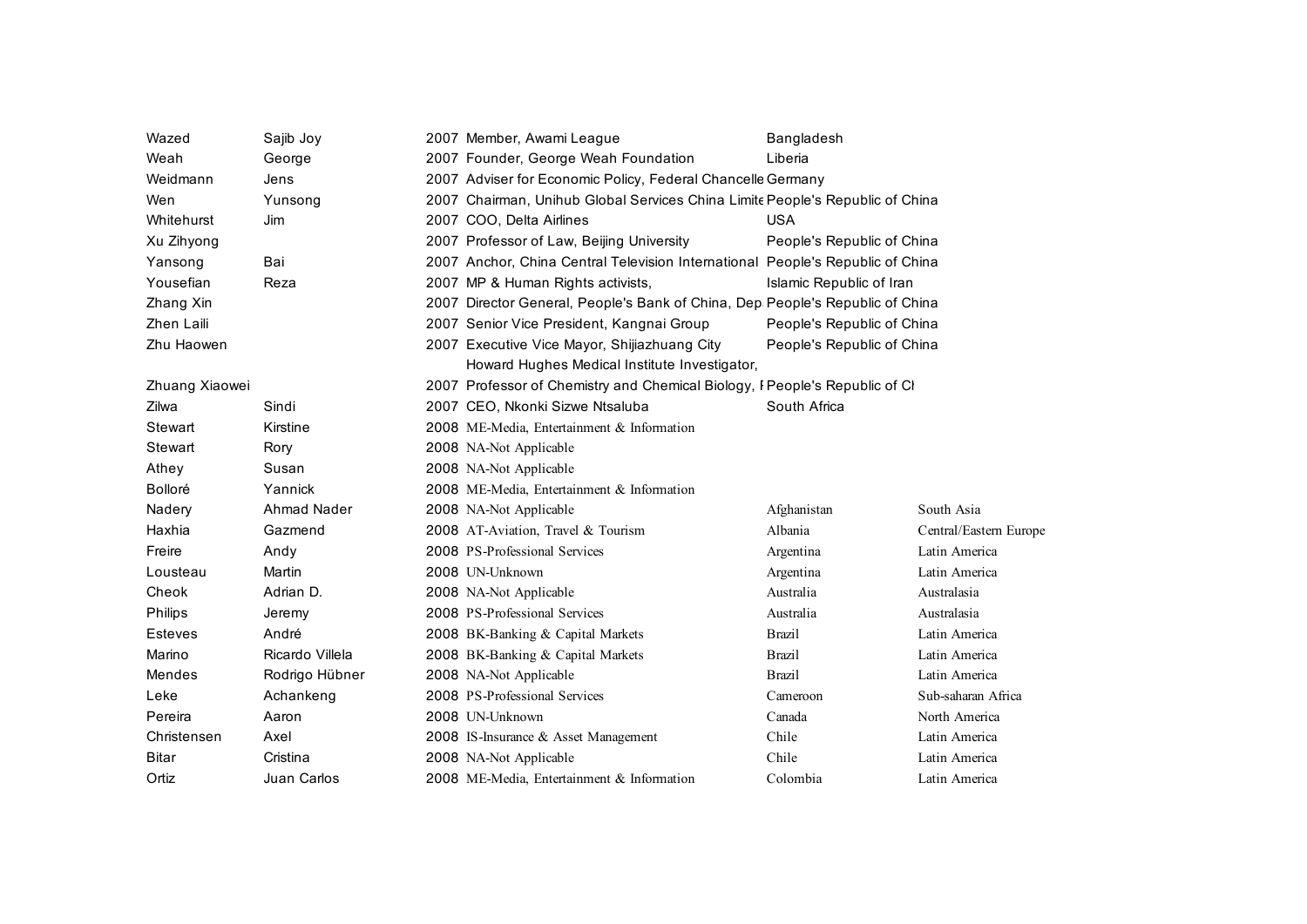| | | | | | |
|---|---|---|---|---|---|
| Wazed | Sajib Joy | 2007 | Member, Awami League | Bangladesh | |
| Weah | George | 2007 | Founder, George Weah Foundation | Liberia | |
| Weidmann | Jens | 2007 | Adviser for Economic Policy, Federal Chancelle | Germany | |
| Wen | Yunsong | 2007 | Chairman, Unihub Global Services China Limite | People's Republic of China | |
| Whitehurst | Jim | 2007 | COO, Delta Airlines | USA | |
| Xu Zihyong | | 2007 | Professor of Law, Beijing University | People's Republic of China | |
| Yansong | Bai | 2007 | Anchor, China Central Television International | People's Republic of China | |
| Yousefian | Reza | 2007 | MP & Human Rights activists, | Islamic Republic of Iran | |
| Zhang Xin | | 2007 | Director General, People's Bank of China, Dep | People's Republic of China | |
| Zhen Laili | | 2007 | Senior Vice President, Kangnai Group | People's Republic of China | |
| Zhu Haowen | | 2007 | Executive Vice Mayor, Shijiazhuang City | People's Republic of China | |
| Zhuang Xiaowei | | 2007 | Howard Hughes Medical Institute Investigator, Professor of Chemistry and Chemical Biology, I | People's Republic of Cl | |
| Zilwa | Sindi | 2007 | CEO, Nkonki Sizwe Ntsaluba | South Africa | |
| Stewart | Kirstine | 2008 | ME-Media, Entertainment & Information | | |
| Stewart | Rory | 2008 | NA-Not Applicable | | |
| Athey | Susan | 2008 | NA-Not Applicable | | |
| Bolloré | Yannick | 2008 | ME-Media, Entertainment & Information | | |
| Nadery | Ahmad Nader | 2008 | NA-Not Applicable | Afghanistan | South Asia |
| Haxhia | Gazmend | 2008 | AT-Aviation, Travel & Tourism | Albania | Central/Eastern Europe |
| Freire | Andy | 2008 | PS-Professional Services | Argentina | Latin America |
| Lousteau | Martin | 2008 | UN-Unknown | Argentina | Latin America |
| Cheok | Adrian D. | 2008 | NA-Not Applicable | Australia | Australasia |
| Philips | Jeremy | 2008 | PS-Professional Services | Australia | Australasia |
| Esteves | André | 2008 | BK-Banking & Capital Markets | Brazil | Latin America |
| Marino | Ricardo Villela | 2008 | BK-Banking & Capital Markets | Brazil | Latin America |
| Mendes | Rodrigo Hübner | 2008 | NA-Not Applicable | Brazil | Latin America |
| Leke | Achankeng | 2008 | PS-Professional Services | Cameroon | Sub-saharan Africa |
| Pereira | Aaron | 2008 | UN-Unknown | Canada | North America |
| Christensen | Axel | 2008 | IS-Insurance & Asset Management | Chile | Latin America |
| Bitar | Cristina | 2008 | NA-Not Applicable | Chile | Latin America |
| Ortiz | Juan Carlos | 2008 | ME-Media, Entertainment & Information | Colombia | Latin America |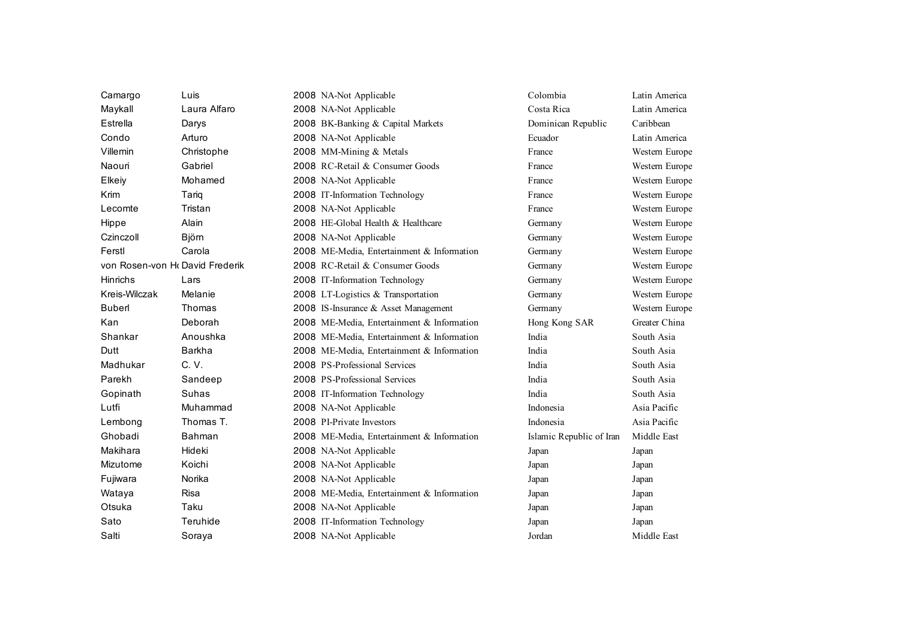| | | | | | |
|---|---|---|---|---|---|
| Camargo | Luis | 2008 | NA-Not Applicable | Colombia | Latin America |
| Maykall | Laura Alfaro | 2008 | NA-Not Applicable | Costa Rica | Latin America |
| Estrella | Darys | 2008 | BK-Banking & Capital Markets | Dominican Republic | Caribbean |
| Condo | Arturo | 2008 | NA-Not Applicable | Ecuador | Latin America |
| Villemin | Christophe | 2008 | MM-Mining & Metals | France | Western Europe |
| Naouri | Gabriel | 2008 | RC-Retail & Consumer Goods | France | Western Europe |
| Elkeiy | Mohamed | 2008 | NA-Not Applicable | France | Western Europe |
| Krim | Tariq | 2008 | IT-Information Technology | France | Western Europe |
| Lecomte | Tristan | 2008 | NA-Not Applicable | France | Western Europe |
| Hippe | Alain | 2008 | HE-Global Health & Healthcare | Germany | Western Europe |
| Czinczoll | Björn | 2008 | NA-Not Applicable | Germany | Western Europe |
| Ferstl | Carola | 2008 | ME-Media, Entertainment & Information | Germany | Western Europe |
| von Rosen-von Ho | David Frederik | 2008 | RC-Retail & Consumer Goods | Germany | Western Europe |
| Hinrichs | Lars | 2008 | IT-Information Technology | Germany | Western Europe |
| Kreis-Wilczak | Melanie | 2008 | LT-Logistics & Transportation | Germany | Western Europe |
| Buberl | Thomas | 2008 | IS-Insurance & Asset Management | Germany | Western Europe |
| Kan | Deborah | 2008 | ME-Media, Entertainment & Information | Hong Kong SAR | Greater China |
| Shankar | Anoushka | 2008 | ME-Media, Entertainment & Information | India | South Asia |
| Dutt | Barkha | 2008 | ME-Media, Entertainment & Information | India | South Asia |
| Madhukar | C. V. | 2008 | PS-Professional Services | India | South Asia |
| Parekh | Sandeep | 2008 | PS-Professional Services | India | South Asia |
| Gopinath | Suhas | 2008 | IT-Information Technology | India | South Asia |
| Lutfi | Muhammad | 2008 | NA-Not Applicable | Indonesia | Asia Pacific |
| Lembong | Thomas T. | 2008 | PI-Private Investors | Indonesia | Asia Pacific |
| Ghobadi | Bahman | 2008 | ME-Media, Entertainment & Information | Islamic Republic of Iran | Middle East |
| Makihara | Hideki | 2008 | NA-Not Applicable | Japan | Japan |
| Mizutome | Koichi | 2008 | NA-Not Applicable | Japan | Japan |
| Fujiwara | Norika | 2008 | NA-Not Applicable | Japan | Japan |
| Wataya | Risa | 2008 | ME-Media, Entertainment & Information | Japan | Japan |
| Otsuka | Taku | 2008 | NA-Not Applicable | Japan | Japan |
| Sato | Teruhide | 2008 | IT-Information Technology | Japan | Japan |
| Salti | Soraya | 2008 | NA-Not Applicable | Jordan | Middle East |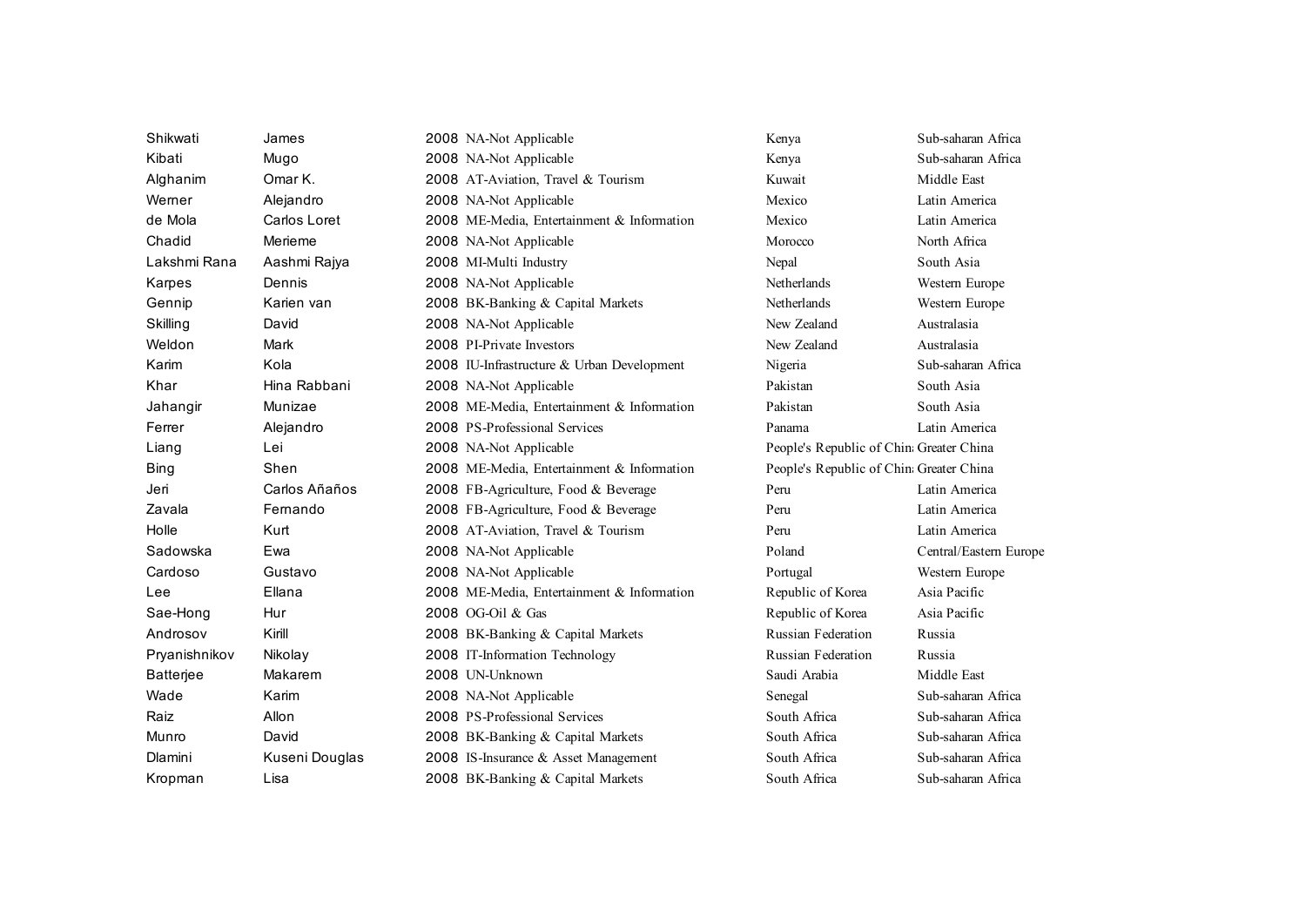| | | | | | |
|---|---|---|---|---|---|
| Shikwati | James | 2008 | NA-Not Applicable | Kenya | Sub-saharan Africa |
| Kibati | Mugo | 2008 | NA-Not Applicable | Kenya | Sub-saharan Africa |
| Alghanim | Omar K. | 2008 | AT-Aviation, Travel & Tourism | Kuwait | Middle East |
| Werner | Alejandro | 2008 | NA-Not Applicable | Mexico | Latin America |
| de Mola | Carlos Loret | 2008 | ME-Media, Entertainment & Information | Mexico | Latin America |
| Chadid | Merieme | 2008 | NA-Not Applicable | Morocco | North Africa |
| Lakshmi Rana | Aashmi Rajya | 2008 | MI-Multi Industry | Nepal | South Asia |
| Karpes | Dennis | 2008 | NA-Not Applicable | Netherlands | Western Europe |
| Gennip | Karien van | 2008 | BK-Banking & Capital Markets | Netherlands | Western Europe |
| Skilling | David | 2008 | NA-Not Applicable | New Zealand | Australasia |
| Weldon | Mark | 2008 | PI-Private Investors | New Zealand | Australasia |
| Karim | Kola | 2008 | IU-Infrastructure & Urban Development | Nigeria | Sub-saharan Africa |
| Khar | Hina Rabbani | 2008 | NA-Not Applicable | Pakistan | South Asia |
| Jahangir | Munizae | 2008 | ME-Media, Entertainment & Information | Pakistan | South Asia |
| Ferrer | Alejandro | 2008 | PS-Professional Services | Panama | Latin America |
| Liang | Lei | 2008 | NA-Not Applicable | People's Republic of China | Greater China |
| Bing | Shen | 2008 | ME-Media, Entertainment & Information | People's Republic of China | Greater China |
| Jeri | Carlos Añaños | 2008 | FB-Agriculture, Food & Beverage | Peru | Latin America |
| Zavala | Fernando | 2008 | FB-Agriculture, Food & Beverage | Peru | Latin America |
| Holle | Kurt | 2008 | AT-Aviation, Travel & Tourism | Peru | Latin America |
| Sadowska | Ewa | 2008 | NA-Not Applicable | Poland | Central/Eastern Europe |
| Cardoso | Gustavo | 2008 | NA-Not Applicable | Portugal | Western Europe |
| Lee | Ellana | 2008 | ME-Media, Entertainment & Information | Republic of Korea | Asia Pacific |
| Sae-Hong | Hur | 2008 | OG-Oil & Gas | Republic of Korea | Asia Pacific |
| Androsov | Kirill | 2008 | BK-Banking & Capital Markets | Russian Federation | Russia |
| Pryanishnikov | Nikolay | 2008 | IT-Information Technology | Russian Federation | Russia |
| Batterjee | Makarem | 2008 | UN-Unknown | Saudi Arabia | Middle East |
| Wade | Karim | 2008 | NA-Not Applicable | Senegal | Sub-saharan Africa |
| Raiz | Allon | 2008 | PS-Professional Services | South Africa | Sub-saharan Africa |
| Munro | David | 2008 | BK-Banking & Capital Markets | South Africa | Sub-saharan Africa |
| Dlamini | Kuseni Douglas | 2008 | IS-Insurance & Asset Management | South Africa | Sub-saharan Africa |
| Kropman | Lisa | 2008 | BK-Banking & Capital Markets | South Africa | Sub-saharan Africa |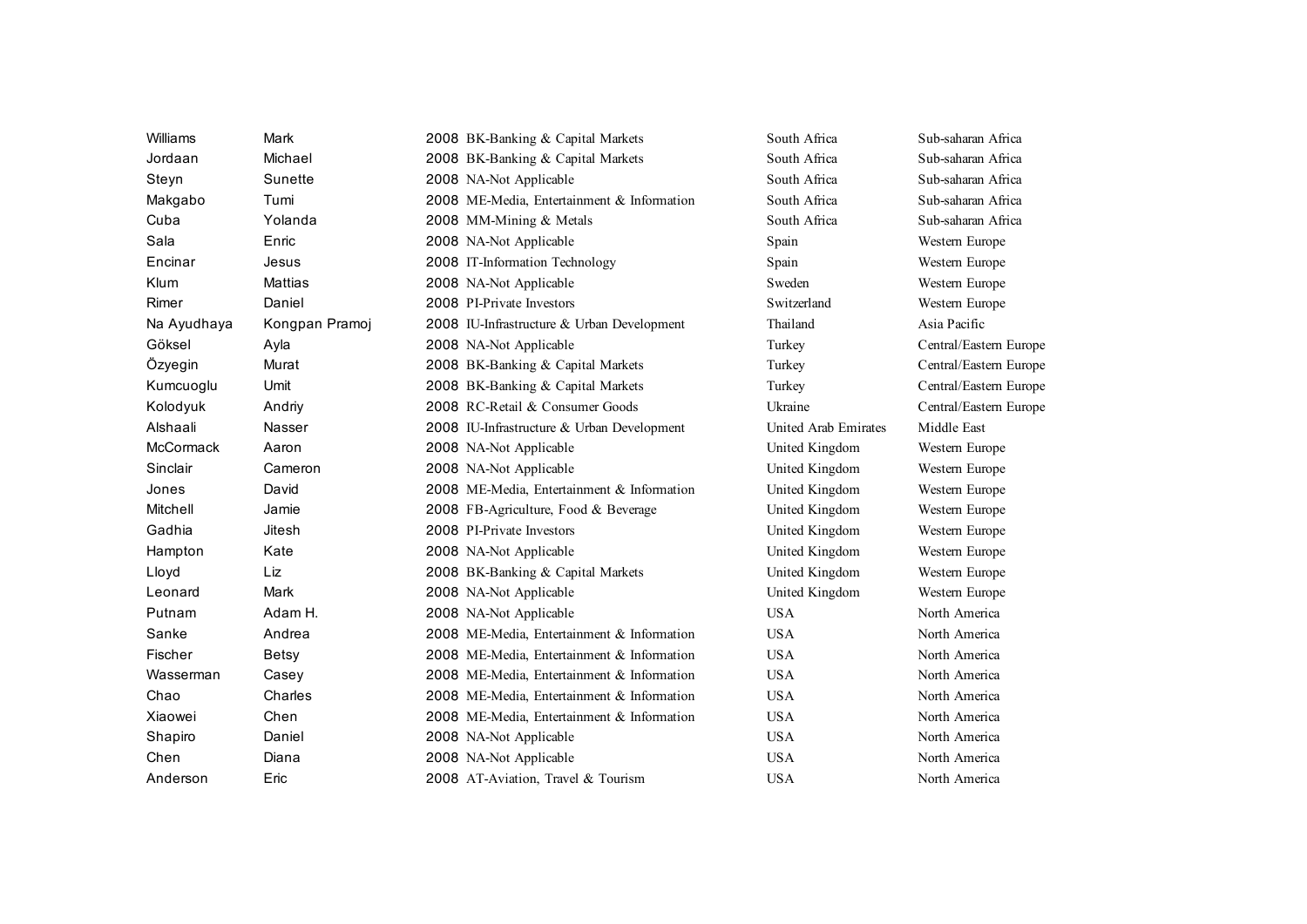| | | | | | |
|---|---|---|---|---|---|
| Williams | Mark | 2008 | BK-Banking & Capital Markets | South Africa | Sub-saharan Africa |
| Jordaan | Michael | 2008 | BK-Banking & Capital Markets | South Africa | Sub-saharan Africa |
| Steyn | Sunette | 2008 | NA-Not Applicable | South Africa | Sub-saharan Africa |
| Makgabo | Tumi | 2008 | ME-Media, Entertainment & Information | South Africa | Sub-saharan Africa |
| Cuba | Yolanda | 2008 | MM-Mining & Metals | South Africa | Sub-saharan Africa |
| Sala | Enric | 2008 | NA-Not Applicable | Spain | Western Europe |
| Encinar | Jesus | 2008 | IT-Information Technology | Spain | Western Europe |
| Klum | Mattias | 2008 | NA-Not Applicable | Sweden | Western Europe |
| Rimer | Daniel | 2008 | PI-Private Investors | Switzerland | Western Europe |
| Na Ayudhaya | Kongpan Pramoj | 2008 | IU-Infrastructure & Urban Development | Thailand | Asia Pacific |
| Göksel | Ayla | 2008 | NA-Not Applicable | Turkey | Central/Eastern Europe |
| Özyegin | Murat | 2008 | BK-Banking & Capital Markets | Turkey | Central/Eastern Europe |
| Kumcuoglu | Umit | 2008 | BK-Banking & Capital Markets | Turkey | Central/Eastern Europe |
| Kolodyuk | Andriy | 2008 | RC-Retail & Consumer Goods | Ukraine | Central/Eastern Europe |
| Alshaali | Nasser | 2008 | IU-Infrastructure & Urban Development | United Arab Emirates | Middle East |
| McCormack | Aaron | 2008 | NA-Not Applicable | United Kingdom | Western Europe |
| Sinclair | Cameron | 2008 | NA-Not Applicable | United Kingdom | Western Europe |
| Jones | David | 2008 | ME-Media, Entertainment & Information | United Kingdom | Western Europe |
| Mitchell | Jamie | 2008 | FB-Agriculture, Food & Beverage | United Kingdom | Western Europe |
| Gadhia | Jitesh | 2008 | PI-Private Investors | United Kingdom | Western Europe |
| Hampton | Kate | 2008 | NA-Not Applicable | United Kingdom | Western Europe |
| Lloyd | Liz | 2008 | BK-Banking & Capital Markets | United Kingdom | Western Europe |
| Leonard | Mark | 2008 | NA-Not Applicable | United Kingdom | Western Europe |
| Putnam | Adam H. | 2008 | NA-Not Applicable | USA | North America |
| Sanke | Andrea | 2008 | ME-Media, Entertainment & Information | USA | North America |
| Fischer | Betsy | 2008 | ME-Media, Entertainment & Information | USA | North America |
| Wasserman | Casey | 2008 | ME-Media, Entertainment & Information | USA | North America |
| Chao | Charles | 2008 | ME-Media, Entertainment & Information | USA | North America |
| Xiaowei | Chen | 2008 | ME-Media, Entertainment & Information | USA | North America |
| Shapiro | Daniel | 2008 | NA-Not Applicable | USA | North America |
| Chen | Diana | 2008 | NA-Not Applicable | USA | North America |
| Anderson | Eric | 2008 | AT-Aviation, Travel & Tourism | USA | North America |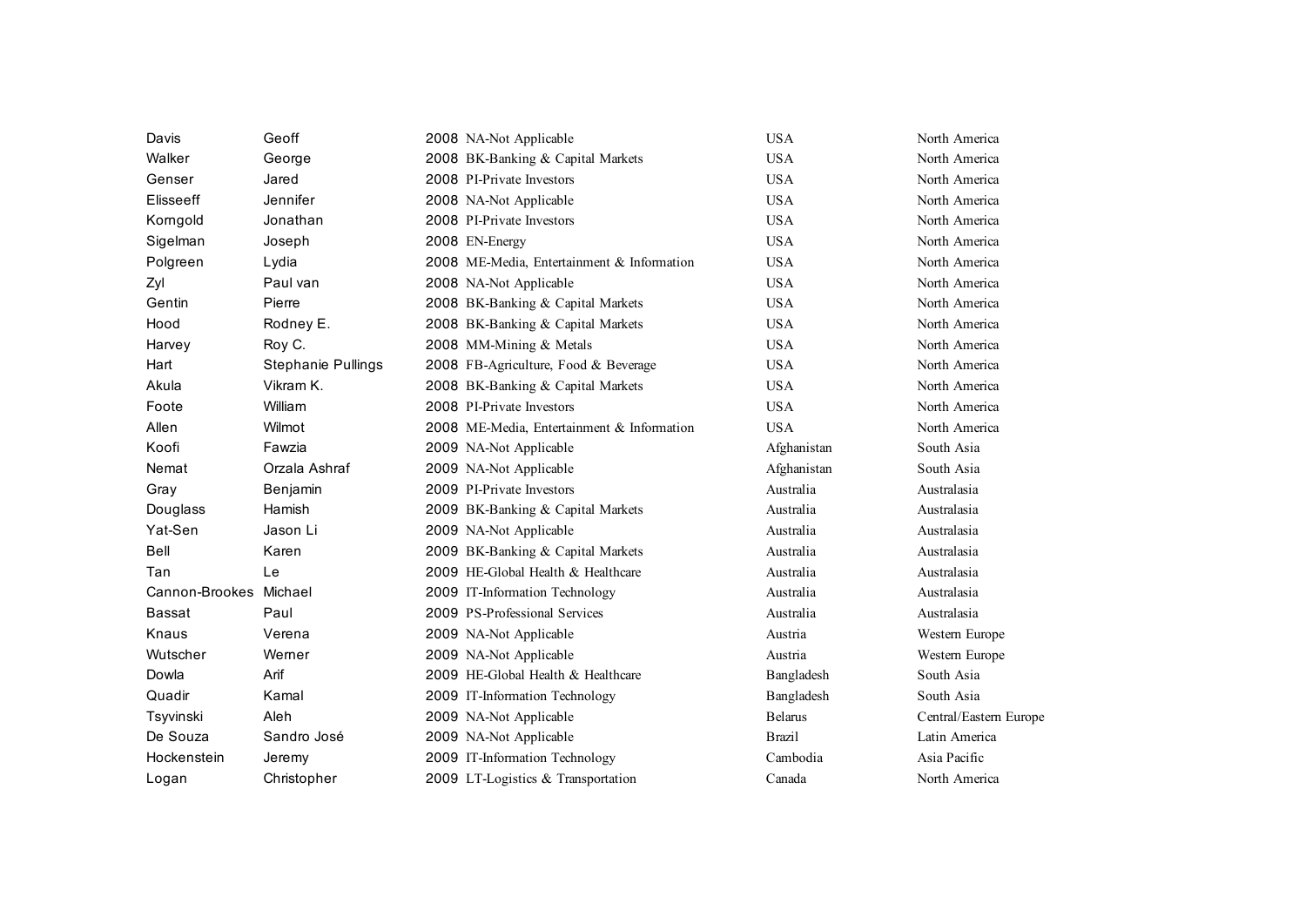| | | | | | |
|---|---|---|---|---|---|
| Davis | Geoff | 2008 | NA-Not Applicable | USA | North America |
| Walker | George | 2008 | BK-Banking & Capital Markets | USA | North America |
| Genser | Jared | 2008 | PI-Private Investors | USA | North America |
| Elisseeff | Jennifer | 2008 | NA-Not Applicable | USA | North America |
| Korngold | Jonathan | 2008 | PI-Private Investors | USA | North America |
| Sigelman | Joseph | 2008 | EN-Energy | USA | North America |
| Polgreen | Lydia | 2008 | ME-Media, Entertainment & Information | USA | North America |
| Zyl | Paul van | 2008 | NA-Not Applicable | USA | North America |
| Gentin | Pierre | 2008 | BK-Banking & Capital Markets | USA | North America |
| Hood | Rodney E. | 2008 | BK-Banking & Capital Markets | USA | North America |
| Harvey | Roy C. | 2008 | MM-Mining & Metals | USA | North America |
| Hart | Stephanie Pullings | 2008 | FB-Agriculture, Food & Beverage | USA | North America |
| Akula | Vikram K. | 2008 | BK-Banking & Capital Markets | USA | North America |
| Foote | William | 2008 | PI-Private Investors | USA | North America |
| Allen | Wilmot | 2008 | ME-Media, Entertainment & Information | USA | North America |
| Koofi | Fawzia | 2009 | NA-Not Applicable | Afghanistan | South Asia |
| Nemat | Orzala Ashraf | 2009 | NA-Not Applicable | Afghanistan | South Asia |
| Gray | Benjamin | 2009 | PI-Private Investors | Australia | Australasia |
| Douglass | Hamish | 2009 | BK-Banking & Capital Markets | Australia | Australasia |
| Yat-Sen | Jason Li | 2009 | NA-Not Applicable | Australia | Australasia |
| Bell | Karen | 2009 | BK-Banking & Capital Markets | Australia | Australasia |
| Tan | Le | 2009 | HE-Global Health & Healthcare | Australia | Australasia |
| Cannon-Brookes | Michael | 2009 | IT-Information Technology | Australia | Australasia |
| Bassat | Paul | 2009 | PS-Professional Services | Australia | Australasia |
| Knaus | Verena | 2009 | NA-Not Applicable | Austria | Western Europe |
| Wutscher | Werner | 2009 | NA-Not Applicable | Austria | Western Europe |
| Dowla | Arif | 2009 | HE-Global Health & Healthcare | Bangladesh | South Asia |
| Quadir | Kamal | 2009 | IT-Information Technology | Bangladesh | South Asia |
| Tsyvinski | Aleh | 2009 | NA-Not Applicable | Belarus | Central/Eastern Europe |
| De Souza | Sandro José | 2009 | NA-Not Applicable | Brazil | Latin America |
| Hockenstein | Jeremy | 2009 | IT-Information Technology | Cambodia | Asia Pacific |
| Logan | Christopher | 2009 | LT-Logistics & Transportation | Canada | North America |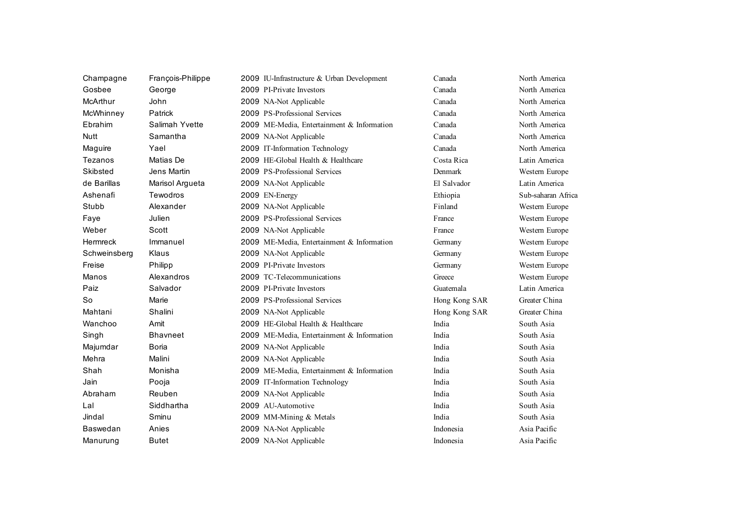| | | | | | |
|---|---|---|---|---|---|
| Champagne | François-Philippe | 2009 | IU-Infrastructure & Urban Development | Canada | North America |
| Gosbee | George | 2009 | PI-Private Investors | Canada | North America |
| McArthur | John | 2009 | NA-Not Applicable | Canada | North America |
| McWhinney | Patrick | 2009 | PS-Professional Services | Canada | North America |
| Ebrahim | Salimah Yvette | 2009 | ME-Media, Entertainment & Information | Canada | North America |
| Nutt | Samantha | 2009 | NA-Not Applicable | Canada | North America |
| Maguire | Yael | 2009 | IT-Information Technology | Canada | North America |
| Tezanos | Matias De | 2009 | HE-Global Health & Healthcare | Costa Rica | Latin America |
| Skibsted | Jens Martin | 2009 | PS-Professional Services | Denmark | Western Europe |
| de Barillas | Marisol Argueta | 2009 | NA-Not Applicable | El Salvador | Latin America |
| Ashenafi | Tewodros | 2009 | EN-Energy | Ethiopia | Sub-saharan Africa |
| Stubb | Alexander | 2009 | NA-Not Applicable | Finland | Western Europe |
| Faye | Julien | 2009 | PS-Professional Services | France | Western Europe |
| Weber | Scott | 2009 | NA-Not Applicable | France | Western Europe |
| Hermreck | Immanuel | 2009 | ME-Media, Entertainment & Information | Germany | Western Europe |
| Schweinsberg | Klaus | 2009 | NA-Not Applicable | Germany | Western Europe |
| Freise | Philipp | 2009 | PI-Private Investors | Germany | Western Europe |
| Manos | Alexandros | 2009 | TC-Telecommunications | Greece | Western Europe |
| Paiz | Salvador | 2009 | PI-Private Investors | Guatemala | Latin America |
| So | Marie | 2009 | PS-Professional Services | Hong Kong SAR | Greater China |
| Mahtani | Shalini | 2009 | NA-Not Applicable | Hong Kong SAR | Greater China |
| Wanchoo | Amit | 2009 | HE-Global Health & Healthcare | India | South Asia |
| Singh | Bhavneet | 2009 | ME-Media, Entertainment & Information | India | South Asia |
| Majumdar | Boria | 2009 | NA-Not Applicable | India | South Asia |
| Mehra | Malini | 2009 | NA-Not Applicable | India | South Asia |
| Shah | Monisha | 2009 | ME-Media, Entertainment & Information | India | South Asia |
| Jain | Pooja | 2009 | IT-Information Technology | India | South Asia |
| Abraham | Reuben | 2009 | NA-Not Applicable | India | South Asia |
| Lal | Siddhartha | 2009 | AU-Automotive | India | South Asia |
| Jindal | Sminu | 2009 | MM-Mining & Metals | India | South Asia |
| Baswedan | Anies | 2009 | NA-Not Applicable | Indonesia | Asia Pacific |
| Manurung | Butet | 2009 | NA-Not Applicable | Indonesia | Asia Pacific |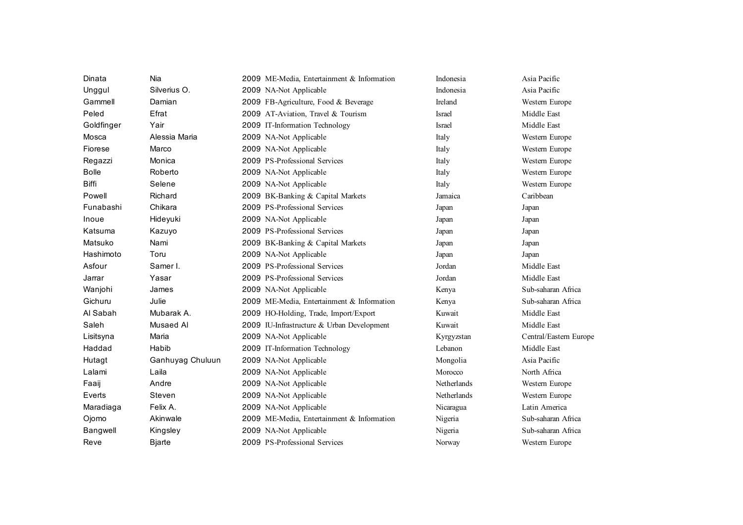| | | | | | |
|---|---|---|---|---|---|
| Dinata | Nia | 2009 | ME-Media, Entertainment & Information | Indonesia | Asia Pacific |
| Unggul | Silverius O. | 2009 | NA-Not Applicable | Indonesia | Asia Pacific |
| Gammell | Damian | 2009 | FB-Agriculture, Food & Beverage | Ireland | Western Europe |
| Peled | Efrat | 2009 | AT-Aviation, Travel & Tourism | Israel | Middle East |
| Goldfinger | Yair | 2009 | IT-Information Technology | Israel | Middle East |
| Mosca | Alessia Maria | 2009 | NA-Not Applicable | Italy | Western Europe |
| Fiorese | Marco | 2009 | NA-Not Applicable | Italy | Western Europe |
| Regazzi | Monica | 2009 | PS-Professional Services | Italy | Western Europe |
| Bolle | Roberto | 2009 | NA-Not Applicable | Italy | Western Europe |
| Biffi | Selene | 2009 | NA-Not Applicable | Italy | Western Europe |
| Powell | Richard | 2009 | BK-Banking & Capital Markets | Jamaica | Caribbean |
| Funabashi | Chikara | 2009 | PS-Professional Services | Japan | Japan |
| Inoue | Hideyuki | 2009 | NA-Not Applicable | Japan | Japan |
| Katsuma | Kazuyo | 2009 | PS-Professional Services | Japan | Japan |
| Matsuko | Nami | 2009 | BK-Banking & Capital Markets | Japan | Japan |
| Hashimoto | Toru | 2009 | NA-Not Applicable | Japan | Japan |
| Asfour | Samer I. | 2009 | PS-Professional Services | Jordan | Middle East |
| Jarrar | Yasar | 2009 | PS-Professional Services | Jordan | Middle East |
| Wanjohi | James | 2009 | NA-Not Applicable | Kenya | Sub-saharan Africa |
| Gichuru | Julie | 2009 | ME-Media, Entertainment & Information | Kenya | Sub-saharan Africa |
| Al Sabah | Mubarak A. | 2009 | HO-Holding, Trade, Import/Export | Kuwait | Middle East |
| Saleh | Musaed Al | 2009 | IU-Infrastructure & Urban Development | Kuwait | Middle East |
| Lisitsyna | Maria | 2009 | NA-Not Applicable | Kyrgyzstan | Central/Eastern Europe |
| Haddad | Habib | 2009 | IT-Information Technology | Lebanon | Middle East |
| Hutagt | Ganhuyag Chuluun | 2009 | NA-Not Applicable | Mongolia | Asia Pacific |
| Lalami | Laila | 2009 | NA-Not Applicable | Morocco | North Africa |
| Faaij | Andre | 2009 | NA-Not Applicable | Netherlands | Western Europe |
| Everts | Steven | 2009 | NA-Not Applicable | Netherlands | Western Europe |
| Maradiaga | Felix A. | 2009 | NA-Not Applicable | Nicaragua | Latin America |
| Ojomo | Akinwale | 2009 | ME-Media, Entertainment & Information | Nigeria | Sub-saharan Africa |
| Bangwell | Kingsley | 2009 | NA-Not Applicable | Nigeria | Sub-saharan Africa |
| Reve | Bjarte | 2009 | PS-Professional Services | Norway | Western Europe |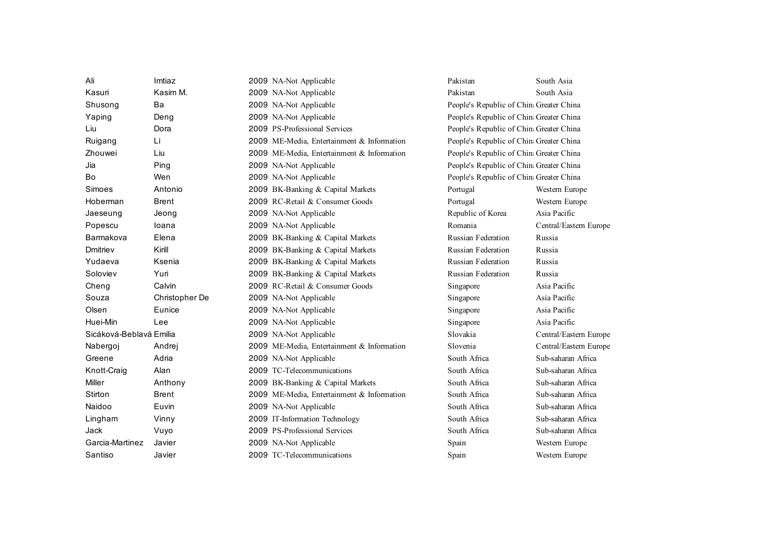| | | | | | |
|---|---|---|---|---|---|
| Ali | Imtiaz | 2009 | NA-Not Applicable | Pakistan | South Asia |
| Kasuri | Kasim M. | 2009 | NA-Not Applicable | Pakistan | South Asia |
| Shusong | Ba | 2009 | NA-Not Applicable | People's Republic of Chin | Greater China |
| Yaping | Deng | 2009 | NA-Not Applicable | People's Republic of Chin | Greater China |
| Liu | Dora | 2009 | PS-Professional Services | People's Republic of Chin | Greater China |
| Ruigang | Li | 2009 | ME-Media, Entertainment & Information | People's Republic of Chin | Greater China |
| Zhouwei | Liu | 2009 | ME-Media, Entertainment & Information | People's Republic of Chin | Greater China |
| Jia | Ping | 2009 | NA-Not Applicable | People's Republic of Chin | Greater China |
| Bo | Wen | 2009 | NA-Not Applicable | People's Republic of Chin | Greater China |
| Simoes | Antonio | 2009 | BK-Banking & Capital Markets | Portugal | Western Europe |
| Hoberman | Brent | 2009 | RC-Retail & Consumer Goods | Portugal | Western Europe |
| Jaeseung | Jeong | 2009 | NA-Not Applicable | Republic of Korea | Asia Pacific |
| Popescu | Ioana | 2009 | NA-Not Applicable | Romania | Central/Eastern Europe |
| Barmakova | Elena | 2009 | BK-Banking & Capital Markets | Russian Federation | Russia |
| Dmitriev | Kirill | 2009 | BK-Banking & Capital Markets | Russian Federation | Russia |
| Yudaeva | Ksenia | 2009 | BK-Banking & Capital Markets | Russian Federation | Russia |
| Soloviev | Yuri | 2009 | BK-Banking & Capital Markets | Russian Federation | Russia |
| Cheng | Calvin | 2009 | RC-Retail & Consumer Goods | Singapore | Asia Pacific |
| Souza | Christopher De | 2009 | NA-Not Applicable | Singapore | Asia Pacific |
| Olsen | Eunice | 2009 | NA-Not Applicable | Singapore | Asia Pacific |
| Huei-Min | Lee | 2009 | NA-Not Applicable | Singapore | Asia Pacific |
| Sicáková-Beblavá | Emilia | 2009 | NA-Not Applicable | Slovakia | Central/Eastern Europe |
| Nabergoj | Andrej | 2009 | ME-Media, Entertainment & Information | Slovenia | Central/Eastern Europe |
| Greene | Adria | 2009 | NA-Not Applicable | South Africa | Sub-saharan Africa |
| Knott-Craig | Alan | 2009 | TC-Telecommunications | South Africa | Sub-saharan Africa |
| Miller | Anthony | 2009 | BK-Banking & Capital Markets | South Africa | Sub-saharan Africa |
| Stirton | Brent | 2009 | ME-Media, Entertainment & Information | South Africa | Sub-saharan Africa |
| Naidoo | Euvin | 2009 | NA-Not Applicable | South Africa | Sub-saharan Africa |
| Lingham | Vinny | 2009 | IT-Information Technology | South Africa | Sub-saharan Africa |
| Jack | Vuyo | 2009 | PS-Professional Services | South Africa | Sub-saharan Africa |
| Garcia-Martinez | Javier | 2009 | NA-Not Applicable | Spain | Western Europe |
| Santiso | Javier | 2009 | TC-Telecommunications | Spain | Western Europe |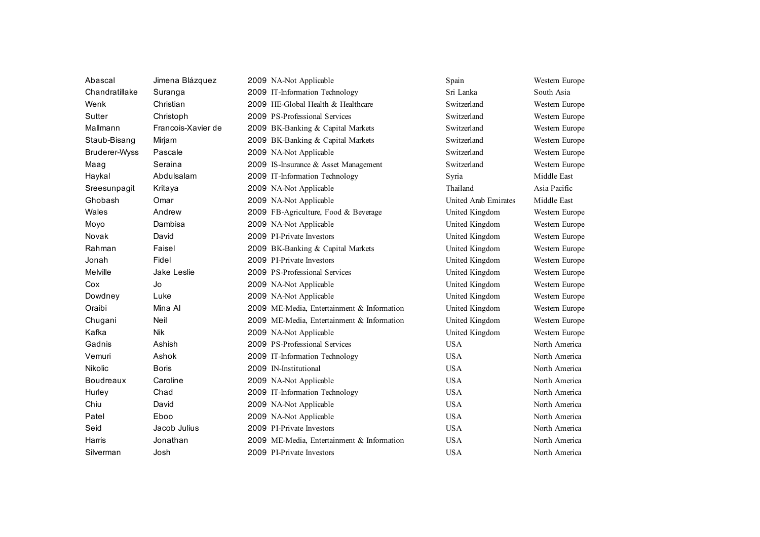| | | | | | |
|---|---|---|---|---|---|
| Abascal | Jimena Blázquez | 2009 | NA-Not Applicable | Spain | Western Europe |
| Chandratillake | Suranga | 2009 | IT-Information Technology | Sri Lanka | South Asia |
| Wenk | Christian | 2009 | HE-Global Health & Healthcare | Switzerland | Western Europe |
| Sutter | Christoph | 2009 | PS-Professional Services | Switzerland | Western Europe |
| Mallmann | Francois-Xavier de | 2009 | BK-Banking & Capital Markets | Switzerland | Western Europe |
| Staub-Bisang | Mirjam | 2009 | BK-Banking & Capital Markets | Switzerland | Western Europe |
| Bruderer-Wyss | Pascale | 2009 | NA-Not Applicable | Switzerland | Western Europe |
| Maag | Seraina | 2009 | IS-Insurance & Asset Management | Switzerland | Western Europe |
| Haykal | Abdulsalam | 2009 | IT-Information Technology | Syria | Middle East |
| Sreesunpagit | Kritaya | 2009 | NA-Not Applicable | Thailand | Asia Pacific |
| Ghobash | Omar | 2009 | NA-Not Applicable | United Arab Emirates | Middle East |
| Wales | Andrew | 2009 | FB-Agriculture, Food & Beverage | United Kingdom | Western Europe |
| Moyo | Dambisa | 2009 | NA-Not Applicable | United Kingdom | Western Europe |
| Novak | David | 2009 | PI-Private Investors | United Kingdom | Western Europe |
| Rahman | Faisel | 2009 | BK-Banking & Capital Markets | United Kingdom | Western Europe |
| Jonah | Fidel | 2009 | PI-Private Investors | United Kingdom | Western Europe |
| Melville | Jake Leslie | 2009 | PS-Professional Services | United Kingdom | Western Europe |
| Cox | Jo | 2009 | NA-Not Applicable | United Kingdom | Western Europe |
| Dowdney | Luke | 2009 | NA-Not Applicable | United Kingdom | Western Europe |
| Oraibi | Mina Al | 2009 | ME-Media, Entertainment & Information | United Kingdom | Western Europe |
| Chugani | Neil | 2009 | ME-Media, Entertainment & Information | United Kingdom | Western Europe |
| Kafka | Nik | 2009 | NA-Not Applicable | United Kingdom | Western Europe |
| Gadnis | Ashish | 2009 | PS-Professional Services | USA | North America |
| Vemuri | Ashok | 2009 | IT-Information Technology | USA | North America |
| Nikolic | Boris | 2009 | IN-Institutional | USA | North America |
| Boudreaux | Caroline | 2009 | NA-Not Applicable | USA | North America |
| Hurley | Chad | 2009 | IT-Information Technology | USA | North America |
| Chiu | David | 2009 | NA-Not Applicable | USA | North America |
| Patel | Eboo | 2009 | NA-Not Applicable | USA | North America |
| Seid | Jacob Julius | 2009 | PI-Private Investors | USA | North America |
| Harris | Jonathan | 2009 | ME-Media, Entertainment & Information | USA | North America |
| Silverman | Josh | 2009 | PI-Private Investors | USA | North America |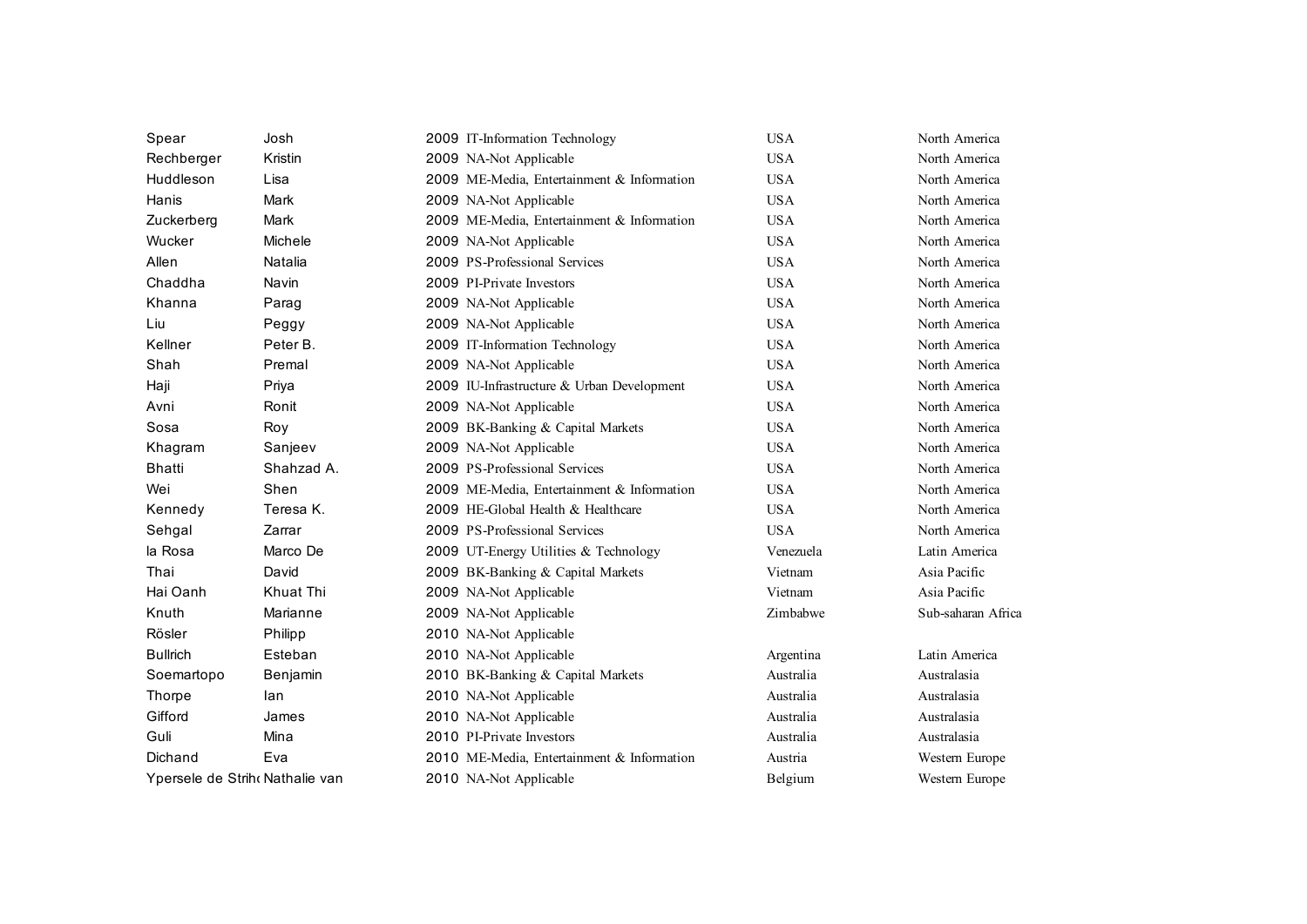| | | | | | |
|---|---|---|---|---|---|
| Spear | Josh | 2009 | IT-Information Technology | USA | North America |
| Rechberger | Kristin | 2009 | NA-Not Applicable | USA | North America |
| Huddleson | Lisa | 2009 | ME-Media, Entertainment & Information | USA | North America |
| Hanis | Mark | 2009 | NA-Not Applicable | USA | North America |
| Zuckerberg | Mark | 2009 | ME-Media, Entertainment & Information | USA | North America |
| Wucker | Michele | 2009 | NA-Not Applicable | USA | North America |
| Allen | Natalia | 2009 | PS-Professional Services | USA | North America |
| Chaddha | Navin | 2009 | PI-Private Investors | USA | North America |
| Khanna | Parag | 2009 | NA-Not Applicable | USA | North America |
| Liu | Peggy | 2009 | NA-Not Applicable | USA | North America |
| Kellner | Peter B. | 2009 | IT-Information Technology | USA | North America |
| Shah | Premal | 2009 | NA-Not Applicable | USA | North America |
| Haji | Priya | 2009 | IU-Infrastructure & Urban Development | USA | North America |
| Avni | Ronit | 2009 | NA-Not Applicable | USA | North America |
| Sosa | Roy | 2009 | BK-Banking & Capital Markets | USA | North America |
| Khagram | Sanjeev | 2009 | NA-Not Applicable | USA | North America |
| Bhatti | Shahzad A. | 2009 | PS-Professional Services | USA | North America |
| Wei | Shen | 2009 | ME-Media, Entertainment & Information | USA | North America |
| Kennedy | Teresa K. | 2009 | HE-Global Health & Healthcare | USA | North America |
| Sehgal | Zarrar | 2009 | PS-Professional Services | USA | North America |
| la Rosa | Marco De | 2009 | UT-Energy Utilities & Technology | Venezuela | Latin America |
| Thai | David | 2009 | BK-Banking & Capital Markets | Vietnam | Asia Pacific |
| Hai Oanh | Khuat Thi | 2009 | NA-Not Applicable | Vietnam | Asia Pacific |
| Knuth | Marianne | 2009 | NA-Not Applicable | Zimbabwe | Sub-saharan Africa |
| Rösler | Philipp | 2010 | NA-Not Applicable | | |
| Bullrich | Esteban | 2010 | NA-Not Applicable | Argentina | Latin America |
| Soemartopo | Benjamin | 2010 | BK-Banking & Capital Markets | Australia | Australasia |
| Thorpe | Ian | 2010 | NA-Not Applicable | Australia | Australasia |
| Gifford | James | 2010 | NA-Not Applicable | Australia | Australasia |
| Guli | Mina | 2010 | PI-Private Investors | Australia | Australasia |
| Dichand | Eva | 2010 | ME-Media, Entertainment & Information | Austria | Western Europe |
| Ypersele de Strihc | Nathalie van | 2010 | NA-Not Applicable | Belgium | Western Europe |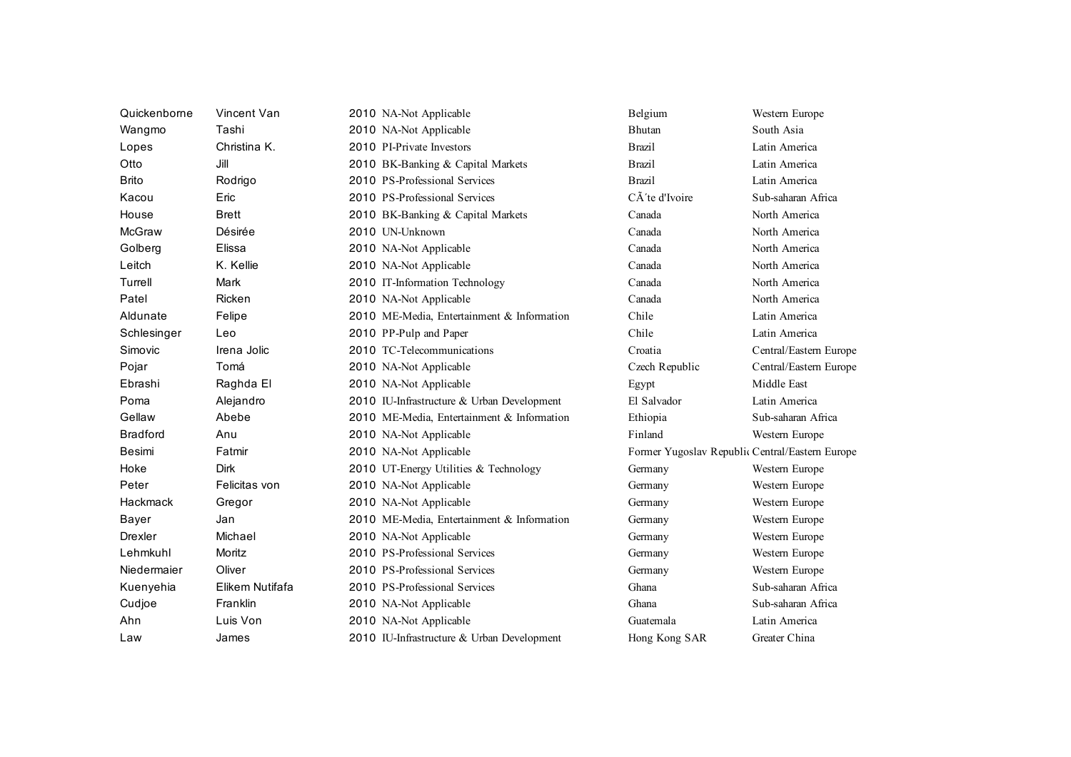| | | | | | |
|---|---|---|---|---|---|
| Quickenborne | Vincent Van | 2010 | NA-Not Applicable | Belgium | Western Europe |
| Wangmo | Tashi | 2010 | NA-Not Applicable | Bhutan | South Asia |
| Lopes | Christina K. | 2010 | PI-Private Investors | Brazil | Latin America |
| Otto | Jill | 2010 | BK-Banking & Capital Markets | Brazil | Latin America |
| Brito | Rodrigo | 2010 | PS-Professional Services | Brazil | Latin America |
| Kacou | Eric | 2010 | PS-Professional Services | CÃ´te d'Ivoire | Sub-saharan Africa |
| House | Brett | 2010 | BK-Banking & Capital Markets | Canada | North America |
| McGraw | Désirée | 2010 | UN-Unknown | Canada | North America |
| Golberg | Elissa | 2010 | NA-Not Applicable | Canada | North America |
| Leitch | K. Kellie | 2010 | NA-Not Applicable | Canada | North America |
| Turrell | Mark | 2010 | IT-Information Technology | Canada | North America |
| Patel | Ricken | 2010 | NA-Not Applicable | Canada | North America |
| Aldunate | Felipe | 2010 | ME-Media, Entertainment & Information | Chile | Latin America |
| Schlesinger | Leo | 2010 | PP-Pulp and Paper | Chile | Latin America |
| Simovic | Irena Jolic | 2010 | TC-Telecommunications | Croatia | Central/Eastern Europe |
| Pojar | Tomá | 2010 | NA-Not Applicable | Czech Republic | Central/Eastern Europe |
| Ebrashi | Raghda El | 2010 | NA-Not Applicable | Egypt | Middle East |
| Poma | Alejandro | 2010 | IU-Infrastructure & Urban Development | El Salvador | Latin America |
| Gellaw | Abebe | 2010 | ME-Media, Entertainment & Information | Ethiopia | Sub-saharan Africa |
| Bradford | Anu | 2010 | NA-Not Applicable | Finland | Western Europe |
| Besimi | Fatmir | 2010 | NA-Not Applicable | Former Yugoslav Republic | Central/Eastern Europe |
| Hoke | Dirk | 2010 | UT-Energy Utilities & Technology | Germany | Western Europe |
| Peter | Felicitas von | 2010 | NA-Not Applicable | Germany | Western Europe |
| Hackmack | Gregor | 2010 | NA-Not Applicable | Germany | Western Europe |
| Bayer | Jan | 2010 | ME-Media, Entertainment & Information | Germany | Western Europe |
| Drexler | Michael | 2010 | NA-Not Applicable | Germany | Western Europe |
| Lehmkuhl | Moritz | 2010 | PS-Professional Services | Germany | Western Europe |
| Niedermaier | Oliver | 2010 | PS-Professional Services | Germany | Western Europe |
| Kuenyehia | Elikem Nutifafa | 2010 | PS-Professional Services | Ghana | Sub-saharan Africa |
| Cudjoe | Franklin | 2010 | NA-Not Applicable | Ghana | Sub-saharan Africa |
| Ahn | Luis Von | 2010 | NA-Not Applicable | Guatemala | Latin America |
| Law | James | 2010 | IU-Infrastructure & Urban Development | Hong Kong SAR | Greater China |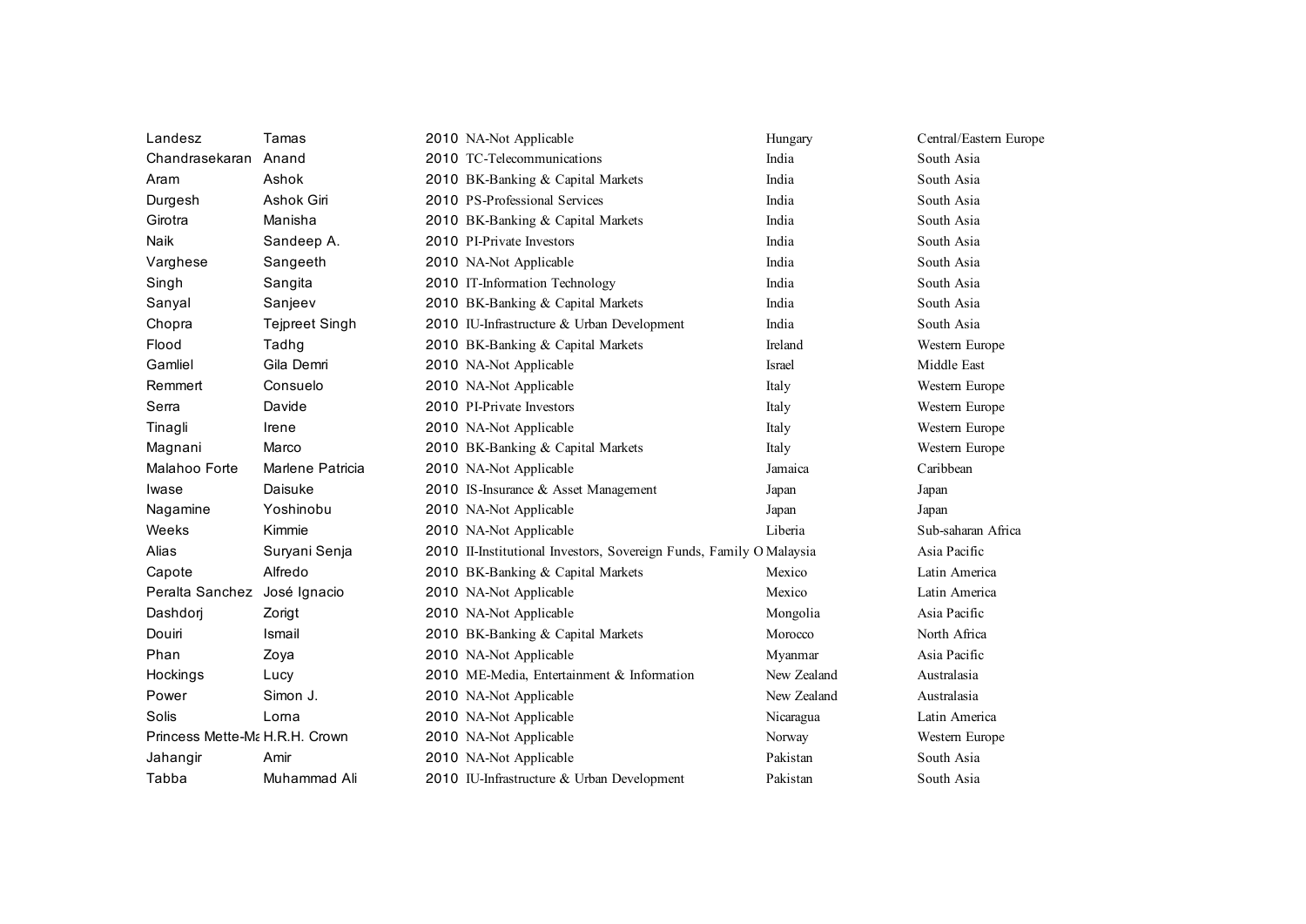| | | | | | |
|---|---|---|---|---|---|
| Landesz | Tamas | 2010 | NA-Not Applicable | Hungary | Central/Eastern Europe |
| Chandrasekaran | Anand | 2010 | TC-Telecommunications | India | South Asia |
| Aram | Ashok | 2010 | BK-Banking & Capital Markets | India | South Asia |
| Durgesh | Ashok Giri | 2010 | PS-Professional Services | India | South Asia |
| Girotra | Manisha | 2010 | BK-Banking & Capital Markets | India | South Asia |
| Naik | Sandeep A. | 2010 | PI-Private Investors | India | South Asia |
| Varghese | Sangeeth | 2010 | NA-Not Applicable | India | South Asia |
| Singh | Sangita | 2010 | IT-Information Technology | India | South Asia |
| Sanyal | Sanjeev | 2010 | BK-Banking & Capital Markets | India | South Asia |
| Chopra | Tejpreet Singh | 2010 | IU-Infrastructure & Urban Development | India | South Asia |
| Flood | Tadhg | 2010 | BK-Banking & Capital Markets | Ireland | Western Europe |
| Gamliel | Gila Demri | 2010 | NA-Not Applicable | Israel | Middle East |
| Remmert | Consuelo | 2010 | NA-Not Applicable | Italy | Western Europe |
| Serra | Davide | 2010 | PI-Private Investors | Italy | Western Europe |
| Tinagli | Irene | 2010 | NA-Not Applicable | Italy | Western Europe |
| Magnani | Marco | 2010 | BK-Banking & Capital Markets | Italy | Western Europe |
| Malahoo Forte | Marlene Patricia | 2010 | NA-Not Applicable | Jamaica | Caribbean |
| Iwase | Daisuke | 2010 | IS-Insurance & Asset Management | Japan | Japan |
| Nagamine | Yoshinobu | 2010 | NA-Not Applicable | Japan | Japan |
| Weeks | Kimmie | 2010 | NA-Not Applicable | Liberia | Sub-saharan Africa |
| Alias | Suryani Senja | 2010 | II-Institutional Investors, Sovereign Funds, Family O | Malaysia | Asia Pacific |
| Capote | Alfredo | 2010 | BK-Banking & Capital Markets | Mexico | Latin America |
| Peralta Sanchez | José Ignacio | 2010 | NA-Not Applicable | Mexico | Latin America |
| Dashdorj | Zorigt | 2010 | NA-Not Applicable | Mongolia | Asia Pacific |
| Douiri | Ismail | 2010 | BK-Banking & Capital Markets | Morocco | North Africa |
| Phan | Zoya | 2010 | NA-Not Applicable | Myanmar | Asia Pacific |
| Hockings | Lucy | 2010 | ME-Media, Entertainment & Information | New Zealand | Australasia |
| Power | Simon J. | 2010 | NA-Not Applicable | New Zealand | Australasia |
| Solis | Lorna | 2010 | NA-Not Applicable | Nicaragua | Latin America |
| Princess Mette-Ma | H.R.H. Crown | 2010 | NA-Not Applicable | Norway | Western Europe |
| Jahangir | Amir | 2010 | NA-Not Applicable | Pakistan | South Asia |
| Tabba | Muhammad Ali | 2010 | IU-Infrastructure & Urban Development | Pakistan | South Asia |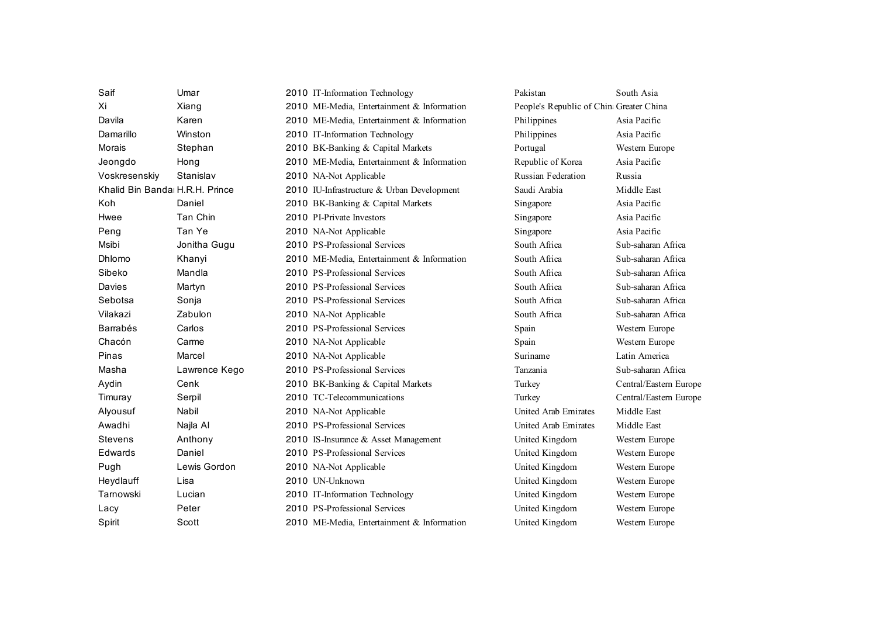| Saif | Umar | 2010 | IT-Information Technology | Pakistan | South Asia |
|---|---|---|---|---|---|
| Xi | Xiang | 2010 | ME-Media, Entertainment & Information | People's Republic of Chin: | Greater China |
| Davila | Karen | 2010 | ME-Media, Entertainment & Information | Philippines | Asia Pacific |
| Damarillo | Winston | 2010 | IT-Information Technology | Philippines | Asia Pacific |
| Morais | Stephan | 2010 | BK-Banking & Capital Markets | Portugal | Western Europe |
| Jeongdo | Hong | 2010 | ME-Media, Entertainment & Information | Republic of Korea | Asia Pacific |
| Voskresenskiy | Stanislav | 2010 | NA-Not Applicable | Russian Federation | Russia |
| Khalid Bin Banda | H.R.H. Prince | 2010 | IU-Infrastructure & Urban Development | Saudi Arabia | Middle East |
| Koh | Daniel | 2010 | BK-Banking & Capital Markets | Singapore | Asia Pacific |
| Hwee | Tan Chin | 2010 | PI-Private Investors | Singapore | Asia Pacific |
| Peng | Tan Ye | 2010 | NA-Not Applicable | Singapore | Asia Pacific |
| Msibi | Jonitha Gugu | 2010 | PS-Professional Services | South Africa | Sub-saharan Africa |
| Dhlomo | Khanyi | 2010 | ME-Media, Entertainment & Information | South Africa | Sub-saharan Africa |
| Sibeko | Mandla | 2010 | PS-Professional Services | South Africa | Sub-saharan Africa |
| Davies | Martyn | 2010 | PS-Professional Services | South Africa | Sub-saharan Africa |
| Sebotsa | Sonja | 2010 | PS-Professional Services | South Africa | Sub-saharan Africa |
| Vilakazi | Zabulon | 2010 | NA-Not Applicable | South Africa | Sub-saharan Africa |
| Barrabés | Carlos | 2010 | PS-Professional Services | Spain | Western Europe |
| Chacón | Carme | 2010 | NA-Not Applicable | Spain | Western Europe |
| Pinas | Marcel | 2010 | NA-Not Applicable | Suriname | Latin America |
| Masha | Lawrence Kego | 2010 | PS-Professional Services | Tanzania | Sub-saharan Africa |
| Aydin | Cenk | 2010 | BK-Banking & Capital Markets | Turkey | Central/Eastern Europe |
| Timuray | Serpil | 2010 | TC-Telecommunications | Turkey | Central/Eastern Europe |
| Alyousuf | Nabil | 2010 | NA-Not Applicable | United Arab Emirates | Middle East |
| Awadhi | Najla Al | 2010 | PS-Professional Services | United Arab Emirates | Middle East |
| Stevens | Anthony | 2010 | IS-Insurance & Asset Management | United Kingdom | Western Europe |
| Edwards | Daniel | 2010 | PS-Professional Services | United Kingdom | Western Europe |
| Pugh | Lewis Gordon | 2010 | NA-Not Applicable | United Kingdom | Western Europe |
| Heydlauff | Lisa | 2010 | UN-Unknown | United Kingdom | Western Europe |
| Tarnowski | Lucian | 2010 | IT-Information Technology | United Kingdom | Western Europe |
| Lacy | Peter | 2010 | PS-Professional Services | United Kingdom | Western Europe |
| Spirit | Scott | 2010 | ME-Media, Entertainment & Information | United Kingdom | Western Europe |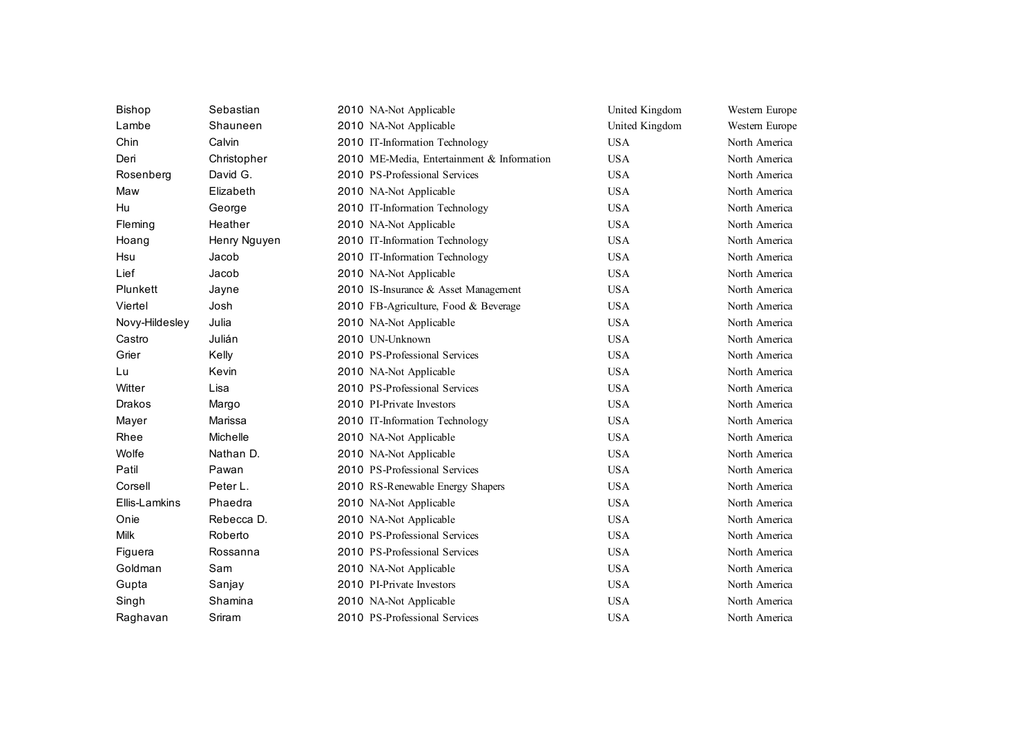| | | | | | |
|---|---|---|---|---|---|
| Bishop | Sebastian | 2010 | NA-Not Applicable | United Kingdom | Western Europe |
| Lambe | Shauneen | 2010 | NA-Not Applicable | United Kingdom | Western Europe |
| Chin | Calvin | 2010 | IT-Information Technology | USA | North America |
| Deri | Christopher | 2010 | ME-Media, Entertainment & Information | USA | North America |
| Rosenberg | David G. | 2010 | PS-Professional Services | USA | North America |
| Maw | Elizabeth | 2010 | NA-Not Applicable | USA | North America |
| Hu | George | 2010 | IT-Information Technology | USA | North America |
| Fleming | Heather | 2010 | NA-Not Applicable | USA | North America |
| Hoang | Henry Nguyen | 2010 | IT-Information Technology | USA | North America |
| Hsu | Jacob | 2010 | IT-Information Technology | USA | North America |
| Lief | Jacob | 2010 | NA-Not Applicable | USA | North America |
| Plunkett | Jayne | 2010 | IS-Insurance & Asset Management | USA | North America |
| Viertel | Josh | 2010 | FB-Agriculture, Food & Beverage | USA | North America |
| Novy-Hildesley | Julia | 2010 | NA-Not Applicable | USA | North America |
| Castro | Julián | 2010 | UN-Unknown | USA | North America |
| Grier | Kelly | 2010 | PS-Professional Services | USA | North America |
| Lu | Kevin | 2010 | NA-Not Applicable | USA | North America |
| Witter | Lisa | 2010 | PS-Professional Services | USA | North America |
| Drakos | Margo | 2010 | PI-Private Investors | USA | North America |
| Mayer | Marissa | 2010 | IT-Information Technology | USA | North America |
| Rhee | Michelle | 2010 | NA-Not Applicable | USA | North America |
| Wolfe | Nathan D. | 2010 | NA-Not Applicable | USA | North America |
| Patil | Pawan | 2010 | PS-Professional Services | USA | North America |
| Corsell | Peter L. | 2010 | RS-Renewable Energy Shapers | USA | North America |
| Ellis-Lamkins | Phaedra | 2010 | NA-Not Applicable | USA | North America |
| Onie | Rebecca D. | 2010 | NA-Not Applicable | USA | North America |
| Milk | Roberto | 2010 | PS-Professional Services | USA | North America |
| Figuera | Rossanna | 2010 | PS-Professional Services | USA | North America |
| Goldman | Sam | 2010 | NA-Not Applicable | USA | North America |
| Gupta | Sanjay | 2010 | PI-Private Investors | USA | North America |
| Singh | Shamina | 2010 | NA-Not Applicable | USA | North America |
| Raghavan | Sriram | 2010 | PS-Professional Services | USA | North America |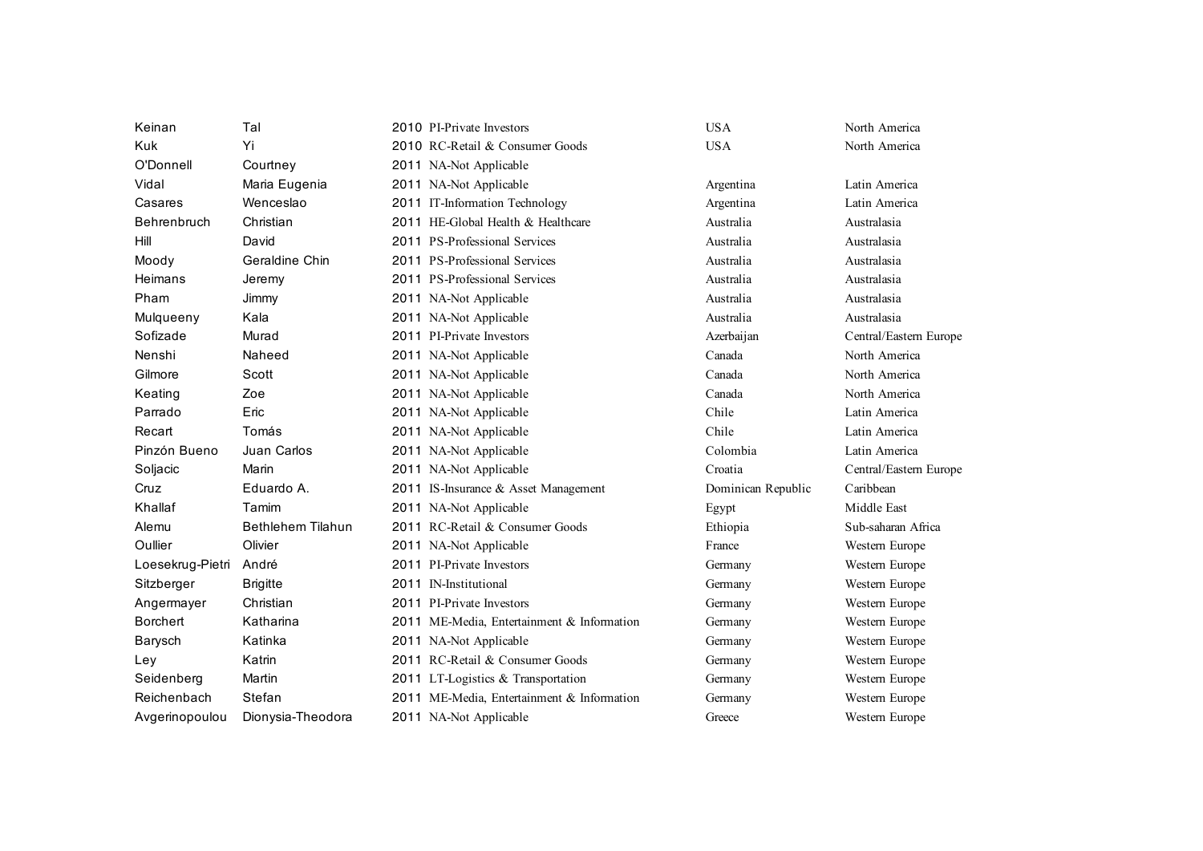| | | | | | |
|---|---|---|---|---|---|
| Keinan | Tal | 2010 | PI-Private Investors | USA | North America |
| Kuk | Yi | 2010 | RC-Retail & Consumer Goods | USA | North America |
| O'Donnell | Courtney | 2011 | NA-Not Applicable | | |
| Vidal | Maria Eugenia | 2011 | NA-Not Applicable | Argentina | Latin America |
| Casares | Wenceslao | 2011 | IT-Information Technology | Argentina | Latin America |
| Behrenbruch | Christian | 2011 | HE-Global Health & Healthcare | Australia | Australasia |
| Hill | David | 2011 | PS-Professional Services | Australia | Australasia |
| Moody | Geraldine Chin | 2011 | PS-Professional Services | Australia | Australasia |
| Heimans | Jeremy | 2011 | PS-Professional Services | Australia | Australasia |
| Pham | Jimmy | 2011 | NA-Not Applicable | Australia | Australasia |
| Mulqueeny | Kala | 2011 | NA-Not Applicable | Australia | Australasia |
| Sofizade | Murad | 2011 | PI-Private Investors | Azerbaijan | Central/Eastern Europe |
| Nenshi | Naheed | 2011 | NA-Not Applicable | Canada | North America |
| Gilmore | Scott | 2011 | NA-Not Applicable | Canada | North America |
| Keating | Zoe | 2011 | NA-Not Applicable | Canada | North America |
| Parrado | Eric | 2011 | NA-Not Applicable | Chile | Latin America |
| Recart | Tomás | 2011 | NA-Not Applicable | Chile | Latin America |
| Pinzón Bueno | Juan Carlos | 2011 | NA-Not Applicable | Colombia | Latin America |
| Soljacic | Marin | 2011 | NA-Not Applicable | Croatia | Central/Eastern Europe |
| Cruz | Eduardo A. | 2011 | IS-Insurance & Asset Management | Dominican Republic | Caribbean |
| Khallaf | Tamim | 2011 | NA-Not Applicable | Egypt | Middle East |
| Alemu | Bethlehem Tilahun | 2011 | RC-Retail & Consumer Goods | Ethiopia | Sub-saharan Africa |
| Oullier | Olivier | 2011 | NA-Not Applicable | France | Western Europe |
| Loesekrug-Pietri | André | 2011 | PI-Private Investors | Germany | Western Europe |
| Sitzberger | Brigitte | 2011 | IN-Institutional | Germany | Western Europe |
| Angermayer | Christian | 2011 | PI-Private Investors | Germany | Western Europe |
| Borchert | Katharina | 2011 | ME-Media, Entertainment & Information | Germany | Western Europe |
| Barysch | Katinka | 2011 | NA-Not Applicable | Germany | Western Europe |
| Ley | Katrin | 2011 | RC-Retail & Consumer Goods | Germany | Western Europe |
| Seidenberg | Martin | 2011 | LT-Logistics & Transportation | Germany | Western Europe |
| Reichenbach | Stefan | 2011 | ME-Media, Entertainment & Information | Germany | Western Europe |
| Avgerinopoulou | Dionysia-Theodora | 2011 | NA-Not Applicable | Greece | Western Europe |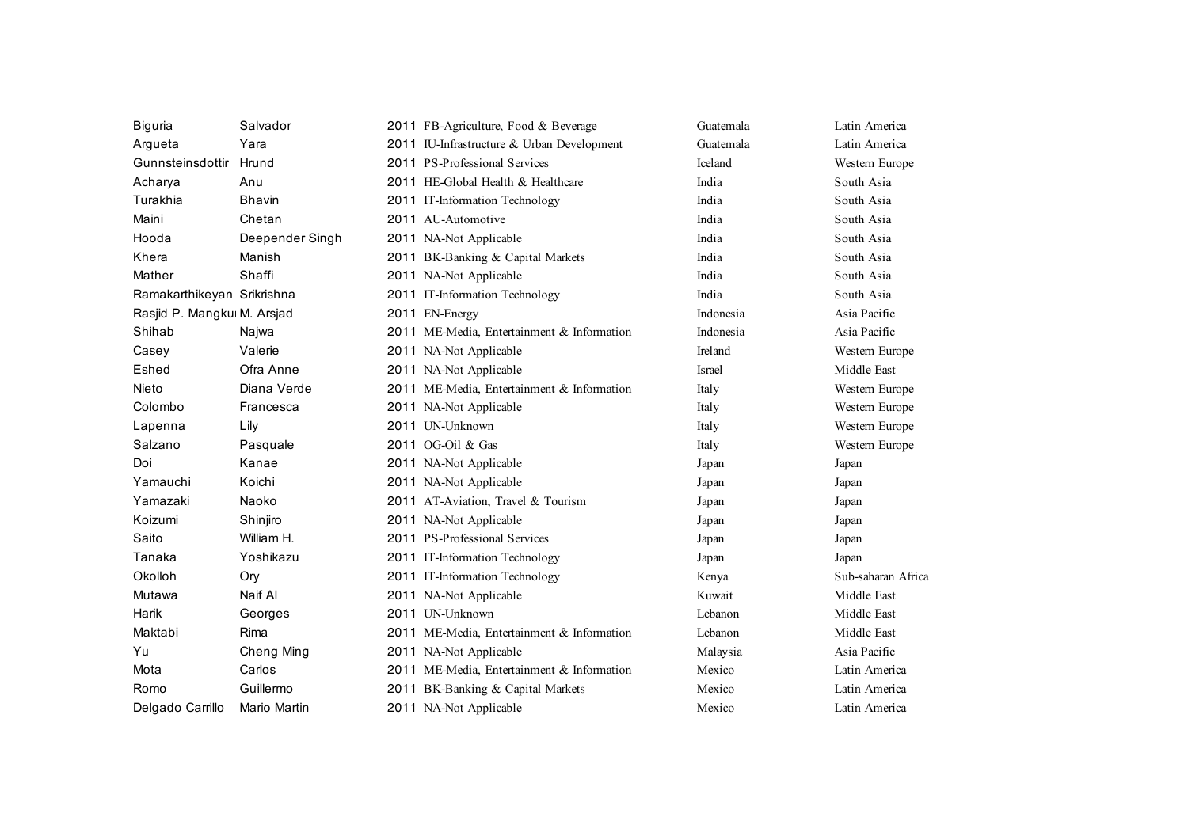| | | | | | |
|---|---|---|---|---|---|
| Biguria | Salvador | 2011 | FB-Agriculture, Food & Beverage | Guatemala | Latin America |
| Argueta | Yara | 2011 | IU-Infrastructure & Urban Development | Guatemala | Latin America |
| Gunnsteinsdottir | Hrund | 2011 | PS-Professional Services | Iceland | Western Europe |
| Acharya | Anu | 2011 | HE-Global Health & Healthcare | India | South Asia |
| Turakhia | Bhavin | 2011 | IT-Information Technology | India | South Asia |
| Maini | Chetan | 2011 | AU-Automotive | India | South Asia |
| Hooda | Deepender Singh | 2011 | NA-Not Applicable | India | South Asia |
| Khera | Manish | 2011 | BK-Banking & Capital Markets | India | South Asia |
| Mather | Shaffi | 2011 | NA-Not Applicable | India | South Asia |
| Ramakarthikeyan | Srikrishna | 2011 | IT-Information Technology | India | South Asia |
| Rasjid P. Mangkui | M. Arsjad | 2011 | EN-Energy | Indonesia | Asia Pacific |
| Shihab | Najwa | 2011 | ME-Media, Entertainment & Information | Indonesia | Asia Pacific |
| Casey | Valerie | 2011 | NA-Not Applicable | Ireland | Western Europe |
| Eshed | Ofra Anne | 2011 | NA-Not Applicable | Israel | Middle East |
| Nieto | Diana Verde | 2011 | ME-Media, Entertainment & Information | Italy | Western Europe |
| Colombo | Francesca | 2011 | NA-Not Applicable | Italy | Western Europe |
| Lapenna | Lily | 2011 | UN-Unknown | Italy | Western Europe |
| Salzano | Pasquale | 2011 | OG-Oil & Gas | Italy | Western Europe |
| Doi | Kanae | 2011 | NA-Not Applicable | Japan | Japan |
| Yamauchi | Koichi | 2011 | NA-Not Applicable | Japan | Japan |
| Yamazaki | Naoko | 2011 | AT-Aviation, Travel & Tourism | Japan | Japan |
| Koizumi | Shinjiro | 2011 | NA-Not Applicable | Japan | Japan |
| Saito | William H. | 2011 | PS-Professional Services | Japan | Japan |
| Tanaka | Yoshikazu | 2011 | IT-Information Technology | Japan | Japan |
| Okolloh | Ory | 2011 | IT-Information Technology | Kenya | Sub-saharan Africa |
| Mutawa | Naif Al | 2011 | NA-Not Applicable | Kuwait | Middle East |
| Harik | Georges | 2011 | UN-Unknown | Lebanon | Middle East |
| Maktabi | Rima | 2011 | ME-Media, Entertainment & Information | Lebanon | Middle East |
| Yu | Cheng Ming | 2011 | NA-Not Applicable | Malaysia | Asia Pacific |
| Mota | Carlos | 2011 | ME-Media, Entertainment & Information | Mexico | Latin America |
| Romo | Guillermo | 2011 | BK-Banking & Capital Markets | Mexico | Latin America |
| Delgado Carrillo | Mario Martin | 2011 | NA-Not Applicable | Mexico | Latin America |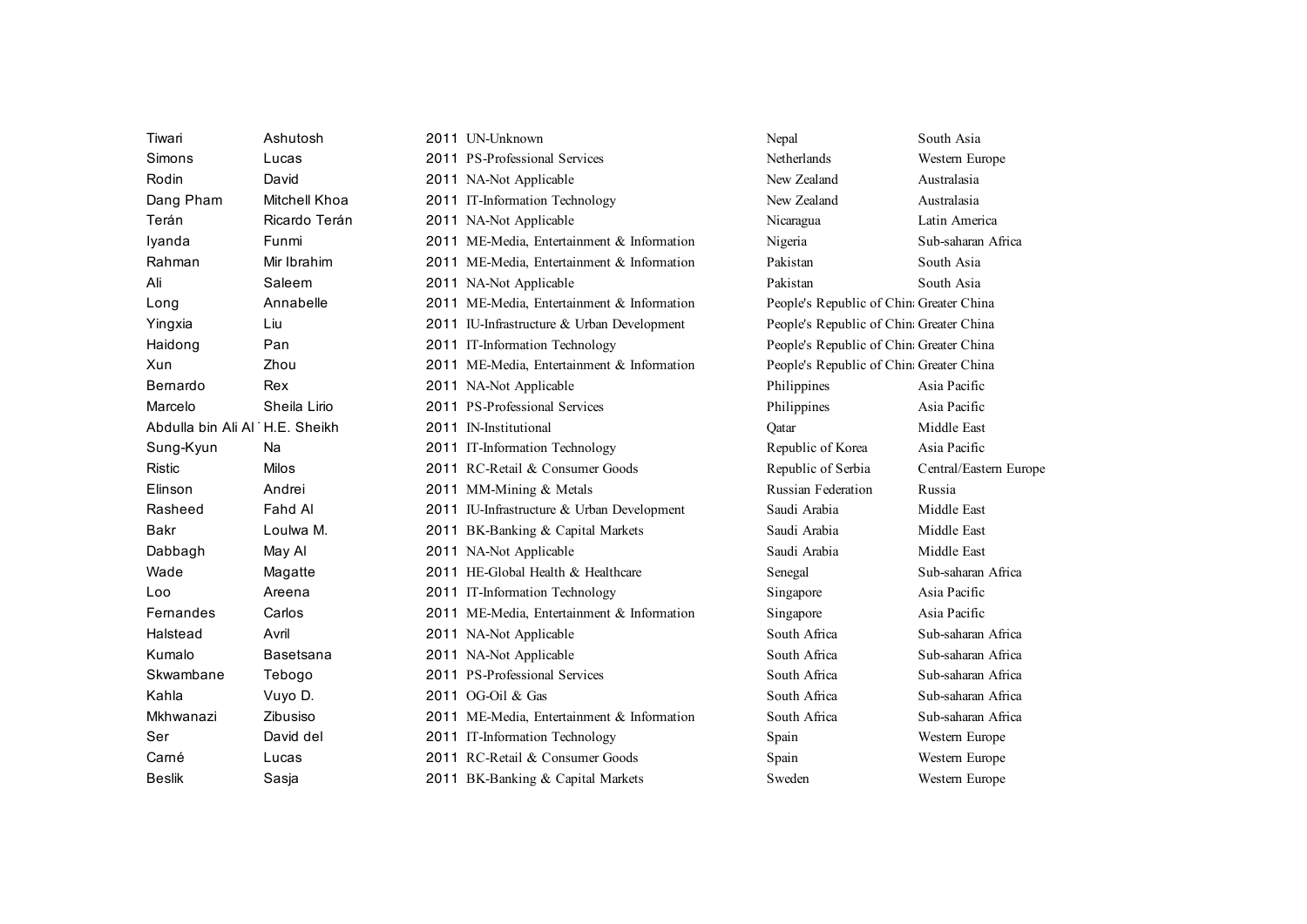| | | | | | |
|---|---|---|---|---|---|
| Tiwari | Ashutosh | 2011 | UN-Unknown | Nepal | South Asia |
| Simons | Lucas | 2011 | PS-Professional Services | Netherlands | Western Europe |
| Rodin | David | 2011 | NA-Not Applicable | New Zealand | Australasia |
| Dang Pham | Mitchell Khoa | 2011 | IT-Information Technology | New Zealand | Australasia |
| Terán | Ricardo Terán | 2011 | NA-Not Applicable | Nicaragua | Latin America |
| Iyanda | Funmi | 2011 | ME-Media, Entertainment & Information | Nigeria | Sub-saharan Africa |
| Rahman | Mir Ibrahim | 2011 | ME-Media, Entertainment & Information | Pakistan | South Asia |
| Ali | Saleem | 2011 | NA-Not Applicable | Pakistan | South Asia |
| Long | Annabelle | 2011 | ME-Media, Entertainment & Information | People's Republic of China | Greater China |
| Yingxia | Liu | 2011 | IU-Infrastructure & Urban Development | People's Republic of China | Greater China |
| Haidong | Pan | 2011 | IT-Information Technology | People's Republic of China | Greater China |
| Xun | Zhou | 2011 | ME-Media, Entertainment & Information | People's Republic of China | Greater China |
| Bernardo | Rex | 2011 | NA-Not Applicable | Philippines | Asia Pacific |
| Marcelo | Sheila Lirio | 2011 | PS-Professional Services | Philippines | Asia Pacific |
| Abdulla bin Ali Al | H.E. Sheikh | 2011 | IN-Institutional | Qatar | Middle East |
| Sung-Kyun | Na | 2011 | IT-Information Technology | Republic of Korea | Asia Pacific |
| Ristic | Milos | 2011 | RC-Retail & Consumer Goods | Republic of Serbia | Central/Eastern Europe |
| Elinson | Andrei | 2011 | MM-Mining & Metals | Russian Federation | Russia |
| Rasheed | Fahd Al | 2011 | IU-Infrastructure & Urban Development | Saudi Arabia | Middle East |
| Bakr | Loulwa M. | 2011 | BK-Banking & Capital Markets | Saudi Arabia | Middle East |
| Dabbagh | May Al | 2011 | NA-Not Applicable | Saudi Arabia | Middle East |
| Wade | Magatte | 2011 | HE-Global Health & Healthcare | Senegal | Sub-saharan Africa |
| Loo | Areena | 2011 | IT-Information Technology | Singapore | Asia Pacific |
| Fernandes | Carlos | 2011 | ME-Media, Entertainment & Information | Singapore | Asia Pacific |
| Halstead | Avril | 2011 | NA-Not Applicable | South Africa | Sub-saharan Africa |
| Kumalo | Basetsana | 2011 | NA-Not Applicable | South Africa | Sub-saharan Africa |
| Skwambane | Tebogo | 2011 | PS-Professional Services | South Africa | Sub-saharan Africa |
| Kahla | Vuyo D. | 2011 | OG-Oil & Gas | South Africa | Sub-saharan Africa |
| Mkhwanazi | Zibusiso | 2011 | ME-Media, Entertainment & Information | South Africa | Sub-saharan Africa |
| Ser | David del | 2011 | IT-Information Technology | Spain | Western Europe |
| Carné | Lucas | 2011 | RC-Retail & Consumer Goods | Spain | Western Europe |
| Beslik | Sasja | 2011 | BK-Banking & Capital Markets | Sweden | Western Europe |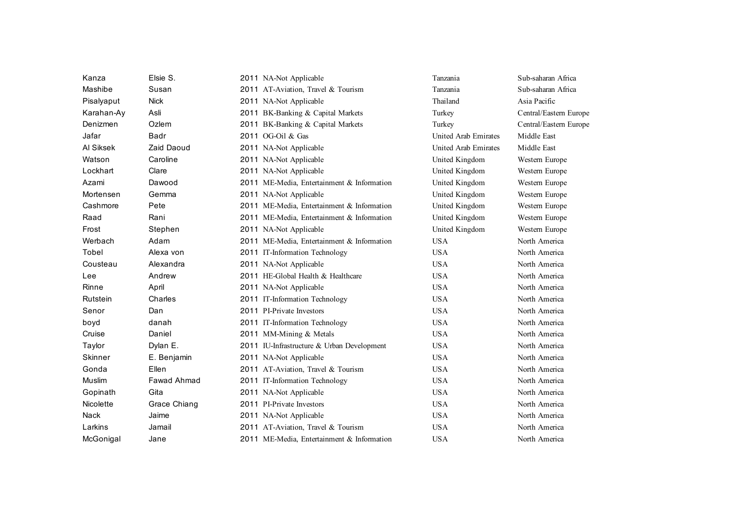| | | | | | |
|---|---|---|---|---|---|
| Kanza | Elsie S. | 2011 | NA-Not Applicable | Tanzania | Sub-saharan Africa |
| Mashibe | Susan | 2011 | AT-Aviation, Travel & Tourism | Tanzania | Sub-saharan Africa |
| Pisalyaput | Nick | 2011 | NA-Not Applicable | Thailand | Asia Pacific |
| Karahan-Ay | Asli | 2011 | BK-Banking & Capital Markets | Turkey | Central/Eastern Europe |
| Denizmen | Ozlem | 2011 | BK-Banking & Capital Markets | Turkey | Central/Eastern Europe |
| Jafar | Badr | 2011 | OG-Oil & Gas | United Arab Emirates | Middle East |
| Al Siksek | Zaid Daoud | 2011 | NA-Not Applicable | United Arab Emirates | Middle East |
| Watson | Caroline | 2011 | NA-Not Applicable | United Kingdom | Western Europe |
| Lockhart | Clare | 2011 | NA-Not Applicable | United Kingdom | Western Europe |
| Azami | Dawood | 2011 | ME-Media, Entertainment & Information | United Kingdom | Western Europe |
| Mortensen | Gemma | 2011 | NA-Not Applicable | United Kingdom | Western Europe |
| Cashmore | Pete | 2011 | ME-Media, Entertainment & Information | United Kingdom | Western Europe |
| Raad | Rani | 2011 | ME-Media, Entertainment & Information | United Kingdom | Western Europe |
| Frost | Stephen | 2011 | NA-Not Applicable | United Kingdom | Western Europe |
| Werbach | Adam | 2011 | ME-Media, Entertainment & Information | USA | North America |
| Tobel | Alexa von | 2011 | IT-Information Technology | USA | North America |
| Cousteau | Alexandra | 2011 | NA-Not Applicable | USA | North America |
| Lee | Andrew | 2011 | HE-Global Health & Healthcare | USA | North America |
| Rinne | April | 2011 | NA-Not Applicable | USA | North America |
| Rutstein | Charles | 2011 | IT-Information Technology | USA | North America |
| Senor | Dan | 2011 | PI-Private Investors | USA | North America |
| boyd | danah | 2011 | IT-Information Technology | USA | North America |
| Cruise | Daniel | 2011 | MM-Mining & Metals | USA | North America |
| Taylor | Dylan E. | 2011 | IU-Infrastructure & Urban Development | USA | North America |
| Skinner | E. Benjamin | 2011 | NA-Not Applicable | USA | North America |
| Gonda | Ellen | 2011 | AT-Aviation, Travel & Tourism | USA | North America |
| Muslim | Fawad Ahmad | 2011 | IT-Information Technology | USA | North America |
| Gopinath | Gita | 2011 | NA-Not Applicable | USA | North America |
| Nicolette | Grace Chiang | 2011 | PI-Private Investors | USA | North America |
| Nack | Jaime | 2011 | NA-Not Applicable | USA | North America |
| Larkins | Jamail | 2011 | AT-Aviation, Travel & Tourism | USA | North America |
| McGonigal | Jane | 2011 | ME-Media, Entertainment & Information | USA | North America |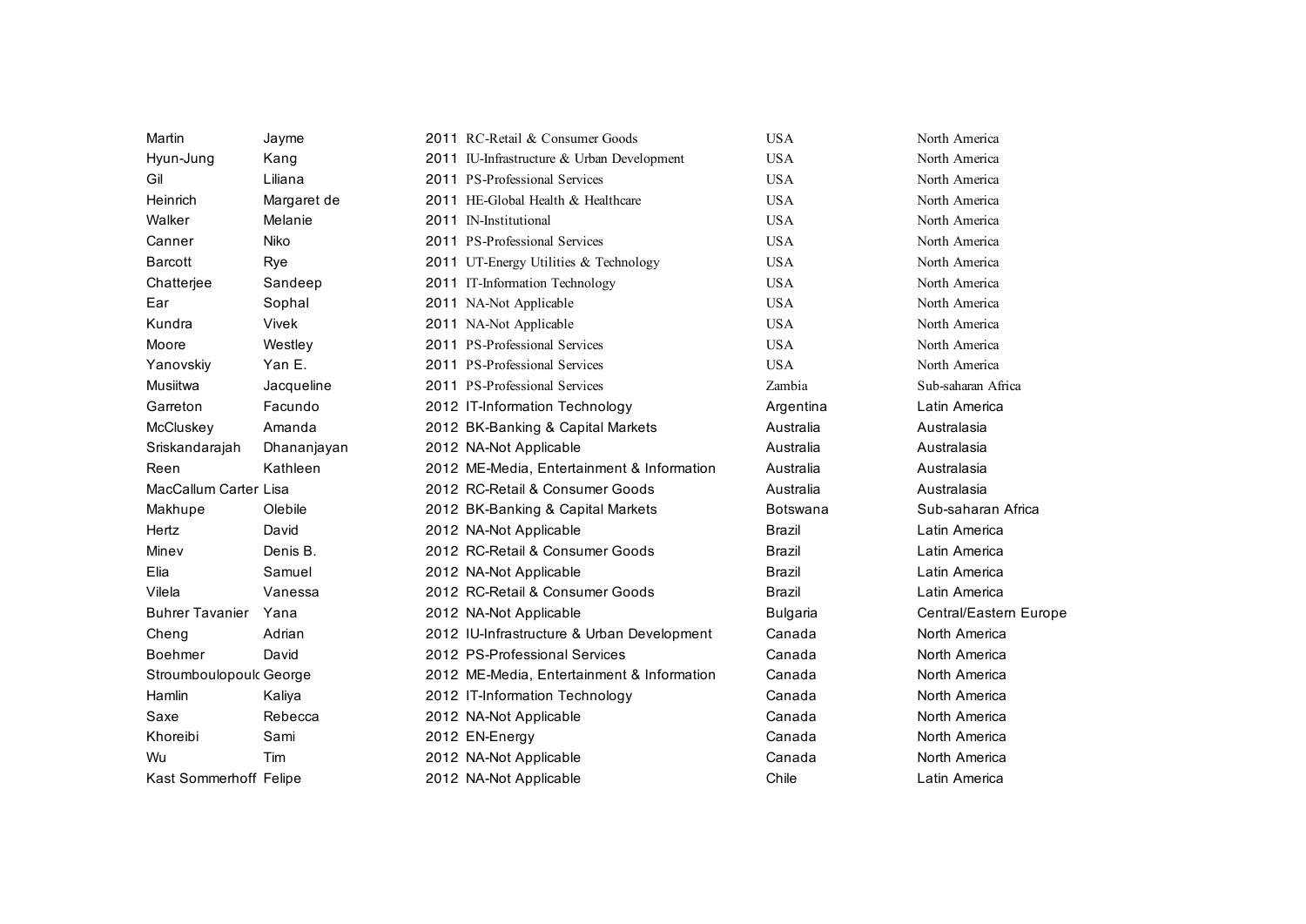| | | | | | |
|---|---|---|---|---|---|
| Martin | Jayme | 2011 | RC-Retail & Consumer Goods | USA | North America |
| Hyun-Jung | Kang | 2011 | IU-Infrastructure & Urban Development | USA | North America |
| Gil | Liliana | 2011 | PS-Professional Services | USA | North America |
| Heinrich | Margaret de | 2011 | HE-Global Health & Healthcare | USA | North America |
| Walker | Melanie | 2011 | IN-Institutional | USA | North America |
| Canner | Niko | 2011 | PS-Professional Services | USA | North America |
| Barcott | Rye | 2011 | UT-Energy Utilities & Technology | USA | North America |
| Chatterjee | Sandeep | 2011 | IT-Information Technology | USA | North America |
| Ear | Sophal | 2011 | NA-Not Applicable | USA | North America |
| Kundra | Vivek | 2011 | NA-Not Applicable | USA | North America |
| Moore | Westley | 2011 | PS-Professional Services | USA | North America |
| Yanovskiy | Yan E. | 2011 | PS-Professional Services | USA | North America |
| Musiitwa | Jacqueline | 2011 | PS-Professional Services | Zambia | Sub-saharan Africa |
| Garreton | Facundo | 2012 | IT-Information Technology | Argentina | Latin America |
| McCluskey | Amanda | 2012 | BK-Banking & Capital Markets | Australia | Australasia |
| Sriskandarajah | Dhananjayan | 2012 | NA-Not Applicable | Australia | Australasia |
| Reen | Kathleen | 2012 | ME-Media, Entertainment & Information | Australia | Australasia |
| MacCallum Carter | Lisa | 2012 | RC-Retail & Consumer Goods | Australia | Australasia |
| Makhupe | Olebile | 2012 | BK-Banking & Capital Markets | Botswana | Sub-saharan Africa |
| Hertz | David | 2012 | NA-Not Applicable | Brazil | Latin America |
| Minev | Denis B. | 2012 | RC-Retail & Consumer Goods | Brazil | Latin America |
| Elia | Samuel | 2012 | NA-Not Applicable | Brazil | Latin America |
| Vilela | Vanessa | 2012 | RC-Retail & Consumer Goods | Brazil | Latin America |
| Buhrer Tavanier | Yana | 2012 | NA-Not Applicable | Bulgaria | Central/Eastern Europe |
| Cheng | Adrian | 2012 | IU-Infrastructure & Urban Development | Canada | North America |
| Boehmer | David | 2012 | PS-Professional Services | Canada | North America |
| Stroumboulopoulc | George | 2012 | ME-Media, Entertainment & Information | Canada | North America |
| Hamlin | Kaliya | 2012 | IT-Information Technology | Canada | North America |
| Saxe | Rebecca | 2012 | NA-Not Applicable | Canada | North America |
| Khoreibi | Sami | 2012 | EN-Energy | Canada | North America |
| Wu | Tim | 2012 | NA-Not Applicable | Canada | North America |
| Kast Sommerhoff | Felipe | 2012 | NA-Not Applicable | Chile | Latin America |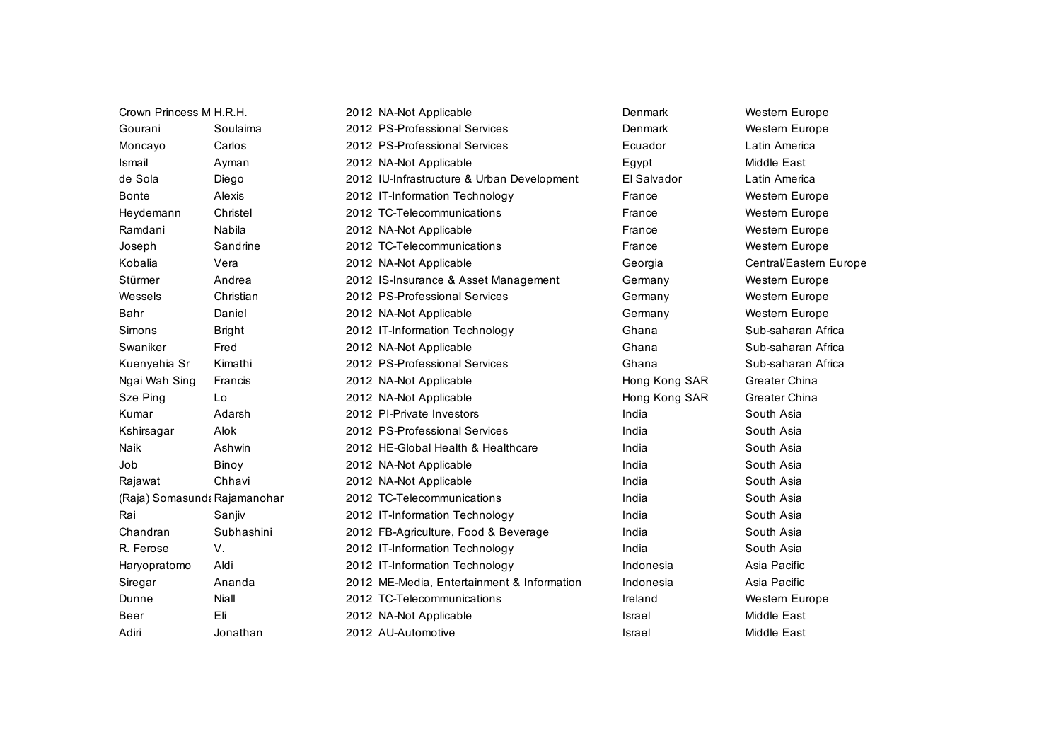| | | | | | |
|---|---|---|---|---|---|
| Crown Princess M | H.R.H. | 2012 | NA-Not Applicable | Denmark | Western Europe |
| Gourani | Soulaima | 2012 | PS-Professional Services | Denmark | Western Europe |
| Moncayo | Carlos | 2012 | PS-Professional Services | Ecuador | Latin America |
| Ismail | Ayman | 2012 | NA-Not Applicable | Egypt | Middle East |
| de Sola | Diego | 2012 | IU-Infrastructure & Urban Development | El Salvador | Latin America |
| Bonte | Alexis | 2012 | IT-Information Technology | France | Western Europe |
| Heydemann | Christel | 2012 | TC-Telecommunications | France | Western Europe |
| Ramdani | Nabila | 2012 | NA-Not Applicable | France | Western Europe |
| Joseph | Sandrine | 2012 | TC-Telecommunications | France | Western Europe |
| Kobalia | Vera | 2012 | NA-Not Applicable | Georgia | Central/Eastern Europe |
| Stürmer | Andrea | 2012 | IS-Insurance & Asset Management | Germany | Western Europe |
| Wessels | Christian | 2012 | PS-Professional Services | Germany | Western Europe |
| Bahr | Daniel | 2012 | NA-Not Applicable | Germany | Western Europe |
| Simons | Bright | 2012 | IT-Information Technology | Ghana | Sub-saharan Africa |
| Swaniker | Fred | 2012 | NA-Not Applicable | Ghana | Sub-saharan Africa |
| Kuenyehia Sr | Kimathi | 2012 | PS-Professional Services | Ghana | Sub-saharan Africa |
| Ngai Wah Sing | Francis | 2012 | NA-Not Applicable | Hong Kong SAR | Greater China |
| Sze Ping | Lo | 2012 | NA-Not Applicable | Hong Kong SAR | Greater China |
| Kumar | Adarsh | 2012 | PI-Private Investors | India | South Asia |
| Kshirsagar | Alok | 2012 | PS-Professional Services | India | South Asia |
| Naik | Ashwin | 2012 | HE-Global Health & Healthcare | India | South Asia |
| Job | Binoy | 2012 | NA-Not Applicable | India | South Asia |
| Rajawat | Chhavi | 2012 | NA-Not Applicable | India | South Asia |
| (Raja) Somasunda | Rajamanohar | 2012 | TC-Telecommunications | India | South Asia |
| Rai | Sanjiv | 2012 | IT-Information Technology | India | South Asia |
| Chandran | Subhashini | 2012 | FB-Agriculture, Food & Beverage | India | South Asia |
| R. Ferose | V. | 2012 | IT-Information Technology | India | South Asia |
| Haryopratomo | Aldi | 2012 | IT-Information Technology | Indonesia | Asia Pacific |
| Siregar | Ananda | 2012 | ME-Media, Entertainment & Information | Indonesia | Asia Pacific |
| Dunne | Niall | 2012 | TC-Telecommunications | Ireland | Western Europe |
| Beer | Eli | 2012 | NA-Not Applicable | Israel | Middle East |
| Adiri | Jonathan | 2012 | AU-Automotive | Israel | Middle East |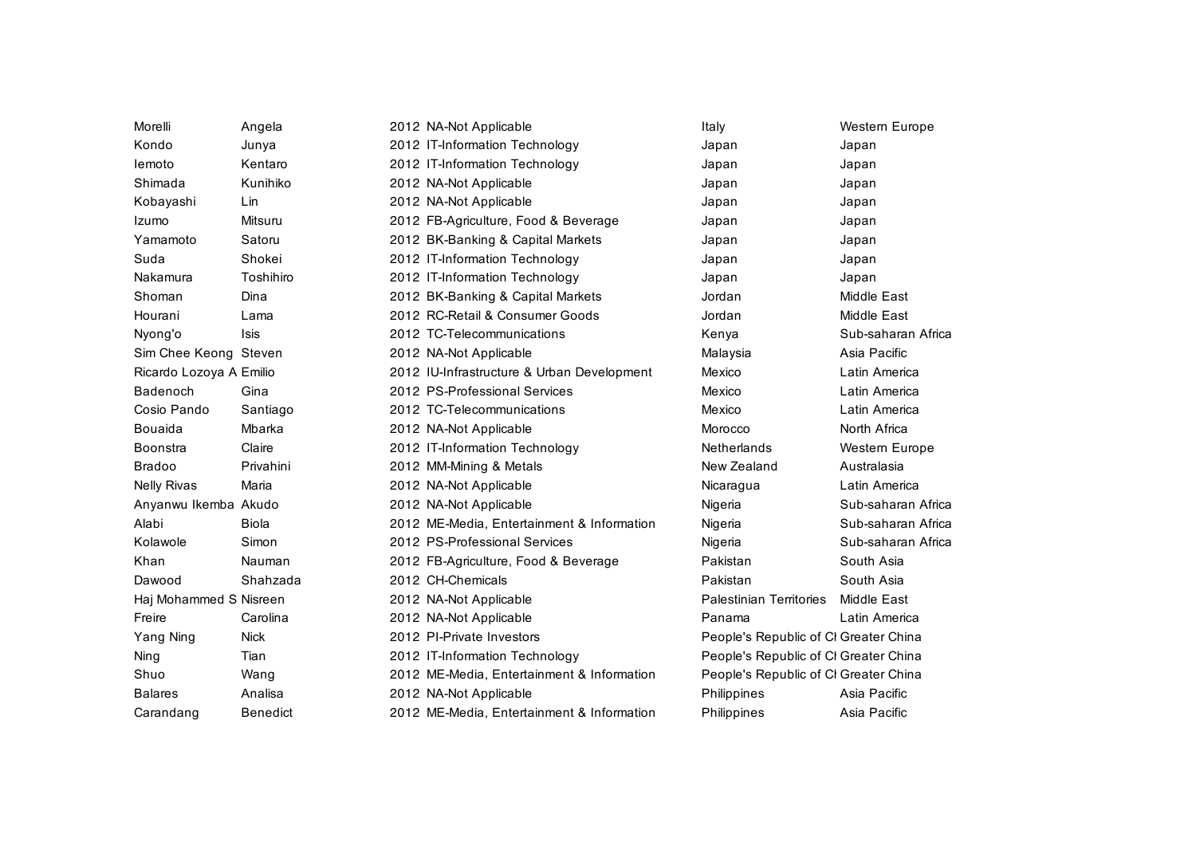| | | | | | |
|---|---|---|---|---|---|
| Morelli | Angela | 2012 | NA-Not Applicable | Italy | Western Europe |
| Kondo | Junya | 2012 | IT-Information Technology | Japan | Japan |
| Iemoto | Kentaro | 2012 | IT-Information Technology | Japan | Japan |
| Shimada | Kunihiko | 2012 | NA-Not Applicable | Japan | Japan |
| Kobayashi | Lin | 2012 | NA-Not Applicable | Japan | Japan |
| Izumo | Mitsuru | 2012 | FB-Agriculture, Food & Beverage | Japan | Japan |
| Yamamoto | Satoru | 2012 | BK-Banking & Capital Markets | Japan | Japan |
| Suda | Shokei | 2012 | IT-Information Technology | Japan | Japan |
| Nakamura | Toshihiro | 2012 | IT-Information Technology | Japan | Japan |
| Shoman | Dina | 2012 | BK-Banking & Capital Markets | Jordan | Middle East |
| Hourani | Lama | 2012 | RC-Retail & Consumer Goods | Jordan | Middle East |
| Nyong'o | Isis | 2012 | TC-Telecommunications | Kenya | Sub-saharan Africa |
| Sim Chee Keong | Steven | 2012 | NA-Not Applicable | Malaysia | Asia Pacific |
| Ricardo Lozoya A | Emilio | 2012 | IU-Infrastructure & Urban Development | Mexico | Latin America |
| Badenoch | Gina | 2012 | PS-Professional Services | Mexico | Latin America |
| Cosio Pando | Santiago | 2012 | TC-Telecommunications | Mexico | Latin America |
| Bouaida | Mbarka | 2012 | NA-Not Applicable | Morocco | North Africa |
| Boonstra | Claire | 2012 | IT-Information Technology | Netherlands | Western Europe |
| Bradoo | Privahini | 2012 | MM-Mining & Metals | New Zealand | Australasia |
| Nelly Rivas | Maria | 2012 | NA-Not Applicable | Nicaragua | Latin America |
| Anyanwu Ikemba | Akudo | 2012 | NA-Not Applicable | Nigeria | Sub-saharan Africa |
| Alabi | Biola | 2012 | ME-Media, Entertainment & Information | Nigeria | Sub-saharan Africa |
| Kolawole | Simon | 2012 | PS-Professional Services | Nigeria | Sub-saharan Africa |
| Khan | Nauman | 2012 | FB-Agriculture, Food & Beverage | Pakistan | South Asia |
| Dawood | Shahzada | 2012 | CH-Chemicals | Pakistan | South Asia |
| Haj Mohammed S | Nisreen | 2012 | NA-Not Applicable | Palestinian Territories | Middle East |
| Freire | Carolina | 2012 | NA-Not Applicable | Panama | Latin America |
| Yang Ning | Nick | 2012 | PI-Private Investors | People's Republic of Cl | Greater China |
| Ning | Tian | 2012 | IT-Information Technology | People's Republic of Cl | Greater China |
| Shuo | Wang | 2012 | ME-Media, Entertainment & Information | People's Republic of Cl | Greater China |
| Balares | Analisa | 2012 | NA-Not Applicable | Philippines | Asia Pacific |
| Carandang | Benedict | 2012 | ME-Media, Entertainment & Information | Philippines | Asia Pacific |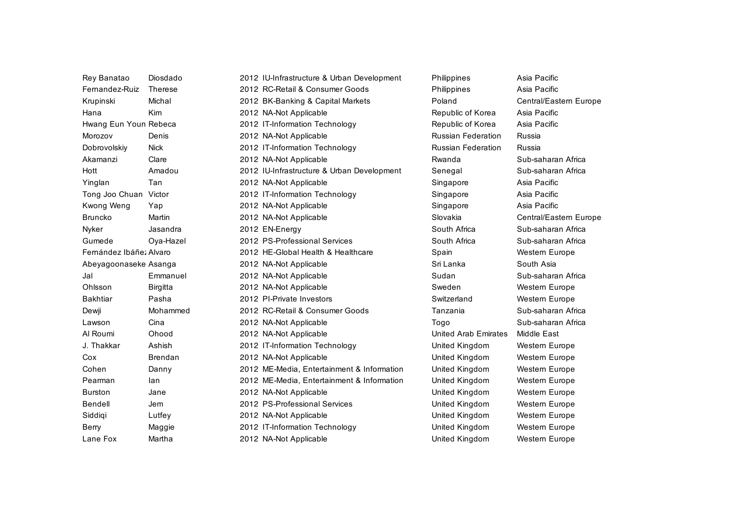| | | | | | |
|---|---|---|---|---|---|
| Rey Banatao | Diosdado | 2012 | IU-Infrastructure & Urban Development | Philippines | Asia Pacific |
| Fernandez-Ruiz | Therese | 2012 | RC-Retail & Consumer Goods | Philippines | Asia Pacific |
| Krupinski | Michal | 2012 | BK-Banking & Capital Markets | Poland | Central/Eastern Europe |
| Hana | Kim | 2012 | NA-Not Applicable | Republic of Korea | Asia Pacific |
| Hwang Eun Youn | Rebeca | 2012 | IT-Information Technology | Republic of Korea | Asia Pacific |
| Morozov | Denis | 2012 | NA-Not Applicable | Russian Federation | Russia |
| Dobrovolskiy | Nick | 2012 | IT-Information Technology | Russian Federation | Russia |
| Akamanzi | Clare | 2012 | NA-Not Applicable | Rwanda | Sub-saharan Africa |
| Hott | Amadou | 2012 | IU-Infrastructure & Urban Development | Senegal | Sub-saharan Africa |
| Yinglan | Tan | 2012 | NA-Not Applicable | Singapore | Asia Pacific |
| Tong Joo Chuan | Victor | 2012 | IT-Information Technology | Singapore | Asia Pacific |
| Kwong Weng | Yap | 2012 | NA-Not Applicable | Singapore | Asia Pacific |
| Bruncko | Martin | 2012 | NA-Not Applicable | Slovakia | Central/Eastern Europe |
| Nyker | Jasandra | 2012 | EN-Energy | South Africa | Sub-saharan Africa |
| Gumede | Oya-Hazel | 2012 | PS-Professional Services | South Africa | Sub-saharan Africa |
| Fernández Ibáñez | Alvaro | 2012 | HE-Global Health & Healthcare | Spain | Western Europe |
| Abeyagoonaseke | Asanga | 2012 | NA-Not Applicable | Sri Lanka | South Asia |
| Jal | Emmanuel | 2012 | NA-Not Applicable | Sudan | Sub-saharan Africa |
| Ohlsson | Birgitta | 2012 | NA-Not Applicable | Sweden | Western Europe |
| Bakhtiar | Pasha | 2012 | PI-Private Investors | Switzerland | Western Europe |
| Dewji | Mohammed | 2012 | RC-Retail & Consumer Goods | Tanzania | Sub-saharan Africa |
| Lawson | Cina | 2012 | NA-Not Applicable | Togo | Sub-saharan Africa |
| Al Roumi | Ohood | 2012 | NA-Not Applicable | United Arab Emirates | Middle East |
| J. Thakkar | Ashish | 2012 | IT-Information Technology | United Kingdom | Western Europe |
| Cox | Brendan | 2012 | NA-Not Applicable | United Kingdom | Western Europe |
| Cohen | Danny | 2012 | ME-Media, Entertainment & Information | United Kingdom | Western Europe |
| Pearman | Ian | 2012 | ME-Media, Entertainment & Information | United Kingdom | Western Europe |
| Burston | Jane | 2012 | NA-Not Applicable | United Kingdom | Western Europe |
| Bendell | Jem | 2012 | PS-Professional Services | United Kingdom | Western Europe |
| Siddiqi | Lutfey | 2012 | NA-Not Applicable | United Kingdom | Western Europe |
| Berry | Maggie | 2012 | IT-Information Technology | United Kingdom | Western Europe |
| Lane Fox | Martha | 2012 | NA-Not Applicable | United Kingdom | Western Europe |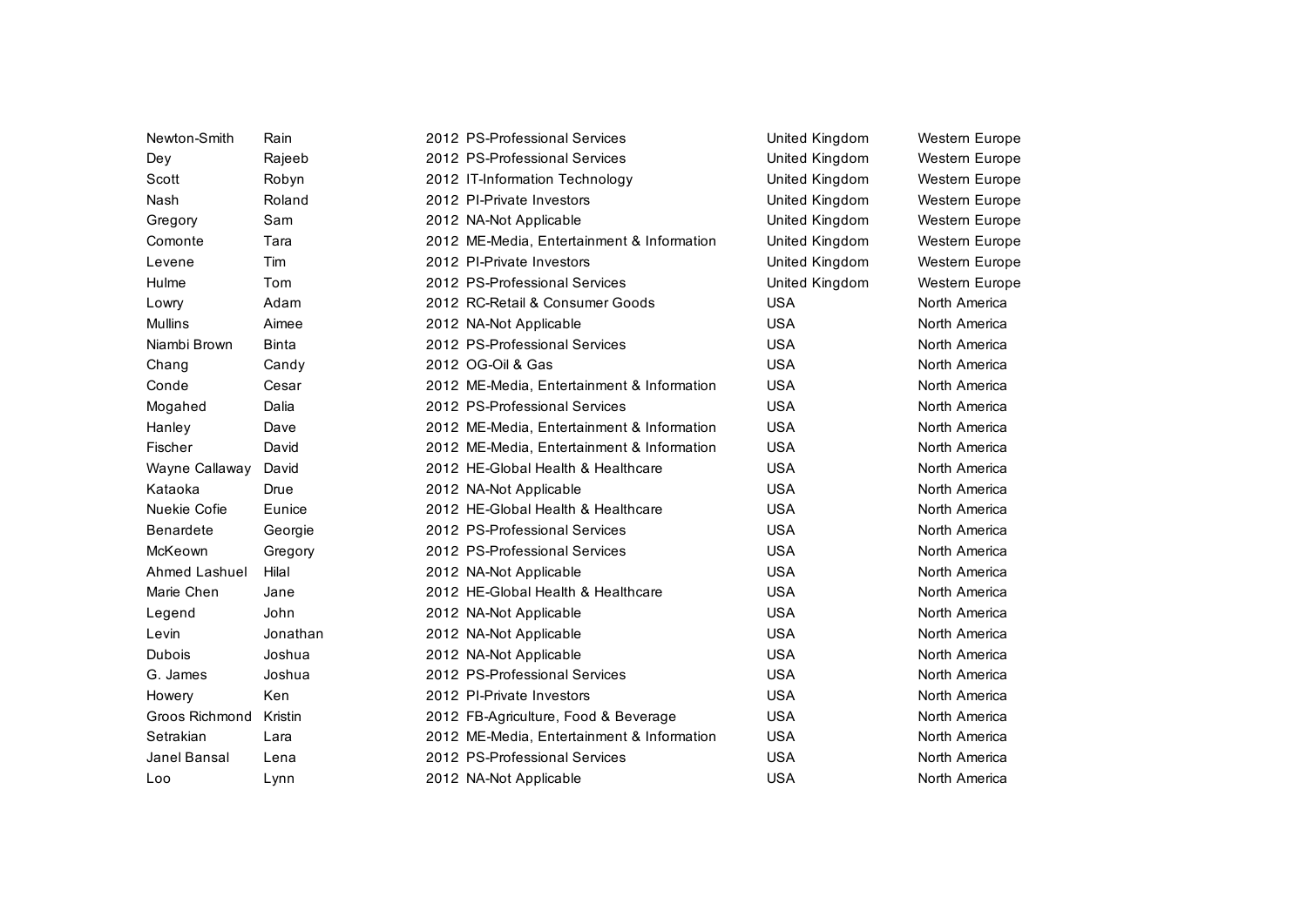| | | | | | |
|---|---|---|---|---|---|
| Newton-Smith | Rain | 2012 | PS-Professional Services | United Kingdom | Western Europe |
| Dey | Rajeeb | 2012 | PS-Professional Services | United Kingdom | Western Europe |
| Scott | Robyn | 2012 | IT-Information Technology | United Kingdom | Western Europe |
| Nash | Roland | 2012 | PI-Private Investors | United Kingdom | Western Europe |
| Gregory | Sam | 2012 | NA-Not Applicable | United Kingdom | Western Europe |
| Comonte | Tara | 2012 | ME-Media, Entertainment & Information | United Kingdom | Western Europe |
| Levene | Tim | 2012 | PI-Private Investors | United Kingdom | Western Europe |
| Hulme | Tom | 2012 | PS-Professional Services | United Kingdom | Western Europe |
| Lowry | Adam | 2012 | RC-Retail & Consumer Goods | USA | North America |
| Mullins | Aimee | 2012 | NA-Not Applicable | USA | North America |
| Niambi Brown | Binta | 2012 | PS-Professional Services | USA | North America |
| Chang | Candy | 2012 | OG-Oil & Gas | USA | North America |
| Conde | Cesar | 2012 | ME-Media, Entertainment & Information | USA | North America |
| Mogahed | Dalia | 2012 | PS-Professional Services | USA | North America |
| Hanley | Dave | 2012 | ME-Media, Entertainment & Information | USA | North America |
| Fischer | David | 2012 | ME-Media, Entertainment & Information | USA | North America |
| Wayne Callaway | David | 2012 | HE-Global Health & Healthcare | USA | North America |
| Kataoka | Drue | 2012 | NA-Not Applicable | USA | North America |
| Nuekie Cofie | Eunice | 2012 | HE-Global Health & Healthcare | USA | North America |
| Benardete | Georgie | 2012 | PS-Professional Services | USA | North America |
| McKeown | Gregory | 2012 | PS-Professional Services | USA | North America |
| Ahmed Lashuel | Hilal | 2012 | NA-Not Applicable | USA | North America |
| Marie Chen | Jane | 2012 | HE-Global Health & Healthcare | USA | North America |
| Legend | John | 2012 | NA-Not Applicable | USA | North America |
| Levin | Jonathan | 2012 | NA-Not Applicable | USA | North America |
| Dubois | Joshua | 2012 | NA-Not Applicable | USA | North America |
| G. James | Joshua | 2012 | PS-Professional Services | USA | North America |
| Howery | Ken | 2012 | PI-Private Investors | USA | North America |
| Groos Richmond | Kristin | 2012 | FB-Agriculture, Food & Beverage | USA | North America |
| Setrakian | Lara | 2012 | ME-Media, Entertainment & Information | USA | North America |
| Janel Bansal | Lena | 2012 | PS-Professional Services | USA | North America |
| Loo | Lynn | 2012 | NA-Not Applicable | USA | North America |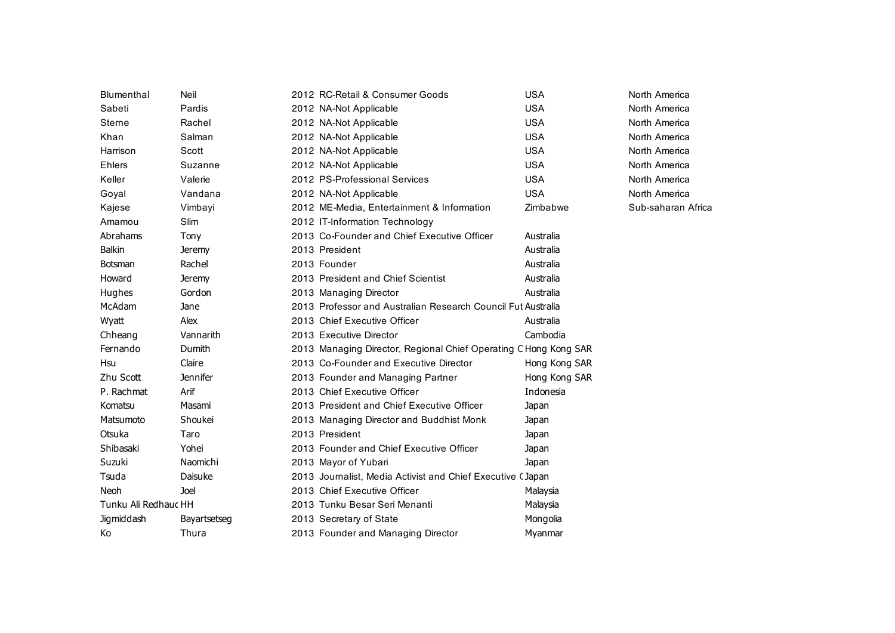| | | | | | |
|---|---|---|---|---|---|
| Blumenthal | Neil | 2012 | RC-Retail & Consumer Goods | USA | North America |
| Sabeti | Pardis | 2012 | NA-Not Applicable | USA | North America |
| Sterne | Rachel | 2012 | NA-Not Applicable | USA | North America |
| Khan | Salman | 2012 | NA-Not Applicable | USA | North America |
| Harrison | Scott | 2012 | NA-Not Applicable | USA | North America |
| Ehlers | Suzanne | 2012 | NA-Not Applicable | USA | North America |
| Keller | Valerie | 2012 | PS-Professional Services | USA | North America |
| Goyal | Vandana | 2012 | NA-Not Applicable | USA | North America |
| Kajese | Vimbayi | 2012 | ME-Media, Entertainment & Information | Zimbabwe | Sub-saharan Africa |
| Amamou | Slim | 2012 | IT-Information Technology | | |
| Abrahams | Tony | 2013 | Co-Founder and Chief Executive Officer | Australia | |
| Balkin | Jeremy | 2013 | President | Australia | |
| Botsman | Rachel | 2013 | Founder | Australia | |
| Howard | Jeremy | 2013 | President and Chief Scientist | Australia | |
| Hughes | Gordon | 2013 | Managing Director | Australia | |
| McAdam | Jane | 2013 | Professor and Australian Research Council Fut | Australia | |
| Wyatt | Alex | 2013 | Chief Executive Officer | Australia | |
| Chheang | Vannarith | 2013 | Executive Director | Cambodia | |
| Fernando | Dumith | 2013 | Managing Director, Regional Chief Operating C | Hong Kong SAR | |
| Hsu | Claire | 2013 | Co-Founder and Executive Director | Hong Kong SAR | |
| Zhu Scott | Jennifer | 2013 | Founder and Managing Partner | Hong Kong SAR | |
| P. Rachmat | Arif | 2013 | Chief Executive Officer | Indonesia | |
| Komatsu | Masami | 2013 | President and Chief Executive Officer | Japan | |
| Matsumoto | Shoukei | 2013 | Managing Director and Buddhist Monk | Japan | |
| Otsuka | Taro | 2013 | President | Japan | |
| Shibasaki | Yohei | 2013 | Founder and Chief Executive Officer | Japan | |
| Suzuki | Naomichi | 2013 | Mayor of Yubari | Japan | |
| Tsuda | Daisuke | 2013 | Journalist, Media Activist and Chief Executive ( | Japan | |
| Neoh | Joel | 2013 | Chief Executive Officer | Malaysia | |
| Tunku Ali Redhauc | HH | 2013 | Tunku Besar Seri Menanti | Malaysia | |
| Jigmiddash | Bayartsetseg | 2013 | Secretary of State | Mongolia | |
| Ko | Thura | 2013 | Founder and Managing Director | Myanmar | |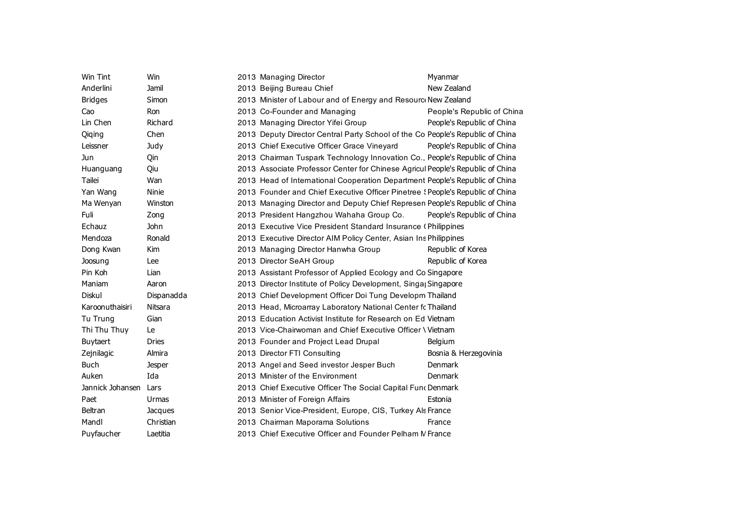| | | | | |
|---|---|---|---|---|
| Win Tint | Win | 2013 | Managing Director | Myanmar |
| Anderlini | Jamil | 2013 | Beijing Bureau Chief | New Zealand |
| Bridges | Simon | 2013 | Minister of Labour and of Energy and Resourc | New Zealand |
| Cao | Ron | 2013 | Co-Founder and Managing | People's Republic of China |
| Lin Chen | Richard | 2013 | Managing Director Yifei Group | People's Republic of China |
| Qiqing | Chen | 2013 | Deputy Director Central Party School of the Co | People's Republic of China |
| Leissner | Judy | 2013 | Chief Executive Officer Grace Vineyard | People's Republic of China |
| Jun | Qin | 2013 | Chairman Tuspark Technology Innovation Co., | People's Republic of China |
| Huanguang | Qiu | 2013 | Associate Professor Center for Chinese Agricul | People's Republic of China |
| Tailei | Wan | 2013 | Head of International Cooperation Department | People's Republic of China |
| Yan Wang | Ninie | 2013 | Founder and Chief Executive Officer Pinetree S | People's Republic of China |
| Ma Wenyan | Winston | 2013 | Managing Director and Deputy Chief Represen | People's Republic of China |
| Fuli | Zong | 2013 | President Hangzhou Wahaha Group Co. | People's Republic of China |
| Echauz | John | 2013 | Executive Vice President Standard Insurance ( | Philippines |
| Mendoza | Ronald | 2013 | Executive Director AIM Policy Center, Asian Ins | Philippines |
| Dong Kwan | Kim | 2013 | Managing Director Hanwha Group | Republic of Korea |
| Joosung | Lee | 2013 | Director SeAH Group | Republic of Korea |
| Pin Koh | Lian | 2013 | Assistant Professor of Applied Ecology and Co | Singapore |
| Maniam | Aaron | 2013 | Director Institute of Policy Development, Singa| | Singapore |
| Diskul | Dispanadda | 2013 | Chief Development Officer Doi Tung Developm | Thailand |
| Karoonuthaisiri | Nitsara | 2013 | Head, Microarray Laboratory National Center fo | Thailand |
| Tu Trung | Gian | 2013 | Education Activist Institute for Research on Ed | Vietnam |
| Thi Thu Thuy | Le | 2013 | Vice-Chairwoman and Chief Executive Officer \ | Vietnam |
| Buytaert | Dries | 2013 | Founder and Project Lead Drupal | Belgium |
| Zejnilagic | Almira | 2013 | Director FTI Consulting | Bosnia & Herzegovinia |
| Buch | Jesper | 2013 | Angel and Seed investor Jesper Buch | Denmark |
| Auken | Ida | 2013 | Minister of the Environment | Denmark |
| Jannick Johansen | Lars | 2013 | Chief Executive Officer The Social Capital Func | Denmark |
| Paet | Urmas | 2013 | Minister of Foreign Affairs | Estonia |
| Beltran | Jacques | 2013 | Senior Vice-President, Europe, CIS, Turkey Als | France |
| Mandl | Christian | 2013 | Chairman Maporama Solutions | France |
| Puyfaucher | Laetitia | 2013 | Chief Executive Officer and Founder Pelham M | France |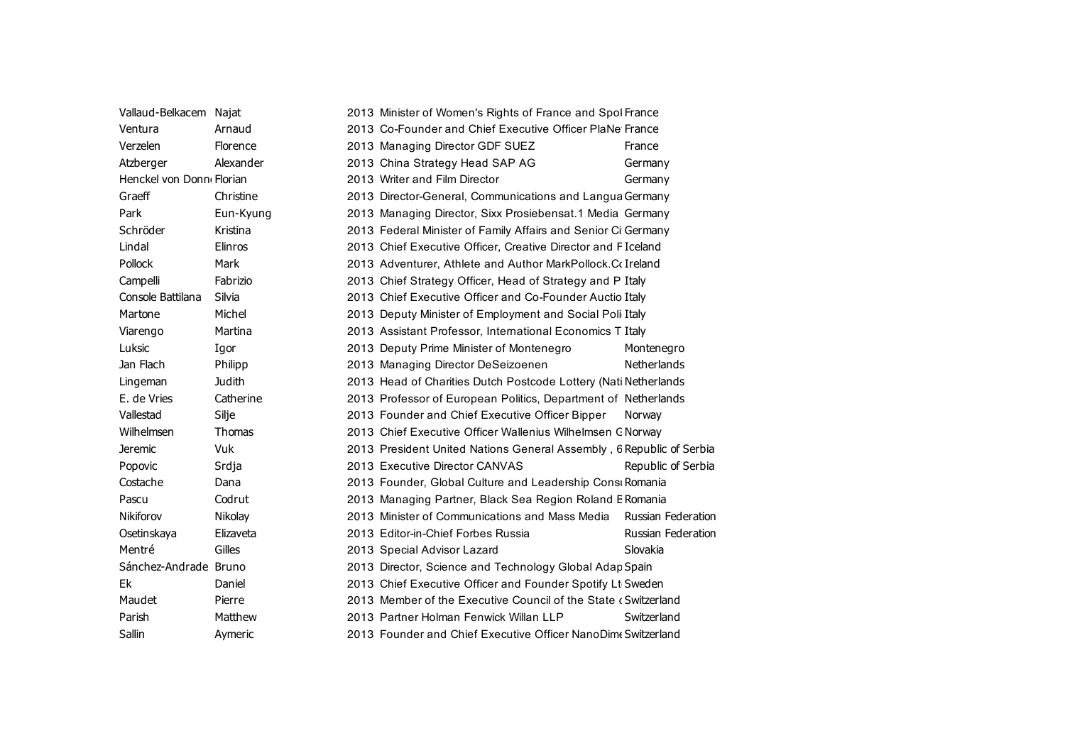| | | | | |
|---|---|---|---|---|
| Vallaud-Belkacem | Najat | 2013 | Minister of Women's Rights of France and Spol | France |
| Ventura | Arnaud | 2013 | Co-Founder and Chief Executive Officer PlaNe | France |
| Verzelen | Florence | 2013 | Managing Director GDF SUEZ | France |
| Atzberger | Alexander | 2013 | China Strategy Head SAP AG | Germany |
| Henckel von Donn | Florian | 2013 | Writer and Film Director | Germany |
| Graeff | Christine | 2013 | Director-General, Communications and Langua | Germany |
| Park | Eun-Kyung | 2013 | Managing Director, Sixx Prosiebensat.1 Media | Germany |
| Schröder | Kristina | 2013 | Federal Minister of Family Affairs and Senior Ci | Germany |
| Lindal | Elinros | 2013 | Chief Executive Officer, Creative Director and F | Iceland |
| Pollock | Mark | 2013 | Adventurer, Athlete and Author MarkPollock.Co | Ireland |
| Campelli | Fabrizio | 2013 | Chief Strategy Officer, Head of Strategy and P | Italy |
| Console Battilana | Silvia | 2013 | Chief Executive Officer and Co-Founder Auctio | Italy |
| Martone | Michel | 2013 | Deputy Minister of Employment and Social Poli | Italy |
| Viarengo | Martina | 2013 | Assistant Professor, International Economics T | Italy |
| Luksic | Igor | 2013 | Deputy Prime Minister of Montenegro | Montenegro |
| Jan Flach | Philipp | 2013 | Managing Director DeSeizoenen | Netherlands |
| Lingeman | Judith | 2013 | Head of Charities Dutch Postcode Lottery (Nati | Netherlands |
| E. de Vries | Catherine | 2013 | Professor of European Politics, Department of | Netherlands |
| Vallestad | Silje | 2013 | Founder and Chief Executive Officer Bipper | Norway |
| Wilhelmsen | Thomas | 2013 | Chief Executive Officer Wallenius Wilhelmsen G | Norway |
| Jeremic | Vuk | 2013 | President United Nations General Assembly , 6 | Republic of Serbia |
| Popovic | Srdja | 2013 | Executive Director CANVAS | Republic of Serbia |
| Costache | Dana | 2013 | Founder, Global Culture and Leadership Consu | Romania |
| Pascu | Codrut | 2013 | Managing Partner, Black Sea Region Roland E | Romania |
| Nikiforov | Nikolay | 2013 | Minister of Communications and Mass Media | Russian Federation |
| Osetinskaya | Elizaveta | 2013 | Editor-in-Chief Forbes Russia | Russian Federation |
| Mentré | Gilles | 2013 | Special Advisor Lazard | Slovakia |
| Sánchez-Andrade | Bruno | 2013 | Director, Science and Technology Global Adap | Spain |
| Ek | Daniel | 2013 | Chief Executive Officer and Founder Spotify Lt | Sweden |
| Maudet | Pierre | 2013 | Member of the Executive Council of the State o | Switzerland |
| Parish | Matthew | 2013 | Partner Holman Fenwick Willan LLP | Switzerland |
| Sallin | Aymeric | 2013 | Founder and Chief Executive Officer NanoDime | Switzerland |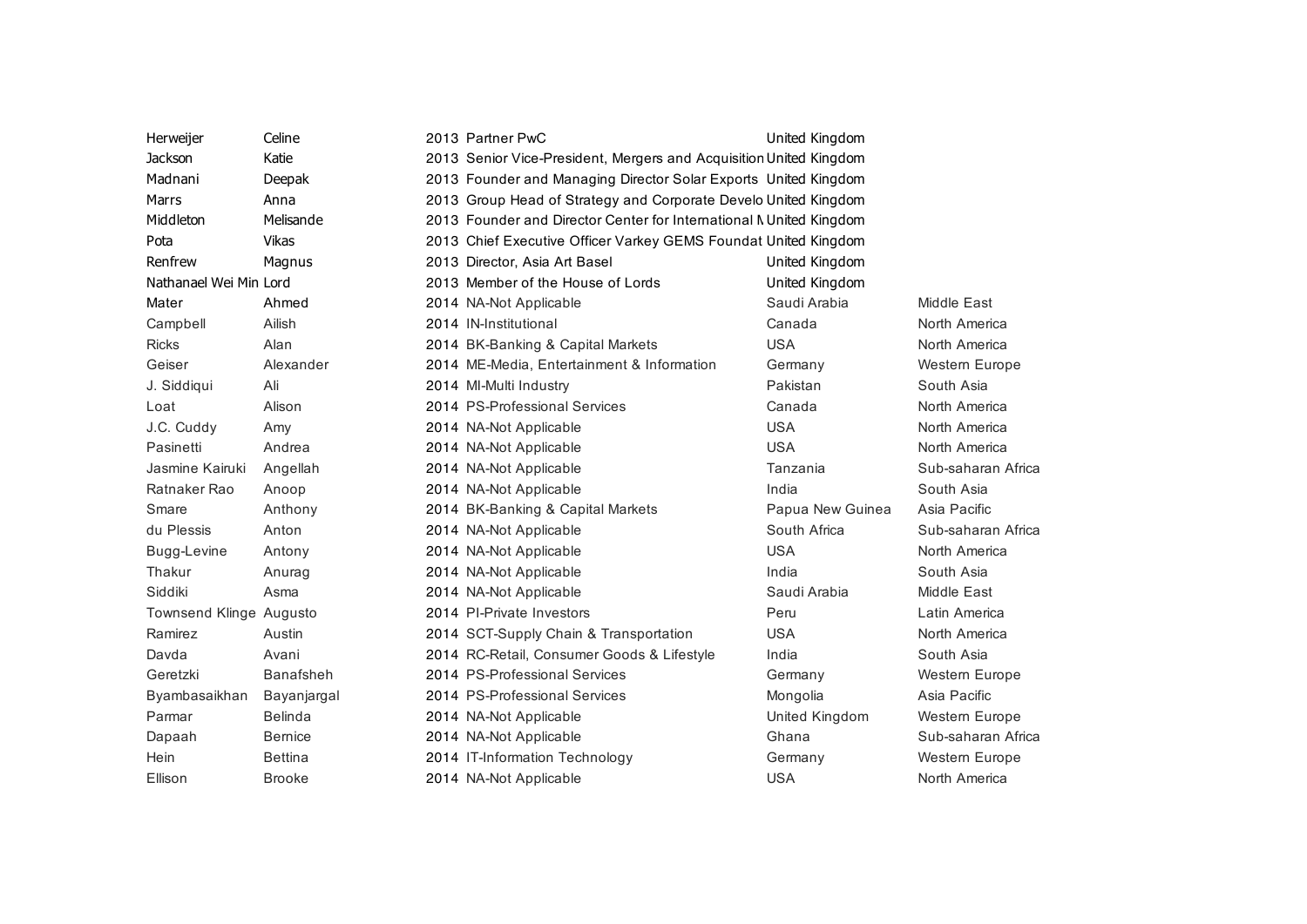| | | | | | |
|---|---|---|---|---|---|
| Herweijer | Celine | 2013 | Partner PwC | United Kingdom | |
| Jackson | Katie | 2013 | Senior Vice-President, Mergers and Acquisition | United Kingdom | |
| Madnani | Deepak | 2013 | Founder and Managing Director Solar Exports | United Kingdom | |
| Marrs | Anna | 2013 | Group Head of Strategy and Corporate Develo | United Kingdom | |
| Middleton | Melisande | 2013 | Founder and Director Center for International N | United Kingdom | |
| Pota | Vikas | 2013 | Chief Executive Officer Varkey GEMS Foundat | United Kingdom | |
| Renfrew | Magnus | 2013 | Director, Asia Art Basel | United Kingdom | |
| Nathanael Wei Min | Lord | 2013 | Member of the House of Lords | United Kingdom | |
| Mater | Ahmed | 2014 | NA-Not Applicable | Saudi Arabia | Middle East |
| Campbell | Ailish | 2014 | IN-Institutional | Canada | North America |
| Ricks | Alan | 2014 | BK-Banking & Capital Markets | USA | North America |
| Geiser | Alexander | 2014 | ME-Media, Entertainment & Information | Germany | Western Europe |
| J. Siddiqui | Ali | 2014 | MI-Multi Industry | Pakistan | South Asia |
| Loat | Alison | 2014 | PS-Professional Services | Canada | North America |
| J.C. Cuddy | Amy | 2014 | NA-Not Applicable | USA | North America |
| Pasinetti | Andrea | 2014 | NA-Not Applicable | USA | North America |
| Jasmine Kairuki | Angellah | 2014 | NA-Not Applicable | Tanzania | Sub-saharan Africa |
| Ratnaker Rao | Anoop | 2014 | NA-Not Applicable | India | South Asia |
| Smare | Anthony | 2014 | BK-Banking & Capital Markets | Papua New Guinea | Asia Pacific |
| du Plessis | Anton | 2014 | NA-Not Applicable | South Africa | Sub-saharan Africa |
| Bugg-Levine | Antony | 2014 | NA-Not Applicable | USA | North America |
| Thakur | Anurag | 2014 | NA-Not Applicable | India | South Asia |
| Siddiki | Asma | 2014 | NA-Not Applicable | Saudi Arabia | Middle East |
| Townsend Klinge | Augusto | 2014 | PI-Private Investors | Peru | Latin America |
| Ramirez | Austin | 2014 | SCT-Supply Chain & Transportation | USA | North America |
| Davda | Avani | 2014 | RC-Retail, Consumer Goods & Lifestyle | India | South Asia |
| Geretzki | Banafsheh | 2014 | PS-Professional Services | Germany | Western Europe |
| Byambasaikhan | Bayanjargal | 2014 | PS-Professional Services | Mongolia | Asia Pacific |
| Parmar | Belinda | 2014 | NA-Not Applicable | United Kingdom | Western Europe |
| Dapaah | Bernice | 2014 | NA-Not Applicable | Ghana | Sub-saharan Africa |
| Hein | Bettina | 2014 | IT-Information Technology | Germany | Western Europe |
| Ellison | Brooke | 2014 | NA-Not Applicable | USA | North America |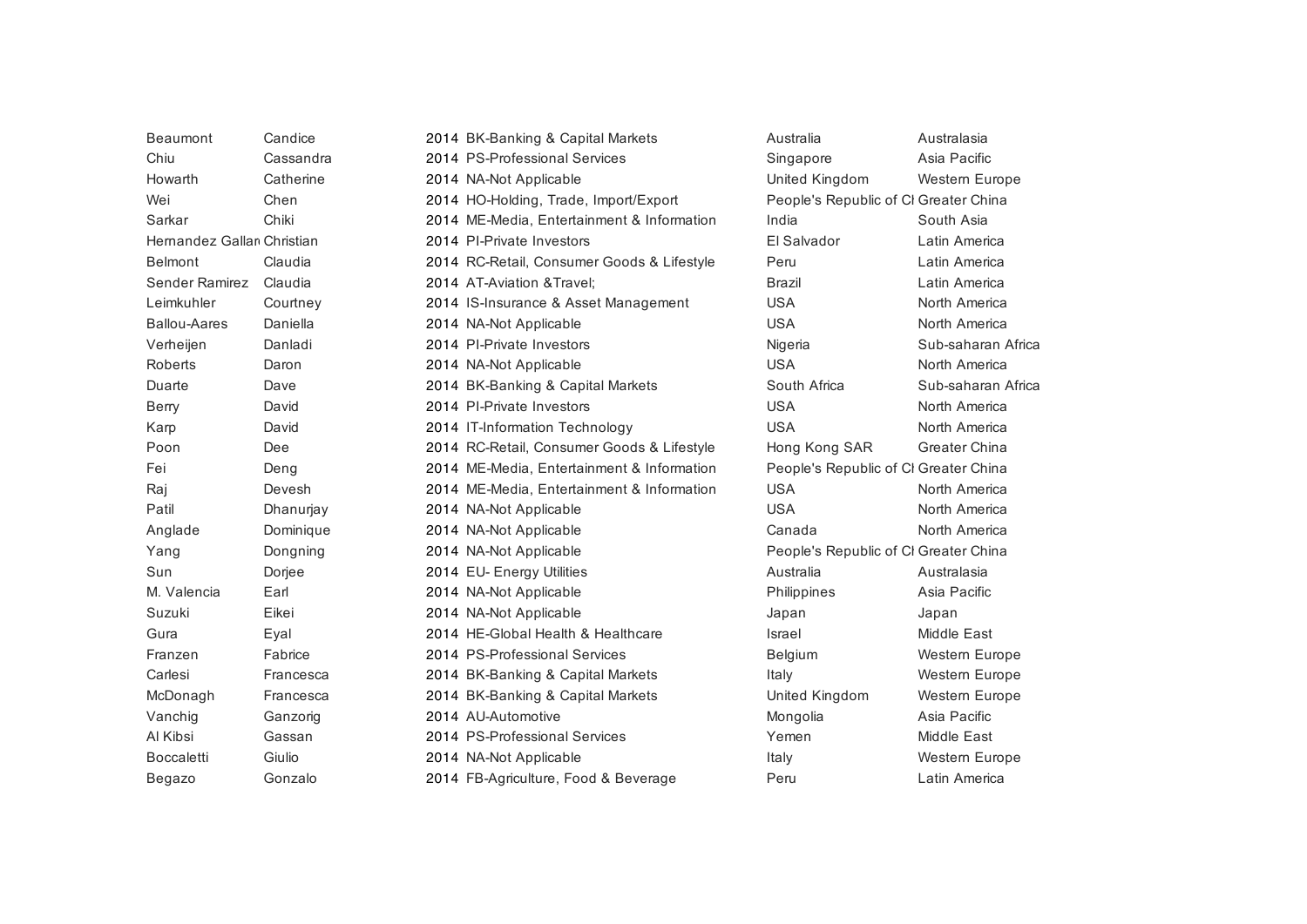| | | | | | |
|---|---|---|---|---|---|
| Beaumont | Candice | 2014 | BK-Banking & Capital Markets | Australia | Australasia |
| Chiu | Cassandra | 2014 | PS-Professional Services | Singapore | Asia Pacific |
| Howarth | Catherine | 2014 | NA-Not Applicable | United Kingdom | Western Europe |
| Wei | Chen | 2014 | HO-Holding, Trade, Import/Export | People's Republic of Cl | Greater China |
| Sarkar | Chiki | 2014 | ME-Media, Entertainment & Information | India | South Asia |
| Hernandez Gallar | Christian | 2014 | PI-Private Investors | El Salvador | Latin America |
| Belmont | Claudia | 2014 | RC-Retail, Consumer Goods & Lifestyle | Peru | Latin America |
| Sender Ramirez | Claudia | 2014 | AT-Aviation &Travel; | Brazil | Latin America |
| Leimkuhler | Courtney | 2014 | IS-Insurance & Asset Management | USA | North America |
| Ballou-Aares | Daniella | 2014 | NA-Not Applicable | USA | North America |
| Verheijen | Danladi | 2014 | PI-Private Investors | Nigeria | Sub-saharan Africa |
| Roberts | Daron | 2014 | NA-Not Applicable | USA | North America |
| Duarte | Dave | 2014 | BK-Banking & Capital Markets | South Africa | Sub-saharan Africa |
| Berry | David | 2014 | PI-Private Investors | USA | North America |
| Karp | David | 2014 | IT-Information Technology | USA | North America |
| Poon | Dee | 2014 | RC-Retail, Consumer Goods & Lifestyle | Hong Kong SAR | Greater China |
| Fei | Deng | 2014 | ME-Media, Entertainment & Information | People's Republic of Cl | Greater China |
| Raj | Devesh | 2014 | ME-Media, Entertainment & Information | USA | North America |
| Patil | Dhanurjay | 2014 | NA-Not Applicable | USA | North America |
| Anglade | Dominique | 2014 | NA-Not Applicable | Canada | North America |
| Yang | Dongning | 2014 | NA-Not Applicable | People's Republic of Cl | Greater China |
| Sun | Dorjee | 2014 | EU- Energy Utilities | Australia | Australasia |
| M. Valencia | Earl | 2014 | NA-Not Applicable | Philippines | Asia Pacific |
| Suzuki | Eikei | 2014 | NA-Not Applicable | Japan | Japan |
| Gura | Eyal | 2014 | HE-Global Health & Healthcare | Israel | Middle East |
| Franzen | Fabrice | 2014 | PS-Professional Services | Belgium | Western Europe |
| Carlesi | Francesca | 2014 | BK-Banking & Capital Markets | Italy | Western Europe |
| McDonagh | Francesca | 2014 | BK-Banking & Capital Markets | United Kingdom | Western Europe |
| Vanchig | Ganzorig | 2014 | AU-Automotive | Mongolia | Asia Pacific |
| Al Kibsi | Gassan | 2014 | PS-Professional Services | Yemen | Middle East |
| Boccaletti | Giulio | 2014 | NA-Not Applicable | Italy | Western Europe |
| Begazo | Gonzalo | 2014 | FB-Agriculture, Food & Beverage | Peru | Latin America |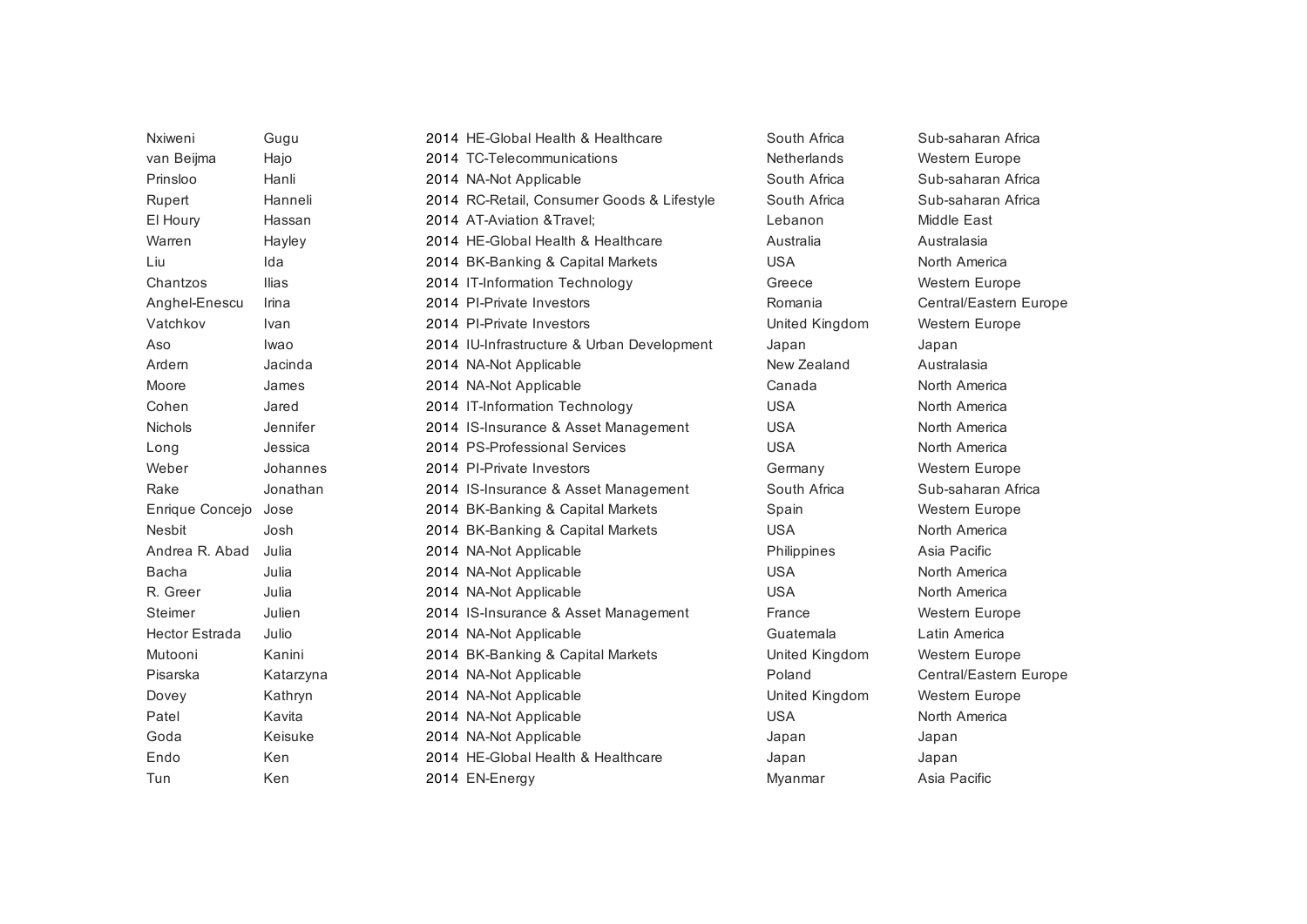| | | | | | |
|---|---|---|---|---|---|
| Nxiweni | Gugu | 2014 | HE-Global Health & Healthcare | South Africa | Sub-saharan Africa |
| van Beijma | Hajo | 2014 | TC-Telecommunications | Netherlands | Western Europe |
| Prinsloo | Hanli | 2014 | NA-Not Applicable | South Africa | Sub-saharan Africa |
| Rupert | Hanneli | 2014 | RC-Retail, Consumer Goods & Lifestyle | South Africa | Sub-saharan Africa |
| El Houry | Hassan | 2014 | AT-Aviation &Travel; | Lebanon | Middle East |
| Warren | Hayley | 2014 | HE-Global Health & Healthcare | Australia | Australasia |
| Liu | Ida | 2014 | BK-Banking & Capital Markets | USA | North America |
| Chantzos | Ilias | 2014 | IT-Information Technology | Greece | Western Europe |
| Anghel-Enescu | Irina | 2014 | PI-Private Investors | Romania | Central/Eastern Europe |
| Vatchkov | Ivan | 2014 | PI-Private Investors | United Kingdom | Western Europe |
| Aso | Iwao | 2014 | IU-Infrastructure & Urban Development | Japan | Japan |
| Ardern | Jacinda | 2014 | NA-Not Applicable | New Zealand | Australasia |
| Moore | James | 2014 | NA-Not Applicable | Canada | North America |
| Cohen | Jared | 2014 | IT-Information Technology | USA | North America |
| Nichols | Jennifer | 2014 | IS-Insurance & Asset Management | USA | North America |
| Long | Jessica | 2014 | PS-Professional Services | USA | North America |
| Weber | Johannes | 2014 | PI-Private Investors | Germany | Western Europe |
| Rake | Jonathan | 2014 | IS-Insurance & Asset Management | South Africa | Sub-saharan Africa |
| Enrique Concejo | Jose | 2014 | BK-Banking & Capital Markets | Spain | Western Europe |
| Nesbit | Josh | 2014 | BK-Banking & Capital Markets | USA | North America |
| Andrea R. Abad | Julia | 2014 | NA-Not Applicable | Philippines | Asia Pacific |
| Bacha | Julia | 2014 | NA-Not Applicable | USA | North America |
| R. Greer | Julia | 2014 | NA-Not Applicable | USA | North America |
| Steimer | Julien | 2014 | IS-Insurance & Asset Management | France | Western Europe |
| Hector Estrada | Julio | 2014 | NA-Not Applicable | Guatemala | Latin America |
| Mutooni | Kanini | 2014 | BK-Banking & Capital Markets | United Kingdom | Western Europe |
| Pisarska | Katarzyna | 2014 | NA-Not Applicable | Poland | Central/Eastern Europe |
| Dovey | Kathryn | 2014 | NA-Not Applicable | United Kingdom | Western Europe |
| Patel | Kavita | 2014 | NA-Not Applicable | USA | North America |
| Goda | Keisuke | 2014 | NA-Not Applicable | Japan | Japan |
| Endo | Ken | 2014 | HE-Global Health & Healthcare | Japan | Japan |
| Tun | Ken | 2014 | EN-Energy | Myanmar | Asia Pacific |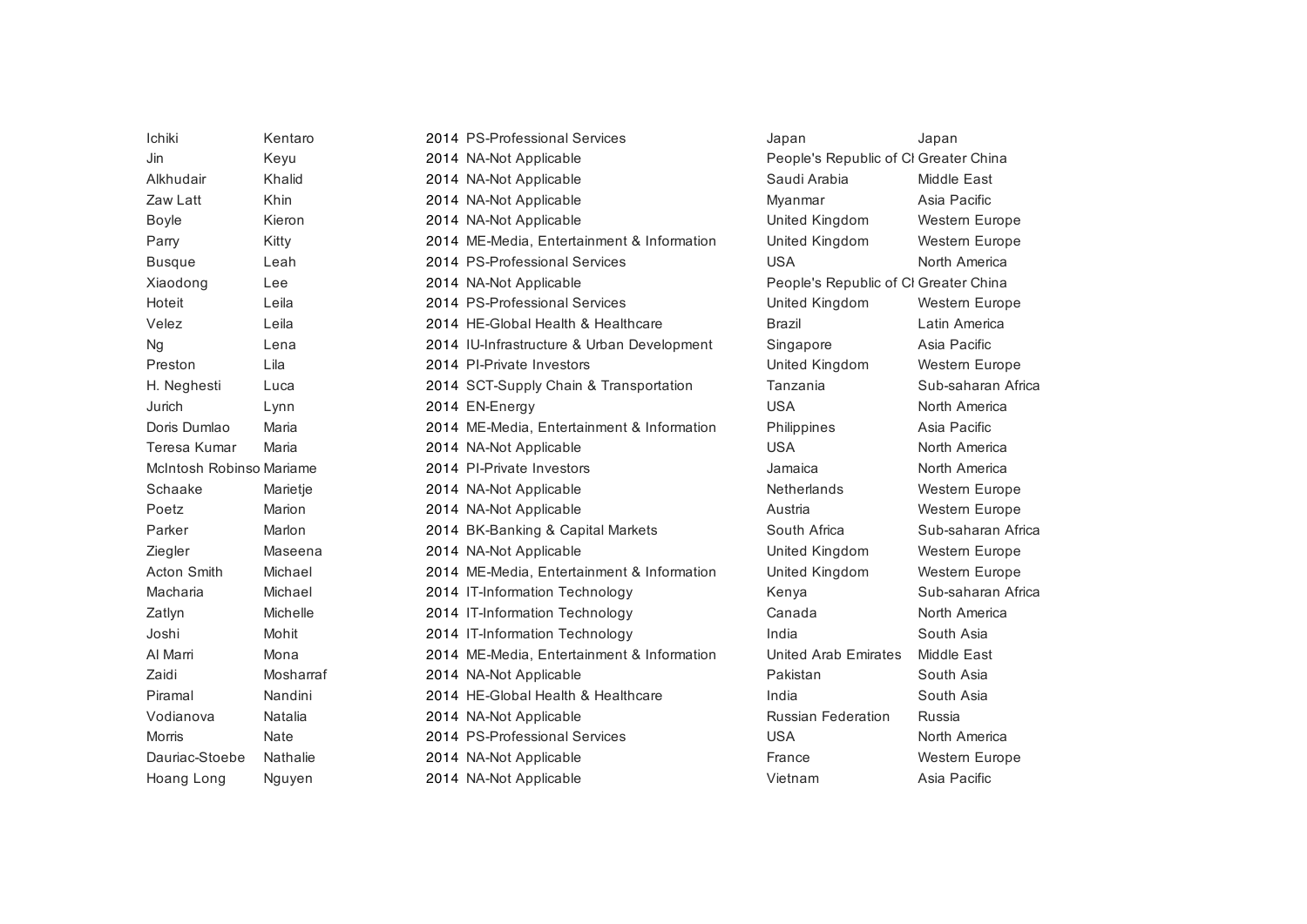| | | | | | |
|---|---|---|---|---|---|
| Ichiki | Kentaro | 2014 | PS-Professional Services | Japan | Japan |
| Jin | Keyu | 2014 | NA-Not Applicable | People's Republic of Cl | Greater China |
| Alkhudair | Khalid | 2014 | NA-Not Applicable | Saudi Arabia | Middle East |
| Zaw Latt | Khin | 2014 | NA-Not Applicable | Myanmar | Asia Pacific |
| Boyle | Kieron | 2014 | NA-Not Applicable | United Kingdom | Western Europe |
| Parry | Kitty | 2014 | ME-Media, Entertainment & Information | United Kingdom | Western Europe |
| Busque | Leah | 2014 | PS-Professional Services | USA | North America |
| Xiaodong | Lee | 2014 | NA-Not Applicable | People's Republic of Cl | Greater China |
| Hoteit | Leila | 2014 | PS-Professional Services | United Kingdom | Western Europe |
| Velez | Leila | 2014 | HE-Global Health & Healthcare | Brazil | Latin America |
| Ng | Lena | 2014 | IU-Infrastructure & Urban Development | Singapore | Asia Pacific |
| Preston | Lila | 2014 | PI-Private Investors | United Kingdom | Western Europe |
| H. Neghesti | Luca | 2014 | SCT-Supply Chain & Transportation | Tanzania | Sub-saharan Africa |
| Jurich | Lynn | 2014 | EN-Energy | USA | North America |
| Doris Dumlao | Maria | 2014 | ME-Media, Entertainment & Information | Philippines | Asia Pacific |
| Teresa Kumar | Maria | 2014 | NA-Not Applicable | USA | North America |
| McIntosh Robinso | Mariame | 2014 | PI-Private Investors | Jamaica | North America |
| Schaake | Marietje | 2014 | NA-Not Applicable | Netherlands | Western Europe |
| Poetz | Marion | 2014 | NA-Not Applicable | Austria | Western Europe |
| Parker | Marlon | 2014 | BK-Banking & Capital Markets | South Africa | Sub-saharan Africa |
| Ziegler | Maseena | 2014 | NA-Not Applicable | United Kingdom | Western Europe |
| Acton Smith | Michael | 2014 | ME-Media, Entertainment & Information | United Kingdom | Western Europe |
| Macharia | Michael | 2014 | IT-Information Technology | Kenya | Sub-saharan Africa |
| Zatlyn | Michelle | 2014 | IT-Information Technology | Canada | North America |
| Joshi | Mohit | 2014 | IT-Information Technology | India | South Asia |
| Al Marri | Mona | 2014 | ME-Media, Entertainment & Information | United Arab Emirates | Middle East |
| Zaidi | Mosharraf | 2014 | NA-Not Applicable | Pakistan | South Asia |
| Piramal | Nandini | 2014 | HE-Global Health & Healthcare | India | South Asia |
| Vodianova | Natalia | 2014 | NA-Not Applicable | Russian Federation | Russia |
| Morris | Nate | 2014 | PS-Professional Services | USA | North America |
| Dauriac-Stoebe | Nathalie | 2014 | NA-Not Applicable | France | Western Europe |
| Hoang Long | Nguyen | 2014 | NA-Not Applicable | Vietnam | Asia Pacific |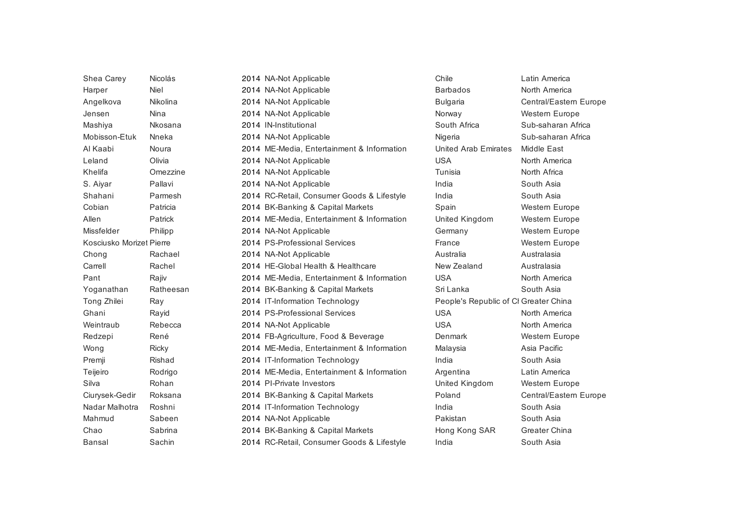| | | | | | |
|---|---|---|---|---|---|
| Shea Carey | Nicolás | 2014 | NA-Not Applicable | Chile | Latin America |
| Harper | Niel | 2014 | NA-Not Applicable | Barbados | North America |
| Angelkova | Nikolina | 2014 | NA-Not Applicable | Bulgaria | Central/Eastern Europe |
| Jensen | Nina | 2014 | NA-Not Applicable | Norway | Western Europe |
| Mashiya | Nkosana | 2014 | IN-Institutional | South Africa | Sub-saharan Africa |
| Mobisson-Etuk | Nneka | 2014 | NA-Not Applicable | Nigeria | Sub-saharan Africa |
| Al Kaabi | Noura | 2014 | ME-Media, Entertainment & Information | United Arab Emirates | Middle East |
| Leland | Olivia | 2014 | NA-Not Applicable | USA | North America |
| Khelifa | Omezzine | 2014 | NA-Not Applicable | Tunisia | North Africa |
| S. Aiyar | Pallavi | 2014 | NA-Not Applicable | India | South Asia |
| Shahani | Parmesh | 2014 | RC-Retail, Consumer Goods & Lifestyle | India | South Asia |
| Cobian | Patricia | 2014 | BK-Banking & Capital Markets | Spain | Western Europe |
| Allen | Patrick | 2014 | ME-Media, Entertainment & Information | United Kingdom | Western Europe |
| Missfelder | Philipp | 2014 | NA-Not Applicable | Germany | Western Europe |
| Kosciusko Morizet | Pierre | 2014 | PS-Professional Services | France | Western Europe |
| Chong | Rachael | 2014 | NA-Not Applicable | Australia | Australasia |
| Carrell | Rachel | 2014 | HE-Global Health & Healthcare | New Zealand | Australasia |
| Pant | Rajiv | 2014 | ME-Media, Entertainment & Information | USA | North America |
| Yoganathan | Ratheesan | 2014 | BK-Banking & Capital Markets | Sri Lanka | South Asia |
| Tong Zhilei | Ray | 2014 | IT-Information Technology | People's Republic of Cl | Greater China |
| Ghani | Rayid | 2014 | PS-Professional Services | USA | North America |
| Weintraub | Rebecca | 2014 | NA-Not Applicable | USA | North America |
| Redzepi | René | 2014 | FB-Agriculture, Food & Beverage | Denmark | Western Europe |
| Wong | Ricky | 2014 | ME-Media, Entertainment & Information | Malaysia | Asia Pacific |
| Premji | Rishad | 2014 | IT-Information Technology | India | South Asia |
| Teijeiro | Rodrigo | 2014 | ME-Media, Entertainment & Information | Argentina | Latin America |
| Silva | Rohan | 2014 | PI-Private Investors | United Kingdom | Western Europe |
| Ciurysek-Gedir | Roksana | 2014 | BK-Banking & Capital Markets | Poland | Central/Eastern Europe |
| Nadar Malhotra | Roshni | 2014 | IT-Information Technology | India | South Asia |
| Mahmud | Sabeen | 2014 | NA-Not Applicable | Pakistan | South Asia |
| Chao | Sabrina | 2014 | BK-Banking & Capital Markets | Hong Kong SAR | Greater China |
| Bansal | Sachin | 2014 | RC-Retail, Consumer Goods & Lifestyle | India | South Asia |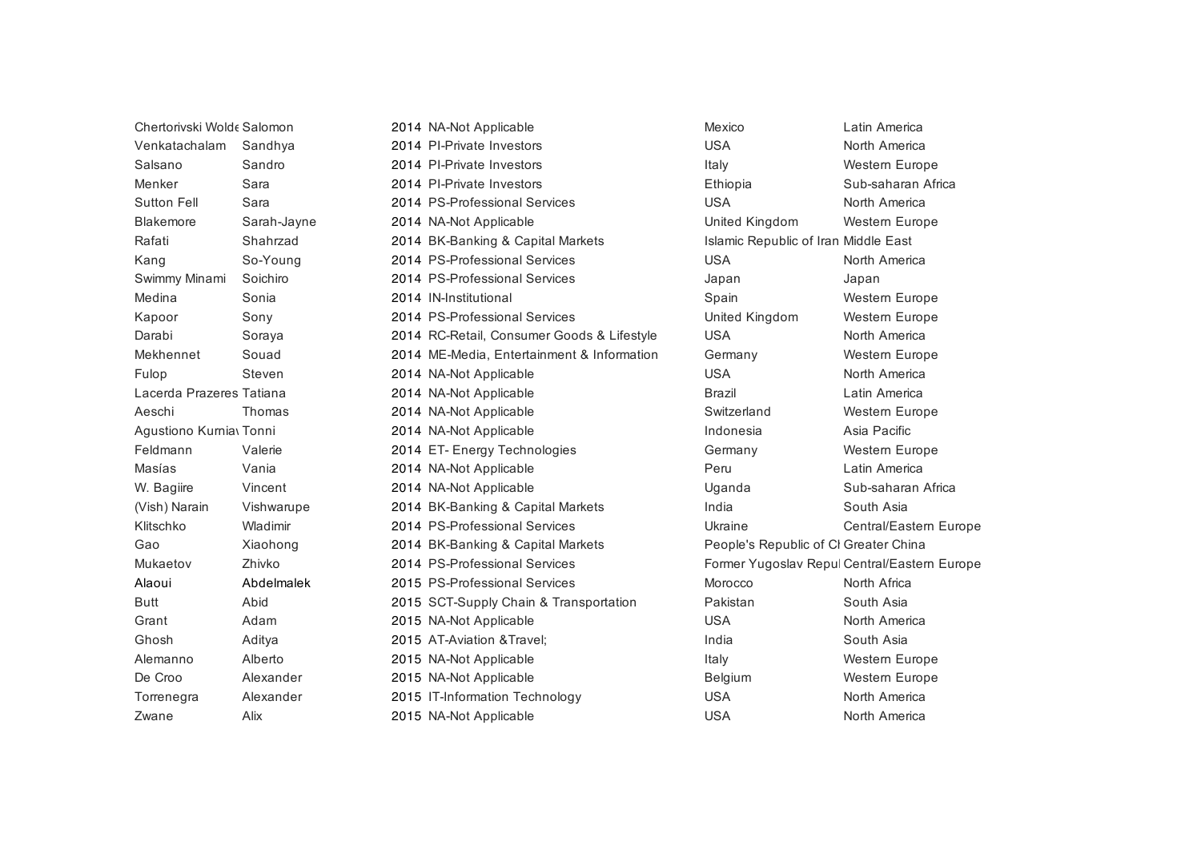| | | | | | |
|---|---|---|---|---|---|
| Chertorivski Wold | Salomon | 2014 | NA-Not Applicable | Mexico | Latin America |
| Venkatachalam | Sandhya | 2014 | PI-Private Investors | USA | North America |
| Salsano | Sandro | 2014 | PI-Private Investors | Italy | Western Europe |
| Menker | Sara | 2014 | PI-Private Investors | Ethiopia | Sub-saharan Africa |
| Sutton Fell | Sara | 2014 | PS-Professional Services | USA | North America |
| Blakemore | Sarah-Jayne | 2014 | NA-Not Applicable | United Kingdom | Western Europe |
| Rafati | Shahrzad | 2014 | BK-Banking & Capital Markets | Islamic Republic of Iran | Middle East |
| Kang | So-Young | 2014 | PS-Professional Services | USA | North America |
| Swimmy Minami | Soichiro | 2014 | PS-Professional Services | Japan | Japan |
| Medina | Sonia | 2014 | IN-Institutional | Spain | Western Europe |
| Kapoor | Sony | 2014 | PS-Professional Services | United Kingdom | Western Europe |
| Darabi | Soraya | 2014 | RC-Retail, Consumer Goods & Lifestyle | USA | North America |
| Mekhennet | Souad | 2014 | ME-Media, Entertainment & Information | Germany | Western Europe |
| Fulop | Steven | 2014 | NA-Not Applicable | USA | North America |
| Lacerda Prazeres | Tatiana | 2014 | NA-Not Applicable | Brazil | Latin America |
| Aeschi | Thomas | 2014 | NA-Not Applicable | Switzerland | Western Europe |
| Agustiono Kurniav | Tonni | 2014 | NA-Not Applicable | Indonesia | Asia Pacific |
| Feldmann | Valerie | 2014 | ET- Energy Technologies | Germany | Western Europe |
| Masías | Vania | 2014 | NA-Not Applicable | Peru | Latin America |
| W. Bagiire | Vincent | 2014 | NA-Not Applicable | Uganda | Sub-saharan Africa |
| (Vish) Narain | Vishwarupe | 2014 | BK-Banking & Capital Markets | India | South Asia |
| Klitschko | Wladimir | 2014 | PS-Professional Services | Ukraine | Central/Eastern Europe |
| Gao | Xiaohong | 2014 | BK-Banking & Capital Markets | People's Republic of Cl | Greater China |
| Mukaetov | Zhivko | 2014 | PS-Professional Services | Former Yugoslav Repul | Central/Eastern Europe |
| Alaoui | Abdelmalek | 2015 | PS-Professional Services | Morocco | North Africa |
| Butt | Abid | 2015 | SCT-Supply Chain & Transportation | Pakistan | South Asia |
| Grant | Adam | 2015 | NA-Not Applicable | USA | North America |
| Ghosh | Aditya | 2015 | AT-Aviation &Travel; | India | South Asia |
| Alemanno | Alberto | 2015 | NA-Not Applicable | Italy | Western Europe |
| De Croo | Alexander | 2015 | NA-Not Applicable | Belgium | Western Europe |
| Torrenegra | Alexander | 2015 | IT-Information Technology | USA | North America |
| Zwane | Alix | 2015 | NA-Not Applicable | USA | North America |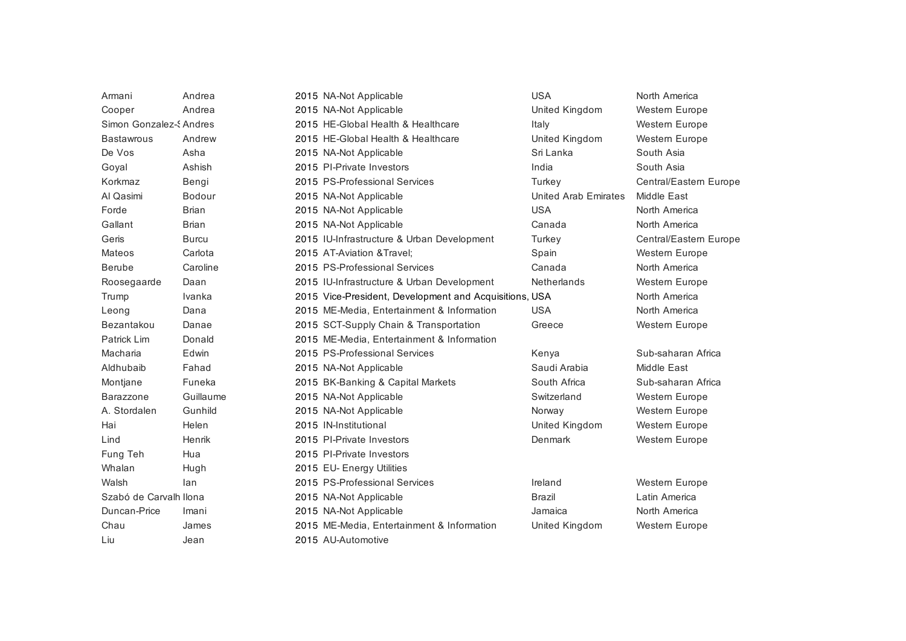| | | | | | |
|---|---|---|---|---|---|
| Armani | Andrea | 2015 | NA-Not Applicable | USA | North America |
| Cooper | Andrea | 2015 | NA-Not Applicable | United Kingdom | Western Europe |
| Simon Gonzalez-S | Andres | 2015 | HE-Global Health & Healthcare | Italy | Western Europe |
| Bastawrous | Andrew | 2015 | HE-Global Health & Healthcare | United Kingdom | Western Europe |
| De Vos | Asha | 2015 | NA-Not Applicable | Sri Lanka | South Asia |
| Goyal | Ashish | 2015 | PI-Private Investors | India | South Asia |
| Korkmaz | Bengi | 2015 | PS-Professional Services | Turkey | Central/Eastern Europe |
| Al Qasimi | Bodour | 2015 | NA-Not Applicable | United Arab Emirates | Middle East |
| Forde | Brian | 2015 | NA-Not Applicable | USA | North America |
| Gallant | Brian | 2015 | NA-Not Applicable | Canada | North America |
| Geris | Burcu | 2015 | IU-Infrastructure & Urban Development | Turkey | Central/Eastern Europe |
| Mateos | Carlota | 2015 | AT-Aviation &Travel; | Spain | Western Europe |
| Berube | Caroline | 2015 | PS-Professional Services | Canada | North America |
| Roosegaarde | Daan | 2015 | IU-Infrastructure & Urban Development | Netherlands | Western Europe |
| Trump | Ivanka | 2015 | Vice-President, Development and Acquisitions, | USA | North America |
| Leong | Dana | 2015 | ME-Media, Entertainment & Information | USA | North America |
| Bezantakou | Danae | 2015 | SCT-Supply Chain & Transportation | Greece | Western Europe |
| Patrick Lim | Donald | 2015 | ME-Media, Entertainment & Information | | |
| Macharia | Edwin | 2015 | PS-Professional Services | Kenya | Sub-saharan Africa |
| Aldhubaib | Fahad | 2015 | NA-Not Applicable | Saudi Arabia | Middle East |
| Montjane | Funeka | 2015 | BK-Banking & Capital Markets | South Africa | Sub-saharan Africa |
| Barazzone | Guillaume | 2015 | NA-Not Applicable | Switzerland | Western Europe |
| A. Stordalen | Gunhild | 2015 | NA-Not Applicable | Norway | Western Europe |
| Hai | Helen | 2015 | IN-Institutional | United Kingdom | Western Europe |
| Lind | Henrik | 2015 | PI-Private Investors | Denmark | Western Europe |
| Fung Teh | Hua | 2015 | PI-Private Investors | | |
| Whalan | Hugh | 2015 | EU- Energy Utilities | | |
| Walsh | Ian | 2015 | PS-Professional Services | Ireland | Western Europe |
| Szabó de Carvalh | Ilona | 2015 | NA-Not Applicable | Brazil | Latin America |
| Duncan-Price | Imani | 2015 | NA-Not Applicable | Jamaica | North America |
| Chau | James | 2015 | ME-Media, Entertainment & Information | United Kingdom | Western Europe |
| Liu | Jean | 2015 | AU-Automotive | | |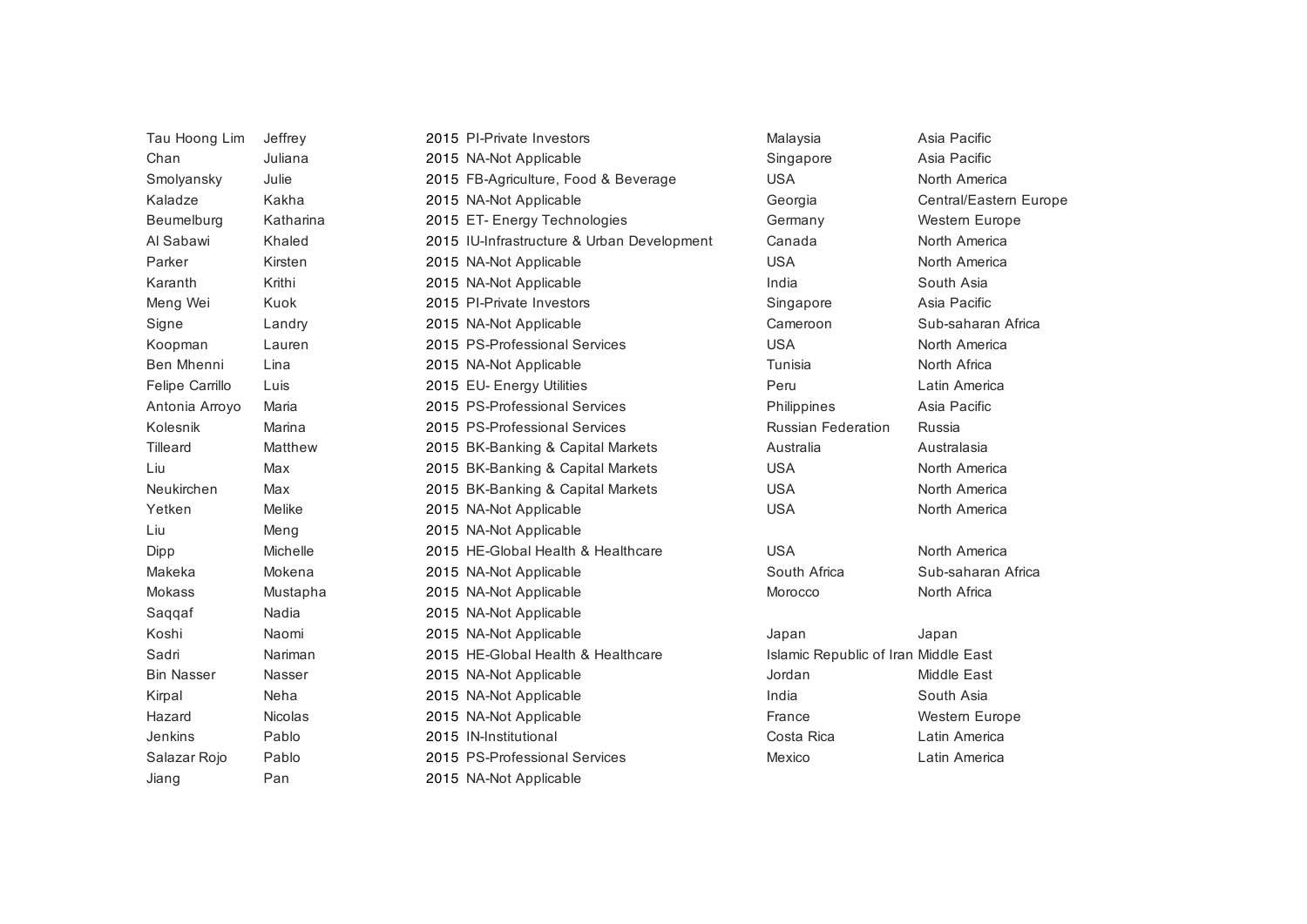| | | | | | |
|---|---|---|---|---|---|
| Tau Hoong Lim | Jeffrey | 2015 | PI-Private Investors | Malaysia | Asia Pacific |
| Chan | Juliana | 2015 | NA-Not Applicable | Singapore | Asia Pacific |
| Smolyansky | Julie | 2015 | FB-Agriculture, Food & Beverage | USA | North America |
| Kaladze | Kakha | 2015 | NA-Not Applicable | Georgia | Central/Eastern Europe |
| Beumelburg | Katharina | 2015 | ET- Energy Technologies | Germany | Western Europe |
| Al Sabawi | Khaled | 2015 | IU-Infrastructure & Urban Development | Canada | North America |
| Parker | Kirsten | 2015 | NA-Not Applicable | USA | North America |
| Karanth | Krithi | 2015 | NA-Not Applicable | India | South Asia |
| Meng Wei | Kuok | 2015 | PI-Private Investors | Singapore | Asia Pacific |
| Signe | Landry | 2015 | NA-Not Applicable | Cameroon | Sub-saharan Africa |
| Koopman | Lauren | 2015 | PS-Professional Services | USA | North America |
| Ben Mhenni | Lina | 2015 | NA-Not Applicable | Tunisia | North Africa |
| Felipe Carrillo | Luis | 2015 | EU- Energy Utilities | Peru | Latin America |
| Antonia Arroyo | Maria | 2015 | PS-Professional Services | Philippines | Asia Pacific |
| Kolesnik | Marina | 2015 | PS-Professional Services | Russian Federation | Russia |
| Tilleard | Matthew | 2015 | BK-Banking & Capital Markets | Australia | Australasia |
| Liu | Max | 2015 | BK-Banking & Capital Markets | USA | North America |
| Neukirchen | Max | 2015 | BK-Banking & Capital Markets | USA | North America |
| Yetken | Melike | 2015 | NA-Not Applicable | USA | North America |
| Liu | Meng | 2015 | NA-Not Applicable | | |
| Dipp | Michelle | 2015 | HE-Global Health & Healthcare | USA | North America |
| Makeka | Mokena | 2015 | NA-Not Applicable | South Africa | Sub-saharan Africa |
| Mokass | Mustapha | 2015 | NA-Not Applicable | Morocco | North Africa |
| Saqqaf | Nadia | 2015 | NA-Not Applicable | | |
| Koshi | Naomi | 2015 | NA-Not Applicable | Japan | Japan |
| Sadri | Nariman | 2015 | HE-Global Health & Healthcare | Islamic Republic of Iran | Middle East |
| Bin Nasser | Nasser | 2015 | NA-Not Applicable | Jordan | Middle East |
| Kirpal | Neha | 2015 | NA-Not Applicable | India | South Asia |
| Hazard | Nicolas | 2015 | NA-Not Applicable | France | Western Europe |
| Jenkins | Pablo | 2015 | IN-Institutional | Costa Rica | Latin America |
| Salazar Rojo | Pablo | 2015 | PS-Professional Services | Mexico | Latin America |
| Jiang | Pan | 2015 | NA-Not Applicable | | |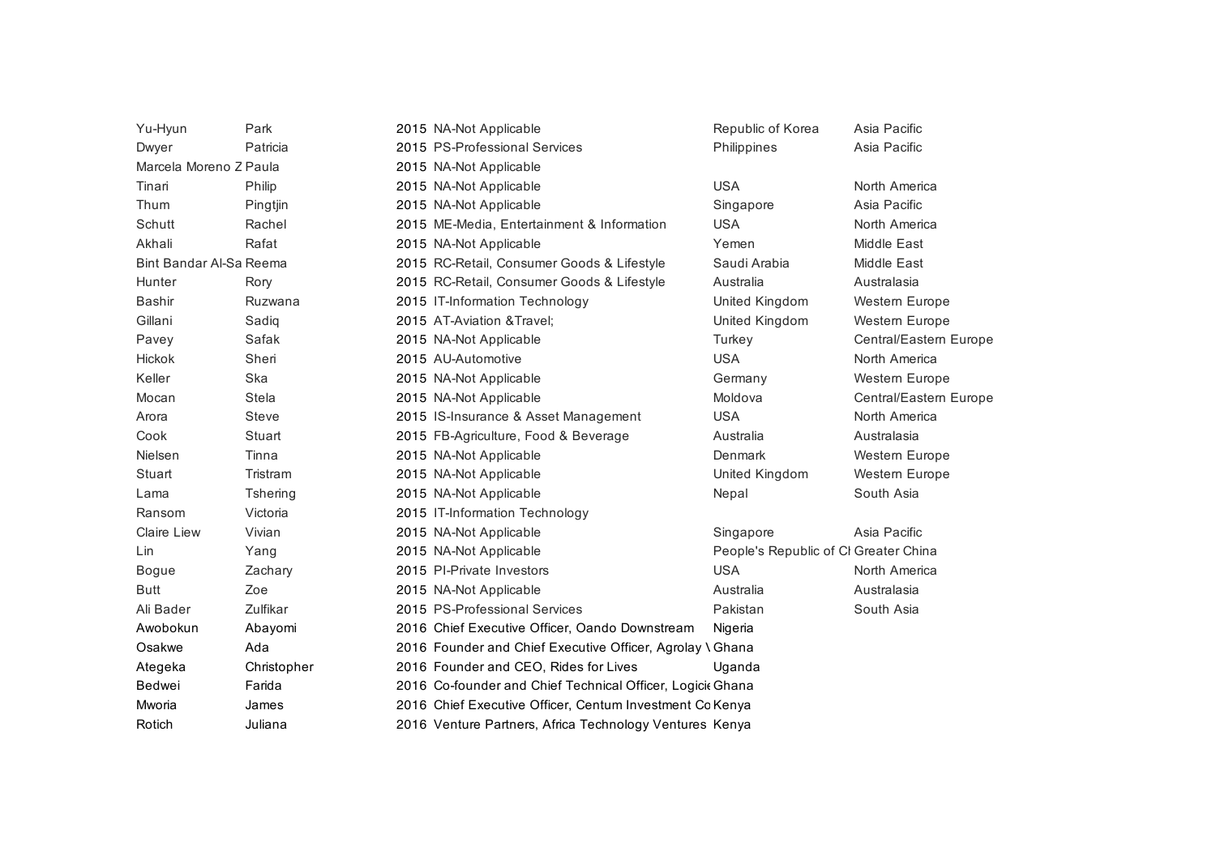| | | | | | |
|---|---|---|---|---|---|
| Yu-Hyun | Park | 2015 | NA-Not Applicable | Republic of Korea | Asia Pacific |
| Dwyer | Patricia | 2015 | PS-Professional Services | Philippines | Asia Pacific |
| Marcela Moreno Z | Paula | 2015 | NA-Not Applicable | | |
| Tinari | Philip | 2015 | NA-Not Applicable | USA | North America |
| Thum | Pingtjin | 2015 | NA-Not Applicable | Singapore | Asia Pacific |
| Schutt | Rachel | 2015 | ME-Media, Entertainment & Information | USA | North America |
| Akhali | Rafat | 2015 | NA-Not Applicable | Yemen | Middle East |
| Bint Bandar Al-Sa | Reema | 2015 | RC-Retail, Consumer Goods & Lifestyle | Saudi Arabia | Middle East |
| Hunter | Rory | 2015 | RC-Retail, Consumer Goods & Lifestyle | Australia | Australasia |
| Bashir | Ruzwana | 2015 | IT-Information Technology | United Kingdom | Western Europe |
| Gillani | Sadiq | 2015 | AT-Aviation &Travel; | United Kingdom | Western Europe |
| Pavey | Safak | 2015 | NA-Not Applicable | Turkey | Central/Eastern Europe |
| Hickok | Sheri | 2015 | AU-Automotive | USA | North America |
| Keller | Ska | 2015 | NA-Not Applicable | Germany | Western Europe |
| Mocan | Stela | 2015 | NA-Not Applicable | Moldova | Central/Eastern Europe |
| Arora | Steve | 2015 | IS-Insurance & Asset Management | USA | North America |
| Cook | Stuart | 2015 | FB-Agriculture, Food & Beverage | Australia | Australasia |
| Nielsen | Tinna | 2015 | NA-Not Applicable | Denmark | Western Europe |
| Stuart | Tristram | 2015 | NA-Not Applicable | United Kingdom | Western Europe |
| Lama | Tshering | 2015 | NA-Not Applicable | Nepal | South Asia |
| Ransom | Victoria | 2015 | IT-Information Technology | | |
| Claire Liew | Vivian | 2015 | NA-Not Applicable | Singapore | Asia Pacific |
| Lin | Yang | 2015 | NA-Not Applicable | People's Republic of Cl | Greater China |
| Bogue | Zachary | 2015 | PI-Private Investors | USA | North America |
| Butt | Zoe | 2015 | NA-Not Applicable | Australia | Australasia |
| Ali Bader | Zulfikar | 2015 | PS-Professional Services | Pakistan | South Asia |
| Awobokun | Abayomi | 2016 | Chief Executive Officer, Oando Downstream | Nigeria | |
| Osakwe | Ada | 2016 | Founder and Chief Executive Officer, Agrolay \ | Ghana | |
| Ategeka | Christopher | 2016 | Founder and CEO, Rides for Lives | Uganda | |
| Bedwei | Farida | 2016 | Co-founder and Chief Technical Officer, Logicie | Ghana | |
| Mworia | James | 2016 | Chief Executive Officer, Centum Investment Co | Kenya | |
| Rotich | Juliana | 2016 | Venture Partners, Africa Technology Ventures | Kenya | |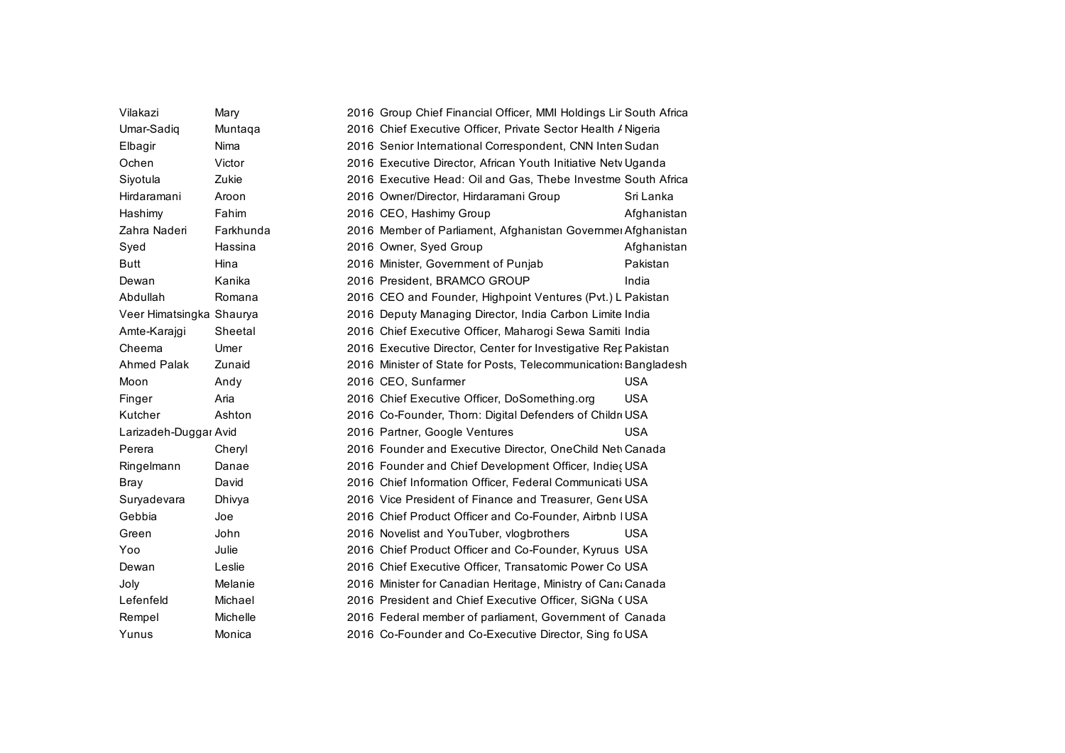| | | | | |
|---|---|---|---|---|
| Vilakazi | Mary | 2016 | Group Chief Financial Officer, MMI Holdings Lir | South Africa |
| Umar-Sadiq | Muntaqa | 2016 | Chief Executive Officer, Private Sector Health A | Nigeria |
| Elbagir | Nima | 2016 | Senior International Correspondent, CNN Intern | Sudan |
| Ochen | Victor | 2016 | Executive Director, African Youth Initiative Netv | Uganda |
| Siyotula | Zukie | 2016 | Executive Head: Oil and Gas, Thebe Investme | South Africa |
| Hirdaramani | Aroon | 2016 | Owner/Director, Hirdaramani Group | Sri Lanka |
| Hashimy | Fahim | 2016 | CEO, Hashimy Group | Afghanistan |
| Zahra Naderi | Farkhunda | 2016 | Member of Parliament, Afghanistan Governmer | Afghanistan |
| Syed | Hassina | 2016 | Owner, Syed Group | Afghanistan |
| Butt | Hina | 2016 | Minister, Government of Punjab | Pakistan |
| Dewan | Kanika | 2016 | President, BRAMCO GROUP | India |
| Abdullah | Romana | 2016 | CEO and Founder, Highpoint Ventures (Pvt.) L | Pakistan |
| Veer Himatsingka | Shaurya | 2016 | Deputy Managing Director, India Carbon Limite | India |
| Amte-Karajgi | Sheetal | 2016 | Chief Executive Officer, Maharogi Sewa Samiti | India |
| Cheema | Umer | 2016 | Executive Director, Center for Investigative Rep | Pakistan |
| Ahmed Palak | Zunaid | 2016 | Minister of State for Posts, Telecommunications | Bangladesh |
| Moon | Andy | 2016 | CEO, Sunfarmer | USA |
| Finger | Aria | 2016 | Chief Executive Officer, DoSomething.org | USA |
| Kutcher | Ashton | 2016 | Co-Founder, Thorn: Digital Defenders of Childr | USA |
| Larizadeh-Duggar | Avid | 2016 | Partner, Google Ventures | USA |
| Perera | Cheryl | 2016 | Founder and Executive Director, OneChild Netv | Canada |
| Ringelmann | Danae | 2016 | Founder and Chief Development Officer, Indieg | USA |
| Bray | David | 2016 | Chief Information Officer, Federal Communicati | USA |
| Suryadevara | Dhivya | 2016 | Vice President of Finance and Treasurer, Gene | USA |
| Gebbia | Joe | 2016 | Chief Product Officer and Co-Founder, Airbnb I | USA |
| Green | John | 2016 | Novelist and YouTuber, vlogbrothers | USA |
| Yoo | Julie | 2016 | Chief Product Officer and Co-Founder, Kyruus | USA |
| Dewan | Leslie | 2016 | Chief Executive Officer, Transatomic Power Co | USA |
| Joly | Melanie | 2016 | Minister for Canadian Heritage, Ministry of Can | Canada |
| Lefenfeld | Michael | 2016 | President and Chief Executive Officer, SiGNa ( | USA |
| Rempel | Michelle | 2016 | Federal member of parliament, Government of | Canada |
| Yunus | Monica | 2016 | Co-Founder and Co-Executive Director, Sing fo | USA |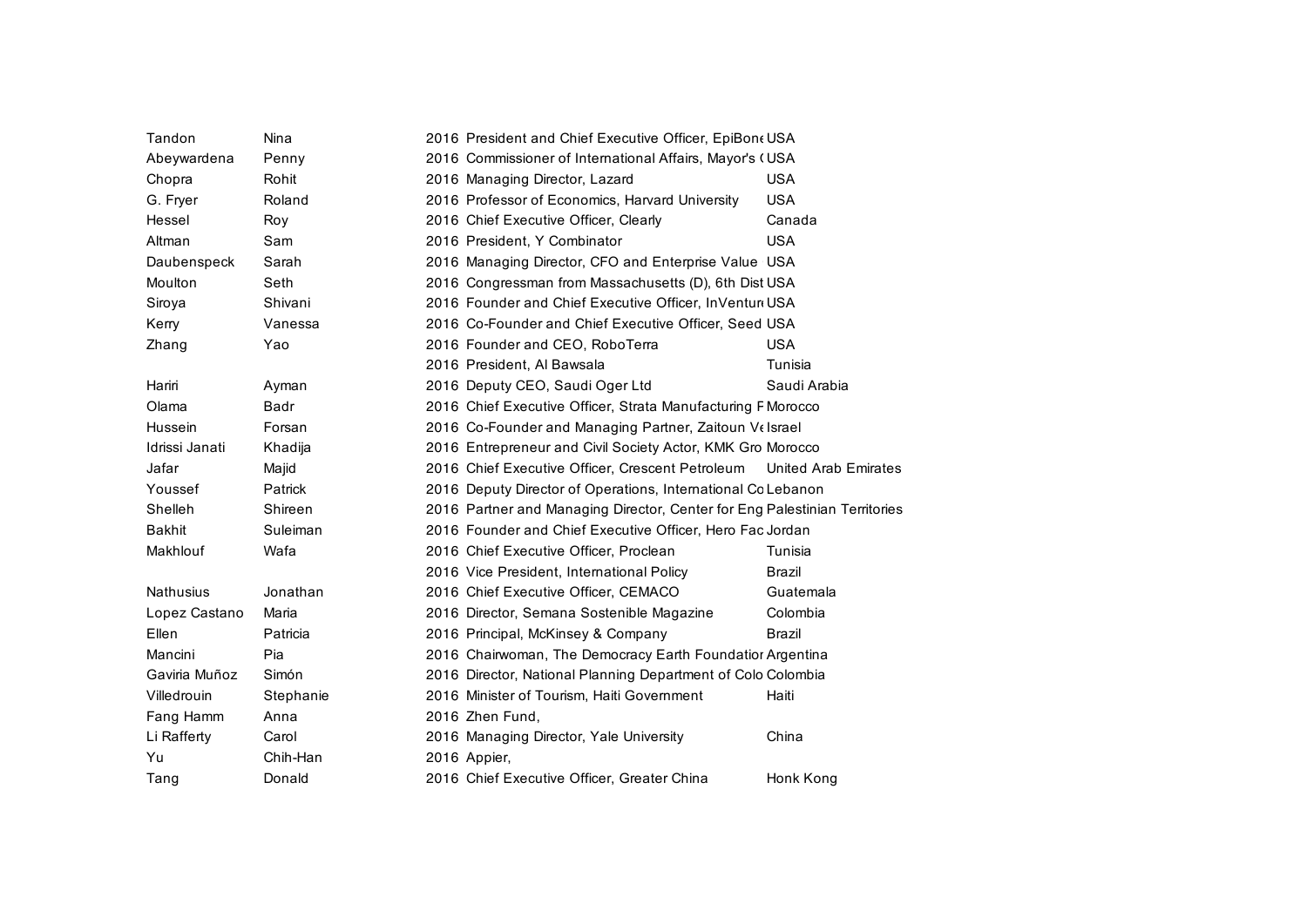| | | | | |
|---|---|---|---|---|
| Tandon | Nina | 2016 | President and Chief Executive Officer, EpiBone | USA |
| Abeywardena | Penny | 2016 | Commissioner of International Affairs, Mayor's ( | USA |
| Chopra | Rohit | 2016 | Managing Director, Lazard | USA |
| G. Fryer | Roland | 2016 | Professor of Economics, Harvard University | USA |
| Hessel | Roy | 2016 | Chief Executive Officer, Clearly | Canada |
| Altman | Sam | 2016 | President, Y Combinator | USA |
| Daubenspeck | Sarah | 2016 | Managing Director, CFO and Enterprise Value | USA |
| Moulton | Seth | 2016 | Congressman from Massachusetts (D), 6th Dist | USA |
| Siroya | Shivani | 2016 | Founder and Chief Executive Officer, InVentur | USA |
| Kerry | Vanessa | 2016 | Co-Founder and Chief Executive Officer, Seed | USA |
| Zhang | Yao | 2016 | Founder and CEO, RoboTerra | USA |
| | | 2016 | President, Al Bawsala | Tunisia |
| Hariri | Ayman | 2016 | Deputy CEO, Saudi Oger Ltd | Saudi Arabia |
| Olama | Badr | 2016 | Chief Executive Officer, Strata Manufacturing F | Morocco |
| Hussein | Forsan | 2016 | Co-Founder and Managing Partner, Zaitoun Ve | Israel |
| Idrissi Janati | Khadija | 2016 | Entrepreneur and Civil Society Actor, KMK Gro | Morocco |
| Jafar | Majid | 2016 | Chief Executive Officer, Crescent Petroleum | United Arab Emirates |
| Youssef | Patrick | 2016 | Deputy Director of Operations, International Co | Lebanon |
| Shelleh | Shireen | 2016 | Partner and Managing Director, Center for Eng | Palestinian Territories |
| Bakhit | Suleiman | 2016 | Founder and Chief Executive Officer, Hero Fac | Jordan |
| Makhlouf | Wafa | 2016 | Chief Executive Officer, Proclean | Tunisia |
| | | 2016 | Vice President, International Policy | Brazil |
| Nathusius | Jonathan | 2016 | Chief Executive Officer, CEMACO | Guatemala |
| Lopez Castano | Maria | 2016 | Director, Semana Sostenible Magazine | Colombia |
| Ellen | Patricia | 2016 | Principal, McKinsey & Company | Brazil |
| Mancini | Pia | 2016 | Chairwoman, The Democracy Earth Foundation | Argentina |
| Gaviria Muñoz | Simón | 2016 | Director, National Planning Department of Colo | Colombia |
| Villedrouin | Stephanie | 2016 | Minister of Tourism, Haiti Government | Haiti |
| Fang Hamm | Anna | 2016 | Zhen Fund, | |
| Li Rafferty | Carol | 2016 | Managing Director, Yale University | China |
| Yu | Chih-Han | 2016 | Appier, | |
| Tang | Donald | 2016 | Chief Executive Officer, Greater China | Honk Kong |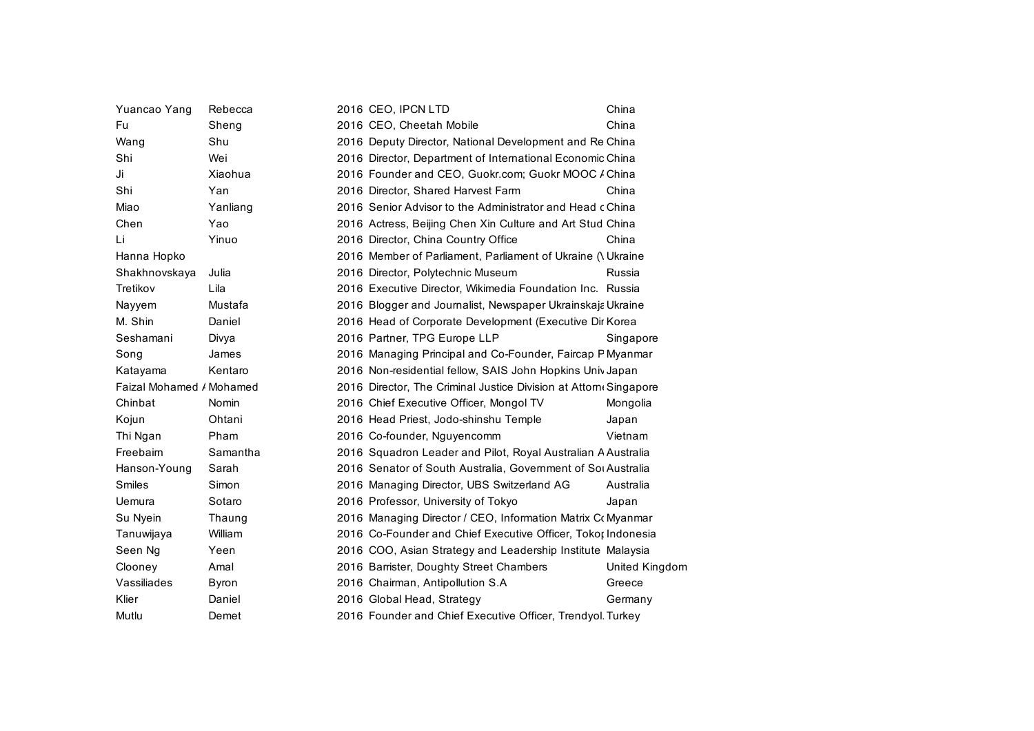| | | | | |
|---|---|---|---|---|
| Yuancao Yang | Rebecca | 2016 | CEO, IPCN LTD | China |
| Fu | Sheng | 2016 | CEO, Cheetah Mobile | China |
| Wang | Shu | 2016 | Deputy Director, National Development and Re | China |
| Shi | Wei | 2016 | Director, Department of International Economic | China |
| Ji | Xiaohua | 2016 | Founder and CEO, Guokr.com; Guokr MOOC / | China |
| Shi | Yan | 2016 | Director, Shared Harvest Farm | China |
| Miao | Yanliang | 2016 | Senior Advisor to the Administrator and Head c | China |
| Chen | Yao | 2016 | Actress, Beijing Chen Xin Culture and Art Stud | China |
| Li | Yinuo | 2016 | Director, China Country Office | China |
| Hanna Hopko | | 2016 | Member of Parliament, Parliament of Ukraine (\ | Ukraine |
| Shakhnovskaya | Julia | 2016 | Director, Polytechnic Museum | Russia |
| Tretikov | Lila | 2016 | Executive Director, Wikimedia Foundation Inc. | Russia |
| Nayyem | Mustafa | 2016 | Blogger and Journalist, Newspaper Ukrainskaja | Ukraine |
| M. Shin | Daniel | 2016 | Head of Corporate Development (Executive Dir | Korea |
| Seshamani | Divya | 2016 | Partner, TPG Europe LLP | Singapore |
| Song | James | 2016 | Managing Principal and Co-Founder, Faircap P | Myanmar |
| Katayama | Kentaro | 2016 | Non-residential fellow, SAIS John Hopkins Univ | Japan |
| Faizal Mohamed / | Mohamed | 2016 | Director, The Criminal Justice Division at Attorn | Singapore |
| Chinbat | Nomin | 2016 | Chief Executive Officer, Mongol TV | Mongolia |
| Kojun | Ohtani | 2016 | Head Priest, Jodo-shinshu Temple | Japan |
| Thi Ngan | Pham | 2016 | Co-founder, Nguyencomm | Vietnam |
| Freebairn | Samantha | 2016 | Squadron Leader and Pilot, Royal Australian A | Australia |
| Hanson-Young | Sarah | 2016 | Senator of South Australia, Government of Sou | Australia |
| Smiles | Simon | 2016 | Managing Director, UBS Switzerland AG | Australia |
| Uemura | Sotaro | 2016 | Professor, University of Tokyo | Japan |
| Su Nyein | Thaung | 2016 | Managing Director / CEO, Information Matrix Co | Myanmar |
| Tanuwijaya | William | 2016 | Co-Founder and Chief Executive Officer, Tokop | Indonesia |
| Seen Ng | Yeen | 2016 | COO, Asian Strategy and Leadership Institute | Malaysia |
| Clooney | Amal | 2016 | Barrister, Doughty Street Chambers | United Kingdom |
| Vassiliades | Byron | 2016 | Chairman, Antipollution S.A | Greece |
| Klier | Daniel | 2016 | Global Head, Strategy | Germany |
| Mutlu | Demet | 2016 | Founder and Chief Executive Officer, Trendyol. | Turkey |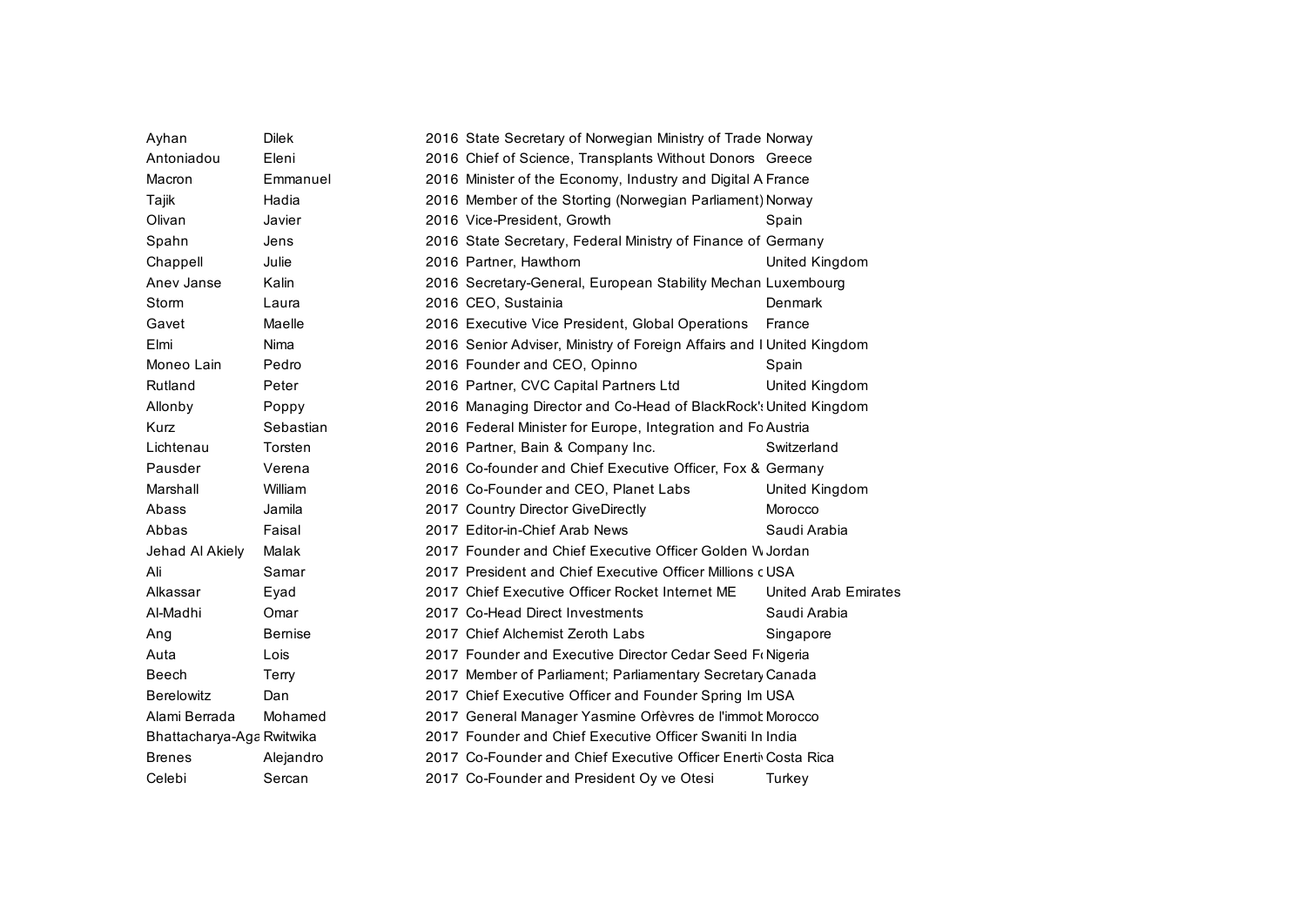| | | | | |
|---|---|---|---|---|
| Ayhan | Dilek | 2016 | State Secretary of Norwegian Ministry of Trade | Norway |
| Antoniadou | Eleni | 2016 | Chief of Science, Transplants Without Donors | Greece |
| Macron | Emmanuel | 2016 | Minister of the Economy, Industry and Digital A | France |
| Tajik | Hadia | 2016 | Member of the Storting (Norwegian Parliament) | Norway |
| Olivan | Javier | 2016 | Vice-President, Growth | Spain |
| Spahn | Jens | 2016 | State Secretary, Federal Ministry of Finance of | Germany |
| Chappell | Julie | 2016 | Partner, Hawthorn | United Kingdom |
| Anev Janse | Kalin | 2016 | Secretary-General, European Stability Mechan | Luxembourg |
| Storm | Laura | 2016 | CEO, Sustainia | Denmark |
| Gavet | Maelle | 2016 | Executive Vice President, Global Operations | France |
| Elmi | Nima | 2016 | Senior Adviser, Ministry of Foreign Affairs and I | United Kingdom |
| Moneo Lain | Pedro | 2016 | Founder and CEO, Opinno | Spain |
| Rutland | Peter | 2016 | Partner, CVC Capital Partners Ltd | United Kingdom |
| Allonby | Poppy | 2016 | Managing Director and Co-Head of BlackRock's | United Kingdom |
| Kurz | Sebastian | 2016 | Federal Minister for Europe, Integration and Fo | Austria |
| Lichtenau | Torsten | 2016 | Partner, Bain & Company Inc. | Switzerland |
| Pausder | Verena | 2016 | Co-founder and Chief Executive Officer, Fox & | Germany |
| Marshall | William | 2016 | Co-Founder and CEO, Planet Labs | United Kingdom |
| Abass | Jamila | 2017 | Country Director GiveDirectly | Morocco |
| Abbas | Faisal | 2017 | Editor-in-Chief Arab News | Saudi Arabia |
| Jehad Al Akiely | Malak | 2017 | Founder and Chief Executive Officer Golden W | Jordan |
| Ali | Samar | 2017 | President and Chief Executive Officer Millions c | USA |
| Alkassar | Eyad | 2017 | Chief Executive Officer Rocket Internet ME | United Arab Emirates |
| Al-Madhi | Omar | 2017 | Co-Head Direct Investments | Saudi Arabia |
| Ang | Bernise | 2017 | Chief Alchemist Zeroth Labs | Singapore |
| Auta | Lois | 2017 | Founder and Executive Director Cedar Seed Fo | Nigeria |
| Beech | Terry | 2017 | Member of Parliament; Parliamentary Secretary | Canada |
| Berelowitz | Dan | 2017 | Chief Executive Officer and Founder Spring Im | USA |
| Alami Berrada | Mohamed | 2017 | General Manager Yasmine Orfèvres de l'immob | Morocco |
| Bhattacharya-Aga | Rwitwika | 2017 | Founder and Chief Executive Officer Swaniti In | India |
| Brenes | Alejandro | 2017 | Co-Founder and Chief Executive Officer Enerti | Costa Rica |
| Celebi | Sercan | 2017 | Co-Founder and President Oy ve Otesi | Turkey |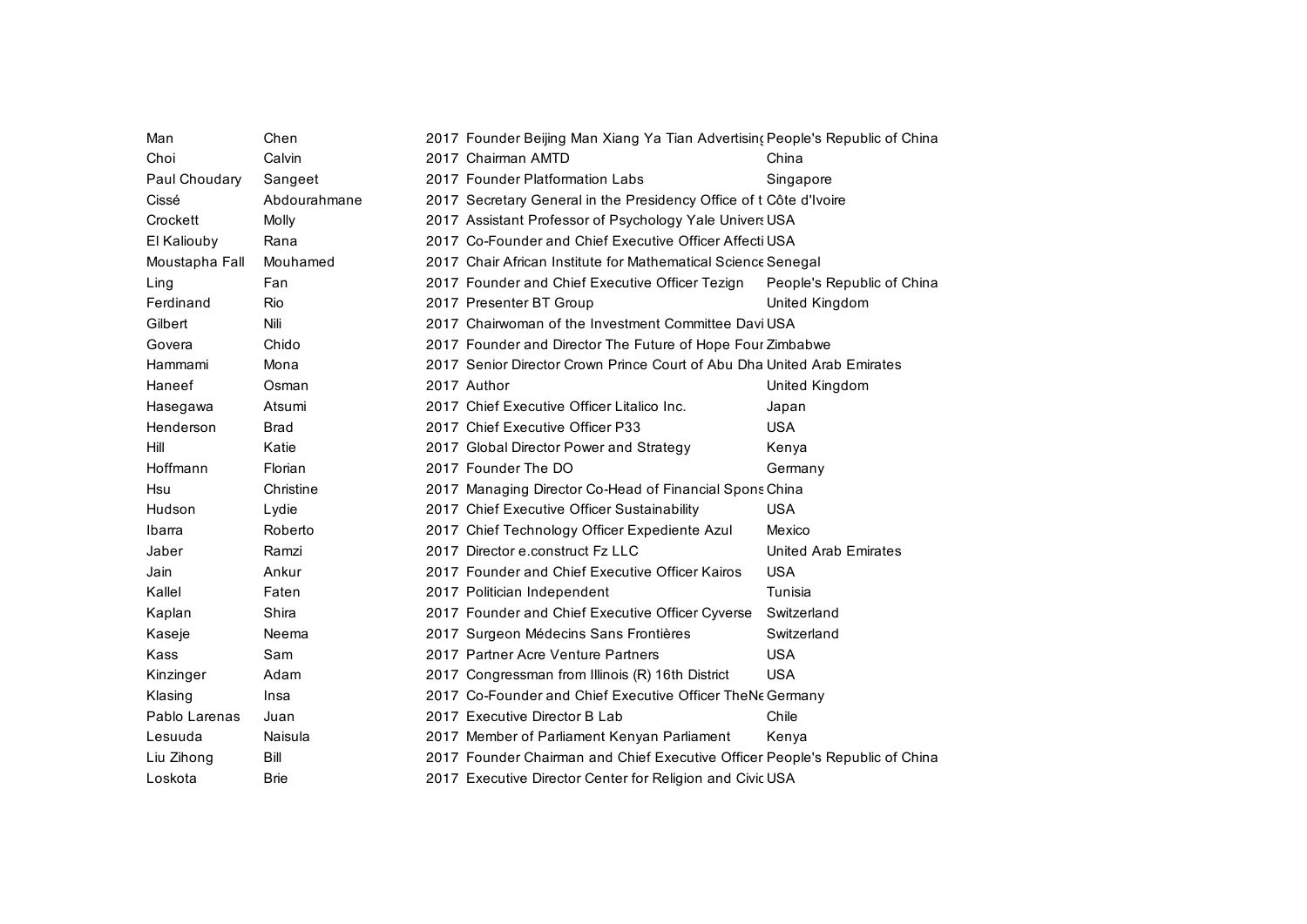| | | | | |
|---|---|---|---|---|
| Man | Chen | 2017 | Founder Beijing Man Xiang Ya Tian Advertising | People's Republic of China |
| Choi | Calvin | 2017 | Chairman AMTD | China |
| Paul Choudary | Sangeet | 2017 | Founder Platformation Labs | Singapore |
| Cissé | Abdourahmane | 2017 | Secretary General in the Presidency Office of t | Côte d'Ivoire |
| Crockett | Molly | 2017 | Assistant Professor of Psychology Yale Univers | USA |
| El Kaliouby | Rana | 2017 | Co-Founder and Chief Executive Officer Affecti | USA |
| Moustapha Fall | Mouhamed | 2017 | Chair African Institute for Mathematical Science | Senegal |
| Ling | Fan | 2017 | Founder and Chief Executive Officer Tezign | People's Republic of China |
| Ferdinand | Rio | 2017 | Presenter BT Group | United Kingdom |
| Gilbert | Nili | 2017 | Chairwoman of the Investment Committee Davi | USA |
| Govera | Chido | 2017 | Founder and Director The Future of Hope Four | Zimbabwe |
| Hammami | Mona | 2017 | Senior Director Crown Prince Court of Abu Dha | United Arab Emirates |
| Haneef | Osman | 2017 | Author | United Kingdom |
| Hasegawa | Atsumi | 2017 | Chief Executive Officer Litalico Inc. | Japan |
| Henderson | Brad | 2017 | Chief Executive Officer P33 | USA |
| Hill | Katie | 2017 | Global Director Power and Strategy | Kenya |
| Hoffmann | Florian | 2017 | Founder The DO | Germany |
| Hsu | Christine | 2017 | Managing Director Co-Head of Financial Spons | China |
| Hudson | Lydie | 2017 | Chief Executive Officer Sustainability | USA |
| Ibarra | Roberto | 2017 | Chief Technology Officer Expediente Azul | Mexico |
| Jaber | Ramzi | 2017 | Director e.construct Fz LLC | United Arab Emirates |
| Jain | Ankur | 2017 | Founder and Chief Executive Officer Kairos | USA |
| Kallel | Faten | 2017 | Politician Independent | Tunisia |
| Kaplan | Shira | 2017 | Founder and Chief Executive Officer Cyverse | Switzerland |
| Kaseje | Neema | 2017 | Surgeon Médecins Sans Frontières | Switzerland |
| Kass | Sam | 2017 | Partner Acre Venture Partners | USA |
| Kinzinger | Adam | 2017 | Congressman from Illinois (R) 16th District | USA |
| Klasing | Insa | 2017 | Co-Founder and Chief Executive Officer TheNe | Germany |
| Pablo Larenas | Juan | 2017 | Executive Director B Lab | Chile |
| Lesuuda | Naisula | 2017 | Member of Parliament Kenyan Parliament | Kenya |
| Liu Zihong | Bill | 2017 | Founder Chairman and Chief Executive Officer | People's Republic of China |
| Loskota | Brie | 2017 | Executive Director Center for Religion and Civic | USA |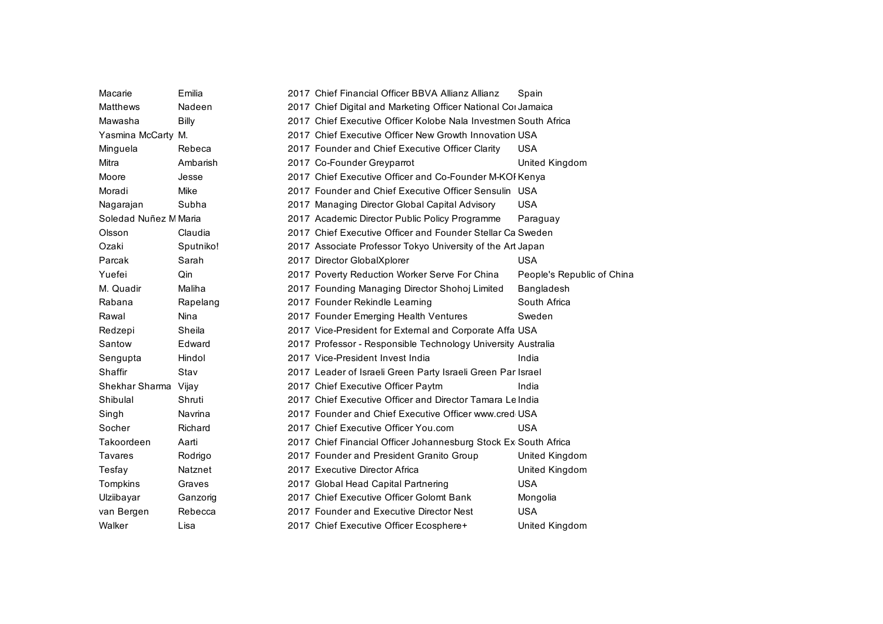| | | | | |
|---|---|---|---|---|
| Macarie | Emilia | 2017 | Chief Financial Officer BBVA Allianz Allianz | Spain |
| Matthews | Nadeen | 2017 | Chief Digital and Marketing Officer National Co | Jamaica |
| Mawasha | Billy | 2017 | Chief Executive Officer Kolobe Nala Investmen | South Africa |
| Yasmina McCarty | M. | 2017 | Chief Executive Officer New Growth Innovation | USA |
| Minguela | Rebeca | 2017 | Founder and Chief Executive Officer Clarity | USA |
| Mitra | Ambarish | 2017 | Co-Founder Greyparrot | United Kingdom |
| Moore | Jesse | 2017 | Chief Executive Officer and Co-Founder M-KOI | Kenya |
| Moradi | Mike | 2017 | Founder and Chief Executive Officer Sensulin | USA |
| Nagarajan | Subha | 2017 | Managing Director Global Capital Advisory | USA |
| Soledad Nuñez M | Maria | 2017 | Academic Director Public Policy Programme | Paraguay |
| Olsson | Claudia | 2017 | Chief Executive Officer and Founder Stellar Ca | Sweden |
| Ozaki | Sputniko! | 2017 | Associate Professor Tokyo University of the Art | Japan |
| Parcak | Sarah | 2017 | Director GlobalXplorer | USA |
| Yuefei | Qin | 2017 | Poverty Reduction Worker Serve For China | People's Republic of China |
| M. Quadir | Maliha | 2017 | Founding Managing Director Shohoj Limited | Bangladesh |
| Rabana | Rapelang | 2017 | Founder Rekindle Learning | South Africa |
| Rawal | Nina | 2017 | Founder Emerging Health Ventures | Sweden |
| Redzepi | Sheila | 2017 | Vice-President for External and Corporate Affa | USA |
| Santow | Edward | 2017 | Professor - Responsible Technology University | Australia |
| Sengupta | Hindol | 2017 | Vice-President Invest India | India |
| Shaffir | Stav | 2017 | Leader of Israeli Green Party Israeli Green Par | Israel |
| Shekhar Sharma | Vijay | 2017 | Chief Executive Officer Paytm | India |
| Shibulal | Shruti | 2017 | Chief Executive Officer and Director Tamara Le | India |
| Singh | Navrina | 2017 | Founder and Chief Executive Officer www.cred | USA |
| Socher | Richard | 2017 | Chief Executive Officer You.com | USA |
| Takoordeen | Aarti | 2017 | Chief Financial Officer Johannesburg Stock Ex | South Africa |
| Tavares | Rodrigo | 2017 | Founder and President Granito Group | United Kingdom |
| Tesfay | Natznet | 2017 | Executive Director Africa | United Kingdom |
| Tompkins | Graves | 2017 | Global Head Capital Partnering | USA |
| Ulziibayar | Ganzorig | 2017 | Chief Executive Officer Golomt Bank | Mongolia |
| van Bergen | Rebecca | 2017 | Founder and Executive Director Nest | USA |
| Walker | Lisa | 2017 | Chief Executive Officer Ecosphere+ | United Kingdom |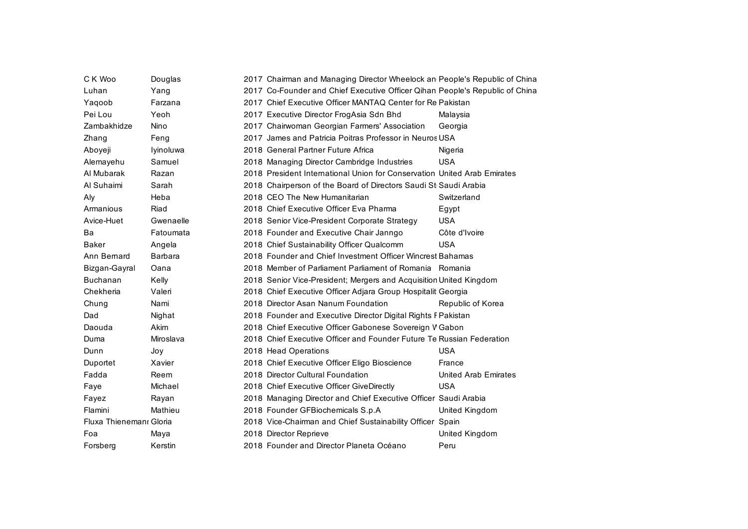| | | | | |
|---|---|---|---|---|
| C K Woo | Douglas | 2017 | Chairman and Managing Director Wheelock an | People's Republic of China |
| Luhan | Yang | 2017 | Co-Founder and Chief Executive Officer Qihan | People's Republic of China |
| Yaqoob | Farzana | 2017 | Chief Executive Officer MANTAQ Center for Re | Pakistan |
| Pei Lou | Yeoh | 2017 | Executive Director FrogAsia Sdn Bhd | Malaysia |
| Zambakhidze | Nino | 2017 | Chairwoman Georgian Farmers' Association | Georgia |
| Zhang | Feng | 2017 | James and Patricia Poitras Professor in Neuros | USA |
| Aboyeji | Iyinoluwa | 2018 | General Partner Future Africa | Nigeria |
| Alemayehu | Samuel | 2018 | Managing Director Cambridge Industries | USA |
| Al Mubarak | Razan | 2018 | President International Union for Conservation | United Arab Emirates |
| Al Suhaimi | Sarah | 2018 | Chairperson of the Board of Directors Saudi St | Saudi Arabia |
| Aly | Heba | 2018 | CEO The New Humanitarian | Switzerland |
| Armanious | Riad | 2018 | Chief Executive Officer Eva Pharma | Egypt |
| Avice-Huet | Gwenaelle | 2018 | Senior Vice-President Corporate Strategy | USA |
| Ba | Fatoumata | 2018 | Founder and Executive Chair Janngo | Côte d'Ivoire |
| Baker | Angela | 2018 | Chief Sustainability Officer Qualcomm | USA |
| Ann Bernard | Barbara | 2018 | Founder and Chief Investment Officer Wincrest | Bahamas |
| Bizgan-Gayral | Oana | 2018 | Member of Parliament Parliament of Romania | Romania |
| Buchanan | Kelly | 2018 | Senior Vice-President; Mergers and Acquisition | United Kingdom |
| Chekheria | Valeri | 2018 | Chief Executive Officer Adjara Group Hospitalit | Georgia |
| Chung | Nami | 2018 | Director Asan Nanum Foundation | Republic of Korea |
| Dad | Nighat | 2018 | Founder and Executive Director Digital Rights F | Pakistan |
| Daouda | Akim | 2018 | Chief Executive Officer Gabonese Sovereign W | Gabon |
| Duma | Miroslava | 2018 | Chief Executive Officer and Founder Future Te | Russian Federation |
| Dunn | Joy | 2018 | Head Operations | USA |
| Duportet | Xavier | 2018 | Chief Executive Officer Eligo Bioscience | France |
| Fadda | Reem | 2018 | Director Cultural Foundation | United Arab Emirates |
| Faye | Michael | 2018 | Chief Executive Officer GiveDirectly | USA |
| Fayez | Rayan | 2018 | Managing Director and Chief Executive Officer | Saudi Arabia |
| Flamini | Mathieu | 2018 | Founder GFBiochemicals S.p.A | United Kingdom |
| Fluxa Thienemann | Gloria | 2018 | Vice-Chairman and Chief Sustainability Officer | Spain |
| Foa | Maya | 2018 | Director Reprieve | United Kingdom |
| Forsberg | Kerstin | 2018 | Founder and Director Planeta Océano | Peru |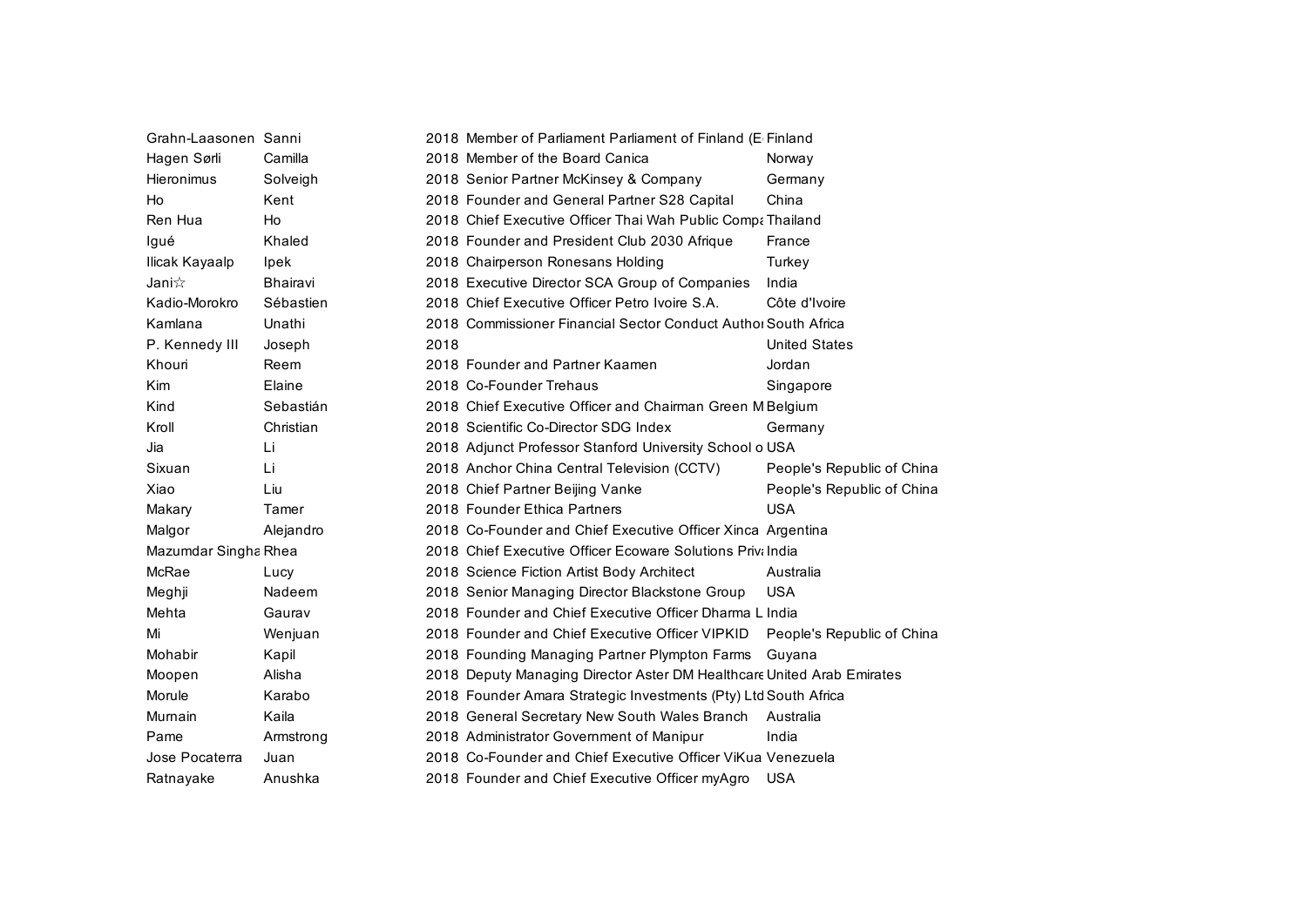| | | | | |
|---|---|---|---|---|
| Grahn-Laasonen | Sanni | 2018 | Member of Parliament Parliament of Finland (E | Finland |
| Hagen Sørli | Camilla | 2018 | Member of the Board Canica | Norway |
| Hieronimus | Solveigh | 2018 | Senior Partner McKinsey & Company | Germany |
| Ho | Kent | 2018 | Founder and General Partner S28 Capital | China |
| Ren Hua | Ho | 2018 | Chief Executive Officer Thai Wah Public Compa | Thailand |
| Igué | Khaled | 2018 | Founder and President Club 2030 Afrique | France |
| Ilicak Kayaalp | Ipek | 2018 | Chairperson Ronesans Holding | Turkey |
| Jani☆ | Bhairavi | 2018 | Executive Director SCA Group of Companies | India |
| Kadio-Morokro | Sébastien | 2018 | Chief Executive Officer Petro Ivoire S.A. | Côte d'Ivoire |
| Kamlana | Unathi | 2018 | Commissioner Financial Sector Conduct Author | South Africa |
| P. Kennedy III | Joseph | 2018 | | United States |
| Khouri | Reem | 2018 | Founder and Partner Kaamen | Jordan |
| Kim | Elaine | 2018 | Co-Founder Trehaus | Singapore |
| Kind | Sebastián | 2018 | Chief Executive Officer and Chairman Green M | Belgium |
| Kroll | Christian | 2018 | Scientific Co-Director SDG Index | Germany |
| Jia | Li | 2018 | Adjunct Professor Stanford University School o | USA |
| Sixuan | Li | 2018 | Anchor China Central Television (CCTV) | People's Republic of China |
| Xiao | Liu | 2018 | Chief Partner Beijing Vanke | People's Republic of China |
| Makary | Tamer | 2018 | Founder Ethica Partners | USA |
| Malgor | Alejandro | 2018 | Co-Founder and Chief Executive Officer Xinca | Argentina |
| Mazumdar Singha | Rhea | 2018 | Chief Executive Officer Ecoware Solutions Priv | India |
| McRae | Lucy | 2018 | Science Fiction Artist Body Architect | Australia |
| Meghji | Nadeem | 2018 | Senior Managing Director Blackstone Group | USA |
| Mehta | Gaurav | 2018 | Founder and Chief Executive Officer Dharma L | India |
| Mi | Wenjuan | 2018 | Founder and Chief Executive Officer VIPKID | People's Republic of China |
| Mohabir | Kapil | 2018 | Founding Managing Partner Plympton Farms | Guyana |
| Moopen | Alisha | 2018 | Deputy Managing Director Aster DM Healthcare | United Arab Emirates |
| Morule | Karabo | 2018 | Founder Amara Strategic Investments (Pty) Ltd | South Africa |
| Murnain | Kaila | 2018 | General Secretary New South Wales Branch | Australia |
| Pame | Armstrong | 2018 | Administrator Government of Manipur | India |
| Jose Pocaterra | Juan | 2018 | Co-Founder and Chief Executive Officer ViKua | Venezuela |
| Ratnayake | Anushka | 2018 | Founder and Chief Executive Officer myAgro | USA |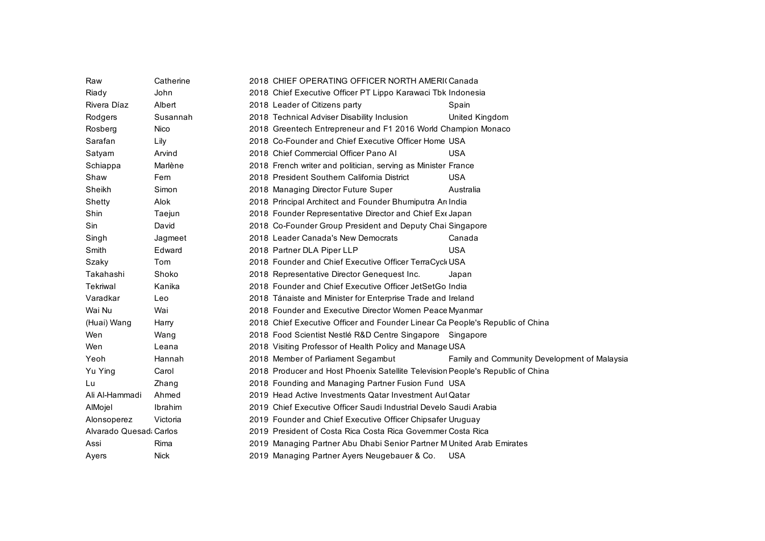| | | | | |
|---|---|---|---|---|
| Raw | Catherine | 2018 | CHIEF OPERATING OFFICER NORTH AMERI( | Canada |
| Riady | John | 2018 | Chief Executive Officer PT Lippo Karawaci Tbk | Indonesia |
| Rivera Díaz | Albert | 2018 | Leader of Citizens party | Spain |
| Rodgers | Susannah | 2018 | Technical Adviser Disability Inclusion | United Kingdom |
| Rosberg | Nico | 2018 | Greentech Entrepreneur and F1 2016 World Champion | Monaco |
| Sarafan | Lily | 2018 | Co-Founder and Chief Executive Officer Home | USA |
| Satyam | Arvind | 2018 | Chief Commercial Officer Pano AI | USA |
| Schiappa | Marlène | 2018 | French writer and politician, serving as Minister | France |
| Shaw | Fern | 2018 | President Southern California District | USA |
| Sheikh | Simon | 2018 | Managing Director Future Super | Australia |
| Shetty | Alok | 2018 | Principal Architect and Founder Bhumiputra Ar | India |
| Shin | Taejun | 2018 | Founder Representative Director and Chief Exe | Japan |
| Sin | David | 2018 | Co-Founder Group President and Deputy Chai | Singapore |
| Singh | Jagmeet | 2018 | Leader Canada's New Democrats | Canada |
| Smith | Edward | 2018 | Partner DLA Piper LLP | USA |
| Szaky | Tom | 2018 | Founder and Chief Executive Officer TerraCycl | USA |
| Takahashi | Shoko | 2018 | Representative Director Genequest Inc. | Japan |
| Tekriwal | Kanika | 2018 | Founder and Chief Executive Officer JetSetGo | India |
| Varadkar | Leo | 2018 | Tánaiste and Minister for Enterprise Trade and | Ireland |
| Wai Nu | Wai | 2018 | Founder and Executive Director Women Peace | Myanmar |
| (Huai) Wang | Harry | 2018 | Chief Executive Officer and Founder Linear Ca | People's Republic of China |
| Wen | Wang | 2018 | Food Scientist Nestlé R&D Centre Singapore | Singapore |
| Wen | Leana | 2018 | Visiting Professor of Health Policy and Manage | USA |
| Yeoh | Hannah | 2018 | Member of Parliament Segambut | Family and Community Development of Malaysia |
| Yu Ying | Carol | 2018 | Producer and Host Phoenix Satellite Television | People's Republic of China |
| Lu | Zhang | 2018 | Founding and Managing Partner Fusion Fund | USA |
| Ali Al-Hammadi | Ahmed | 2019 | Head Active Investments Qatar Investment Aut | Qatar |
| AlMojel | Ibrahim | 2019 | Chief Executive Officer Saudi Industrial Develo | Saudi Arabia |
| Alonsoperez | Victoria | 2019 | Founder and Chief Executive Officer Chipsafer | Uruguay |
| Alvarado Quesad | Carlos | 2019 | President of Costa Rica Costa Rica Governmer | Costa Rica |
| Assi | Rima | 2019 | Managing Partner Abu Dhabi Senior Partner M | United Arab Emirates |
| Ayers | Nick | 2019 | Managing Partner Ayers Neugebauer & Co. | USA |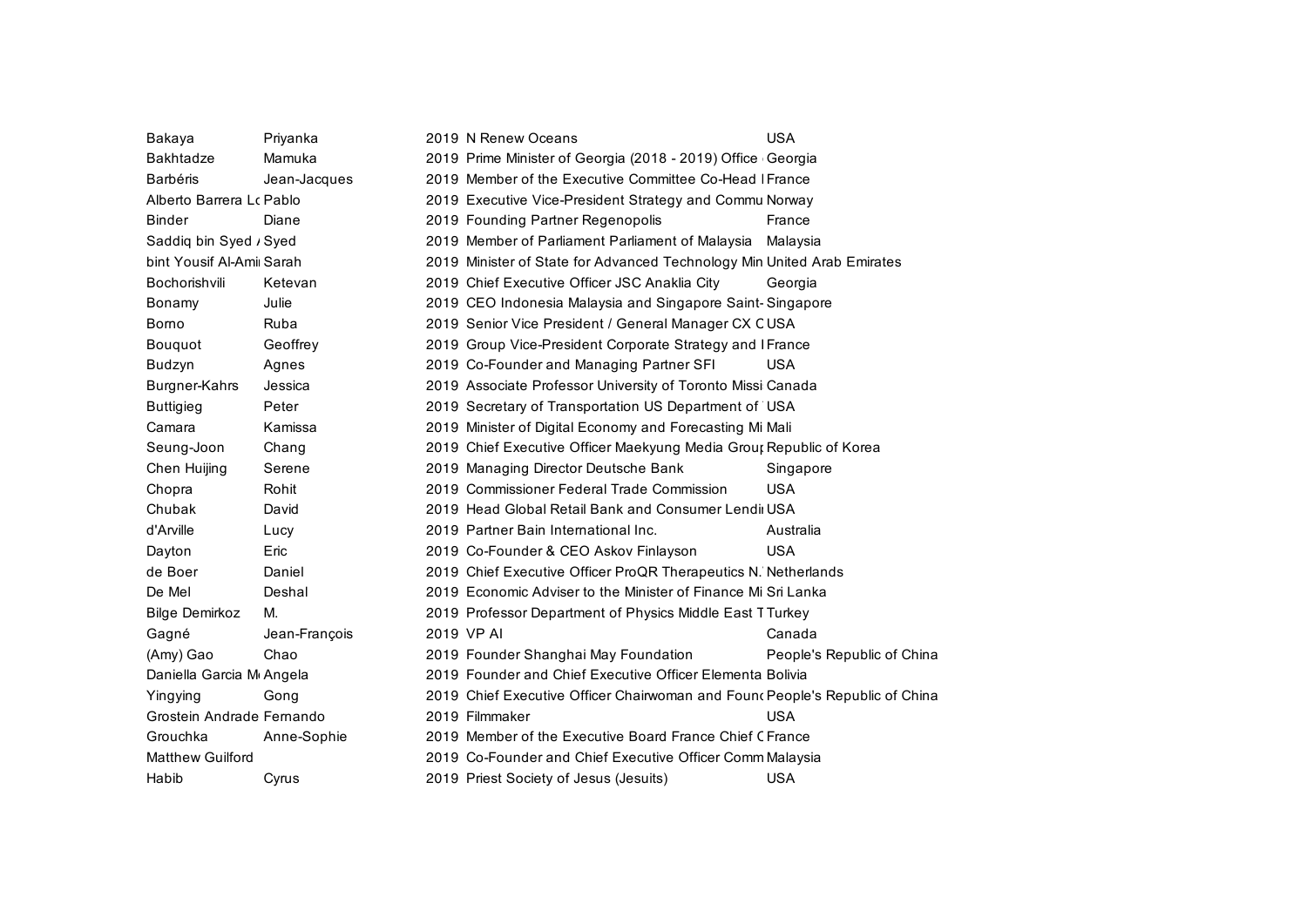| | | | | |
|---|---|---|---|---|
| Bakaya | Priyanka | 2019 | N Renew Oceans | USA |
| Bakhtadze | Mamuka | 2019 | Prime Minister of Georgia (2018 - 2019) Office | Georgia |
| Barbéris | Jean-Jacques | 2019 | Member of the Executive Committee Co-Head I | France |
| Alberto Barrera Lo | Pablo | 2019 | Executive Vice-President Strategy and Commu | Norway |
| Binder | Diane | 2019 | Founding Partner Regenopolis | France |
| Saddiq bin Syed / | Syed | 2019 | Member of Parliament Parliament of Malaysia | Malaysia |
| bint Yousif Al-Ami | Sarah | 2019 | Minister of State for Advanced Technology Min | United Arab Emirates |
| Bochorishvili | Ketevan | 2019 | Chief Executive Officer JSC Anaklia City | Georgia |
| Bonamy | Julie | 2019 | CEO Indonesia Malaysia and Singapore Saint- | Singapore |
| Borno | Ruba | 2019 | Senior Vice President / General Manager CX C | USA |
| Bouquot | Geoffrey | 2019 | Group Vice-President Corporate Strategy and I | France |
| Budzyn | Agnes | 2019 | Co-Founder and Managing Partner SFI | USA |
| Burgner-Kahrs | Jessica | 2019 | Associate Professor University of Toronto Missi | Canada |
| Buttigieg | Peter | 2019 | Secretary of Transportation US Department of | USA |
| Camara | Kamissa | 2019 | Minister of Digital Economy and Forecasting Mi | Mali |
| Seung-Joon | Chang | 2019 | Chief Executive Officer Maekyung Media Grou | Republic of Korea |
| Chen Huijing | Serene | 2019 | Managing Director Deutsche Bank | Singapore |
| Chopra | Rohit | 2019 | Commissioner Federal Trade Commission | USA |
| Chubak | David | 2019 | Head Global Retail Bank and Consumer Lendi | USA |
| d'Arville | Lucy | 2019 | Partner Bain International Inc. | Australia |
| Dayton | Eric | 2019 | Co-Founder & CEO Askov Finlayson | USA |
| de Boer | Daniel | 2019 | Chief Executive Officer ProQR Therapeutics N. | Netherlands |
| De Mel | Deshal | 2019 | Economic Adviser to the Minister of Finance Mi | Sri Lanka |
| Bilge Demirkoz | M. | 2019 | Professor Department of Physics Middle East T | Turkey |
| Gagné | Jean-François | 2019 | VP AI | Canada |
| (Amy) Gao | Chao | 2019 | Founder Shanghai May Foundation | People's Republic of China |
| Daniella Garcia M | Angela | 2019 | Founder and Chief Executive Officer Elementa | Bolivia |
| Yingying | Gong | 2019 | Chief Executive Officer Chairwoman and Foun | People's Republic of China |
| Grostein Andrade | Fernando | 2019 | Filmmaker | USA |
| Grouchka | Anne-Sophie | 2019 | Member of the Executive Board France Chief C | France |
| Matthew Guilford | | 2019 | Co-Founder and Chief Executive Officer Comm | Malaysia |
| Habib | Cyrus | 2019 | Priest Society of Jesus (Jesuits) | USA |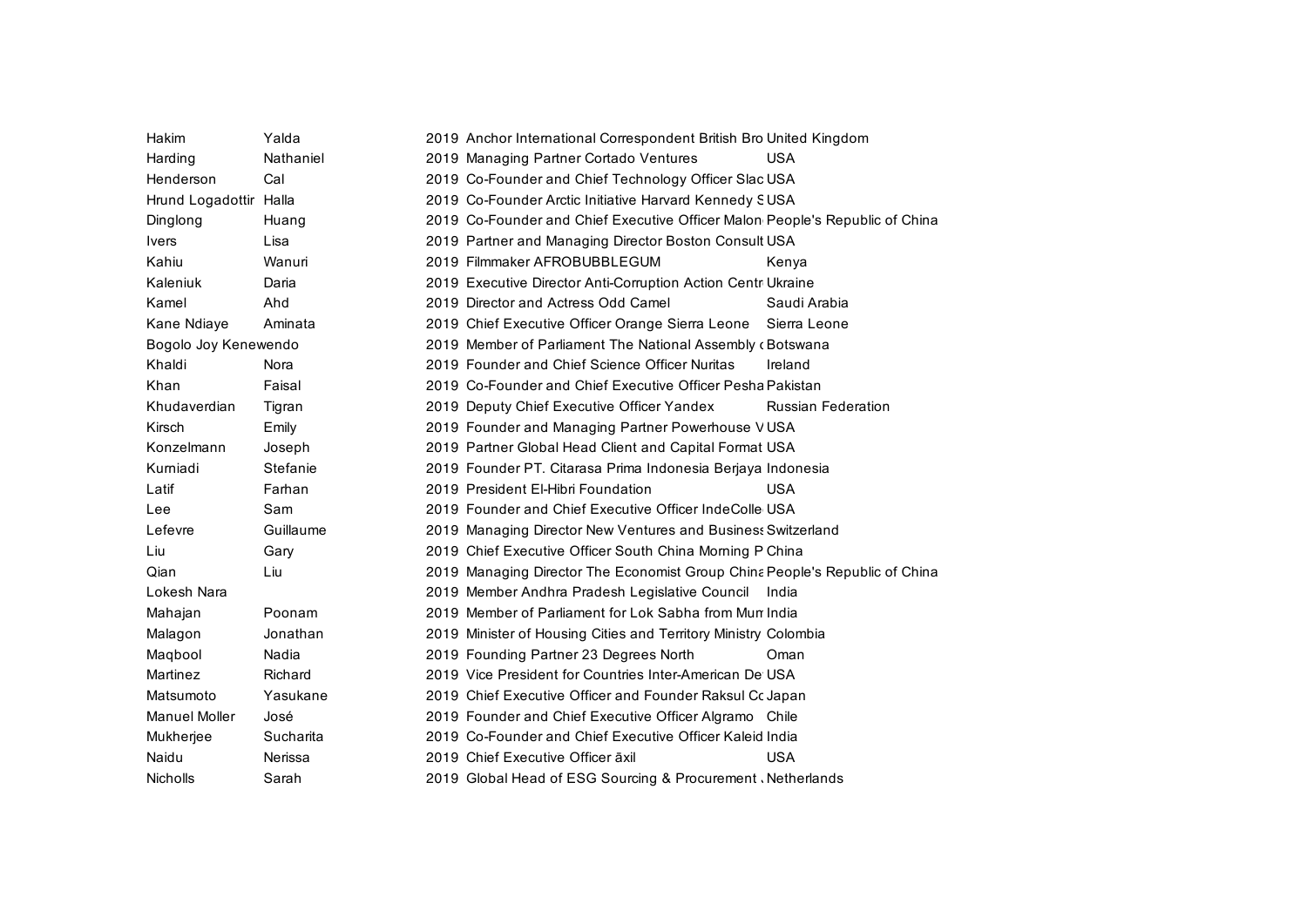| | | | | |
|---|---|---|---|---|
| Hakim | Yalda | 2019 | Anchor International Correspondent British Bro | United Kingdom |
| Harding | Nathaniel | 2019 | Managing Partner Cortado Ventures | USA |
| Henderson | Cal | 2019 | Co-Founder and Chief Technology Officer Slac | USA |
| Hrund Logadottir | Halla | 2019 | Co-Founder Arctic Initiative Harvard Kennedy S | USA |
| Dinglong | Huang | 2019 | Co-Founder and Chief Executive Officer Malon | People's Republic of China |
| Ivers | Lisa | 2019 | Partner and Managing Director Boston Consult | USA |
| Kahiu | Wanuri | 2019 | Filmmaker AFROBUBBLEGUM | Kenya |
| Kaleniuk | Daria | 2019 | Executive Director Anti-Corruption Action Centr | Ukraine |
| Kamel | Ahd | 2019 | Director and Actress Odd Camel | Saudi Arabia |
| Kane Ndiaye | Aminata | 2019 | Chief Executive Officer Orange Sierra Leone | Sierra Leone |
| Bogolo Joy Kenewendo | | 2019 | Member of Parliament The National Assembly ( | Botswana |
| Khaldi | Nora | 2019 | Founder and Chief Science Officer Nuritas | Ireland |
| Khan | Faisal | 2019 | Co-Founder and Chief Executive Officer Pesha | Pakistan |
| Khudaverdian | Tigran | 2019 | Deputy Chief Executive Officer Yandex | Russian Federation |
| Kirsch | Emily | 2019 | Founder and Managing Partner Powerhouse V | USA |
| Konzelmann | Joseph | 2019 | Partner Global Head Client and Capital Format | USA |
| Kurniadi | Stefanie | 2019 | Founder PT. Citarasa Prima Indonesia Berjaya | Indonesia |
| Latif | Farhan | 2019 | President El-Hibri Foundation | USA |
| Lee | Sam | 2019 | Founder and Chief Executive Officer IndeColle | USA |
| Lefevre | Guillaume | 2019 | Managing Director New Ventures and Business | Switzerland |
| Liu | Gary | 2019 | Chief Executive Officer South China Morning P | China |
| Qian | Liu | 2019 | Managing Director The Economist Group China | People's Republic of China |
| Lokesh Nara | | 2019 | Member Andhra Pradesh Legislative Council | India |
| Mahajan | Poonam | 2019 | Member of Parliament for Lok Sabha from Mum | India |
| Malagon | Jonathan | 2019 | Minister of Housing Cities and Territory Ministry | Colombia |
| Maqbool | Nadia | 2019 | Founding Partner 23 Degrees North | Oman |
| Martinez | Richard | 2019 | Vice President for Countries Inter-American De | USA |
| Matsumoto | Yasukane | 2019 | Chief Executive Officer and Founder Raksul Co | Japan |
| Manuel Moller | José | 2019 | Founder and Chief Executive Officer Algramo | Chile |
| Mukherjee | Sucharita | 2019 | Co-Founder and Chief Executive Officer Kaleid | India |
| Naidu | Nerissa | 2019 | Chief Executive Officer āxil | USA |
| Nicholls | Sarah | 2019 | Global Head of ESG Sourcing & Procurement . | Netherlands |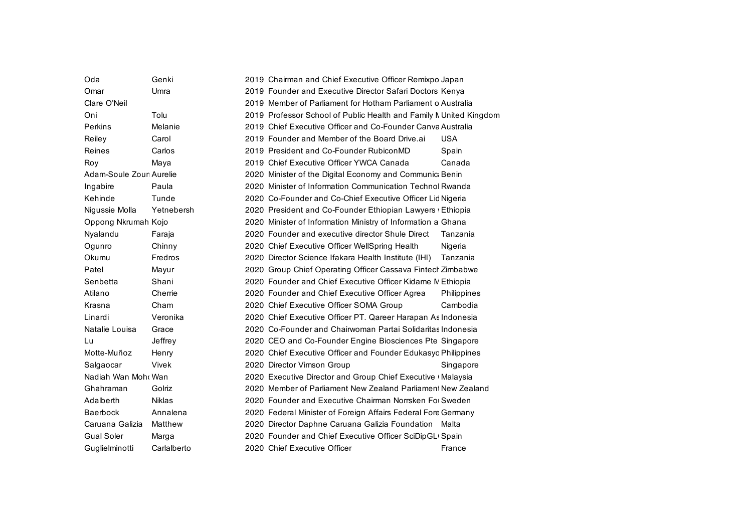| | | | | |
|---|---|---|---|---|
| Oda | Genki | 2019 | Chairman and Chief Executive Officer Remixpo | Japan |
| Omar | Umra | 2019 | Founder and Executive Director Safari Doctors | Kenya |
| Clare O'Neil | | 2019 | Member of Parliament for Hotham Parliament o | Australia |
| Oni | Tolu | 2019 | Professor School of Public Health and Family M | United Kingdom |
| Perkins | Melanie | 2019 | Chief Executive Officer and Co-Founder Canva | Australia |
| Reiley | Carol | 2019 | Founder and Member of the Board Drive.ai | USA |
| Reines | Carlos | 2019 | President and Co-Founder RubiconMD | Spain |
| Roy | Maya | 2019 | Chief Executive Officer YWCA Canada | Canada |
| Adam-Soule Zoun | Aurelie | 2020 | Minister of the Digital Economy and Communica | Benin |
| Ingabire | Paula | 2020 | Minister of Information Communication Technol | Rwanda |
| Kehinde | Tunde | 2020 | Co-Founder and Co-Chief Executive Officer Lid | Nigeria |
| Nigussie Molla | Yetnebersh | 2020 | President and Co-Founder Ethiopian Lawyers w | Ethiopia |
| Oppong Nkrumah | Kojo | 2020 | Minister of Information Ministry of Information a | Ghana |
| Nyalandu | Faraja | 2020 | Founder and executive director Shule Direct | Tanzania |
| Ogunro | Chinny | 2020 | Chief Executive Officer WellSpring Health | Nigeria |
| Okumu | Fredros | 2020 | Director Science Ifakara Health Institute (IHI) | Tanzania |
| Patel | Mayur | 2020 | Group Chief Operating Officer Cassava Fintech | Zimbabwe |
| Senbetta | Shani | 2020 | Founder and Chief Executive Officer Kidame M | Ethiopia |
| Atilano | Cherrie | 2020 | Founder and Chief Executive Officer Agrea | Philippines |
| Krasna | Cham | 2020 | Chief Executive Officer SOMA Group | Cambodia |
| Linardi | Veronika | 2020 | Chief Executive Officer PT. Qareer Harapan As | Indonesia |
| Natalie Louisa | Grace | 2020 | Co-Founder and Chairwoman Partai Solidaritas | Indonesia |
| Lu | Jeffrey | 2020 | CEO and Co-Founder Engine Biosciences Pte | Singapore |
| Motte-Muñoz | Henry | 2020 | Chief Executive Officer and Founder Edukasyo | Philippines |
| Salgaocar | Vivek | 2020 | Director Vimson Group | Singapore |
| Nadiah Wan Moh | Wan | 2020 | Executive Director and Group Chief Executive ( | Malaysia |
| Ghahraman | Golriz | 2020 | Member of Parliament New Zealand Parliament | New Zealand |
| Adalberth | Niklas | 2020 | Founder and Executive Chairman Norrsken Fou | Sweden |
| Baerbock | Annalena | 2020 | Federal Minister of Foreign Affairs Federal Fore | Germany |
| Caruana Galizia | Matthew | 2020 | Director Daphne Caruana Galizia Foundation | Malta |
| Gual Soler | Marga | 2020 | Founder and Chief Executive Officer SciDipGL( | Spain |
| Guglielminotti | Carlalberto | 2020 | Chief Executive Officer | France |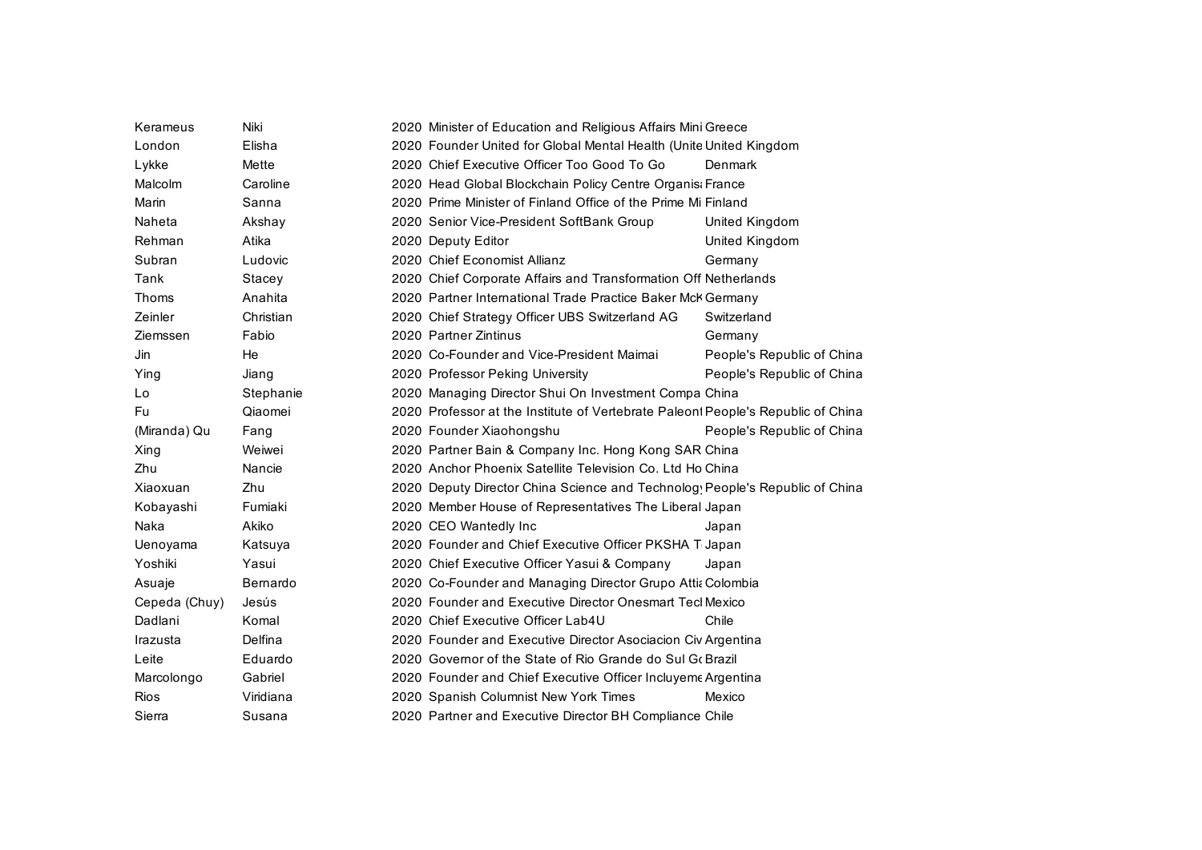| | | | | |
|---|---|---|---|---|
| Kerameus | Niki | 2020 | Minister of Education and Religious Affairs Mini | Greece |
| London | Elisha | 2020 | Founder United for Global Mental Health (Unite | United Kingdom |
| Lykke | Mette | 2020 | Chief Executive Officer Too Good To Go | Denmark |
| Malcolm | Caroline | 2020 | Head Global Blockchain Policy Centre Organisa | France |
| Marin | Sanna | 2020 | Prime Minister of Finland Office of the Prime Mi | Finland |
| Naheta | Akshay | 2020 | Senior Vice-President SoftBank Group | United Kingdom |
| Rehman | Atika | 2020 | Deputy Editor | United Kingdom |
| Subran | Ludovic | 2020 | Chief Economist Allianz | Germany |
| Tank | Stacey | 2020 | Chief Corporate Affairs and Transformation Off | Netherlands |
| Thoms | Anahita | 2020 | Partner International Trade Practice Baker McK | Germany |
| Zeinler | Christian | 2020 | Chief Strategy Officer UBS Switzerland AG | Switzerland |
| Ziemssen | Fabio | 2020 | Partner Zintinus | Germany |
| Jin | He | 2020 | Co-Founder and Vice-President Maimai | People's Republic of China |
| Ying | Jiang | 2020 | Professor Peking University | People's Republic of China |
| Lo | Stephanie | 2020 | Managing Director Shui On Investment Compa | China |
| Fu | Qiaomei | 2020 | Professor at the Institute of Vertebrate Paleont | People's Republic of China |
| (Miranda) Qu | Fang | 2020 | Founder Xiaohongshu | People's Republic of China |
| Xing | Weiwei | 2020 | Partner Bain & Company Inc. Hong Kong SAR | China |
| Zhu | Nancie | 2020 | Anchor Phoenix Satellite Television Co. Ltd Ho | China |
| Xiaoxuan | Zhu | 2020 | Deputy Director China Science and Technology | People's Republic of China |
| Kobayashi | Fumiaki | 2020 | Member House of Representatives The Liberal | Japan |
| Naka | Akiko | 2020 | CEO Wantedly Inc | Japan |
| Uenoyama | Katsuya | 2020 | Founder and Chief Executive Officer PKSHA T | Japan |
| Yoshiki | Yasui | 2020 | Chief Executive Officer Yasui & Company | Japan |
| Asuaje | Bernardo | 2020 | Co-Founder and Managing Director Grupo Attia | Colombia |
| Cepeda (Chuy) | Jesús | 2020 | Founder and Executive Director Onesmart Tecl | Mexico |
| Dadlani | Komal | 2020 | Chief Executive Officer Lab4U | Chile |
| Irazusta | Delfina | 2020 | Founder and Executive Director Asociacion Civ | Argentina |
| Leite | Eduardo | 2020 | Governor of the State of Rio Grande do Sul Go | Brazil |
| Marcolongo | Gabriel | 2020 | Founder and Chief Executive Officer Incluyeme | Argentina |
| Rios | Viridiana | 2020 | Spanish Columnist New York Times | Mexico |
| Sierra | Susana | 2020 | Partner and Executive Director BH Compliance | Chile |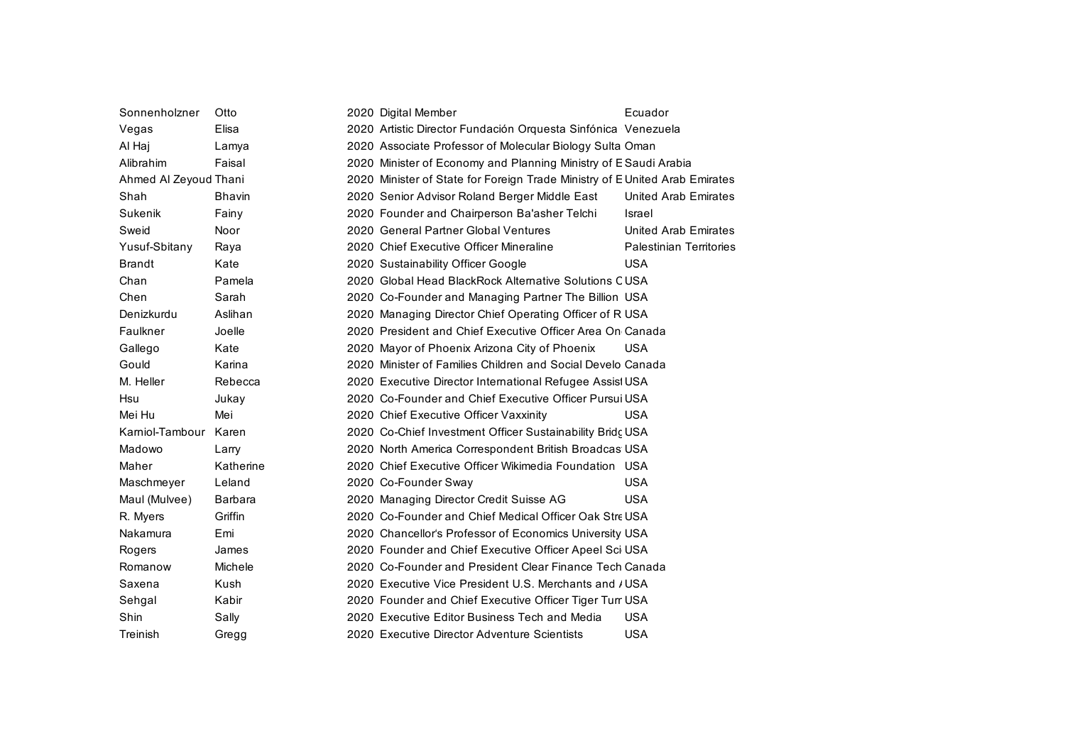| | | | | |
|---|---|---|---|---|
| Sonnenholzner | Otto | 2020 | Digital Member | Ecuador |
| Vegas | Elisa | 2020 | Artistic Director Fundación Orquesta Sinfónica | Venezuela |
| Al Haj | Lamya | 2020 | Associate Professor of Molecular Biology Sulta | Oman |
| Alibrahim | Faisal | 2020 | Minister of Economy and Planning Ministry of E | Saudi Arabia |
| Ahmed Al Zeyoud | Thani | 2020 | Minister of State for Foreign Trade Ministry of E | United Arab Emirates |
| Shah | Bhavin | 2020 | Senior Advisor Roland Berger Middle East | United Arab Emirates |
| Sukenik | Fainy | 2020 | Founder and Chairperson Ba'asher Telchi | Israel |
| Sweid | Noor | 2020 | General Partner Global Ventures | United Arab Emirates |
| Yusuf-Sbitany | Raya | 2020 | Chief Executive Officer Mineraline | Palestinian Territories |
| Brandt | Kate | 2020 | Sustainability Officer Google | USA |
| Chan | Pamela | 2020 | Global Head BlackRock Alternative Solutions C | USA |
| Chen | Sarah | 2020 | Co-Founder and Managing Partner The Billion | USA |
| Denizkurdu | Aslihan | 2020 | Managing Director Chief Operating Officer of R | USA |
| Faulkner | Joelle | 2020 | President and Chief Executive Officer Area On | Canada |
| Gallego | Kate | 2020 | Mayor of Phoenix Arizona City of Phoenix | USA |
| Gould | Karina | 2020 | Minister of Families Children and Social Develo | Canada |
| M. Heller | Rebecca | 2020 | Executive Director International Refugee Assist | USA |
| Hsu | Jukay | 2020 | Co-Founder and Chief Executive Officer Pursui | USA |
| Mei Hu | Mei | 2020 | Chief Executive Officer Vaxxinity | USA |
| Karniol-Tambour | Karen | 2020 | Co-Chief Investment Officer Sustainability Bridg | USA |
| Madowo | Larry | 2020 | North America Correspondent British Broadcas | USA |
| Maher | Katherine | 2020 | Chief Executive Officer Wikimedia Foundation | USA |
| Maschmeyer | Leland | 2020 | Co-Founder Sway | USA |
| Maul (Mulvee) | Barbara | 2020 | Managing Director Credit Suisse AG | USA |
| R. Myers | Griffin | 2020 | Co-Founder and Chief Medical Officer Oak Stre | USA |
| Nakamura | Emi | 2020 | Chancellor's Professor of Economics University | USA |
| Rogers | James | 2020 | Founder and Chief Executive Officer Apeel Sci | USA |
| Romanow | Michele | 2020 | Co-Founder and President Clear Finance Tech | Canada |
| Saxena | Kush | 2020 | Executive Vice President U.S. Merchants and / | USA |
| Sehgal | Kabir | 2020 | Founder and Chief Executive Officer Tiger Turr | USA |
| Shin | Sally | 2020 | Executive Editor Business Tech and Media | USA |
| Treinish | Gregg | 2020 | Executive Director Adventure Scientists | USA |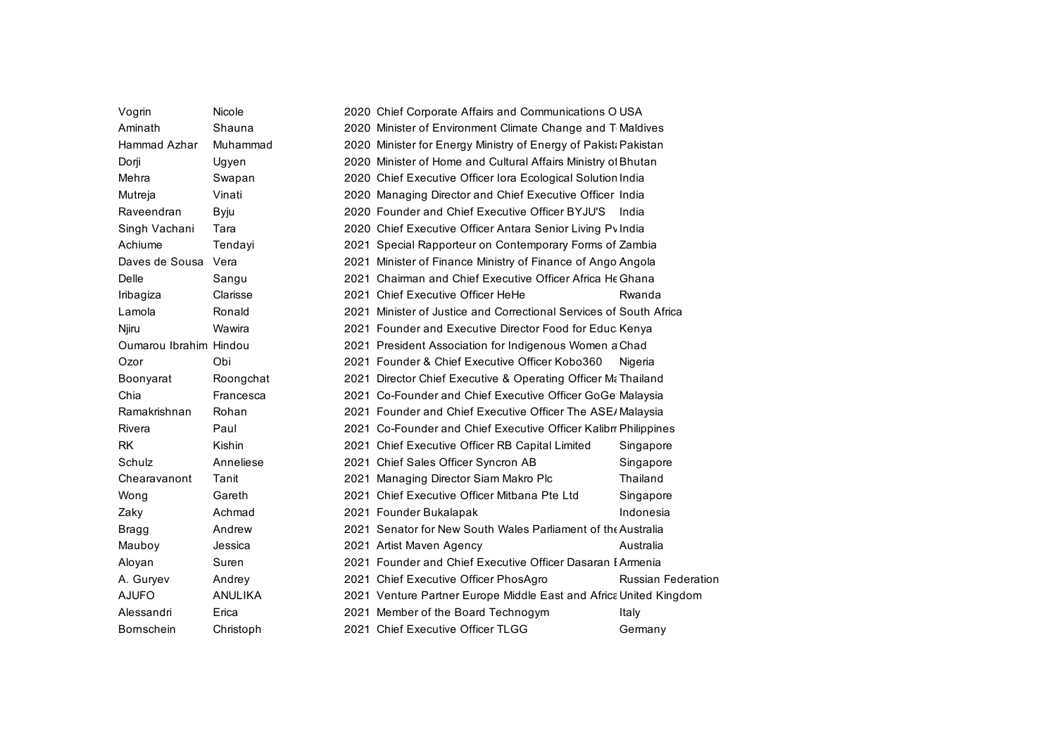| | | | | |
|---|---|---|---|---|
| Vogrin | Nicole | 2020 | Chief Corporate Affairs and Communications O | USA |
| Aminath | Shauna | 2020 | Minister of Environment Climate Change and T | Maldives |
| Hammad Azhar | Muhammad | 2020 | Minister for Energy Ministry of Energy of Pakista | Pakistan |
| Dorji | Ugyen | 2020 | Minister of Home and Cultural Affairs Ministry of | Bhutan |
| Mehra | Swapan | 2020 | Chief Executive Officer Iora Ecological Solution | India |
| Mutreja | Vinati | 2020 | Managing Director and Chief Executive Officer | India |
| Raveendran | Byju | 2020 | Founder and Chief Executive Officer BYJU'S | India |
| Singh Vachani | Tara | 2020 | Chief Executive Officer Antara Senior Living Pv | India |
| Achiume | Tendayi | 2021 | Special Rapporteur on Contemporary Forms of | Zambia |
| Daves de Sousa | Vera | 2021 | Minister of Finance Ministry of Finance of Ango | Angola |
| Delle | Sangu | 2021 | Chairman and Chief Executive Officer Africa He | Ghana |
| Iribagiza | Clarisse | 2021 | Chief Executive Officer HeHe | Rwanda |
| Lamola | Ronald | 2021 | Minister of Justice and Correctional Services of | South Africa |
| Njiru | Wawira | 2021 | Founder and Executive Director Food for Educ | Kenya |
| Oumarou Ibrahim | Hindou | 2021 | President Association for Indigenous Women a | Chad |
| Ozor | Obi | 2021 | Founder & Chief Executive Officer Kobo360 | Nigeria |
| Boonyarat | Roongchat | 2021 | Director Chief Executive & Operating Officer Ma | Thailand |
| Chia | Francesca | 2021 | Co-Founder and Chief Executive Officer GoGe | Malaysia |
| Ramakrishnan | Rohan | 2021 | Founder and Chief Executive Officer The ASEA | Malaysia |
| Rivera | Paul | 2021 | Co-Founder and Chief Executive Officer Kalibr | Philippines |
| RK | Kishin | 2021 | Chief Executive Officer RB Capital Limited | Singapore |
| Schulz | Anneliese | 2021 | Chief Sales Officer Syncron AB | Singapore |
| Chearavanont | Tanit | 2021 | Managing Director Siam Makro Plc | Thailand |
| Wong | Gareth | 2021 | Chief Executive Officer Mitbana Pte Ltd | Singapore |
| Zaky | Achmad | 2021 | Founder Bukalapak | Indonesia |
| Bragg | Andrew | 2021 | Senator for New South Wales Parliament of the | Australia |
| Mauboy | Jessica | 2021 | Artist Maven Agency | Australia |
| Aloyan | Suren | 2021 | Founder and Chief Executive Officer Dasaran E | Armenia |
| A. Guryev | Andrey | 2021 | Chief Executive Officer PhosAgro | Russian Federation |
| AJUFO | ANULIKA | 2021 | Venture Partner Europe Middle East and Africa | United Kingdom |
| Alessandri | Erica | 2021 | Member of the Board Technogym | Italy |
| Bornschein | Christoph | 2021 | Chief Executive Officer TLGG | Germany |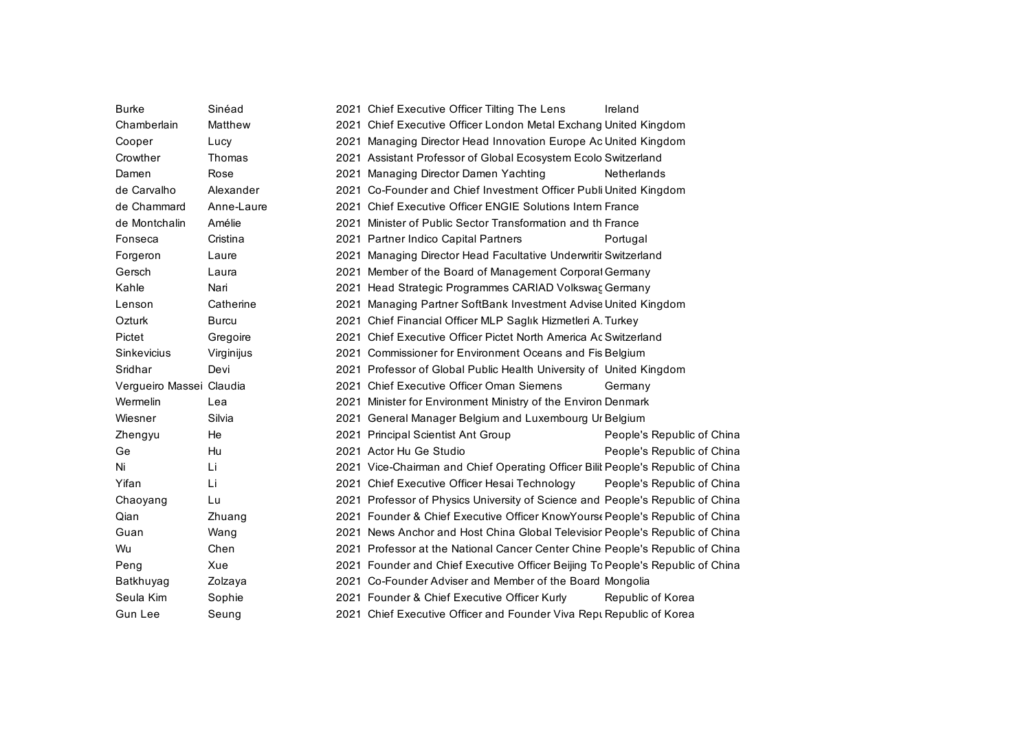| | | | | |
|---|---|---|---|---|
| Burke | Sinéad | 2021 | Chief Executive Officer Tilting The Lens | Ireland |
| Chamberlain | Matthew | 2021 | Chief Executive Officer London Metal Exchang | United Kingdom |
| Cooper | Lucy | 2021 | Managing Director Head Innovation Europe Ac | United Kingdom |
| Crowther | Thomas | 2021 | Assistant Professor of Global Ecosystem Ecolo | Switzerland |
| Damen | Rose | 2021 | Managing Director Damen Yachting | Netherlands |
| de Carvalho | Alexander | 2021 | Co-Founder and Chief Investment Officer Publi | United Kingdom |
| de Chammard | Anne-Laure | 2021 | Chief Executive Officer ENGIE Solutions Intern | France |
| de Montchalin | Amélie | 2021 | Minister of Public Sector Transformation and th | France |
| Fonseca | Cristina | 2021 | Partner Indico Capital Partners | Portugal |
| Forgeron | Laure | 2021 | Managing Director Head Facultative Underwritir | Switzerland |
| Gersch | Laura | 2021 | Member of the Board of Management Corporat | Germany |
| Kahle | Nari | 2021 | Head Strategic Programmes CARIAD Volkswag | Germany |
| Lenson | Catherine | 2021 | Managing Partner SoftBank Investment Advise | United Kingdom |
| Ozturk | Burcu | 2021 | Chief Financial Officer MLP Saglık Hizmetleri A. | Turkey |
| Pictet | Gregoire | 2021 | Chief Executive Officer Pictet North America Ac | Switzerland |
| Sinkevicius | Virginijus | 2021 | Commissioner for Environment Oceans and Fis | Belgium |
| Sridhar | Devi | 2021 | Professor of Global Public Health University of | United Kingdom |
| Vergueiro Massei | Claudia | 2021 | Chief Executive Officer Oman Siemens | Germany |
| Wermelin | Lea | 2021 | Minister for Environment Ministry of the Environ | Denmark |
| Wiesner | Silvia | 2021 | General Manager Belgium and Luxembourg Ur | Belgium |
| Zhengyu | He | 2021 | Principal Scientist Ant Group | People's Republic of China |
| Ge | Hu | 2021 | Actor Hu Ge Studio | People's Republic of China |
| Ni | Li | 2021 | Vice-Chairman and Chief Operating Officer Bilit | People's Republic of China |
| Yifan | Li | 2021 | Chief Executive Officer Hesai Technology | People's Republic of China |
| Chaoyang | Lu | 2021 | Professor of Physics University of Science and | People's Republic of China |
| Qian | Zhuang | 2021 | Founder & Chief Executive Officer KnowYourse | People's Republic of China |
| Guan | Wang | 2021 | News Anchor and Host China Global Televisior | People's Republic of China |
| Wu | Chen | 2021 | Professor at the National Cancer Center Chine | People's Republic of China |
| Peng | Xue | 2021 | Founder and Chief Executive Officer Beijing To | People's Republic of China |
| Batkhuyag | Zolzaya | 2021 | Co-Founder Adviser and Member of the Board | Mongolia |
| Seula Kim | Sophie | 2021 | Founder & Chief Executive Officer Kurly | Republic of Korea |
| Gun Lee | Seung | 2021 | Chief Executive Officer and Founder Viva Repu | Republic of Korea |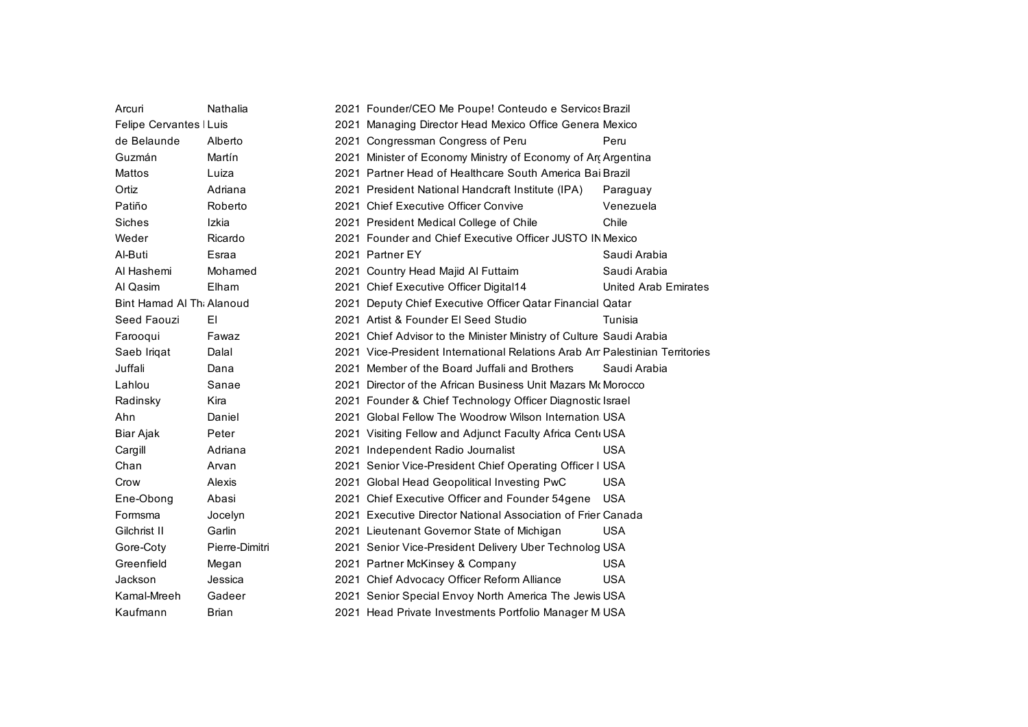| | | | | |
|---|---|---|---|---|
| Arcuri | Nathalia | 2021 | Founder/CEO Me Poupe! Conteudo e Servicos | Brazil |
| Felipe Cervantes I | Luis | 2021 | Managing Director Head Mexico Office Genera | Mexico |
| de Belaunde | Alberto | 2021 | Congressman Congress of Peru | Peru |
| Guzmán | Martín | 2021 | Minister of Economy Ministry of Economy of Arg | Argentina |
| Mattos | Luiza | 2021 | Partner Head of Healthcare South America Bai | Brazil |
| Ortiz | Adriana | 2021 | President National Handcraft Institute (IPA) | Paraguay |
| Patiño | Roberto | 2021 | Chief Executive Officer Convive | Venezuela |
| Siches | Izkia | 2021 | President Medical College of Chile | Chile |
| Weder | Ricardo | 2021 | Founder and Chief Executive Officer JUSTO IN | Mexico |
| Al-Buti | Esraa | 2021 | Partner EY | Saudi Arabia |
| Al Hashemi | Mohamed | 2021 | Country Head Majid Al Futtaim | Saudi Arabia |
| Al Qasim | Elham | 2021 | Chief Executive Officer Digital14 | United Arab Emirates |
| Bint Hamad Al Th | Alanoud | 2021 | Deputy Chief Executive Officer Qatar Financial | Qatar |
| Seed Faouzi | El | 2021 | Artist & Founder El Seed Studio | Tunisia |
| Farooqui | Fawaz | 2021 | Chief Advisor to the Minister Ministry of Culture | Saudi Arabia |
| Saeb Iriqat | Dalal | 2021 | Vice-President International Relations Arab Am | Palestinian Territories |
| Juffali | Dana | 2021 | Member of the Board Juffali and Brothers | Saudi Arabia |
| Lahlou | Sanae | 2021 | Director of the African Business Unit Mazars Mo | Morocco |
| Radinsky | Kira | 2021 | Founder & Chief Technology Officer Diagnostic | Israel |
| Ahn | Daniel | 2021 | Global Fellow The Woodrow Wilson Internation | USA |
| Biar Ajak | Peter | 2021 | Visiting Fellow and Adjunct Faculty Africa Cent | USA |
| Cargill | Adriana | 2021 | Independent Radio Journalist | USA |
| Chan | Arvan | 2021 | Senior Vice-President Chief Operating Officer I | USA |
| Crow | Alexis | 2021 | Global Head Geopolitical Investing PwC | USA |
| Ene-Obong | Abasi | 2021 | Chief Executive Officer and Founder 54gene | USA |
| Formsma | Jocelyn | 2021 | Executive Director National Association of Frier | Canada |
| Gilchrist II | Garlin | 2021 | Lieutenant Governor State of Michigan | USA |
| Gore-Coty | Pierre-Dimitri | 2021 | Senior Vice-President Delivery Uber Technolog | USA |
| Greenfield | Megan | 2021 | Partner McKinsey & Company | USA |
| Jackson | Jessica | 2021 | Chief Advocacy Officer Reform Alliance | USA |
| Kamal-Mreeh | Gadeer | 2021 | Senior Special Envoy North America The Jewis | USA |
| Kaufmann | Brian | 2021 | Head Private Investments Portfolio Manager M | USA |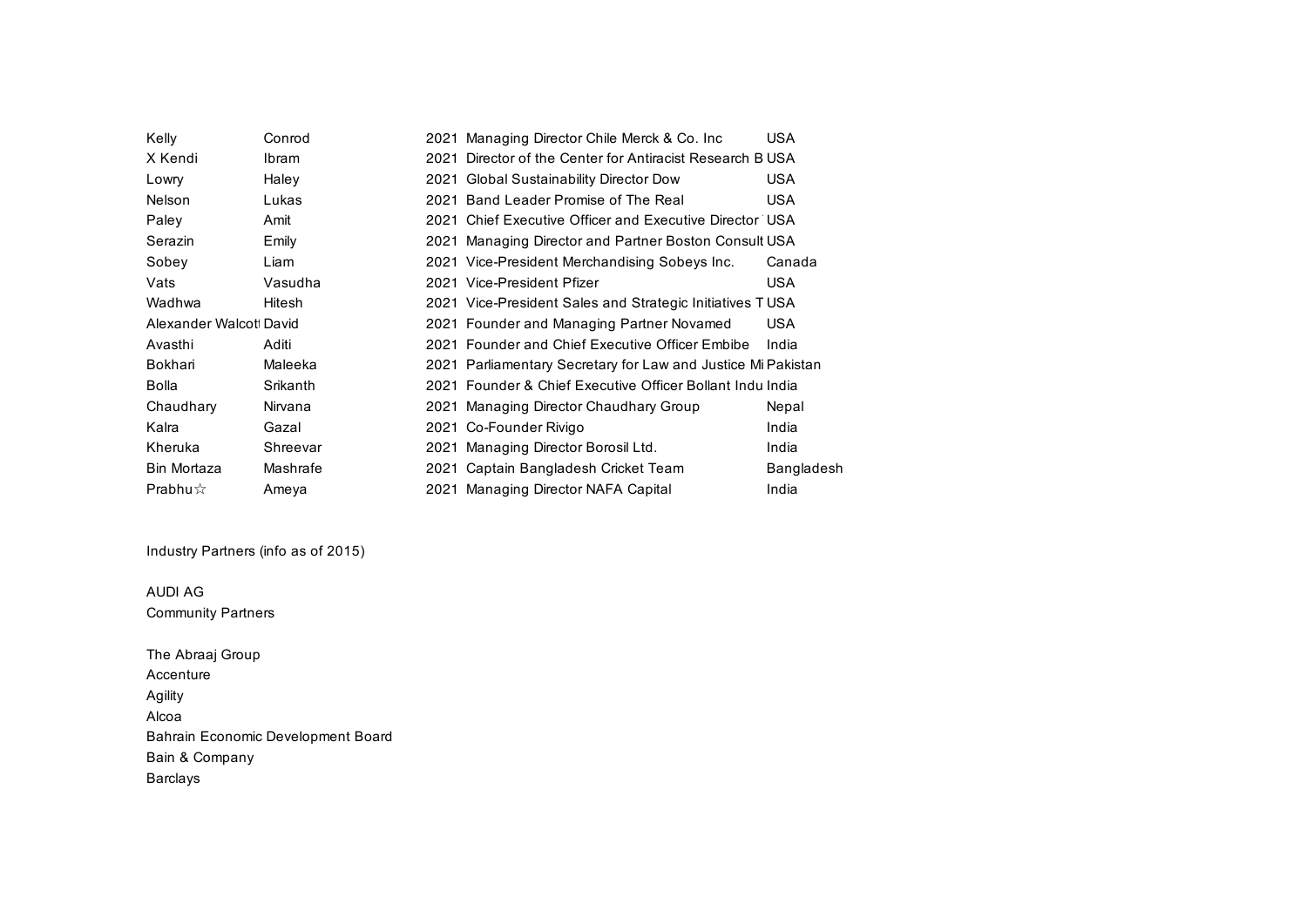| | | | | |
|---|---|---|---|---|
| Kelly | Conrod | 2021 | Managing Director Chile Merck & Co. Inc | USA |
| X Kendi | Ibram | 2021 | Director of the Center for Antiracist Research B | USA |
| Lowry | Haley | 2021 | Global Sustainability Director Dow | USA |
| Nelson | Lukas | 2021 | Band Leader Promise of The Real | USA |
| Paley | Amit | 2021 | Chief Executive Officer and Executive Director | USA |
| Serazin | Emily | 2021 | Managing Director and Partner Boston Consult | USA |
| Sobey | Liam | 2021 | Vice-President Merchandising Sobeys Inc. | Canada |
| Vats | Vasudha | 2021 | Vice-President Pfizer | USA |
| Wadhwa | Hitesh | 2021 | Vice-President Sales and Strategic Initiatives T | USA |
| Alexander Walcott | David | 2021 | Founder and Managing Partner Novamed | USA |
| Avasthi | Aditi | 2021 | Founder and Chief Executive Officer Embibe | India |
| Bokhari | Maleeka | 2021 | Parliamentary Secretary for Law and Justice Mi | Pakistan |
| Bolla | Srikanth | 2021 | Founder & Chief Executive Officer Bollant Indu | India |
| Chaudhary | Nirvana | 2021 | Managing Director Chaudhary Group | Nepal |
| Kalra | Gazal | 2021 | Co-Founder Rivigo | India |
| Kheruka | Shreevar | 2021 | Managing Director Borosil Ltd. | India |
| Bin Mortaza | Mashrafe | 2021 | Captain Bangladesh Cricket Team | Bangladesh |
| Prabhu☆ | Ameya | 2021 | Managing Director NAFA Capital | India |

Industry Partners (info as of 2015)

AUDI AG

Community Partners

The Abraaj Group

Accenture

Agility

Alcoa

Bahrain Economic Development Board

Bain & Company

Barclays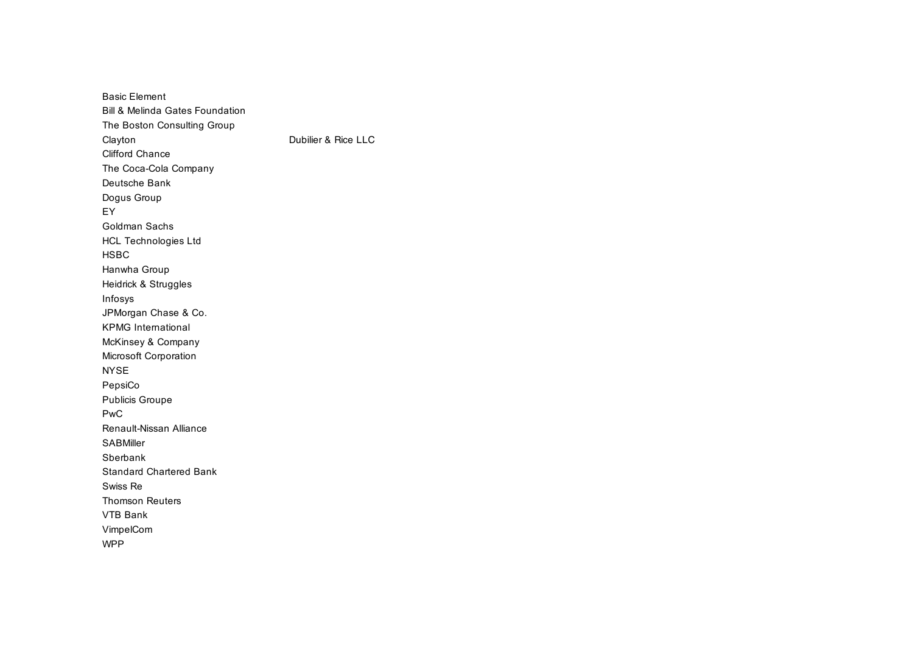Basic Element
Bill & Melinda Gates Foundation
The Boston Consulting Group
Clayton Dubilier & Rice LLC
Clifford Chance
The Coca-Cola Company
Deutsche Bank
Dogus Group
EY
Goldman Sachs
HCL Technologies Ltd
HSBC
Hanwha Group
Heidrick & Struggles
Infosys
JPMorgan Chase & Co.
KPMG International
McKinsey & Company
Microsoft Corporation
NYSE
PepsiCo
Publicis Groupe
PwC
Renault-Nissan Alliance
SABMiller
Sberbank
Standard Chartered Bank
Swiss Re
Thomson Reuters
VTB Bank
VimpelCom
WPP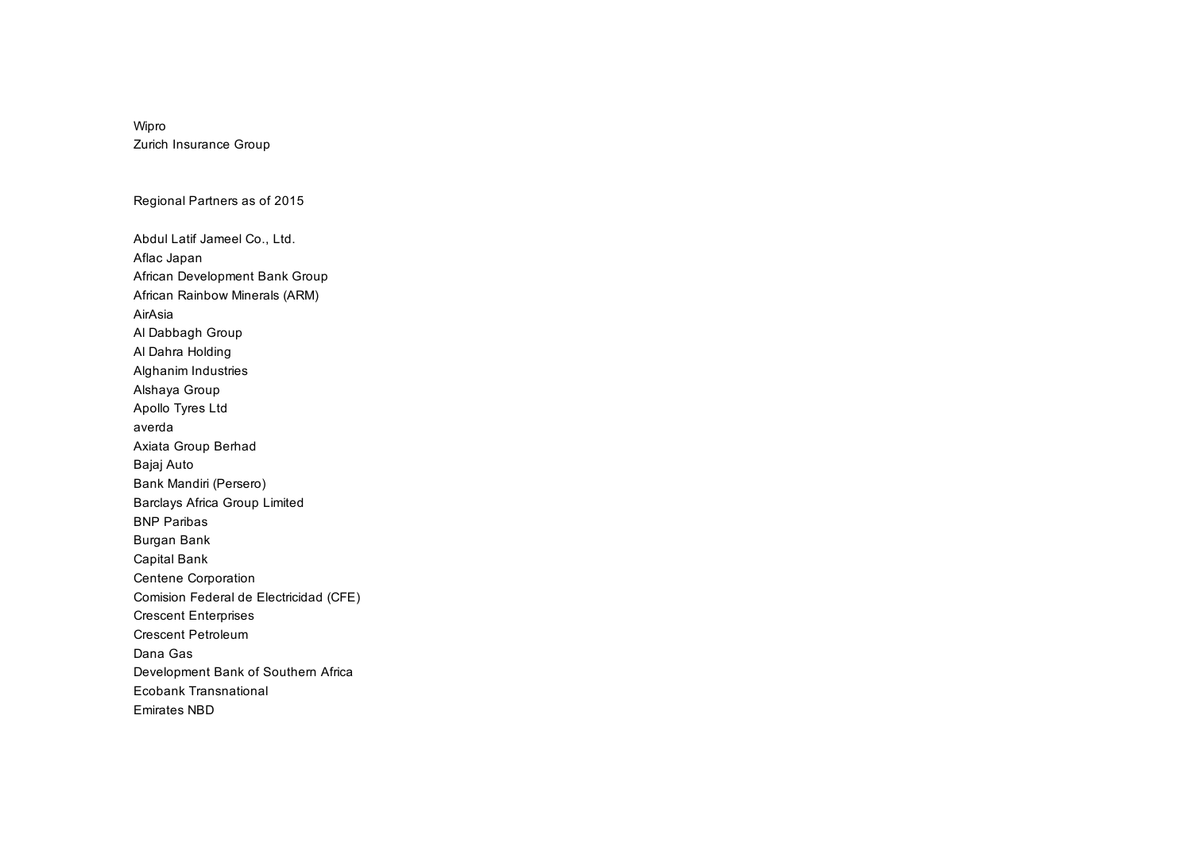Wipro
Zurich Insurance Group

Regional Partners as of 2015

Abdul Latif Jameel Co., Ltd.
Aflac Japan
African Development Bank Group
African Rainbow Minerals (ARM)
AirAsia
Al Dabbagh Group
Al Dahra Holding
Alghanim Industries
Alshaya Group
Apollo Tyres Ltd
averda
Axiata Group Berhad
Bajaj Auto
Bank Mandiri (Persero)
Barclays Africa Group Limited
BNP Paribas
Burgan Bank
Capital Bank
Centene Corporation
Comision Federal de Electricidad (CFE)
Crescent Enterprises
Crescent Petroleum
Dana Gas
Development Bank of Southern Africa
Ecobank Transnational
Emirates NBD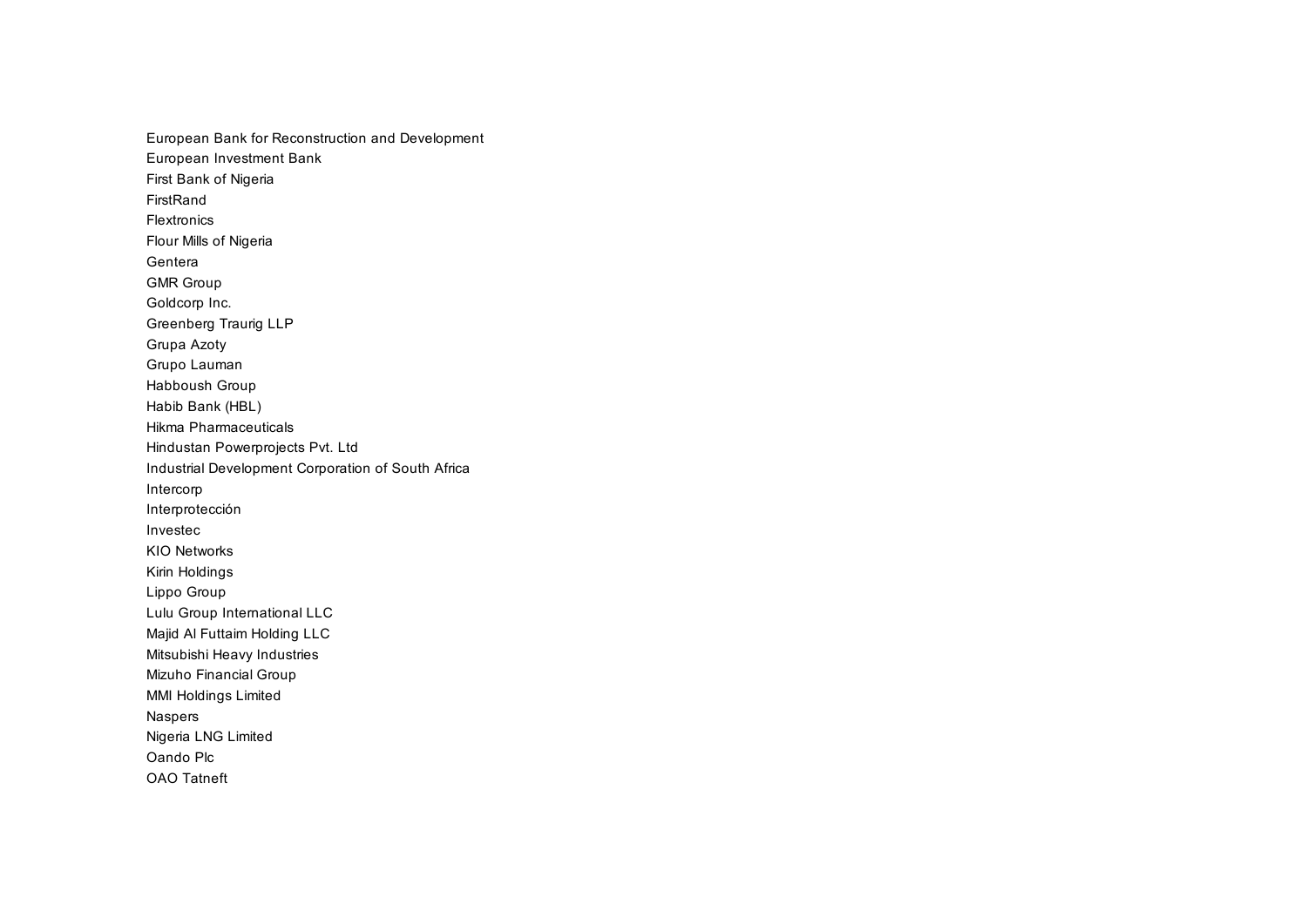European Bank for Reconstruction and Development
European Investment Bank
First Bank of Nigeria
FirstRand
Flextronics
Flour Mills of Nigeria
Gentera
GMR Group
Goldcorp Inc.
Greenberg Traurig LLP
Grupa Azoty
Grupo Lauman
Habboush Group
Habib Bank (HBL)
Hikma Pharmaceuticals
Hindustan Powerprojects Pvt. Ltd
Industrial Development Corporation of South Africa
Intercorp
Interprotección
Investec
KIO Networks
Kirin Holdings
Lippo Group
Lulu Group International LLC
Majid Al Futtaim Holding LLC
Mitsubishi Heavy Industries
Mizuho Financial Group
MMI Holdings Limited
Naspers
Nigeria LNG Limited
Oando Plc
OAO Tatneft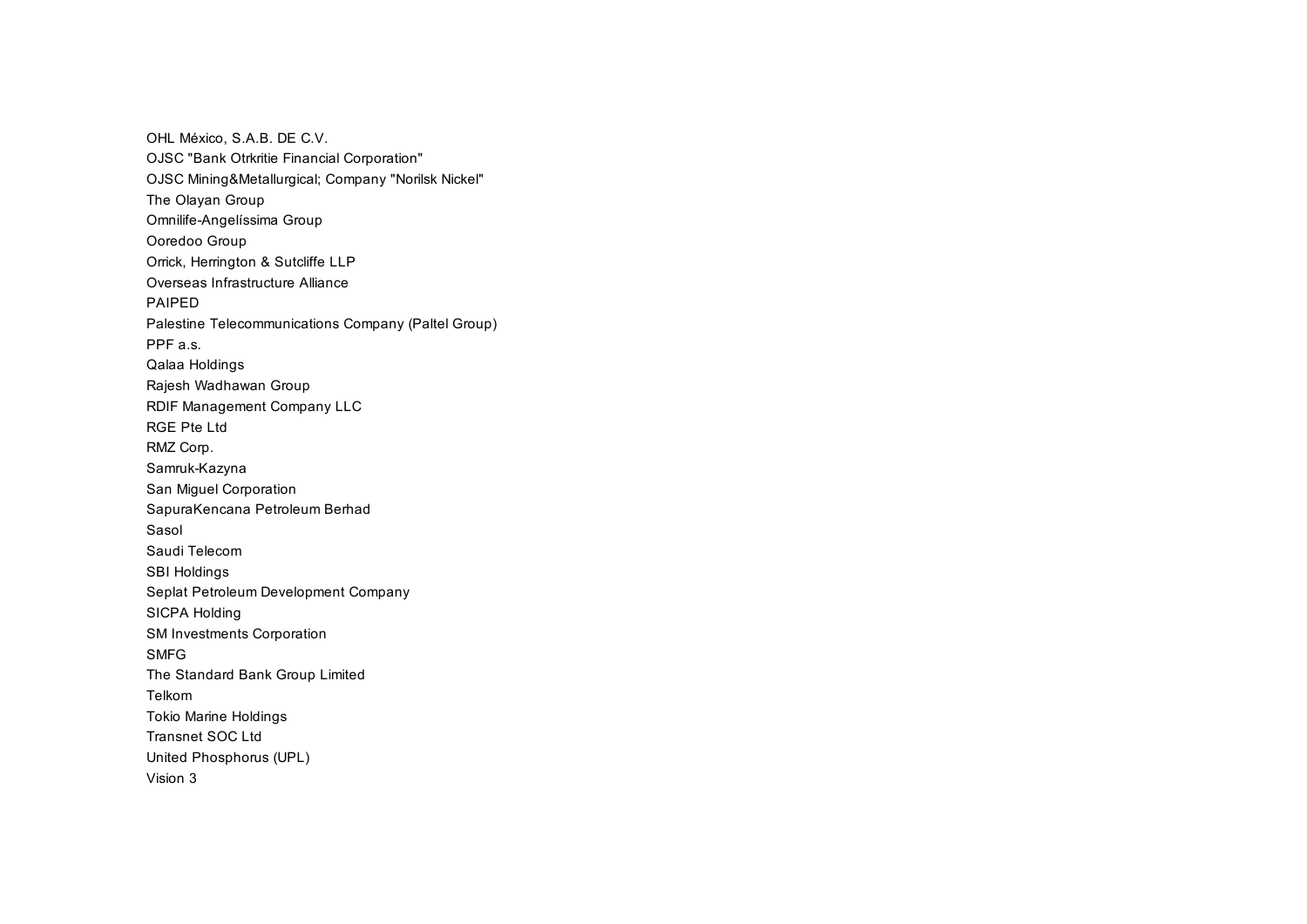OHL México, S.A.B. DE C.V.
OJSC "Bank Otrkritie Financial Corporation"
OJSC Mining&Metallurgical; Company "Norilsk Nickel"
The Olayan Group
Omnilife-Angelíssima Group
Ooredoo Group
Orrick, Herrington & Sutcliffe LLP
Overseas Infrastructure Alliance
PAIPED
Palestine Telecommunications Company (Paltel Group)
PPF a.s.
Qalaa Holdings
Rajesh Wadhawan Group
RDIF Management Company LLC
RGE Pte Ltd
RMZ Corp.
Samruk-Kazyna
San Miguel Corporation
SapuraKencana Petroleum Berhad
Sasol
Saudi Telecom
SBI Holdings
Seplat Petroleum Development Company
SICPA Holding
SM Investments Corporation
SMFG
The Standard Bank Group Limited
Telkom
Tokio Marine Holdings
Transnet SOC Ltd
United Phosphorus (UPL)
Vision 3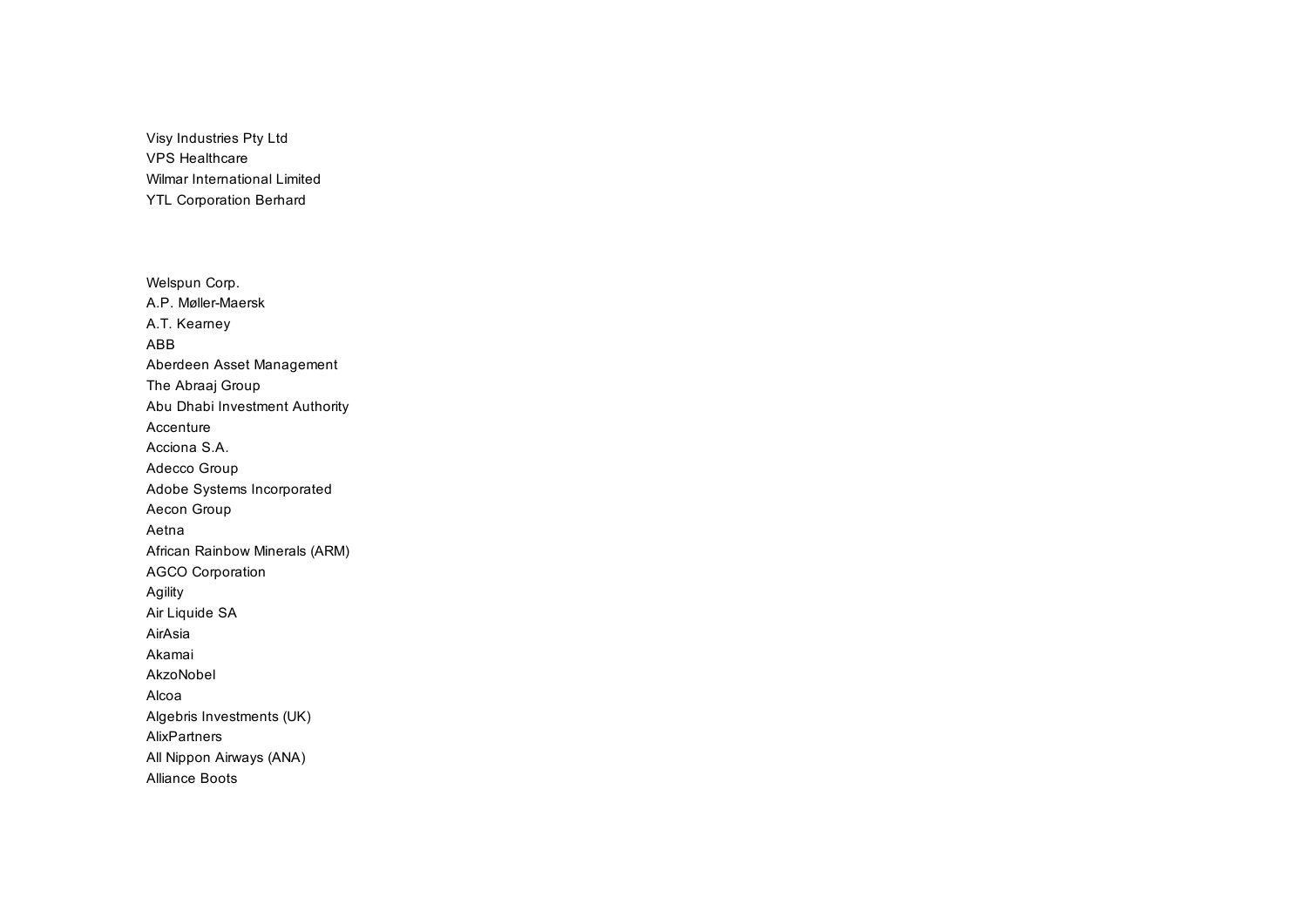Visy Industries Pty Ltd
VPS Healthcare
Wilmar International Limited
YTL Corporation Berhard

Welspun Corp.
A.P. Møller-Maersk
A.T. Kearney
ABB
Aberdeen Asset Management
The Abraaj Group
Abu Dhabi Investment Authority
Accenture
Acciona S.A.
Adecco Group
Adobe Systems Incorporated
Aecon Group
Aetna
African Rainbow Minerals (ARM)
AGCO Corporation
Agility
Air Liquide SA
AirAsia
Akamai
AkzoNobel
Alcoa
Algebris Investments (UK)
AlixPartners
All Nippon Airways (ANA)
Alliance Boots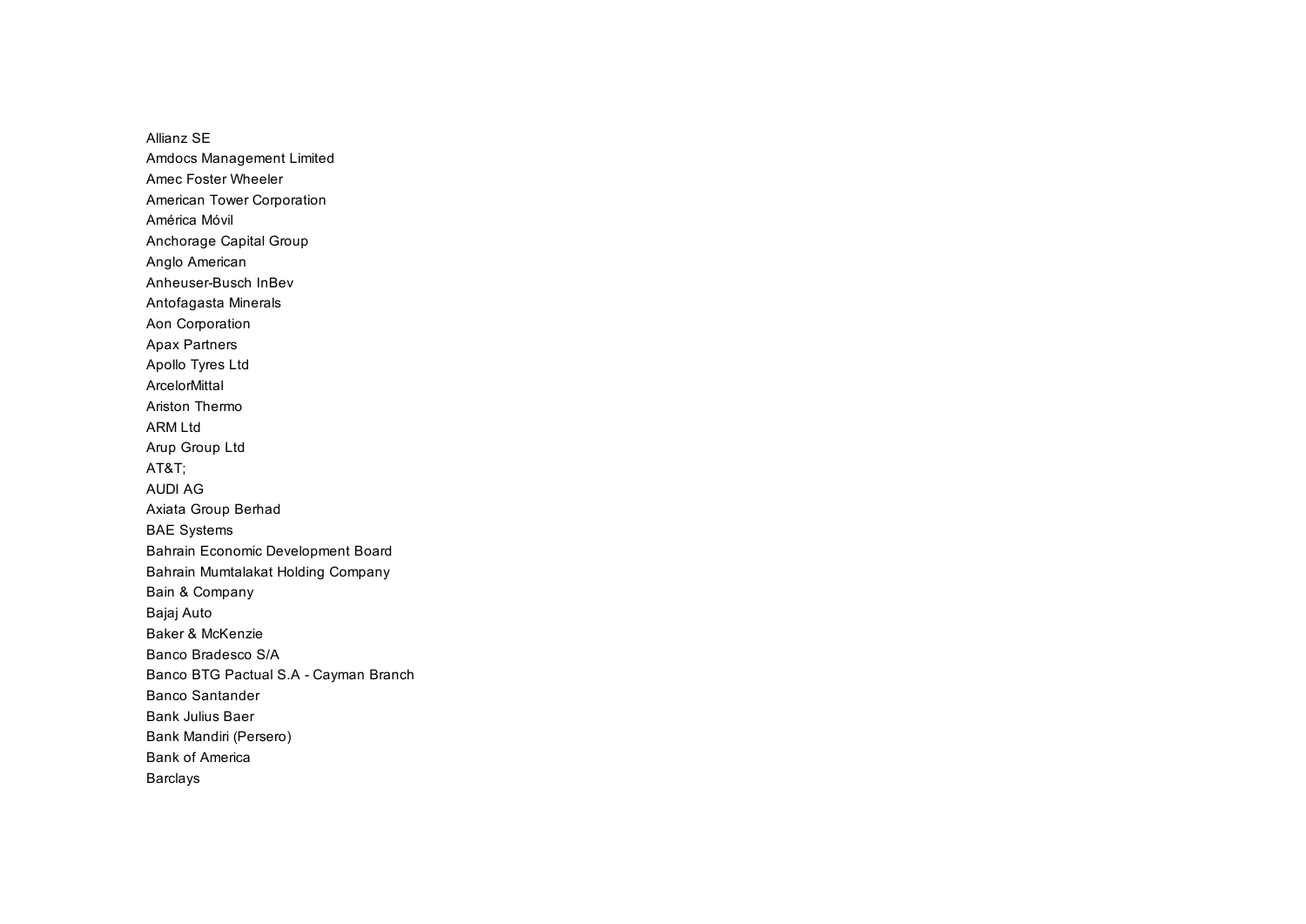Allianz SE
Amdocs Management Limited
Amec Foster Wheeler
American Tower Corporation
América Móvil
Anchorage Capital Group
Anglo American
Anheuser-Busch InBev
Antofagasta Minerals
Aon Corporation
Apax Partners
Apollo Tyres Ltd
ArcelorMittal
Ariston Thermo
ARM Ltd
Arup Group Ltd
AT&T;
AUDI AG
Axiata Group Berhad
BAE Systems
Bahrain Economic Development Board
Bahrain Mumtalakat Holding Company
Bain & Company
Bajaj Auto
Baker & McKenzie
Banco Bradesco S/A
Banco BTG Pactual S.A - Cayman Branch
Banco Santander
Bank Julius Baer
Bank Mandiri (Persero)
Bank of America
Barclays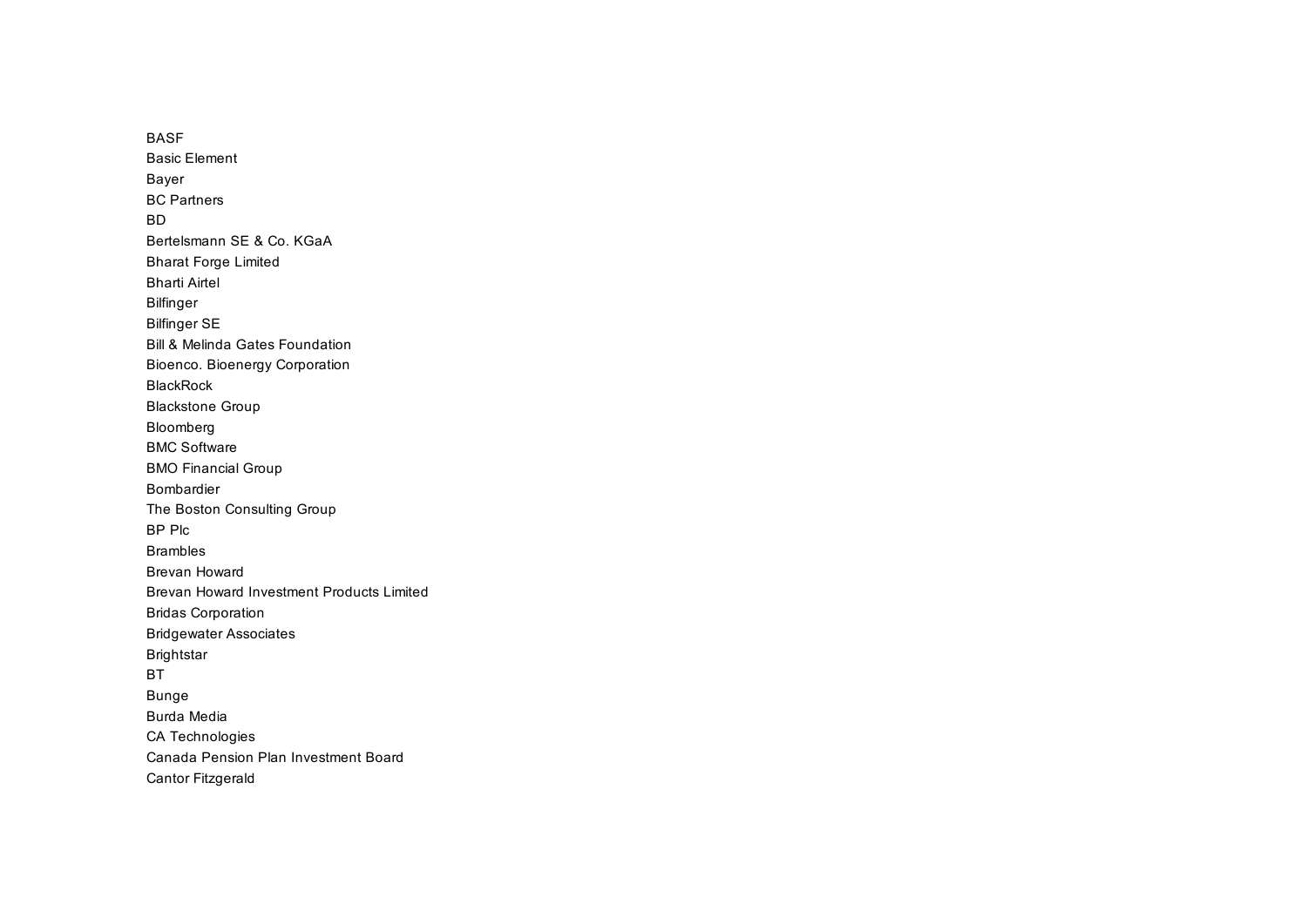BASF
Basic Element
Bayer
BC Partners
BD
Bertelsmann SE & Co. KGaA
Bharat Forge Limited
Bharti Airtel
Bilfinger
Bilfinger SE
Bill & Melinda Gates Foundation
Bioenco. Bioenergy Corporation
BlackRock
Blackstone Group
Bloomberg
BMC Software
BMO Financial Group
Bombardier
The Boston Consulting Group
BP Plc
Brambles
Brevan Howard
Brevan Howard Investment Products Limited
Bridas Corporation
Bridgewater Associates
Brightstar
BT
Bunge
Burda Media
CA Technologies
Canada Pension Plan Investment Board
Cantor Fitzgerald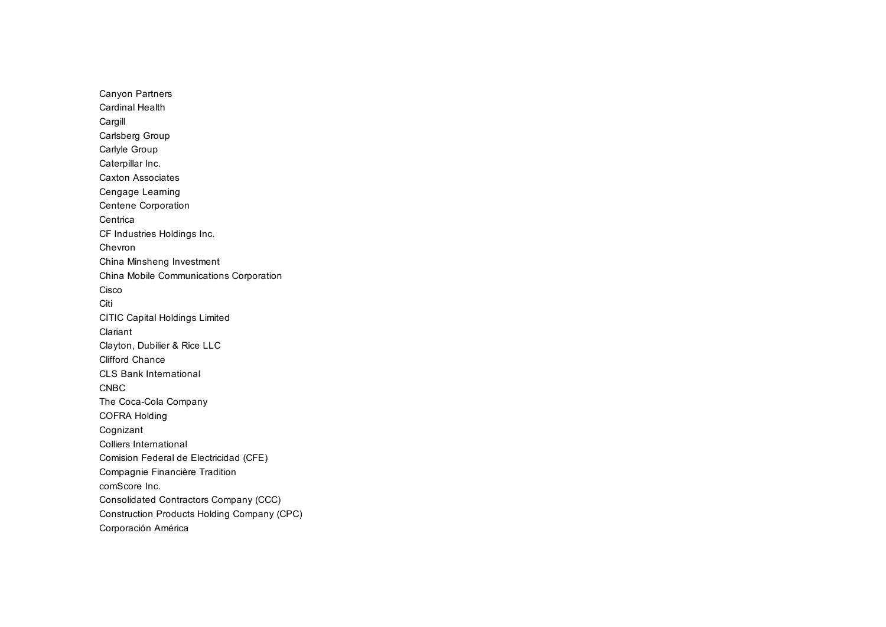Canyon Partners
Cardinal Health
Cargill
Carlsberg Group
Carlyle Group
Caterpillar Inc.
Caxton Associates
Cengage Learning
Centene Corporation
Centrica
CF Industries Holdings Inc.
Chevron
China Minsheng Investment
China Mobile Communications Corporation
Cisco
Citi
CITIC Capital Holdings Limited
Clariant
Clayton, Dubilier & Rice LLC
Clifford Chance
CLS Bank International
CNBC
The Coca-Cola Company
COFRA Holding
Cognizant
Colliers International
Comision Federal de Electricidad (CFE)
Compagnie Financière Tradition
comScore Inc.
Consolidated Contractors Company (CCC)
Construction Products Holding Company (CPC)
Corporación América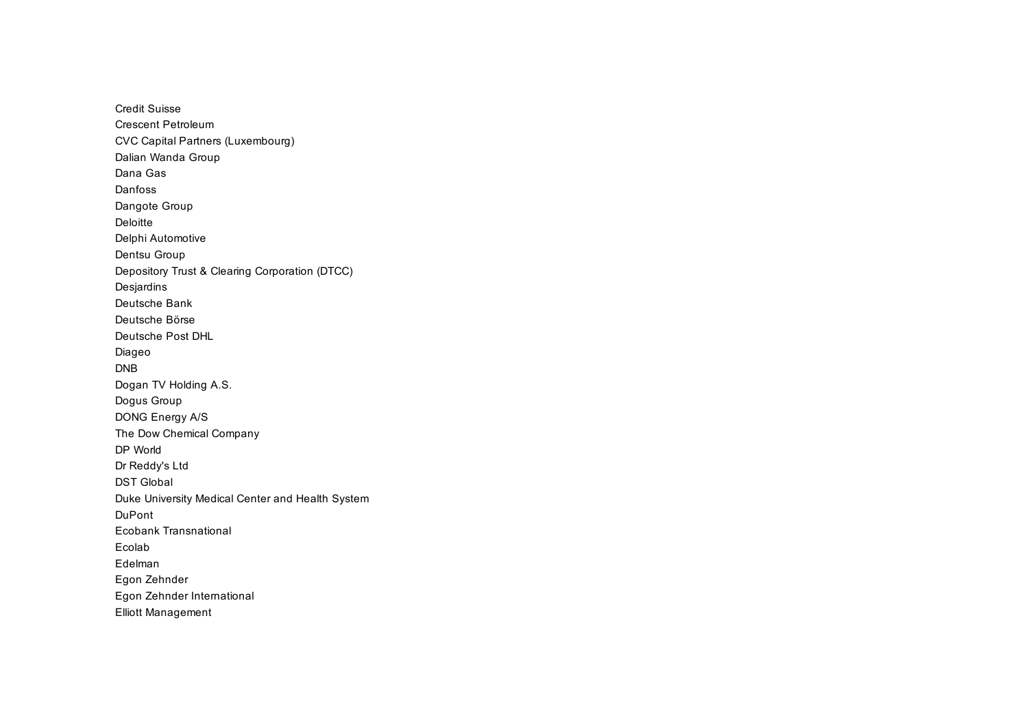Credit Suisse
Crescent Petroleum
CVC Capital Partners (Luxembourg)
Dalian Wanda Group
Dana Gas
Danfoss
Dangote Group
Deloitte
Delphi Automotive
Dentsu Group
Depository Trust & Clearing Corporation (DTCC)
Desjardins
Deutsche Bank
Deutsche Börse
Deutsche Post DHL
Diageo
DNB
Dogan TV Holding A.S.
Dogus Group
DONG Energy A/S
The Dow Chemical Company
DP World
Dr Reddy's Ltd
DST Global
Duke University Medical Center and Health System
DuPont
Ecobank Transnational
Ecolab
Edelman
Egon Zehnder
Egon Zehnder International
Elliott Management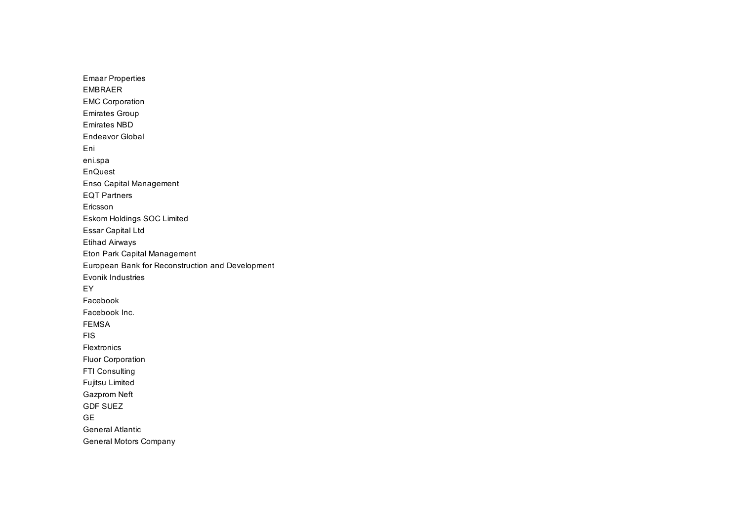Emaar Properties
EMBRAER
EMC Corporation
Emirates Group
Emirates NBD
Endeavor Global
Eni
eni.spa
EnQuest
Enso Capital Management
EQT Partners
Ericsson
Eskom Holdings SOC Limited
Essar Capital Ltd
Etihad Airways
Eton Park Capital Management
European Bank for Reconstruction and Development
Evonik Industries
EY
Facebook
Facebook Inc.
FEMSA
FIS
Flextronics
Fluor Corporation
FTI Consulting
Fujitsu Limited
Gazprom Neft
GDF SUEZ
GE
General Atlantic
General Motors Company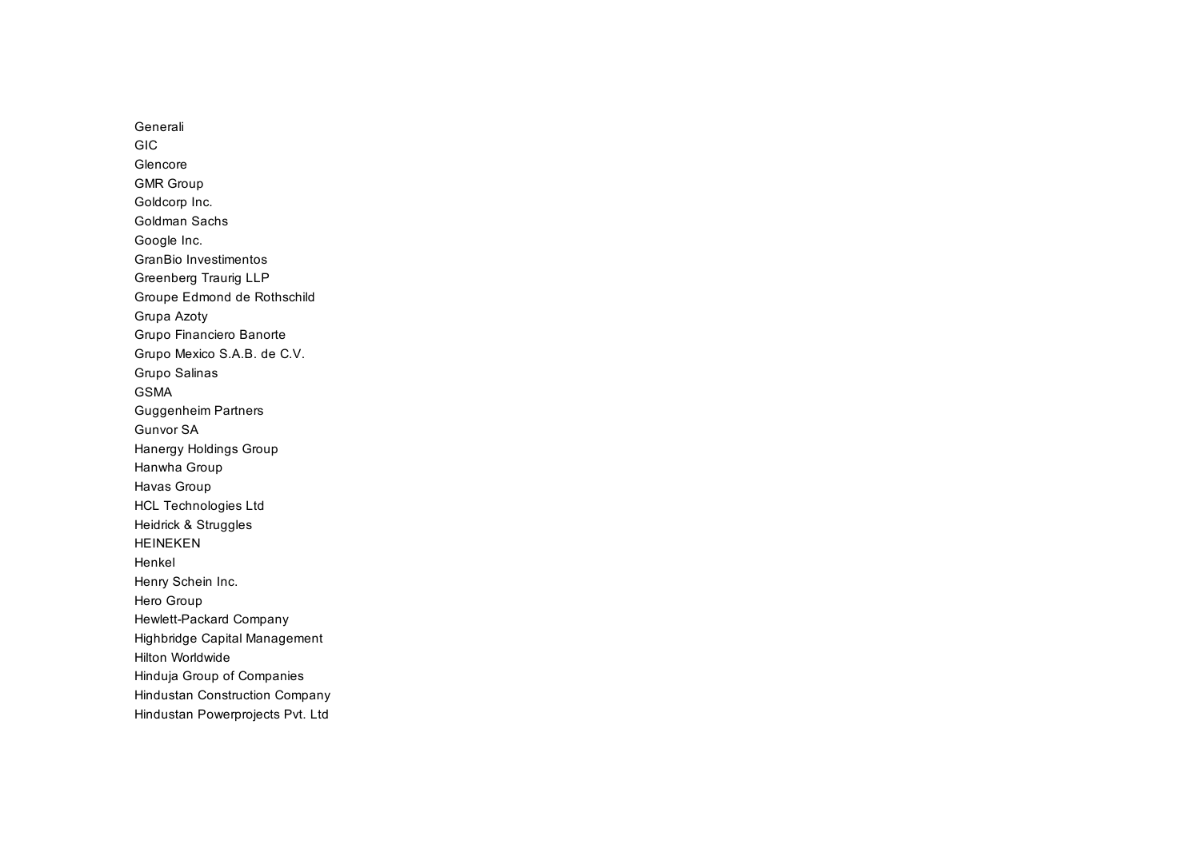Generali
GIC
Glencore
GMR Group
Goldcorp Inc.
Goldman Sachs
Google Inc.
GranBio Investimentos
Greenberg Traurig LLP
Groupe Edmond de Rothschild
Grupa Azoty
Grupo Financiero Banorte
Grupo Mexico S.A.B. de C.V.
Grupo Salinas
GSMA
Guggenheim Partners
Gunvor SA
Hanergy Holdings Group
Hanwha Group
Havas Group
HCL Technologies Ltd
Heidrick & Struggles
HEINEKEN
Henkel
Henry Schein Inc.
Hero Group
Hewlett-Packard Company
Highbridge Capital Management
Hilton Worldwide
Hinduja Group of Companies
Hindustan Construction Company
Hindustan Powerprojects Pvt. Ltd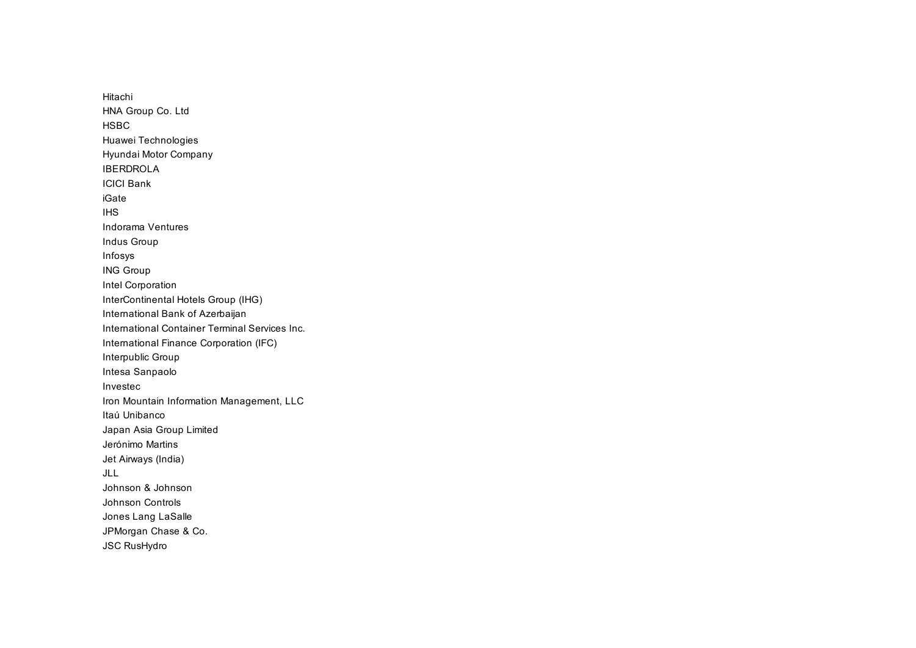Hitachi
HNA Group Co. Ltd
HSBC
Huawei Technologies
Hyundai Motor Company
IBERDROLA
ICICI Bank
iGate
IHS
Indorama Ventures
Indus Group
Infosys
ING Group
Intel Corporation
InterContinental Hotels Group (IHG)
International Bank of Azerbaijan
International Container Terminal Services Inc.
International Finance Corporation (IFC)
Interpublic Group
Intesa Sanpaolo
Investec
Iron Mountain Information Management, LLC
Itaú Unibanco
Japan Asia Group Limited
Jerónimo Martins
Jet Airways (India)
JLL
Johnson & Johnson
Johnson Controls
Jones Lang LaSalle
JPMorgan Chase & Co.
JSC RusHydro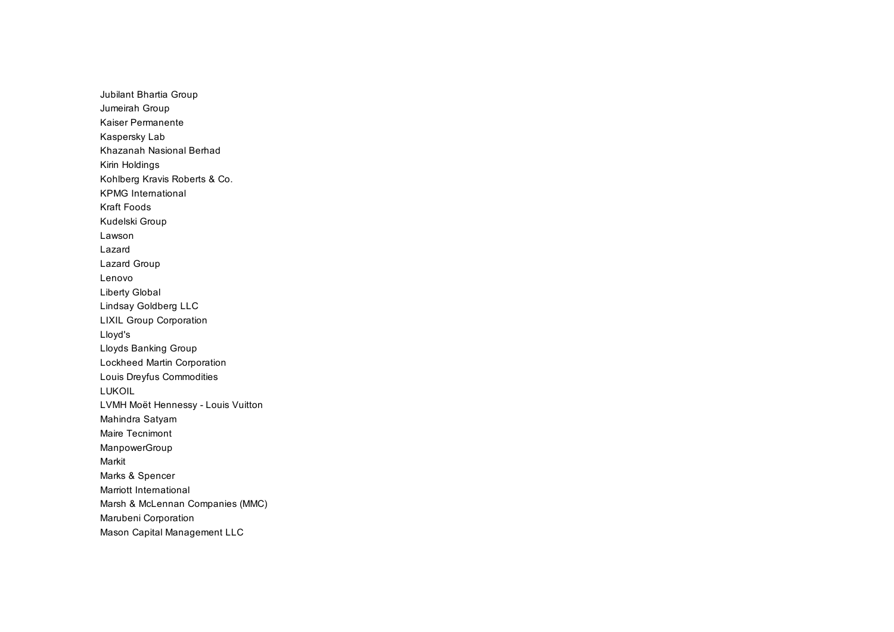Jubilant Bhartia Group
Jumeirah Group
Kaiser Permanente
Kaspersky Lab
Khazanah Nasional Berhad
Kirin Holdings
Kohlberg Kravis Roberts & Co.
KPMG International
Kraft Foods
Kudelski Group
Lawson
Lazard
Lazard Group
Lenovo
Liberty Global
Lindsay Goldberg LLC
LIXIL Group Corporation
Lloyd's
Lloyds Banking Group
Lockheed Martin Corporation
Louis Dreyfus Commodities
LUKOIL
LVMH Moët Hennessy - Louis Vuitton
Mahindra Satyam
Maire Tecnimont
ManpowerGroup
Markit
Marks & Spencer
Marriott International
Marsh & McLennan Companies (MMC)
Marubeni Corporation
Mason Capital Management LLC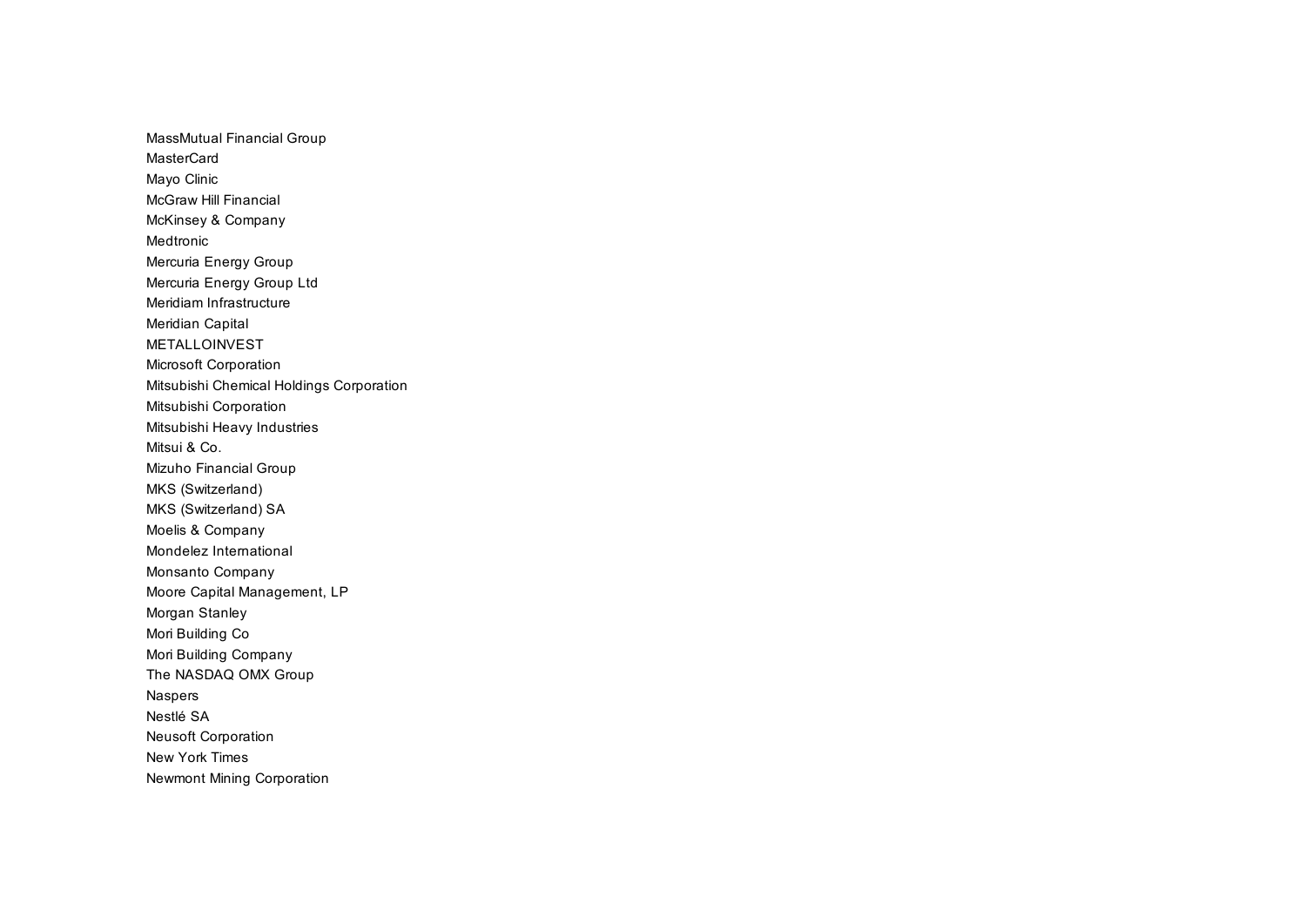MassMutual Financial Group
MasterCard
Mayo Clinic
McGraw Hill Financial
McKinsey & Company
Medtronic
Mercuria Energy Group
Mercuria Energy Group Ltd
Meridiam Infrastructure
Meridian Capital
METALLOINVEST
Microsoft Corporation
Mitsubishi Chemical Holdings Corporation
Mitsubishi Corporation
Mitsubishi Heavy Industries
Mitsui & Co.
Mizuho Financial Group
MKS (Switzerland)
MKS (Switzerland) SA
Moelis & Company
Mondelez International
Monsanto Company
Moore Capital Management, LP
Morgan Stanley
Mori Building Co
Mori Building Company
The NASDAQ OMX Group
Naspers
Nestlé SA
Neusoft Corporation
New York Times
Newmont Mining Corporation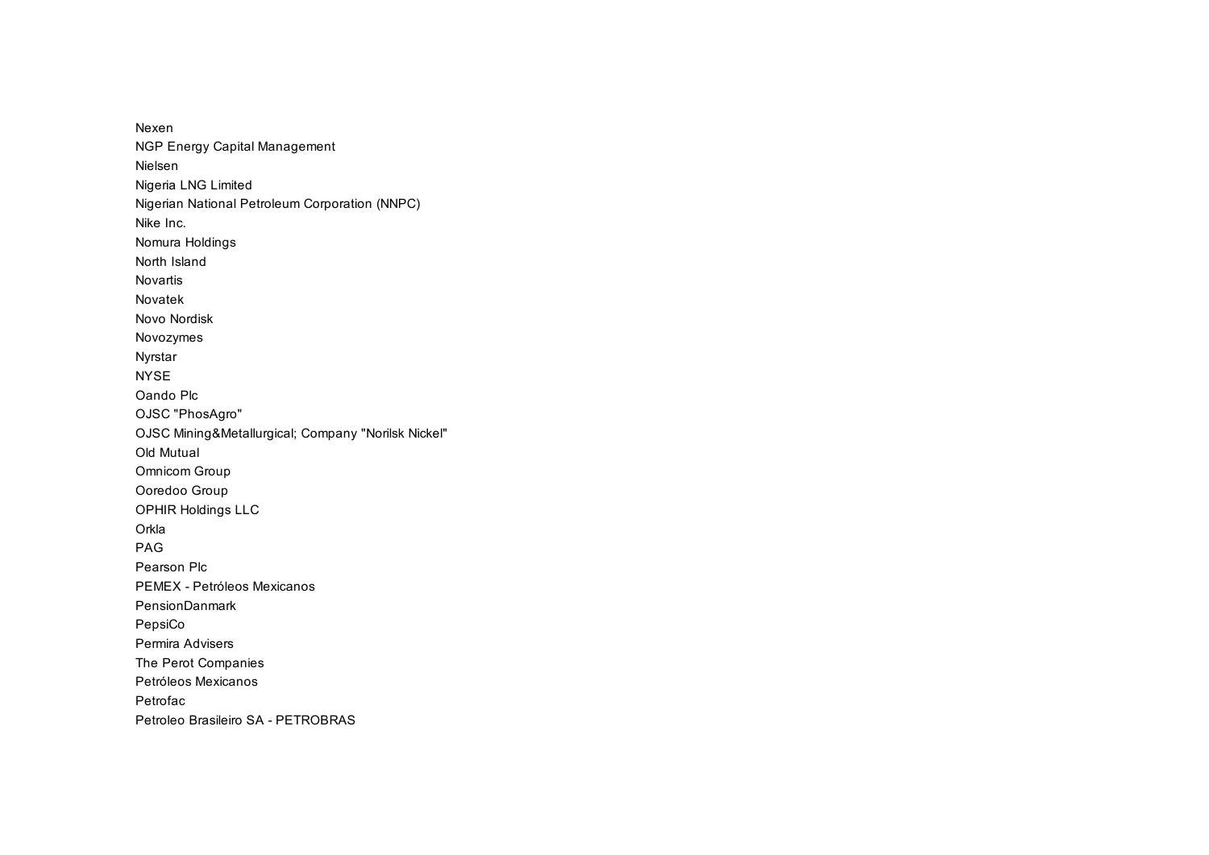Nexen
NGP Energy Capital Management
Nielsen
Nigeria LNG Limited
Nigerian National Petroleum Corporation (NNPC)
Nike Inc.
Nomura Holdings
North Island
Novartis
Novatek
Novo Nordisk
Novozymes
Nyrstar
NYSE
Oando Plc
OJSC "PhosAgro"
OJSC Mining&Metallurgical; Company "Norilsk Nickel"
Old Mutual
Omnicom Group
Ooredoo Group
OPHIR Holdings LLC
Orkla
PAG
Pearson Plc
PEMEX - Petróleos Mexicanos
PensionDanmark
PepsiCo
Permira Advisers
The Perot Companies
Petróleos Mexicanos
Petrofac
Petroleo Brasileiro SA - PETROBRAS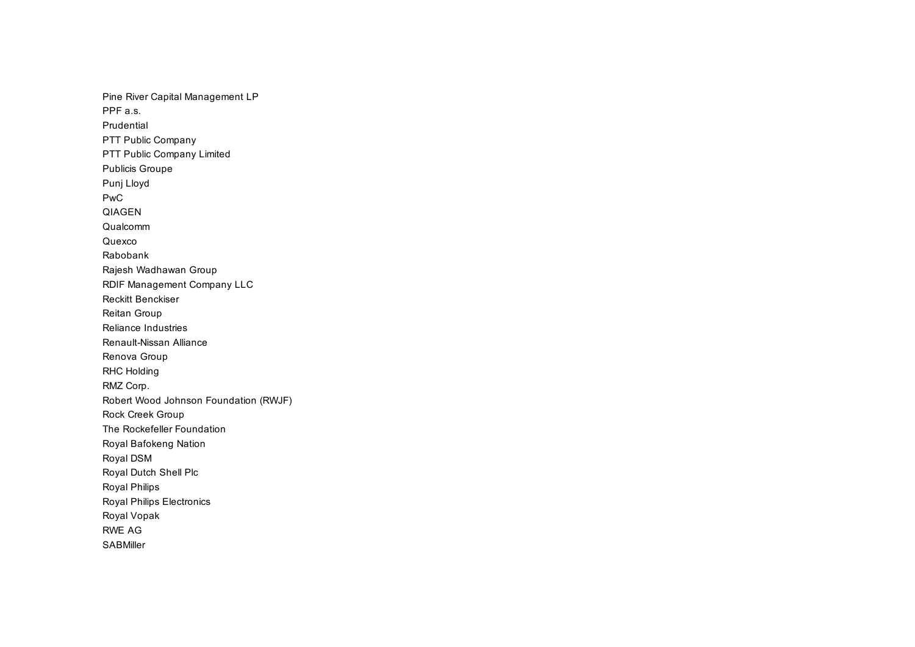Pine River Capital Management LP
PPF a.s.
Prudential
PTT Public Company
PTT Public Company Limited
Publicis Groupe
Punj Lloyd
PwC
QIAGEN
Qualcomm
Quexco
Rabobank
Rajesh Wadhawan Group
RDIF Management Company LLC
Reckitt Benckiser
Reitan Group
Reliance Industries
Renault-Nissan Alliance
Renova Group
RHC Holding
RMZ Corp.
Robert Wood Johnson Foundation (RWJF)
Rock Creek Group
The Rockefeller Foundation
Royal Bafokeng Nation
Royal DSM
Royal Dutch Shell Plc
Royal Philips
Royal Philips Electronics
Royal Vopak
RWE AG
SABMiller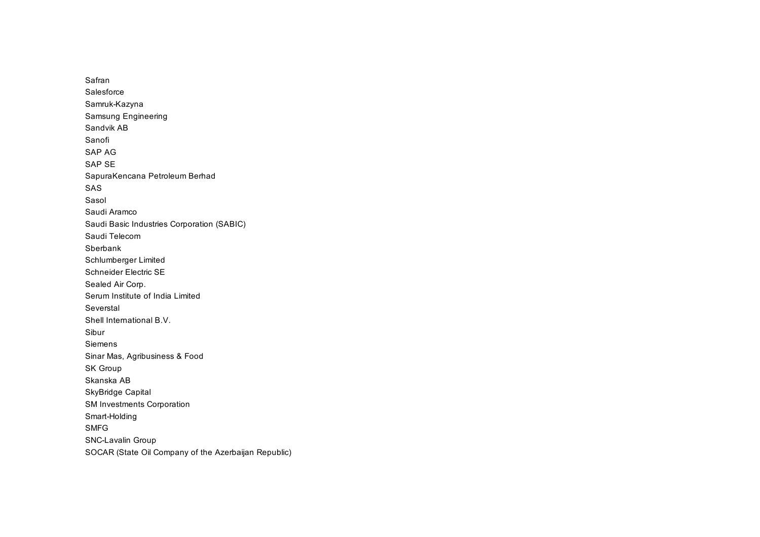Safran
Salesforce
Samruk-Kazyna
Samsung Engineering
Sandvik AB
Sanofi
SAP AG
SAP SE
SapuraKencana Petroleum Berhad
SAS
Sasol
Saudi Aramco
Saudi Basic Industries Corporation (SABIC)
Saudi Telecom
Sberbank
Schlumberger Limited
Schneider Electric SE
Sealed Air Corp.
Serum Institute of India Limited
Severstal
Shell International B.V.
Sibur
Siemens
Sinar Mas, Agribusiness & Food
SK Group
Skanska AB
SkyBridge Capital
SM Investments Corporation
Smart-Holding
SMFG
SNC-Lavalin Group
SOCAR (State Oil Company of the Azerbaijan Republic)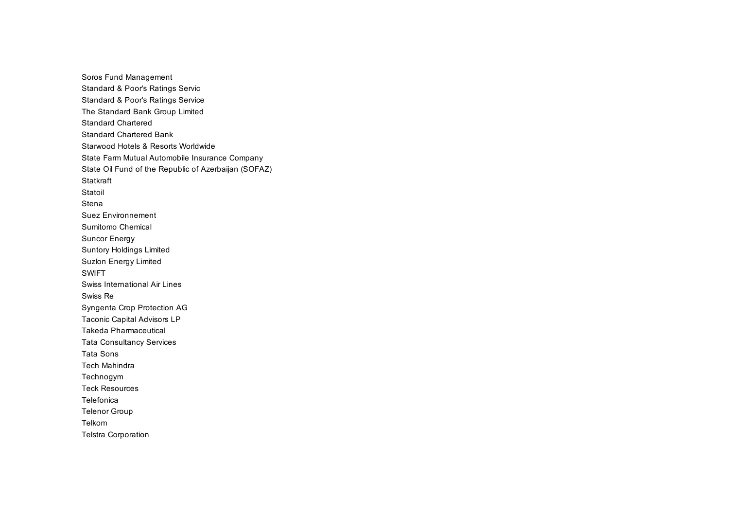Soros Fund Management
Standard & Poor's Ratings Servic
Standard & Poor's Ratings Service
The Standard Bank Group Limited
Standard Chartered
Standard Chartered Bank
Starwood Hotels & Resorts Worldwide
State Farm Mutual Automobile Insurance Company
State Oil Fund of the Republic of Azerbaijan (SOFAZ)
Statkraft
Statoil
Stena
Suez Environnement
Sumitomo Chemical
Suncor Energy
Suntory Holdings Limited
Suzlon Energy Limited
SWIFT
Swiss International Air Lines
Swiss Re
Syngenta Crop Protection AG
Taconic Capital Advisors LP
Takeda Pharmaceutical
Tata Consultancy Services
Tata Sons
Tech Mahindra
Technogym
Teck Resources
Telefonica
Telenor Group
Telkom
Telstra Corporation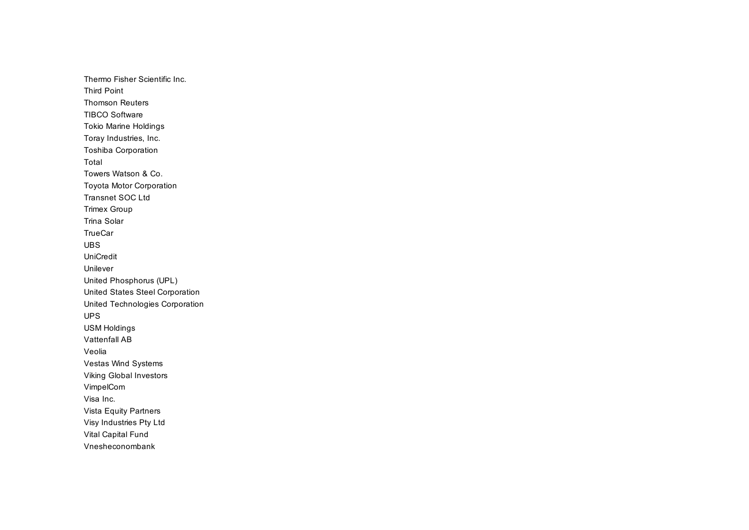Thermo Fisher Scientific Inc.
Third Point
Thomson Reuters
TIBCO Software
Tokio Marine Holdings
Toray Industries, Inc.
Toshiba Corporation
Total
Towers Watson & Co.
Toyota Motor Corporation
Transnet SOC Ltd
Trimex Group
Trina Solar
TrueCar
UBS
UniCredit
Unilever
United Phosphorus (UPL)
United States Steel Corporation
United Technologies Corporation
UPS
USM Holdings
Vattenfall AB
Veolia
Vestas Wind Systems
Viking Global Investors
VimpelCom
Visa Inc.
Vista Equity Partners
Visy Industries Pty Ltd
Vital Capital Fund
Vnesheconombank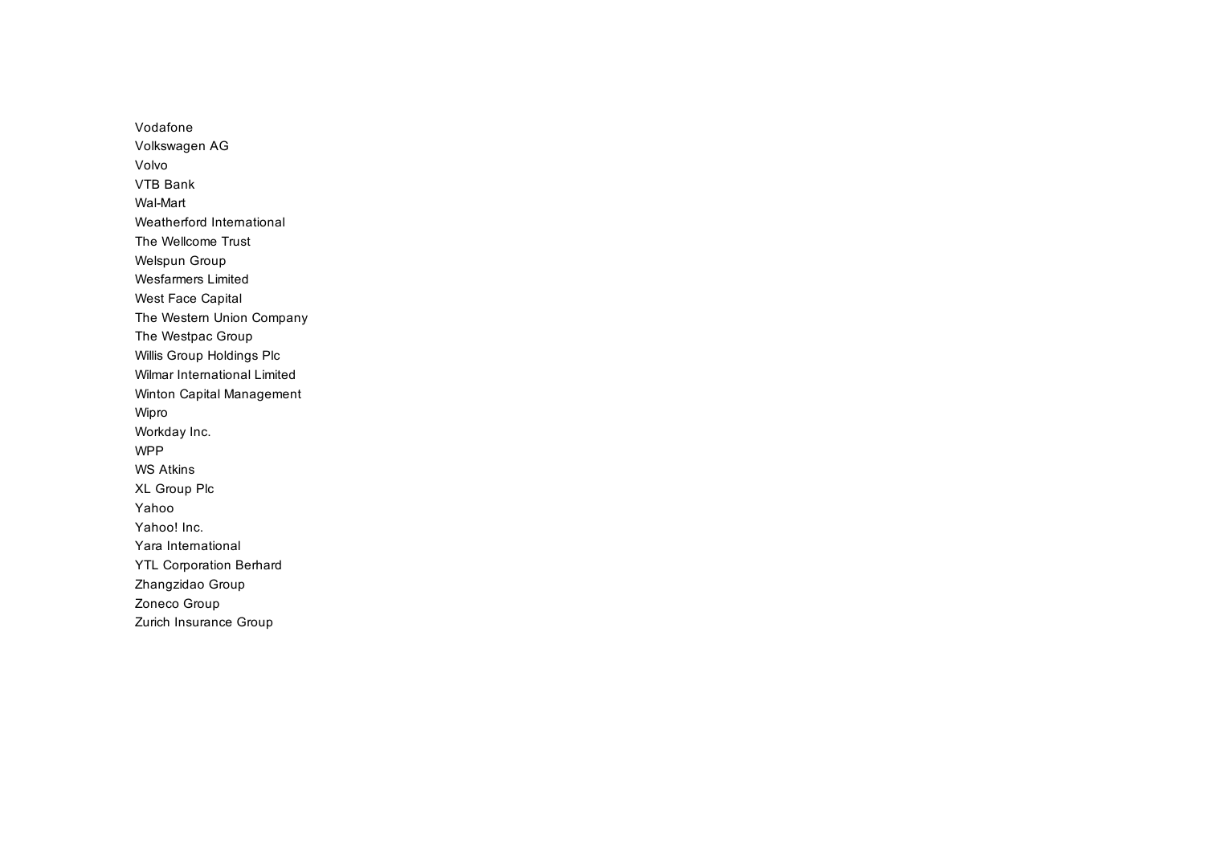Vodafone
Volkswagen AG
Volvo
VTB Bank
Wal-Mart
Weatherford International
The Wellcome Trust
Welspun Group
Wesfarmers Limited
West Face Capital
The Western Union Company
The Westpac Group
Willis Group Holdings Plc
Wilmar International Limited
Winton Capital Management
Wipro
Workday Inc.
WPP
WS Atkins
XL Group Plc
Yahoo
Yahoo! Inc.
Yara International
YTL Corporation Berhard
Zhangzidao Group
Zoneco Group
Zurich Insurance Group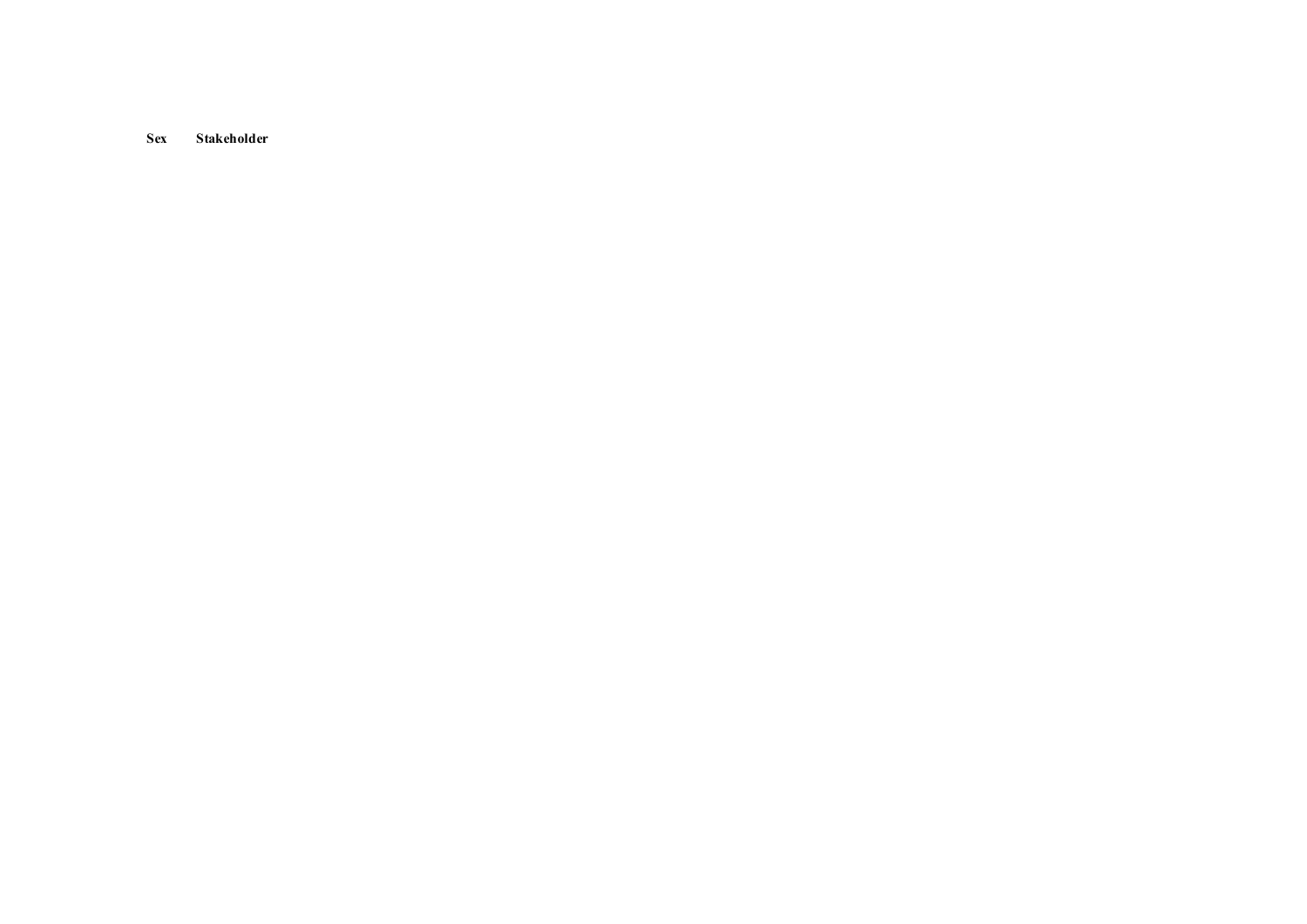| Sex | Stakeholder |
| --- | --- |